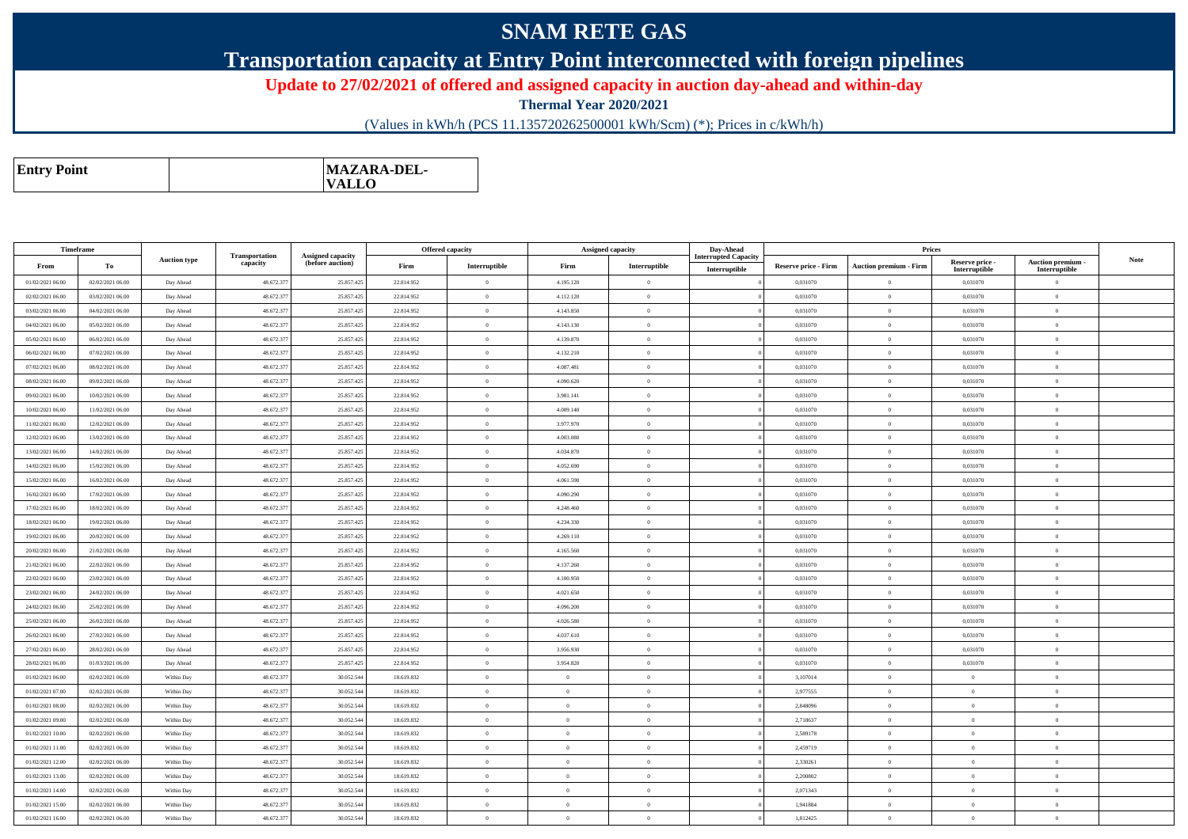# SNAM RETE GAS

## Transportation capacity at Entry Point interconnected with foreign pipelines

**Update to 27/02/2021 of offered and assigned capacity in auction day-ahead and within-day**

**Thermal Year 2020/2021**

(Values in kWh/h (PCS 11.135720262500001 kWh/Scm) (*); Prices in c/kWh/h)

| **Entry Point** | | **MAZARA-DEL-VALLO** |
|---|---|---|

| Timeframe | | Auction type | Transportation capacity | Assigned capacity (before auction) | Offered capacity | | Assigned capacity | | Day-Ahead Interrupted Capacity | Prices | | | | Note |
|---|---|---|---|---|---|---|---|---|---|---|---|---|---|---|
| From | To | | | | Firm | Interruptible | Firm | Interruptible | Interruptible | Reserve price - Firm | Auction premium - Firm | Reserve price - Interruptible | Auction premium - Interruptible | |
| 01/02/2021 06.00 | 02/02/2021 06.00 | Day Ahead | 48.672.377 | 25.857.425 | 22.814.952 | 0 | 4.195.120 | 0 | 0 | 0,031070 | 0 | 0,031070 | 0 | |
| 02/02/2021 06.00 | 03/02/2021 06.00 | Day Ahead | 48.672.377 | 25.857.425 | 22.814.952 | 0 | 4.112.120 | 0 | 0 | 0,031070 | 0 | 0,031070 | 0 | |
| 03/02/2021 06.00 | 04/02/2021 06.00 | Day Ahead | 48.672.377 | 25.857.425 | 22.814.952 | 0 | 4.143.850 | 0 | 0 | 0,031070 | 0 | 0,031070 | 0 | |
| 04/02/2021 06.00 | 05/02/2021 06.00 | Day Ahead | 48.672.377 | 25.857.425 | 22.814.952 | 0 | 4.143.130 | 0 | 0 | 0,031070 | 0 | 0,031070 | 0 | |
| 05/02/2021 06.00 | 06/02/2021 06.00 | Day Ahead | 48.672.377 | 25.857.425 | 22.814.952 | 0 | 4.139.870 | 0 | 0 | 0,031070 | 0 | 0,031070 | 0 | |
| 06/02/2021 06.00 | 07/02/2021 06.00 | Day Ahead | 48.672.377 | 25.857.425 | 22.814.952 | 0 | 4.132.210 | 0 | 0 | 0,031070 | 0 | 0,031070 | 0 | |
| 07/02/2021 06.00 | 08/02/2021 06.00 | Day Ahead | 48.672.377 | 25.857.425 | 22.814.952 | 0 | 4.087.481 | 0 | 0 | 0,031070 | 0 | 0,031070 | 0 | |
| 08/02/2021 06.00 | 09/02/2021 06.00 | Day Ahead | 48.672.377 | 25.857.425 | 22.814.952 | 0 | 4.090.620 | 0 | 0 | 0,031070 | 0 | 0,031070 | 0 | |
| 09/02/2021 06.00 | 10/02/2021 06.00 | Day Ahead | 48.672.377 | 25.857.425 | 22.814.952 | 0 | 3.981.141 | 0 | 0 | 0,031070 | 0 | 0,031070 | 0 | |
| 10/02/2021 06.00 | 11/02/2021 06.00 | Day Ahead | 48.672.377 | 25.857.425 | 22.814.952 | 0 | 4.009.140 | 0 | 0 | 0,031070 | 0 | 0,031070 | 0 | |
| 11/02/2021 06.00 | 12/02/2021 06.00 | Day Ahead | 48.672.377 | 25.857.425 | 22.814.952 | 0 | 3.977.970 | 0 | 0 | 0,031070 | 0 | 0,031070 | 0 | |
| 12/02/2021 06.00 | 13/02/2021 06.00 | Day Ahead | 48.672.377 | 25.857.425 | 22.814.952 | 0 | 4.003.080 | 0 | 0 | 0,031070 | 0 | 0,031070 | 0 | |
| 13/02/2021 06.00 | 14/02/2021 06.00 | Day Ahead | 48.672.377 | 25.857.425 | 22.814.952 | 0 | 4.034.870 | 0 | 0 | 0,031070 | 0 | 0,031070 | 0 | |
| 14/02/2021 06.00 | 15/02/2021 06.00 | Day Ahead | 48.672.377 | 25.857.425 | 22.814.952 | 0 | 4.052.690 | 0 | 0 | 0,031070 | 0 | 0,031070 | 0 | |
| 15/02/2021 06.00 | 16/02/2021 06.00 | Day Ahead | 48.672.377 | 25.857.425 | 22.814.952 | 0 | 4.061.590 | 0 | 0 | 0,031070 | 0 | 0,031070 | 0 | |
| 16/02/2021 06.00 | 17/02/2021 06.00 | Day Ahead | 48.672.377 | 25.857.425 | 22.814.952 | 0 | 4.090.290 | 0 | 0 | 0,031070 | 0 | 0,031070 | 0 | |
| 17/02/2021 06.00 | 18/02/2021 06.00 | Day Ahead | 48.672.377 | 25.857.425 | 22.814.952 | 0 | 4.248.460 | 0 | 0 | 0,031070 | 0 | 0,031070 | 0 | |
| 18/02/2021 06.00 | 19/02/2021 06.00 | Day Ahead | 48.672.377 | 25.857.425 | 22.814.952 | 0 | 4.234.330 | 0 | 0 | 0,031070 | 0 | 0,031070 | 0 | |
| 19/02/2021 06.00 | 20/02/2021 06.00 | Day Ahead | 48.672.377 | 25.857.425 | 22.814.952 | 0 | 4.269.110 | 0 | 0 | 0,031070 | 0 | 0,031070 | 0 | |
| 20/02/2021 06.00 | 21/02/2021 06.00 | Day Ahead | 48.672.377 | 25.857.425 | 22.814.952 | 0 | 4.165.560 | 0 | 0 | 0,031070 | 0 | 0,031070 | 0 | |
| 21/02/2021 06.00 | 22/02/2021 06.00 | Day Ahead | 48.672.377 | 25.857.425 | 22.814.952 | 0 | 4.137.260 | 0 | 0 | 0,031070 | 0 | 0,031070 | 0 | |
| 22/02/2021 06.00 | 23/02/2021 06.00 | Day Ahead | 48.672.377 | 25.857.425 | 22.814.952 | 0 | 4.100.950 | 0 | 0 | 0,031070 | 0 | 0,031070 | 0 | |
| 23/02/2021 06.00 | 24/02/2021 06.00 | Day Ahead | 48.672.377 | 25.857.425 | 22.814.952 | 0 | 4.021.650 | 0 | 0 | 0,031070 | 0 | 0,031070 | 0 | |
| 24/02/2021 06.00 | 25/02/2021 06.00 | Day Ahead | 48.672.377 | 25.857.425 | 22.814.952 | 0 | 4.096.200 | 0 | 0 | 0,031070 | 0 | 0,031070 | 0 | |
| 25/02/2021 06.00 | 26/02/2021 06.00 | Day Ahead | 48.672.377 | 25.857.425 | 22.814.952 | 0 | 4.026.580 | 0 | 0 | 0,031070 | 0 | 0,031070 | 0 | |
| 26/02/2021 06.00 | 27/02/2021 06.00 | Day Ahead | 48.672.377 | 25.857.425 | 22.814.952 | 0 | 4.037.610 | 0 | 0 | 0,031070 | 0 | 0,031070 | 0 | |
| 27/02/2021 06.00 | 28/02/2021 06.00 | Day Ahead | 48.672.377 | 25.857.425 | 22.814.952 | 0 | 3.956.930 | 0 | 0 | 0,031070 | 0 | 0,031070 | 0 | |
| 28/02/2021 06.00 | 01/03/2021 06.00 | Day Ahead | 48.672.377 | 25.857.425 | 22.814.952 | 0 | 3.954.820 | 0 | 0 | 0,031070 | 0 | 0,031070 | 0 | |
| 01/02/2021 06.00 | 02/02/2021 06.00 | Within Day | 48.672.377 | 30.052.544 | 18.619.832 | 0 | 0 | 0 | 0 | 3,107014 | 0 | 0 | 0 | |
| 01/02/2021 07.00 | 02/02/2021 06.00 | Within Day | 48.672.377 | 30.052.544 | 18.619.832 | 0 | 0 | 0 | 0 | 2,977555 | 0 | 0 | 0 | |
| 01/02/2021 08.00 | 02/02/2021 06.00 | Within Day | 48.672.377 | 30.052.544 | 18.619.832 | 0 | 0 | 0 | 0 | 2,848096 | 0 | 0 | 0 | |
| 01/02/2021 09.00 | 02/02/2021 06.00 | Within Day | 48.672.377 | 30.052.544 | 18.619.832 | 0 | 0 | 0 | 0 | 2,718637 | 0 | 0 | 0 | |
| 01/02/2021 10.00 | 02/02/2021 06.00 | Within Day | 48.672.377 | 30.052.544 | 18.619.832 | 0 | 0 | 0 | 0 | 2,589178 | 0 | 0 | 0 | |
| 01/02/2021 11.00 | 02/02/2021 06.00 | Within Day | 48.672.377 | 30.052.544 | 18.619.832 | 0 | 0 | 0 | 0 | 2,459719 | 0 | 0 | 0 | |
| 01/02/2021 12.00 | 02/02/2021 06.00 | Within Day | 48.672.377 | 30.052.544 | 18.619.832 | 0 | 0 | 0 | 0 | 2,330261 | 0 | 0 | 0 | |
| 01/02/2021 13.00 | 02/02/2021 06.00 | Within Day | 48.672.377 | 30.052.544 | 18.619.832 | 0 | 0 | 0 | 0 | 2,200802 | 0 | 0 | 0 | |
| 01/02/2021 14.00 | 02/02/2021 06.00 | Within Day | 48.672.377 | 30.052.544 | 18.619.832 | 0 | 0 | 0 | 0 | 2,071343 | 0 | 0 | 0 | |
| 01/02/2021 15.00 | 02/02/2021 06.00 | Within Day | 48.672.377 | 30.052.544 | 18.619.832 | 0 | 0 | 0 | 0 | 1,941884 | 0 | 0 | 0 | |
| 01/02/2021 16.00 | 02/02/2021 06.00 | Within Day | 48.672.377 | 30.052.544 | 18.619.832 | 0 | 0 | 0 | 0 | 1,812425 | 0 | 0 | 0 | |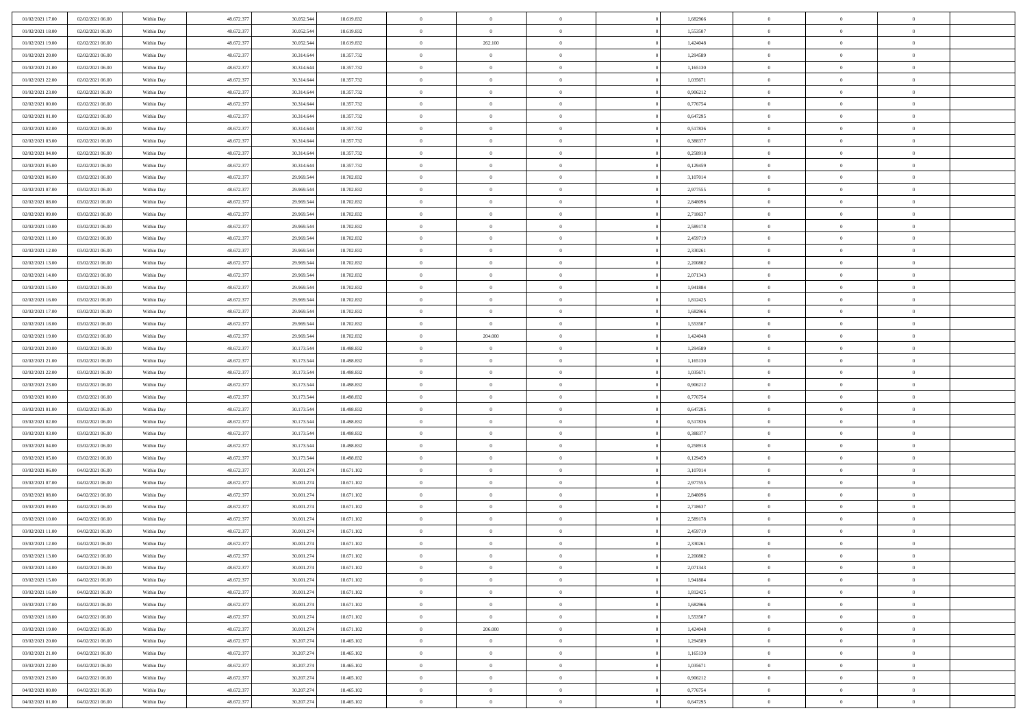| | | | | | | | | | | | | | | |
|---|---|---|---|---|---|---|---|---|---|---|---|---|---|---|
| 01/02/2021 17:00 | 02/02/2021 06:00 | Within Day | 48.672.377 | 30.052.544 | 18.619.832 | 0 | 0 | 0 | | 1,682966 | 0 | 0 | 0 | |
| 01/02/2021 18:00 | 02/02/2021 06:00 | Within Day | 48.672.377 | 30.052.544 | 18.619.832 | 0 | 0 | 0 | | 1,553507 | 0 | 0 | 0 | |
| 01/02/2021 19:00 | 02/02/2021 06:00 | Within Day | 48.672.377 | 30.052.544 | 18.619.832 | 0 | 262.100 | 0 | | 1,424048 | 0 | 0 | 0 | |
| 01/02/2021 20:00 | 02/02/2021 06:00 | Within Day | 48.672.377 | 30.314.644 | 18.357.732 | 0 | 0 | 0 | | 1,294589 | 0 | 0 | 0 | |
| 01/02/2021 21:00 | 02/02/2021 06:00 | Within Day | 48.672.377 | 30.314.644 | 18.357.732 | 0 | 0 | 0 | | 1,165130 | 0 | 0 | 0 | |
| 01/02/2021 22:00 | 02/02/2021 06:00 | Within Day | 48.672.377 | 30.314.644 | 18.357.732 | 0 | 0 | 0 | | 1,035671 | 0 | 0 | 0 | |
| 01/02/2021 23:00 | 02/02/2021 06:00 | Within Day | 48.672.377 | 30.314.644 | 18.357.732 | 0 | 0 | 0 | | 0,906212 | 0 | 0 | 0 | |
| 02/02/2021 00:00 | 02/02/2021 06:00 | Within Day | 48.672.377 | 30.314.644 | 18.357.732 | 0 | 0 | 0 | | 0,776754 | 0 | 0 | 0 | |
| 02/02/2021 01:00 | 02/02/2021 06:00 | Within Day | 48.672.377 | 30.314.644 | 18.357.732 | 0 | 0 | 0 | | 0,647295 | 0 | 0 | 0 | |
| 02/02/2021 02:00 | 02/02/2021 06:00 | Within Day | 48.672.377 | 30.314.644 | 18.357.732 | 0 | 0 | 0 | | 0,517836 | 0 | 0 | 0 | |
| 02/02/2021 03:00 | 02/02/2021 06:00 | Within Day | 48.672.377 | 30.314.644 | 18.357.732 | 0 | 0 | 0 | | 0,388377 | 0 | 0 | 0 | |
| 02/02/2021 04:00 | 02/02/2021 06:00 | Within Day | 48.672.377 | 30.314.644 | 18.357.732 | 0 | 0 | 0 | | 0,258918 | 0 | 0 | 0 | |
| 02/02/2021 05:00 | 02/02/2021 06:00 | Within Day | 48.672.377 | 30.314.644 | 18.357.732 | 0 | 0 | 0 | | 0,129459 | 0 | 0 | 0 | |
| 02/02/2021 06:00 | 03/02/2021 06:00 | Within Day | 48.672.377 | 29.969.544 | 18.702.832 | 0 | 0 | 0 | | 3,107014 | 0 | 0 | 0 | |
| 02/02/2021 07:00 | 03/02/2021 06:00 | Within Day | 48.672.377 | 29.969.544 | 18.702.832 | 0 | 0 | 0 | | 2,977555 | 0 | 0 | 0 | |
| 02/02/2021 08:00 | 03/02/2021 06:00 | Within Day | 48.672.377 | 29.969.544 | 18.702.832 | 0 | 0 | 0 | | 2,848096 | 0 | 0 | 0 | |
| 02/02/2021 09:00 | 03/02/2021 06:00 | Within Day | 48.672.377 | 29.969.544 | 18.702.832 | 0 | 0 | 0 | | 2,718637 | 0 | 0 | 0 | |
| 02/02/2021 10:00 | 03/02/2021 06:00 | Within Day | 48.672.377 | 29.969.544 | 18.702.832 | 0 | 0 | 0 | | 2,589178 | 0 | 0 | 0 | |
| 02/02/2021 11:00 | 03/02/2021 06:00 | Within Day | 48.672.377 | 29.969.544 | 18.702.832 | 0 | 0 | 0 | | 2,459719 | 0 | 0 | 0 | |
| 02/02/2021 12:00 | 03/02/2021 06:00 | Within Day | 48.672.377 | 29.969.544 | 18.702.832 | 0 | 0 | 0 | | 2,330261 | 0 | 0 | 0 | |
| 02/02/2021 13:00 | 03/02/2021 06:00 | Within Day | 48.672.377 | 29.969.544 | 18.702.832 | 0 | 0 | 0 | | 2,200802 | 0 | 0 | 0 | |
| 02/02/2021 14:00 | 03/02/2021 06:00 | Within Day | 48.672.377 | 29.969.544 | 18.702.832 | 0 | 0 | 0 | | 2,071343 | 0 | 0 | 0 | |
| 02/02/2021 15:00 | 03/02/2021 06:00 | Within Day | 48.672.377 | 29.969.544 | 18.702.832 | 0 | 0 | 0 | | 1,941884 | 0 | 0 | 0 | |
| 02/02/2021 16:00 | 03/02/2021 06:00 | Within Day | 48.672.377 | 29.969.544 | 18.702.832 | 0 | 0 | 0 | | 1,812425 | 0 | 0 | 0 | |
| 02/02/2021 17:00 | 03/02/2021 06:00 | Within Day | 48.672.377 | 29.969.544 | 18.702.832 | 0 | 0 | 0 | | 1,682966 | 0 | 0 | 0 | |
| 02/02/2021 18:00 | 03/02/2021 06:00 | Within Day | 48.672.377 | 29.969.544 | 18.702.832 | 0 | 0 | 0 | | 1,553507 | 0 | 0 | 0 | |
| 02/02/2021 19:00 | 03/02/2021 06:00 | Within Day | 48.672.377 | 29.969.544 | 18.702.832 | 0 | 204.000 | 0 | | 1,424048 | 0 | 0 | 0 | |
| 02/02/2021 20:00 | 03/02/2021 06:00 | Within Day | 48.672.377 | 30.173.544 | 18.498.832 | 0 | 0 | 0 | | 1,294589 | 0 | 0 | 0 | |
| 02/02/2021 21:00 | 03/02/2021 06:00 | Within Day | 48.672.377 | 30.173.544 | 18.498.832 | 0 | 0 | 0 | | 1,165130 | 0 | 0 | 0 | |
| 02/02/2021 22:00 | 03/02/2021 06:00 | Within Day | 48.672.377 | 30.173.544 | 18.498.832 | 0 | 0 | 0 | | 1,035671 | 0 | 0 | 0 | |
| 02/02/2021 23:00 | 03/02/2021 06:00 | Within Day | 48.672.377 | 30.173.544 | 18.498.832 | 0 | 0 | 0 | | 0,906212 | 0 | 0 | 0 | |
| 03/02/2021 00:00 | 03/02/2021 06:00 | Within Day | 48.672.377 | 30.173.544 | 18.498.832 | 0 | 0 | 0 | | 0,776754 | 0 | 0 | 0 | |
| 03/02/2021 01:00 | 03/02/2021 06:00 | Within Day | 48.672.377 | 30.173.544 | 18.498.832 | 0 | 0 | 0 | | 0,647295 | 0 | 0 | 0 | |
| 03/02/2021 02:00 | 03/02/2021 06:00 | Within Day | 48.672.377 | 30.173.544 | 18.498.832 | 0 | 0 | 0 | | 0,517836 | 0 | 0 | 0 | |
| 03/02/2021 03:00 | 03/02/2021 06:00 | Within Day | 48.672.377 | 30.173.544 | 18.498.832 | 0 | 0 | 0 | | 0,388377 | 0 | 0 | 0 | |
| 03/02/2021 04:00 | 03/02/2021 06:00 | Within Day | 48.672.377 | 30.173.544 | 18.498.832 | 0 | 0 | 0 | | 0,258918 | 0 | 0 | 0 | |
| 03/02/2021 05:00 | 03/02/2021 06:00 | Within Day | 48.672.377 | 30.173.544 | 18.498.832 | 0 | 0 | 0 | | 0,129459 | 0 | 0 | 0 | |
| 03/02/2021 06:00 | 04/02/2021 06:00 | Within Day | 48.672.377 | 30.001.274 | 18.671.102 | 0 | 0 | 0 | | 3,107014 | 0 | 0 | 0 | |
| 03/02/2021 07:00 | 04/02/2021 06:00 | Within Day | 48.672.377 | 30.001.274 | 18.671.102 | 0 | 0 | 0 | | 2,977555 | 0 | 0 | 0 | |
| 03/02/2021 08:00 | 04/02/2021 06:00 | Within Day | 48.672.377 | 30.001.274 | 18.671.102 | 0 | 0 | 0 | | 2,848096 | 0 | 0 | 0 | |
| 03/02/2021 09:00 | 04/02/2021 06:00 | Within Day | 48.672.377 | 30.001.274 | 18.671.102 | 0 | 0 | 0 | | 2,718637 | 0 | 0 | 0 | |
| 03/02/2021 10:00 | 04/02/2021 06:00 | Within Day | 48.672.377 | 30.001.274 | 18.671.102 | 0 | 0 | 0 | | 2,589178 | 0 | 0 | 0 | |
| 03/02/2021 11:00 | 04/02/2021 06:00 | Within Day | 48.672.377 | 30.001.274 | 18.671.102 | 0 | 0 | 0 | | 2,459719 | 0 | 0 | 0 | |
| 03/02/2021 12:00 | 04/02/2021 06:00 | Within Day | 48.672.377 | 30.001.274 | 18.671.102 | 0 | 0 | 0 | | 2,330261 | 0 | 0 | 0 | |
| 03/02/2021 13:00 | 04/02/2021 06:00 | Within Day | 48.672.377 | 30.001.274 | 18.671.102 | 0 | 0 | 0 | | 2,200802 | 0 | 0 | 0 | |
| 03/02/2021 14:00 | 04/02/2021 06:00 | Within Day | 48.672.377 | 30.001.274 | 18.671.102 | 0 | 0 | 0 | | 2,071343 | 0 | 0 | 0 | |
| 03/02/2021 15:00 | 04/02/2021 06:00 | Within Day | 48.672.377 | 30.001.274 | 18.671.102 | 0 | 0 | 0 | | 1,941884 | 0 | 0 | 0 | |
| 03/02/2021 16:00 | 04/02/2021 06:00 | Within Day | 48.672.377 | 30.001.274 | 18.671.102 | 0 | 0 | 0 | | 1,812425 | 0 | 0 | 0 | |
| 03/02/2021 17:00 | 04/02/2021 06:00 | Within Day | 48.672.377 | 30.001.274 | 18.671.102 | 0 | 0 | 0 | | 1,682966 | 0 | 0 | 0 | |
| 03/02/2021 18:00 | 04/02/2021 06:00 | Within Day | 48.672.377 | 30.001.274 | 18.671.102 | 0 | 0 | 0 | | 1,553507 | 0 | 0 | 0 | |
| 03/02/2021 19:00 | 04/02/2021 06:00 | Within Day | 48.672.377 | 30.001.274 | 18.671.102 | 0 | 206.000 | 0 | | 1,424048 | 0 | 0 | 0 | |
| 03/02/2021 20:00 | 04/02/2021 06:00 | Within Day | 48.672.377 | 30.207.274 | 18.465.102 | 0 | 0 | 0 | | 1,294589 | 0 | 0 | 0 | |
| 03/02/2021 21:00 | 04/02/2021 06:00 | Within Day | 48.672.377 | 30.207.274 | 18.465.102 | 0 | 0 | 0 | | 1,165130 | 0 | 0 | 0 | |
| 03/02/2021 22:00 | 04/02/2021 06:00 | Within Day | 48.672.377 | 30.207.274 | 18.465.102 | 0 | 0 | 0 | | 1,035671 | 0 | 0 | 0 | |
| 03/02/2021 23:00 | 04/02/2021 06:00 | Within Day | 48.672.377 | 30.207.274 | 18.465.102 | 0 | 0 | 0 | | 0,906212 | 0 | 0 | 0 | |
| 04/02/2021 00:00 | 04/02/2021 06:00 | Within Day | 48.672.377 | 30.207.274 | 18.465.102 | 0 | 0 | 0 | | 0,776754 | 0 | 0 | 0 | |
| 04/02/2021 01:00 | 04/02/2021 06:00 | Within Day | 48.672.377 | 30.207.274 | 18.465.102 | 0 | 0 | 0 | | 0,647295 | 0 | 0 | 0 | |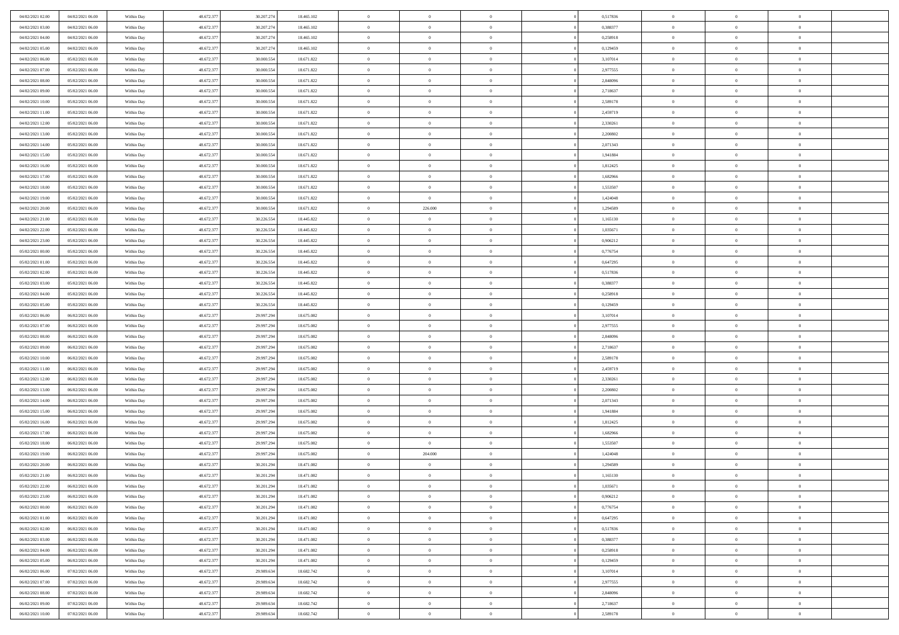| | | | | | | | | | | | | | | |
|---|---|---|---|---|---|---|---|---|---|---|---|---|---|---|
| 04/02/2021 02.00 | 04/02/2021 06.00 | Within Day | 48.672.377 | 30.207.274 | 18.465.102 | 0 | 0 | 0 | | 0 | 0,517836 | 0 | 0 | 0 |
| 04/02/2021 03.00 | 04/02/2021 06.00 | Within Day | 48.672.377 | 30.207.274 | 18.465.102 | 0 | 0 | 0 | | 0 | 0,388377 | 0 | 0 | 0 |
| 04/02/2021 04.00 | 04/02/2021 06.00 | Within Day | 48.672.377 | 30.207.274 | 18.465.102 | 0 | 0 | 0 | | 0 | 0,258918 | 0 | 0 | 0 |
| 04/02/2021 05.00 | 04/02/2021 06.00 | Within Day | 48.672.377 | 30.207.274 | 18.465.102 | 0 | 0 | 0 | | 0 | 0,129459 | 0 | 0 | 0 |
| 04/02/2021 06.00 | 05/02/2021 06.00 | Within Day | 48.672.377 | 30.000.554 | 18.671.822 | 0 | 0 | 0 | | 0 | 3,107014 | 0 | 0 | 0 |
| 04/02/2021 07.00 | 05/02/2021 06.00 | Within Day | 48.672.377 | 30.000.554 | 18.671.822 | 0 | 0 | 0 | | 0 | 2,977555 | 0 | 0 | 0 |
| 04/02/2021 08.00 | 05/02/2021 06.00 | Within Day | 48.672.377 | 30.000.554 | 18.671.822 | 0 | 0 | 0 | | 0 | 2,848096 | 0 | 0 | 0 |
| 04/02/2021 09.00 | 05/02/2021 06.00 | Within Day | 48.672.377 | 30.000.554 | 18.671.822 | 0 | 0 | 0 | | 0 | 2,718637 | 0 | 0 | 0 |
| 04/02/2021 10.00 | 05/02/2021 06.00 | Within Day | 48.672.377 | 30.000.554 | 18.671.822 | 0 | 0 | 0 | | 0 | 2,589178 | 0 | 0 | 0 |
| 04/02/2021 11.00 | 05/02/2021 06.00 | Within Day | 48.672.377 | 30.000.554 | 18.671.822 | 0 | 0 | 0 | | 0 | 2,459719 | 0 | 0 | 0 |
| 04/02/2021 12.00 | 05/02/2021 06.00 | Within Day | 48.672.377 | 30.000.554 | 18.671.822 | 0 | 0 | 0 | | 0 | 2,330261 | 0 | 0 | 0 |
| 04/02/2021 13.00 | 05/02/2021 06.00 | Within Day | 48.672.377 | 30.000.554 | 18.671.822 | 0 | 0 | 0 | | 0 | 2,200802 | 0 | 0 | 0 |
| 04/02/2021 14.00 | 05/02/2021 06.00 | Within Day | 48.672.377 | 30.000.554 | 18.671.822 | 0 | 0 | 0 | | 0 | 2,071343 | 0 | 0 | 0 |
| 04/02/2021 15.00 | 05/02/2021 06.00 | Within Day | 48.672.377 | 30.000.554 | 18.671.822 | 0 | 0 | 0 | | 0 | 1,941884 | 0 | 0 | 0 |
| 04/02/2021 16.00 | 05/02/2021 06.00 | Within Day | 48.672.377 | 30.000.554 | 18.671.822 | 0 | 0 | 0 | | 0 | 1,812425 | 0 | 0 | 0 |
| 04/02/2021 17.00 | 05/02/2021 06.00 | Within Day | 48.672.377 | 30.000.554 | 18.671.822 | 0 | 0 | 0 | | 0 | 1,682966 | 0 | 0 | 0 |
| 04/02/2021 18.00 | 05/02/2021 06.00 | Within Day | 48.672.377 | 30.000.554 | 18.671.822 | 0 | 0 | 0 | | 0 | 1,553507 | 0 | 0 | 0 |
| 04/02/2021 19.00 | 05/02/2021 06.00 | Within Day | 48.672.377 | 30.000.554 | 18.671.822 | 0 | 0 | 0 | | 0 | 1,424048 | 0 | 0 | 0 |
| 04/02/2021 20.00 | 05/02/2021 06.00 | Within Day | 48.672.377 | 30.000.554 | 18.671.822 | 0 | 226.000 | 0 | | 0 | 1,294589 | 0 | 0 | 0 |
| 04/02/2021 21.00 | 05/02/2021 06.00 | Within Day | 48.672.377 | 30.226.554 | 18.445.822 | 0 | 0 | 0 | | 0 | 1,165130 | 0 | 0 | 0 |
| 04/02/2021 22.00 | 05/02/2021 06.00 | Within Day | 48.672.377 | 30.226.554 | 18.445.822 | 0 | 0 | 0 | | 0 | 1,035671 | 0 | 0 | 0 |
| 04/02/2021 23.00 | 05/02/2021 06.00 | Within Day | 48.672.377 | 30.226.554 | 18.445.822 | 0 | 0 | 0 | | 0 | 0,906212 | 0 | 0 | 0 |
| 05/02/2021 00.00 | 05/02/2021 06.00 | Within Day | 48.672.377 | 30.226.554 | 18.445.822 | 0 | 0 | 0 | | 0 | 0,776754 | 0 | 0 | 0 |
| 05/02/2021 01.00 | 05/02/2021 06.00 | Within Day | 48.672.377 | 30.226.554 | 18.445.822 | 0 | 0 | 0 | | 0 | 0,647295 | 0 | 0 | 0 |
| 05/02/2021 02.00 | 05/02/2021 06.00 | Within Day | 48.672.377 | 30.226.554 | 18.445.822 | 0 | 0 | 0 | | 0 | 0,517836 | 0 | 0 | 0 |
| 05/02/2021 03.00 | 05/02/2021 06.00 | Within Day | 48.672.377 | 30.226.554 | 18.445.822 | 0 | 0 | 0 | | 0 | 0,388377 | 0 | 0 | 0 |
| 05/02/2021 04.00 | 05/02/2021 06.00 | Within Day | 48.672.377 | 30.226.554 | 18.445.822 | 0 | 0 | 0 | | 0 | 0,258918 | 0 | 0 | 0 |
| 05/02/2021 05.00 | 05/02/2021 06.00 | Within Day | 48.672.377 | 30.226.554 | 18.445.822 | 0 | 0 | 0 | | 0 | 0,129459 | 0 | 0 | 0 |
| 05/02/2021 06.00 | 06/02/2021 06.00 | Within Day | 48.672.377 | 29.997.294 | 18.675.082 | 0 | 0 | 0 | | 0 | 3,107014 | 0 | 0 | 0 |
| 05/02/2021 07.00 | 06/02/2021 06.00 | Within Day | 48.672.377 | 29.997.294 | 18.675.082 | 0 | 0 | 0 | | 0 | 2,977555 | 0 | 0 | 0 |
| 05/02/2021 08.00 | 06/02/2021 06.00 | Within Day | 48.672.377 | 29.997.294 | 18.675.082 | 0 | 0 | 0 | | 0 | 2,848096 | 0 | 0 | 0 |
| 05/02/2021 09.00 | 06/02/2021 06.00 | Within Day | 48.672.377 | 29.997.294 | 18.675.082 | 0 | 0 | 0 | | 0 | 2,718637 | 0 | 0 | 0 |
| 05/02/2021 10.00 | 06/02/2021 06.00 | Within Day | 48.672.377 | 29.997.294 | 18.675.082 | 0 | 0 | 0 | | 0 | 2,589178 | 0 | 0 | 0 |
| 05/02/2021 11.00 | 06/02/2021 06.00 | Within Day | 48.672.377 | 29.997.294 | 18.675.082 | 0 | 0 | 0 | | 0 | 2,459719 | 0 | 0 | 0 |
| 05/02/2021 12.00 | 06/02/2021 06.00 | Within Day | 48.672.377 | 29.997.294 | 18.675.082 | 0 | 0 | 0 | | 0 | 2,330261 | 0 | 0 | 0 |
| 05/02/2021 13.00 | 06/02/2021 06.00 | Within Day | 48.672.377 | 29.997.294 | 18.675.082 | 0 | 0 | 0 | | 0 | 2,200802 | 0 | 0 | 0 |
| 05/02/2021 14.00 | 06/02/2021 06.00 | Within Day | 48.672.377 | 29.997.294 | 18.675.082 | 0 | 0 | 0 | | 0 | 2,071343 | 0 | 0 | 0 |
| 05/02/2021 15.00 | 06/02/2021 06.00 | Within Day | 48.672.377 | 29.997.294 | 18.675.082 | 0 | 0 | 0 | | 0 | 1,941884 | 0 | 0 | 0 |
| 05/02/2021 16.00 | 06/02/2021 06.00 | Within Day | 48.672.377 | 29.997.294 | 18.675.082 | 0 | 0 | 0 | | 0 | 1,812425 | 0 | 0 | 0 |
| 05/02/2021 17.00 | 06/02/2021 06.00 | Within Day | 48.672.377 | 29.997.294 | 18.675.082 | 0 | 0 | 0 | | 0 | 1,682966 | 0 | 0 | 0 |
| 05/02/2021 18.00 | 06/02/2021 06.00 | Within Day | 48.672.377 | 29.997.294 | 18.675.082 | 0 | 0 | 0 | | 0 | 1,553507 | 0 | 0 | 0 |
| 05/02/2021 19.00 | 06/02/2021 06.00 | Within Day | 48.672.377 | 29.997.294 | 18.675.082 | 0 | 204.000 | 0 | | 0 | 1,424048 | 0 | 0 | 0 |
| 05/02/2021 20.00 | 06/02/2021 06.00 | Within Day | 48.672.377 | 30.201.294 | 18.471.082 | 0 | 0 | 0 | | 0 | 1,294589 | 0 | 0 | 0 |
| 05/02/2021 21.00 | 06/02/2021 06.00 | Within Day | 48.672.377 | 30.201.294 | 18.471.082 | 0 | 0 | 0 | | 0 | 1,165130 | 0 | 0 | 0 |
| 05/02/2021 22.00 | 06/02/2021 06.00 | Within Day | 48.672.377 | 30.201.294 | 18.471.082 | 0 | 0 | 0 | | 0 | 1,035671 | 0 | 0 | 0 |
| 05/02/2021 23.00 | 06/02/2021 06.00 | Within Day | 48.672.377 | 30.201.294 | 18.471.082 | 0 | 0 | 0 | | 0 | 0,906212 | 0 | 0 | 0 |
| 06/02/2021 00.00 | 06/02/2021 06.00 | Within Day | 48.672.377 | 30.201.294 | 18.471.082 | 0 | 0 | 0 | | 0 | 0,776754 | 0 | 0 | 0 |
| 06/02/2021 01.00 | 06/02/2021 06.00 | Within Day | 48.672.377 | 30.201.294 | 18.471.082 | 0 | 0 | 0 | | 0 | 0,647295 | 0 | 0 | 0 |
| 06/02/2021 02.00 | 06/02/2021 06.00 | Within Day | 48.672.377 | 30.201.294 | 18.471.082 | 0 | 0 | 0 | | 0 | 0,517836 | 0 | 0 | 0 |
| 06/02/2021 03.00 | 06/02/2021 06.00 | Within Day | 48.672.377 | 30.201.294 | 18.471.082 | 0 | 0 | 0 | | 0 | 0,388377 | 0 | 0 | 0 |
| 06/02/2021 04.00 | 06/02/2021 06.00 | Within Day | 48.672.377 | 30.201.294 | 18.471.082 | 0 | 0 | 0 | | 0 | 0,258918 | 0 | 0 | 0 |
| 06/02/2021 05.00 | 06/02/2021 06.00 | Within Day | 48.672.377 | 30.201.294 | 18.471.082 | 0 | 0 | 0 | | 0 | 0,129459 | 0 | 0 | 0 |
| 06/02/2021 06.00 | 07/02/2021 06.00 | Within Day | 48.672.377 | 29.989.634 | 18.682.742 | 0 | 0 | 0 | | 0 | 3,107014 | 0 | 0 | 0 |
| 06/02/2021 07.00 | 07/02/2021 06.00 | Within Day | 48.672.377 | 29.989.634 | 18.682.742 | 0 | 0 | 0 | | 0 | 2,977555 | 0 | 0 | 0 |
| 06/02/2021 08.00 | 07/02/2021 06.00 | Within Day | 48.672.377 | 29.989.634 | 18.682.742 | 0 | 0 | 0 | | 0 | 2,848096 | 0 | 0 | 0 |
| 06/02/2021 09.00 | 07/02/2021 06.00 | Within Day | 48.672.377 | 29.989.634 | 18.682.742 | 0 | 0 | 0 | | 0 | 2,718637 | 0 | 0 | 0 |
| 06/02/2021 10.00 | 07/02/2021 06.00 | Within Day | 48.672.377 | 29.989.634 | 18.682.742 | 0 | 0 | 0 | | 0 | 2,589178 | 0 | 0 | 0 |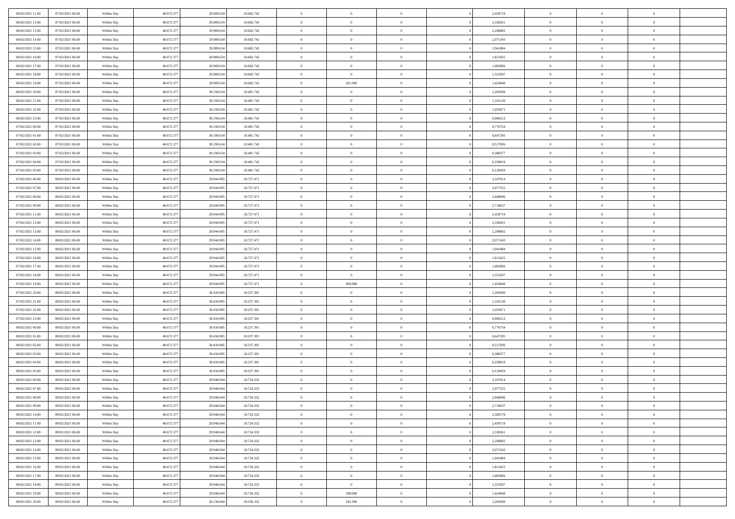| | | | | | | | | | | | | | | |
|---|---|---|---|---|---|---|---|---|---|---|---|---|---|---|
| 06/02/2021 11:00 | 07/02/2021 06:00 | Within Day | 48.672.377 | 29.989.634 | 18.682.742 | 0 | 0 | 0 | | 0 | 2,459719 | 0 | 0 | 0 |
| 06/02/2021 12:00 | 07/02/2021 06:00 | Within Day | 48.672.377 | 29.989.634 | 18.682.742 | 0 | 0 | 0 | | 0 | 2,330261 | 0 | 0 | 0 |
| 06/02/2021 13:00 | 07/02/2021 06:00 | Within Day | 48.672.377 | 29.989.634 | 18.682.742 | 0 | 0 | 0 | | 0 | 2,200802 | 0 | 0 | 0 |
| 06/02/2021 14:00 | 07/02/2021 06:00 | Within Day | 48.672.377 | 29.989.634 | 18.682.742 | 0 | 0 | 0 | | 0 | 2,071343 | 0 | 0 | 0 |
| 06/02/2021 15:00 | 07/02/2021 06:00 | Within Day | 48.672.377 | 29.989.634 | 18.682.742 | 0 | 0 | 0 | | 0 | 1,941884 | 0 | 0 | 0 |
| 06/02/2021 16:00 | 07/02/2021 06:00 | Within Day | 48.672.377 | 29.989.634 | 18.682.742 | 0 | 0 | 0 | | 0 | 1,812425 | 0 | 0 | 0 |
| 06/02/2021 17:00 | 07/02/2021 06:00 | Within Day | 48.672.377 | 29.989.634 | 18.682.742 | 0 | 0 | 0 | | 0 | 1,682966 | 0 | 0 | 0 |
| 06/02/2021 18:00 | 07/02/2021 06:00 | Within Day | 48.672.377 | 29.989.634 | 18.682.742 | 0 | 0 | 0 | | 0 | 1,553507 | 0 | 0 | 0 |
| 06/02/2021 19:00 | 07/02/2021 06:00 | Within Day | 48.672.377 | 29.989.634 | 18.682.742 | 0 | 201.000 | 0 | | 0 | 1,424048 | 0 | 0 | 0 |
| 06/02/2021 20:00 | 07/02/2021 06:00 | Within Day | 48.672.377 | 30.190.634 | 18.481.742 | 0 | 0 | 0 | | 0 | 1,294589 | 0 | 0 | 0 |
| 06/02/2021 21:00 | 07/02/2021 06:00 | Within Day | 48.672.377 | 30.190.634 | 18.481.742 | 0 | 0 | 0 | | 0 | 1,165130 | 0 | 0 | 0 |
| 06/02/2021 22:00 | 07/02/2021 06:00 | Within Day | 48.672.377 | 30.190.634 | 18.481.742 | 0 | 0 | 0 | | 0 | 1,035671 | 0 | 0 | 0 |
| 06/02/2021 23:00 | 07/02/2021 06:00 | Within Day | 48.672.377 | 30.190.634 | 18.481.742 | 0 | 0 | 0 | | 0 | 0,906212 | 0 | 0 | 0 |
| 07/02/2021 00:00 | 07/02/2021 06:00 | Within Day | 48.672.377 | 30.190.634 | 18.481.742 | 0 | 0 | 0 | | 0 | 0,776754 | 0 | 0 | 0 |
| 07/02/2021 01:00 | 07/02/2021 06:00 | Within Day | 48.672.377 | 30.190.634 | 18.481.742 | 0 | 0 | 0 | | 0 | 0,647295 | 0 | 0 | 0 |
| 07/02/2021 02:00 | 07/02/2021 06:00 | Within Day | 48.672.377 | 30.190.634 | 18.481.742 | 0 | 0 | 0 | | 0 | 0,517836 | 0 | 0 | 0 |
| 07/02/2021 03:00 | 07/02/2021 06:00 | Within Day | 48.672.377 | 30.190.634 | 18.481.742 | 0 | 0 | 0 | | 0 | 0,388377 | 0 | 0 | 0 |
| 07/02/2021 04:00 | 07/02/2021 06:00 | Within Day | 48.672.377 | 30.190.634 | 18.481.742 | 0 | 0 | 0 | | 0 | 0,258918 | 0 | 0 | 0 |
| 07/02/2021 05:00 | 07/02/2021 06:00 | Within Day | 48.672.377 | 30.190.634 | 18.481.742 | 0 | 0 | 0 | | 0 | 0,129459 | 0 | 0 | 0 |
| 07/02/2021 06:00 | 08/02/2021 06:00 | Within Day | 48.672.377 | 29.944.905 | 18.727.471 | 0 | 0 | 0 | | 0 | 3,107014 | 0 | 0 | 0 |
| 07/02/2021 07:00 | 08/02/2021 06:00 | Within Day | 48.672.377 | 29.944.905 | 18.727.471 | 0 | 0 | 0 | | 0 | 2,977555 | 0 | 0 | 0 |
| 07/02/2021 08:00 | 08/02/2021 06:00 | Within Day | 48.672.377 | 29.944.905 | 18.727.471 | 0 | 0 | 0 | | 0 | 2,848096 | 0 | 0 | 0 |
| 07/02/2021 09:00 | 08/02/2021 06:00 | Within Day | 48.672.377 | 29.944.905 | 18.727.471 | 0 | 0 | 0 | | 0 | 2,718637 | 0 | 0 | 0 |
| 07/02/2021 11:00 | 08/02/2021 06:00 | Within Day | 48.672.377 | 29.944.905 | 18.727.471 | 0 | 0 | 0 | | 0 | 2,459719 | 0 | 0 | 0 |
| 07/02/2021 12:00 | 08/02/2021 06:00 | Within Day | 48.672.377 | 29.944.905 | 18.727.471 | 0 | 0 | 0 | | 0 | 2,330261 | 0 | 0 | 0 |
| 07/02/2021 13:00 | 08/02/2021 06:00 | Within Day | 48.672.377 | 29.944.905 | 18.727.471 | 0 | 0 | 0 | | 0 | 2,200802 | 0 | 0 | 0 |
| 07/02/2021 14:00 | 08/02/2021 06:00 | Within Day | 48.672.377 | 29.944.905 | 18.727.471 | 0 | 0 | 0 | | 0 | 2,071343 | 0 | 0 | 0 |
| 07/02/2021 15:00 | 08/02/2021 06:00 | Within Day | 48.672.377 | 29.944.905 | 18.727.471 | 0 | 0 | 0 | | 0 | 1,941884 | 0 | 0 | 0 |
| 07/02/2021 16:00 | 08/02/2021 06:00 | Within Day | 48.672.377 | 29.944.905 | 18.727.471 | 0 | 0 | 0 | | 0 | 1,812425 | 0 | 0 | 0 |
| 07/02/2021 17:00 | 08/02/2021 06:00 | Within Day | 48.672.377 | 29.944.905 | 18.727.471 | 0 | 0 | 0 | | 0 | 1,682966 | 0 | 0 | 0 |
| 07/02/2021 18:00 | 08/02/2021 06:00 | Within Day | 48.672.377 | 29.944.905 | 18.727.471 | 0 | 0 | 0 | | 0 | 1,553507 | 0 | 0 | 0 |
| 07/02/2021 19:00 | 08/02/2021 06:00 | Within Day | 48.672.377 | 29.944.905 | 18.727.471 | 0 | 490.080 | 0 | | 0 | 1,424048 | 0 | 0 | 0 |
| 07/02/2021 20:00 | 08/02/2021 06:00 | Within Day | 48.672.377 | 30.434.985 | 18.237.391 | 0 | 0 | 0 | | 0 | 1,294589 | 0 | 0 | 0 |
| 07/02/2021 21:00 | 08/02/2021 06:00 | Within Day | 48.672.377 | 30.434.985 | 18.237.391 | 0 | 0 | 0 | | 0 | 1,165130 | 0 | 0 | 0 |
| 07/02/2021 22:00 | 08/02/2021 06:00 | Within Day | 48.672.377 | 30.434.985 | 18.237.391 | 0 | 0 | 0 | | 0 | 1,035671 | 0 | 0 | 0 |
| 07/02/2021 23:00 | 08/02/2021 06:00 | Within Day | 48.672.377 | 30.434.985 | 18.237.391 | 0 | 0 | 0 | | 0 | 0,906212 | 0 | 0 | 0 |
| 08/02/2021 00:00 | 08/02/2021 06:00 | Within Day | 48.672.377 | 30.434.985 | 18.237.391 | 0 | 0 | 0 | | 0 | 0,776754 | 0 | 0 | 0 |
| 08/02/2021 01:00 | 08/02/2021 06:00 | Within Day | 48.672.377 | 30.434.985 | 18.237.391 | 0 | 0 | 0 | | 0 | 0,647295 | 0 | 0 | 0 |
| 08/02/2021 02:00 | 08/02/2021 06:00 | Within Day | 48.672.377 | 30.434.985 | 18.237.391 | 0 | 0 | 0 | | 0 | 0,517836 | 0 | 0 | 0 |
| 08/02/2021 03:00 | 08/02/2021 06:00 | Within Day | 48.672.377 | 30.434.985 | 18.237.391 | 0 | 0 | 0 | | 0 | 0,388377 | 0 | 0 | 0 |
| 08/02/2021 04:00 | 08/02/2021 06:00 | Within Day | 48.672.377 | 30.434.985 | 18.237.391 | 0 | 0 | 0 | | 0 | 0,258918 | 0 | 0 | 0 |
| 08/02/2021 05:00 | 08/02/2021 06:00 | Within Day | 48.672.377 | 30.434.985 | 18.237.391 | 0 | 0 | 0 | | 0 | 0,129459 | 0 | 0 | 0 |
| 08/02/2021 06:00 | 09/02/2021 06:00 | Within Day | 48.672.377 | 29.948.044 | 18.724.332 | 0 | 0 | 0 | | 0 | 3,107014 | 0 | 0 | 0 |
| 08/02/2021 07:00 | 09/02/2021 06:00 | Within Day | 48.672.377 | 29.948.044 | 18.724.332 | 0 | 0 | 0 | | 0 | 2,977555 | 0 | 0 | 0 |
| 08/02/2021 08:00 | 09/02/2021 06:00 | Within Day | 48.672.377 | 29.948.044 | 18.724.332 | 0 | 0 | 0 | | 0 | 2,848096 | 0 | 0 | 0 |
| 08/02/2021 09:00 | 09/02/2021 06:00 | Within Day | 48.672.377 | 29.948.044 | 18.724.332 | 0 | 0 | 0 | | 0 | 2,718637 | 0 | 0 | 0 |
| 08/02/2021 10:00 | 09/02/2021 06:00 | Within Day | 48.672.377 | 29.948.044 | 18.724.332 | 0 | 0 | 0 | | 0 | 2,589178 | 0 | 0 | 0 |
| 08/02/2021 11:00 | 09/02/2021 06:00 | Within Day | 48.672.377 | 29.948.044 | 18.724.332 | 0 | 0 | 0 | | 0 | 2,459719 | 0 | 0 | 0 |
| 08/02/2021 12:00 | 09/02/2021 06:00 | Within Day | 48.672.377 | 29.948.044 | 18.724.332 | 0 | 0 | 0 | | 0 | 2,330261 | 0 | 0 | 0 |
| 08/02/2021 13:00 | 09/02/2021 06:00 | Within Day | 48.672.377 | 29.948.044 | 18.724.332 | 0 | 0 | 0 | | 0 | 2,200802 | 0 | 0 | 0 |
| 08/02/2021 14:00 | 09/02/2021 06:00 | Within Day | 48.672.377 | 29.948.044 | 18.724.332 | 0 | 0 | 0 | | 0 | 2,071343 | 0 | 0 | 0 |
| 08/02/2021 15:00 | 09/02/2021 06:00 | Within Day | 48.672.377 | 29.948.044 | 18.724.332 | 0 | 0 | 0 | | 0 | 1,941884 | 0 | 0 | 0 |
| 08/02/2021 16:00 | 09/02/2021 06:00 | Within Day | 48.672.377 | 29.948.044 | 18.724.332 | 0 | 0 | 0 | | 0 | 1,812425 | 0 | 0 | 0 |
| 08/02/2021 17:00 | 09/02/2021 06:00 | Within Day | 48.672.377 | 29.948.044 | 18.724.332 | 0 | 0 | 0 | | 0 | 1,682966 | 0 | 0 | 0 |
| 08/02/2021 18:00 | 09/02/2021 06:00 | Within Day | 48.672.377 | 29.948.044 | 18.724.332 | 0 | 0 | 0 | | 0 | 1,553507 | 0 | 0 | 0 |
| 08/02/2021 19:00 | 09/02/2021 06:00 | Within Day | 48.672.377 | 29.948.044 | 18.724.332 | 0 | 188.000 | 0 | | 0 | 1,424048 | 0 | 0 | 0 |
| 08/02/2021 20:00 | 09/02/2021 06:00 | Within Day | 48.672.377 | 30.136.044 | 18.536.332 | 0 | 245.306 | 0 | | 0 | 1,294589 | 0 | 0 | 0 |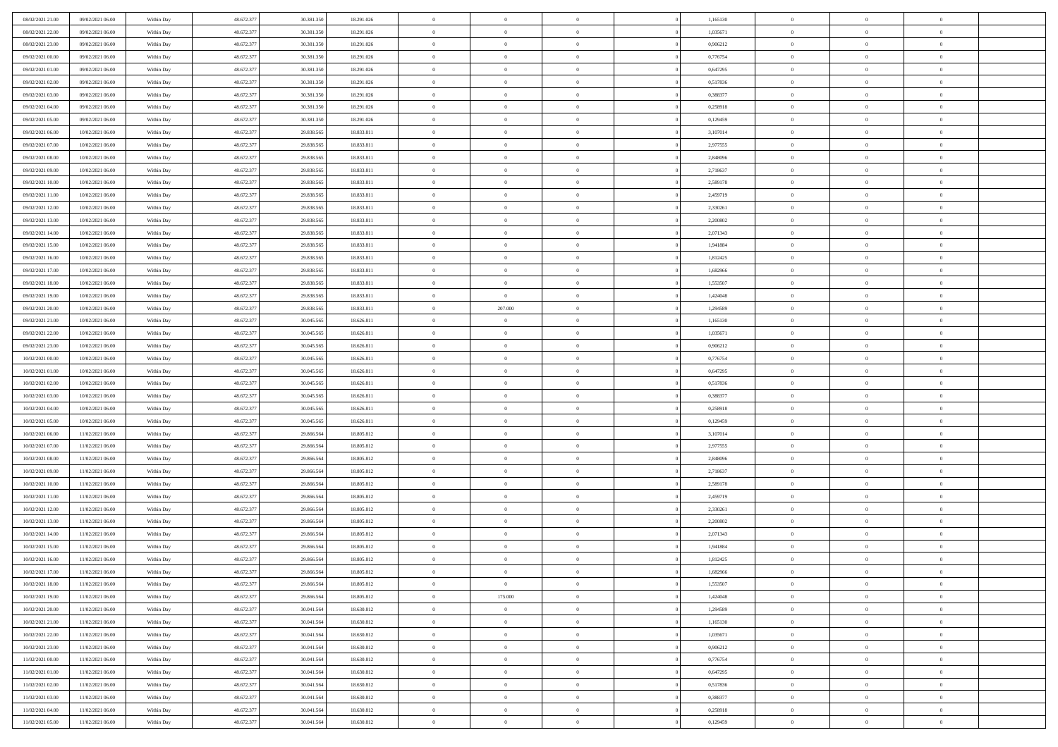| | | | | | | | | | | | | | | |
|---|---|---|---|---|---|---|---|---|---|---|---|---|---|---|
| 08/02/2021 21:00 | 09/02/2021 06:00 | Within Day | 48.672.377 | 30.381.350 | 18.291.026 | 0 | 0 | 0 | | 1,165130 | 0 | 0 | 0 | |
| 08/02/2021 22:00 | 09/02/2021 06:00 | Within Day | 48.672.377 | 30.381.350 | 18.291.026 | 0 | 0 | 0 | | 1,035671 | 0 | 0 | 0 | |
| 08/02/2021 23:00 | 09/02/2021 06:00 | Within Day | 48.672.377 | 30.381.350 | 18.291.026 | 0 | 0 | 0 | | 0,906212 | 0 | 0 | 0 | |
| 09/02/2021 00:00 | 09/02/2021 06:00 | Within Day | 48.672.377 | 30.381.350 | 18.291.026 | 0 | 0 | 0 | | 0,776754 | 0 | 0 | 0 | |
| 09/02/2021 01:00 | 09/02/2021 06:00 | Within Day | 48.672.377 | 30.381.350 | 18.291.026 | 0 | 0 | 0 | | 0,647295 | 0 | 0 | 0 | |
| 09/02/2021 02:00 | 09/02/2021 06:00 | Within Day | 48.672.377 | 30.381.350 | 18.291.026 | 0 | 0 | 0 | | 0,517836 | 0 | 0 | 0 | |
| 09/02/2021 03:00 | 09/02/2021 06:00 | Within Day | 48.672.377 | 30.381.350 | 18.291.026 | 0 | 0 | 0 | | 0,388377 | 0 | 0 | 0 | |
| 09/02/2021 04:00 | 09/02/2021 06:00 | Within Day | 48.672.377 | 30.381.350 | 18.291.026 | 0 | 0 | 0 | | 0,258918 | 0 | 0 | 0 | |
| 09/02/2021 05:00 | 09/02/2021 06:00 | Within Day | 48.672.377 | 30.381.350 | 18.291.026 | 0 | 0 | 0 | | 0,129459 | 0 | 0 | 0 | |
| 09/02/2021 06:00 | 10/02/2021 06:00 | Within Day | 48.672.377 | 29.838.565 | 18.833.811 | 0 | 0 | 0 | | 3,107014 | 0 | 0 | 0 | |
| 09/02/2021 07:00 | 10/02/2021 06:00 | Within Day | 48.672.377 | 29.838.565 | 18.833.811 | 0 | 0 | 0 | | 2,977555 | 0 | 0 | 0 | |
| 09/02/2021 08:00 | 10/02/2021 06:00 | Within Day | 48.672.377 | 29.838.565 | 18.833.811 | 0 | 0 | 0 | | 2,848096 | 0 | 0 | 0 | |
| 09/02/2021 09:00 | 10/02/2021 06:00 | Within Day | 48.672.377 | 29.838.565 | 18.833.811 | 0 | 0 | 0 | | 2,718637 | 0 | 0 | 0 | |
| 09/02/2021 10:00 | 10/02/2021 06:00 | Within Day | 48.672.377 | 29.838.565 | 18.833.811 | 0 | 0 | 0 | | 2,589178 | 0 | 0 | 0 | |
| 09/02/2021 11:00 | 10/02/2021 06:00 | Within Day | 48.672.377 | 29.838.565 | 18.833.811 | 0 | 0 | 0 | | 2,459719 | 0 | 0 | 0 | |
| 09/02/2021 12:00 | 10/02/2021 06:00 | Within Day | 48.672.377 | 29.838.565 | 18.833.811 | 0 | 0 | 0 | | 2,330261 | 0 | 0 | 0 | |
| 09/02/2021 13:00 | 10/02/2021 06:00 | Within Day | 48.672.377 | 29.838.565 | 18.833.811 | 0 | 0 | 0 | | 2,200802 | 0 | 0 | 0 | |
| 09/02/2021 14:00 | 10/02/2021 06:00 | Within Day | 48.672.377 | 29.838.565 | 18.833.811 | 0 | 0 | 0 | | 2,071343 | 0 | 0 | 0 | |
| 09/02/2021 15:00 | 10/02/2021 06:00 | Within Day | 48.672.377 | 29.838.565 | 18.833.811 | 0 | 0 | 0 | | 1,941884 | 0 | 0 | 0 | |
| 09/02/2021 16:00 | 10/02/2021 06:00 | Within Day | 48.672.377 | 29.838.565 | 18.833.811 | 0 | 0 | 0 | | 1,812425 | 0 | 0 | 0 | |
| 09/02/2021 17:00 | 10/02/2021 06:00 | Within Day | 48.672.377 | 29.838.565 | 18.833.811 | 0 | 0 | 0 | | 1,682966 | 0 | 0 | 0 | |
| 09/02/2021 18:00 | 10/02/2021 06:00 | Within Day | 48.672.377 | 29.838.565 | 18.833.811 | 0 | 0 | 0 | | 1,553507 | 0 | 0 | 0 | |
| 09/02/2021 19:00 | 10/02/2021 06:00 | Within Day | 48.672.377 | 29.838.565 | 18.833.811 | 0 | 0 | 0 | | 1,424048 | 0 | 0 | 0 | |
| 09/02/2021 20:00 | 10/02/2021 06:00 | Within Day | 48.672.377 | 29.838.565 | 18.833.811 | 0 | 207.000 | 0 | | 1,294589 | 0 | 0 | 0 | |
| 09/02/2021 21:00 | 10/02/2021 06:00 | Within Day | 48.672.377 | 30.045.565 | 18.626.811 | 0 | 0 | 0 | | 1,165130 | 0 | 0 | 0 | |
| 09/02/2021 22:00 | 10/02/2021 06:00 | Within Day | 48.672.377 | 30.045.565 | 18.626.811 | 0 | 0 | 0 | | 1,035671 | 0 | 0 | 0 | |
| 09/02/2021 23:00 | 10/02/2021 06:00 | Within Day | 48.672.377 | 30.045.565 | 18.626.811 | 0 | 0 | 0 | | 0,906212 | 0 | 0 | 0 | |
| 10/02/2021 00:00 | 10/02/2021 06:00 | Within Day | 48.672.377 | 30.045.565 | 18.626.811 | 0 | 0 | 0 | | 0,776754 | 0 | 0 | 0 | |
| 10/02/2021 01:00 | 10/02/2021 06:00 | Within Day | 48.672.377 | 30.045.565 | 18.626.811 | 0 | 0 | 0 | | 0,647295 | 0 | 0 | 0 | |
| 10/02/2021 02:00 | 10/02/2021 06:00 | Within Day | 48.672.377 | 30.045.565 | 18.626.811 | 0 | 0 | 0 | | 0,517836 | 0 | 0 | 0 | |
| 10/02/2021 03:00 | 10/02/2021 06:00 | Within Day | 48.672.377 | 30.045.565 | 18.626.811 | 0 | 0 | 0 | | 0,388377 | 0 | 0 | 0 | |
| 10/02/2021 04:00 | 10/02/2021 06:00 | Within Day | 48.672.377 | 30.045.565 | 18.626.811 | 0 | 0 | 0 | | 0,258918 | 0 | 0 | 0 | |
| 10/02/2021 05:00 | 10/02/2021 06:00 | Within Day | 48.672.377 | 30.045.565 | 18.626.811 | 0 | 0 | 0 | | 0,129459 | 0 | 0 | 0 | |
| 10/02/2021 06:00 | 11/02/2021 06:00 | Within Day | 48.672.377 | 29.866.564 | 18.805.812 | 0 | 0 | 0 | | 3,107014 | 0 | 0 | 0 | |
| 10/02/2021 07:00 | 11/02/2021 06:00 | Within Day | 48.672.377 | 29.866.564 | 18.805.812 | 0 | 0 | 0 | | 2,977555 | 0 | 0 | 0 | |
| 10/02/2021 08:00 | 11/02/2021 06:00 | Within Day | 48.672.377 | 29.866.564 | 18.805.812 | 0 | 0 | 0 | | 2,848096 | 0 | 0 | 0 | |
| 10/02/2021 09:00 | 11/02/2021 06:00 | Within Day | 48.672.377 | 29.866.564 | 18.805.812 | 0 | 0 | 0 | | 2,718637 | 0 | 0 | 0 | |
| 10/02/2021 10:00 | 11/02/2021 06:00 | Within Day | 48.672.377 | 29.866.564 | 18.805.812 | 0 | 0 | 0 | | 2,589178 | 0 | 0 | 0 | |
| 10/02/2021 11:00 | 11/02/2021 06:00 | Within Day | 48.672.377 | 29.866.564 | 18.805.812 | 0 | 0 | 0 | | 2,459719 | 0 | 0 | 0 | |
| 10/02/2021 12:00 | 11/02/2021 06:00 | Within Day | 48.672.377 | 29.866.564 | 18.805.812 | 0 | 0 | 0 | | 2,330261 | 0 | 0 | 0 | |
| 10/02/2021 13:00 | 11/02/2021 06:00 | Within Day | 48.672.377 | 29.866.564 | 18.805.812 | 0 | 0 | 0 | | 2,200802 | 0 | 0 | 0 | |
| 10/02/2021 14:00 | 11/02/2021 06:00 | Within Day | 48.672.377 | 29.866.564 | 18.805.812 | 0 | 0 | 0 | | 2,071343 | 0 | 0 | 0 | |
| 10/02/2021 15:00 | 11/02/2021 06:00 | Within Day | 48.672.377 | 29.866.564 | 18.805.812 | 0 | 0 | 0 | | 1,941884 | 0 | 0 | 0 | |
| 10/02/2021 16:00 | 11/02/2021 06:00 | Within Day | 48.672.377 | 29.866.564 | 18.805.812 | 0 | 0 | 0 | | 1,812425 | 0 | 0 | 0 | |
| 10/02/2021 17:00 | 11/02/2021 06:00 | Within Day | 48.672.377 | 29.866.564 | 18.805.812 | 0 | 0 | 0 | | 1,682966 | 0 | 0 | 0 | |
| 10/02/2021 18:00 | 11/02/2021 06:00 | Within Day | 48.672.377 | 29.866.564 | 18.805.812 | 0 | 0 | 0 | | 1,553507 | 0 | 0 | 0 | |
| 10/02/2021 19:00 | 11/02/2021 06:00 | Within Day | 48.672.377 | 29.866.564 | 18.805.812 | 0 | 175.000 | 0 | | 1,424048 | 0 | 0 | 0 | |
| 10/02/2021 20:00 | 11/02/2021 06:00 | Within Day | 48.672.377 | 30.041.564 | 18.630.812 | 0 | 0 | 0 | | 1,294589 | 0 | 0 | 0 | |
| 10/02/2021 21:00 | 11/02/2021 06:00 | Within Day | 48.672.377 | 30.041.564 | 18.630.812 | 0 | 0 | 0 | | 1,165130 | 0 | 0 | 0 | |
| 10/02/2021 22:00 | 11/02/2021 06:00 | Within Day | 48.672.377 | 30.041.564 | 18.630.812 | 0 | 0 | 0 | | 1,035671 | 0 | 0 | 0 | |
| 10/02/2021 23:00 | 11/02/2021 06:00 | Within Day | 48.672.377 | 30.041.564 | 18.630.812 | 0 | 0 | 0 | | 0,906212 | 0 | 0 | 0 | |
| 11/02/2021 00:00 | 11/02/2021 06:00 | Within Day | 48.672.377 | 30.041.564 | 18.630.812 | 0 | 0 | 0 | | 0,776754 | 0 | 0 | 0 | |
| 11/02/2021 01:00 | 11/02/2021 06:00 | Within Day | 48.672.377 | 30.041.564 | 18.630.812 | 0 | 0 | 0 | | 0,647295 | 0 | 0 | 0 | |
| 11/02/2021 02:00 | 11/02/2021 06:00 | Within Day | 48.672.377 | 30.041.564 | 18.630.812 | 0 | 0 | 0 | | 0,517836 | 0 | 0 | 0 | |
| 11/02/2021 03:00 | 11/02/2021 06:00 | Within Day | 48.672.377 | 30.041.564 | 18.630.812 | 0 | 0 | 0 | | 0,388377 | 0 | 0 | 0 | |
| 11/02/2021 04:00 | 11/02/2021 06:00 | Within Day | 48.672.377 | 30.041.564 | 18.630.812 | 0 | 0 | 0 | | 0,258918 | 0 | 0 | 0 | |
| 11/02/2021 05:00 | 11/02/2021 06:00 | Within Day | 48.672.377 | 30.041.564 | 18.630.812 | 0 | 0 | 0 | | 0,129459 | 0 | 0 | 0 | |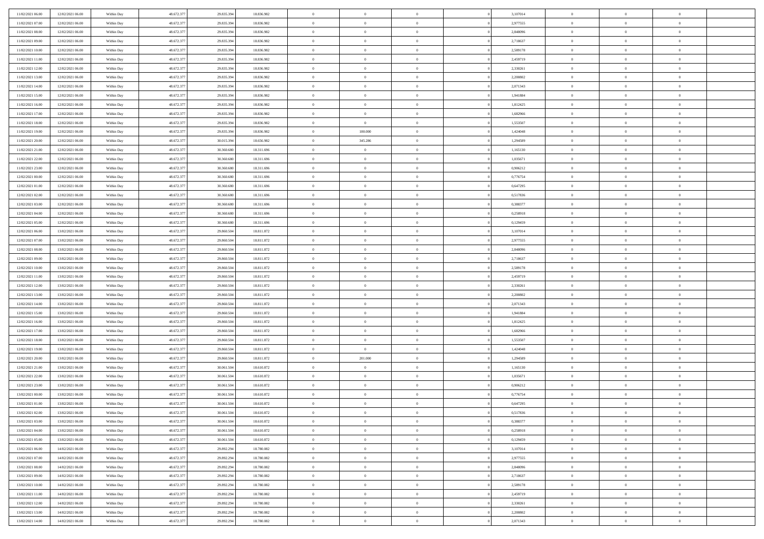| | | | | | | | | | | | | | | |
|---|---|---|---|---|---|---|---|---|---|---|---|---|---|---|
| 11/02/2021 06:00 | 12/02/2021 06:00 | Within Day | 48.672.377 | 29.835.394 | 18.836.982 | 0 | 0 | 0 | | 3,107014 | 0 | 0 | 0 | |
| 11/02/2021 07:00 | 12/02/2021 06:00 | Within Day | 48.672.377 | 29.835.394 | 18.836.982 | 0 | 0 | 0 | | 2,977555 | 0 | 0 | 0 | |
| 11/02/2021 08:00 | 12/02/2021 06:00 | Within Day | 48.672.377 | 29.835.394 | 18.836.982 | 0 | 0 | 0 | | 2,848096 | 0 | 0 | 0 | |
| 11/02/2021 09:00 | 12/02/2021 06:00 | Within Day | 48.672.377 | 29.835.394 | 18.836.982 | 0 | 0 | 0 | | 2,718637 | 0 | 0 | 0 | |
| 11/02/2021 10:00 | 12/02/2021 06:00 | Within Day | 48.672.377 | 29.835.394 | 18.836.982 | 0 | 0 | 0 | | 2,589178 | 0 | 0 | 0 | |
| 11/02/2021 11:00 | 12/02/2021 06:00 | Within Day | 48.672.377 | 29.835.394 | 18.836.982 | 0 | 0 | 0 | | 2,459719 | 0 | 0 | 0 | |
| 11/02/2021 12:00 | 12/02/2021 06:00 | Within Day | 48.672.377 | 29.835.394 | 18.836.982 | 0 | 0 | 0 | | 2,330261 | 0 | 0 | 0 | |
| 11/02/2021 13:00 | 12/02/2021 06:00 | Within Day | 48.672.377 | 29.835.394 | 18.836.982 | 0 | 0 | 0 | | 2,200802 | 0 | 0 | 0 | |
| 11/02/2021 14:00 | 12/02/2021 06:00 | Within Day | 48.672.377 | 29.835.394 | 18.836.982 | 0 | 0 | 0 | | 2,071343 | 0 | 0 | 0 | |
| 11/02/2021 15:00 | 12/02/2021 06:00 | Within Day | 48.672.377 | 29.835.394 | 18.836.982 | 0 | 0 | 0 | | 1,941884 | 0 | 0 | 0 | |
| 11/02/2021 16:00 | 12/02/2021 06:00 | Within Day | 48.672.377 | 29.835.394 | 18.836.982 | 0 | 0 | 0 | | 1,812425 | 0 | 0 | 0 | |
| 11/02/2021 17:00 | 12/02/2021 06:00 | Within Day | 48.672.377 | 29.835.394 | 18.836.982 | 0 | 0 | 0 | | 1,682966 | 0 | 0 | 0 | |
| 11/02/2021 18:00 | 12/02/2021 06:00 | Within Day | 48.672.377 | 29.835.394 | 18.836.982 | 0 | 0 | 0 | | 1,553507 | 0 | 0 | 0 | |
| 11/02/2021 19:00 | 12/02/2021 06:00 | Within Day | 48.672.377 | 29.835.394 | 18.836.982 | 0 | 180.000 | 0 | | 1,424048 | 0 | 0 | 0 | |
| 11/02/2021 20:00 | 12/02/2021 06:00 | Within Day | 48.672.377 | 30.015.394 | 18.656.982 | 0 | 345.286 | 0 | | 1,294589 | 0 | 0 | 0 | |
| 11/02/2021 21:00 | 12/02/2021 06:00 | Within Day | 48.672.377 | 30.360.680 | 18.311.696 | 0 | 0 | 0 | | 1,165130 | 0 | 0 | 0 | |
| 11/02/2021 22:00 | 12/02/2021 06:00 | Within Day | 48.672.377 | 30.360.680 | 18.311.696 | 0 | 0 | 0 | | 1,035671 | 0 | 0 | 0 | |
| 11/02/2021 23:00 | 12/02/2021 06:00 | Within Day | 48.672.377 | 30.360.680 | 18.311.696 | 0 | 0 | 0 | | 0,906212 | 0 | 0 | 0 | |
| 12/02/2021 00:00 | 12/02/2021 06:00 | Within Day | 48.672.377 | 30.360.680 | 18.311.696 | 0 | 0 | 0 | | 0,776754 | 0 | 0 | 0 | |
| 12/02/2021 01:00 | 12/02/2021 06:00 | Within Day | 48.672.377 | 30.360.680 | 18.311.696 | 0 | 0 | 0 | | 0,647295 | 0 | 0 | 0 | |
| 12/02/2021 02:00 | 12/02/2021 06:00 | Within Day | 48.672.377 | 30.360.680 | 18.311.696 | 0 | 0 | 0 | | 0,517836 | 0 | 0 | 0 | |
| 12/02/2021 03:00 | 12/02/2021 06:00 | Within Day | 48.672.377 | 30.360.680 | 18.311.696 | 0 | 0 | 0 | | 0,388377 | 0 | 0 | 0 | |
| 12/02/2021 04:00 | 12/02/2021 06:00 | Within Day | 48.672.377 | 30.360.680 | 18.311.696 | 0 | 0 | 0 | | 0,258918 | 0 | 0 | 0 | |
| 12/02/2021 05:00 | 12/02/2021 06:00 | Within Day | 48.672.377 | 30.360.680 | 18.311.696 | 0 | 0 | 0 | | 0,129459 | 0 | 0 | 0 | |
| 12/02/2021 06:00 | 13/02/2021 06:00 | Within Day | 48.672.377 | 29.860.504 | 18.811.872 | 0 | 0 | 0 | | 3,107014 | 0 | 0 | 0 | |
| 12/02/2021 07:00 | 13/02/2021 06:00 | Within Day | 48.672.377 | 29.860.504 | 18.811.872 | 0 | 0 | 0 | | 2,977555 | 0 | 0 | 0 | |
| 12/02/2021 08:00 | 13/02/2021 06:00 | Within Day | 48.672.377 | 29.860.504 | 18.811.872 | 0 | 0 | 0 | | 2,848096 | 0 | 0 | 0 | |
| 12/02/2021 09:00 | 13/02/2021 06:00 | Within Day | 48.672.377 | 29.860.504 | 18.811.872 | 0 | 0 | 0 | | 2,718637 | 0 | 0 | 0 | |
| 12/02/2021 10:00 | 13/02/2021 06:00 | Within Day | 48.672.377 | 29.860.504 | 18.811.872 | 0 | 0 | 0 | | 2,589178 | 0 | 0 | 0 | |
| 12/02/2021 11:00 | 13/02/2021 06:00 | Within Day | 48.672.377 | 29.860.504 | 18.811.872 | 0 | 0 | 0 | | 2,459719 | 0 | 0 | 0 | |
| 12/02/2021 12:00 | 13/02/2021 06:00 | Within Day | 48.672.377 | 29.860.504 | 18.811.872 | 0 | 0 | 0 | | 2,330261 | 0 | 0 | 0 | |
| 12/02/2021 13:00 | 13/02/2021 06:00 | Within Day | 48.672.377 | 29.860.504 | 18.811.872 | 0 | 0 | 0 | | 2,200802 | 0 | 0 | 0 | |
| 12/02/2021 14:00 | 13/02/2021 06:00 | Within Day | 48.672.377 | 29.860.504 | 18.811.872 | 0 | 0 | 0 | | 2,071343 | 0 | 0 | 0 | |
| 12/02/2021 15:00 | 13/02/2021 06:00 | Within Day | 48.672.377 | 29.860.504 | 18.811.872 | 0 | 0 | 0 | | 1,941884 | 0 | 0 | 0 | |
| 12/02/2021 16:00 | 13/02/2021 06:00 | Within Day | 48.672.377 | 29.860.504 | 18.811.872 | 0 | 0 | 0 | | 1,812425 | 0 | 0 | 0 | |
| 12/02/2021 17:00 | 13/02/2021 06:00 | Within Day | 48.672.377 | 29.860.504 | 18.811.872 | 0 | 0 | 0 | | 1,682966 | 0 | 0 | 0 | |
| 12/02/2021 18:00 | 13/02/2021 06:00 | Within Day | 48.672.377 | 29.860.504 | 18.811.872 | 0 | 0 | 0 | | 1,553507 | 0 | 0 | 0 | |
| 12/02/2021 19:00 | 13/02/2021 06:00 | Within Day | 48.672.377 | 29.860.504 | 18.811.872 | 0 | 0 | 0 | | 1,424048 | 0 | 0 | 0 | |
| 12/02/2021 20:00 | 13/02/2021 06:00 | Within Day | 48.672.377 | 29.860.504 | 18.811.872 | 0 | 201.000 | 0 | | 1,294589 | 0 | 0 | 0 | |
| 12/02/2021 21:00 | 13/02/2021 06:00 | Within Day | 48.672.377 | 30.061.504 | 18.610.872 | 0 | 0 | 0 | | 1,165130 | 0 | 0 | 0 | |
| 12/02/2021 22:00 | 13/02/2021 06:00 | Within Day | 48.672.377 | 30.061.504 | 18.610.872 | 0 | 0 | 0 | | 1,035671 | 0 | 0 | 0 | |
| 12/02/2021 23:00 | 13/02/2021 06:00 | Within Day | 48.672.377 | 30.061.504 | 18.610.872 | 0 | 0 | 0 | | 0,906212 | 0 | 0 | 0 | |
| 13/02/2021 00:00 | 13/02/2021 06:00 | Within Day | 48.672.377 | 30.061.504 | 18.610.872 | 0 | 0 | 0 | | 0,776754 | 0 | 0 | 0 | |
| 13/02/2021 01:00 | 13/02/2021 06:00 | Within Day | 48.672.377 | 30.061.504 | 18.610.872 | 0 | 0 | 0 | | 0,647295 | 0 | 0 | 0 | |
| 13/02/2021 02:00 | 13/02/2021 06:00 | Within Day | 48.672.377 | 30.061.504 | 18.610.872 | 0 | 0 | 0 | | 0,517836 | 0 | 0 | 0 | |
| 13/02/2021 03:00 | 13/02/2021 06:00 | Within Day | 48.672.377 | 30.061.504 | 18.610.872 | 0 | 0 | 0 | | 0,388377 | 0 | 0 | 0 | |
| 13/02/2021 04:00 | 13/02/2021 06:00 | Within Day | 48.672.377 | 30.061.504 | 18.610.872 | 0 | 0 | 0 | | 0,258918 | 0 | 0 | 0 | |
| 13/02/2021 05:00 | 13/02/2021 06:00 | Within Day | 48.672.377 | 30.061.504 | 18.610.872 | 0 | 0 | 0 | | 0,129459 | 0 | 0 | 0 | |
| 13/02/2021 06:00 | 14/02/2021 06:00 | Within Day | 48.672.377 | 29.892.294 | 18.780.082 | 0 | 0 | 0 | | 3,107014 | 0 | 0 | 0 | |
| 13/02/2021 07:00 | 14/02/2021 06:00 | Within Day | 48.672.377 | 29.892.294 | 18.780.082 | 0 | 0 | 0 | | 2,977555 | 0 | 0 | 0 | |
| 13/02/2021 08:00 | 14/02/2021 06:00 | Within Day | 48.672.377 | 29.892.294 | 18.780.082 | 0 | 0 | 0 | | 2,848096 | 0 | 0 | 0 | |
| 13/02/2021 09:00 | 14/02/2021 06:00 | Within Day | 48.672.377 | 29.892.294 | 18.780.082 | 0 | 0 | 0 | | 2,718637 | 0 | 0 | 0 | |
| 13/02/2021 10:00 | 14/02/2021 06:00 | Within Day | 48.672.377 | 29.892.294 | 18.780.082 | 0 | 0 | 0 | | 2,589178 | 0 | 0 | 0 | |
| 13/02/2021 11:00 | 14/02/2021 06:00 | Within Day | 48.672.377 | 29.892.294 | 18.780.082 | 0 | 0 | 0 | | 2,459719 | 0 | 0 | 0 | |
| 13/02/2021 12:00 | 14/02/2021 06:00 | Within Day | 48.672.377 | 29.892.294 | 18.780.082 | 0 | 0 | 0 | | 2,330261 | 0 | 0 | 0 | |
| 13/02/2021 13:00 | 14/02/2021 06:00 | Within Day | 48.672.377 | 29.892.294 | 18.780.082 | 0 | 0 | 0 | | 2,200802 | 0 | 0 | 0 | |
| 13/02/2021 14:00 | 14/02/2021 06:00 | Within Day | 48.672.377 | 29.892.294 | 18.780.082 | 0 | 0 | 0 | | 2,071343 | 0 | 0 | 0 | |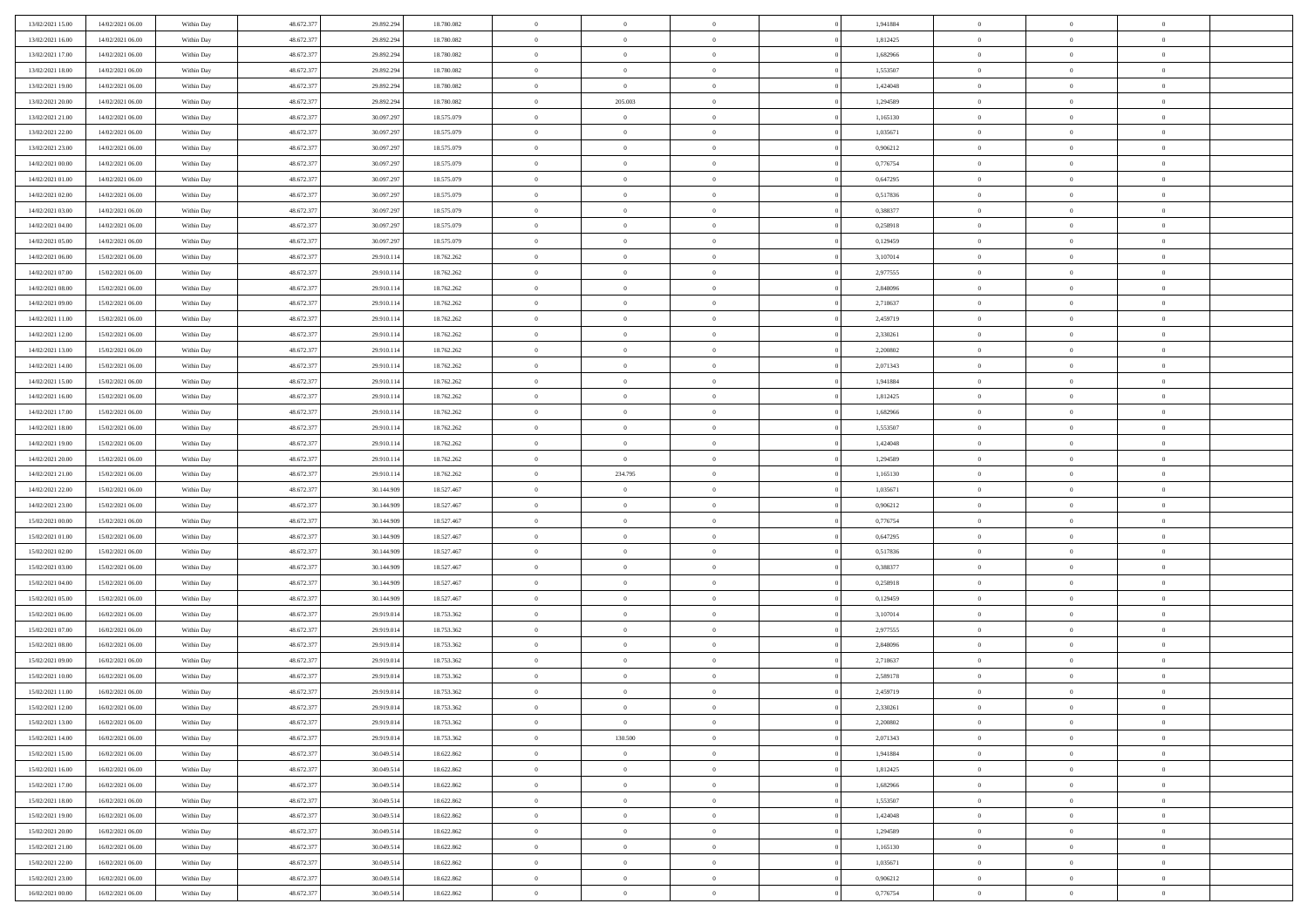| | | | | | | | | | | | | | | |
|---|---|---|---|---|---|---|---|---|---|---|---|---|---|---|
| 13/02/2021 15:00 | 14/02/2021 06:00 | Within Day | 48.672.377 | 29.892.294 | 18.780.082 | 0 | 0 | 0 | | 1,941884 | 0 | 0 | 0 | |
| 13/02/2021 16:00 | 14/02/2021 06:00 | Within Day | 48.672.377 | 29.892.294 | 18.780.082 | 0 | 0 | 0 | | 1,812425 | 0 | 0 | 0 | |
| 13/02/2021 17:00 | 14/02/2021 06:00 | Within Day | 48.672.377 | 29.892.294 | 18.780.082 | 0 | 0 | 0 | | 1,682966 | 0 | 0 | 0 | |
| 13/02/2021 18:00 | 14/02/2021 06:00 | Within Day | 48.672.377 | 29.892.294 | 18.780.082 | 0 | 0 | 0 | | 1,553507 | 0 | 0 | 0 | |
| 13/02/2021 19:00 | 14/02/2021 06:00 | Within Day | 48.672.377 | 29.892.294 | 18.780.082 | 0 | 0 | 0 | | 1,424048 | 0 | 0 | 0 | |
| 13/02/2021 20:00 | 14/02/2021 06:00 | Within Day | 48.672.377 | 29.892.294 | 18.780.082 | 0 | 205.003 | 0 | | 1,294589 | 0 | 0 | 0 | |
| 13/02/2021 21:00 | 14/02/2021 06:00 | Within Day | 48.672.377 | 30.097.297 | 18.575.079 | 0 | 0 | 0 | | 1,165130 | 0 | 0 | 0 | |
| 13/02/2021 22:00 | 14/02/2021 06:00 | Within Day | 48.672.377 | 30.097.297 | 18.575.079 | 0 | 0 | 0 | | 1,035671 | 0 | 0 | 0 | |
| 13/02/2021 23:00 | 14/02/2021 06:00 | Within Day | 48.672.377 | 30.097.297 | 18.575.079 | 0 | 0 | 0 | | 0,906212 | 0 | 0 | 0 | |
| 14/02/2021 00:00 | 14/02/2021 06:00 | Within Day | 48.672.377 | 30.097.297 | 18.575.079 | 0 | 0 | 0 | | 0,776754 | 0 | 0 | 0 | |
| 14/02/2021 01:00 | 14/02/2021 06:00 | Within Day | 48.672.377 | 30.097.297 | 18.575.079 | 0 | 0 | 0 | | 0,647295 | 0 | 0 | 0 | |
| 14/02/2021 02:00 | 14/02/2021 06:00 | Within Day | 48.672.377 | 30.097.297 | 18.575.079 | 0 | 0 | 0 | | 0,517836 | 0 | 0 | 0 | |
| 14/02/2021 03:00 | 14/02/2021 06:00 | Within Day | 48.672.377 | 30.097.297 | 18.575.079 | 0 | 0 | 0 | | 0,388377 | 0 | 0 | 0 | |
| 14/02/2021 04:00 | 14/02/2021 06:00 | Within Day | 48.672.377 | 30.097.297 | 18.575.079 | 0 | 0 | 0 | | 0,258918 | 0 | 0 | 0 | |
| 14/02/2021 05:00 | 14/02/2021 06:00 | Within Day | 48.672.377 | 30.097.297 | 18.575.079 | 0 | 0 | 0 | | 0,129459 | 0 | 0 | 0 | |
| 14/02/2021 06:00 | 15/02/2021 06:00 | Within Day | 48.672.377 | 29.910.114 | 18.762.262 | 0 | 0 | 0 | | 3,107014 | 0 | 0 | 0 | |
| 14/02/2021 07:00 | 15/02/2021 06:00 | Within Day | 48.672.377 | 29.910.114 | 18.762.262 | 0 | 0 | 0 | | 2,977555 | 0 | 0 | 0 | |
| 14/02/2021 08:00 | 15/02/2021 06:00 | Within Day | 48.672.377 | 29.910.114 | 18.762.262 | 0 | 0 | 0 | | 2,848096 | 0 | 0 | 0 | |
| 14/02/2021 09:00 | 15/02/2021 06:00 | Within Day | 48.672.377 | 29.910.114 | 18.762.262 | 0 | 0 | 0 | | 2,718637 | 0 | 0 | 0 | |
| 14/02/2021 11:00 | 15/02/2021 06:00 | Within Day | 48.672.377 | 29.910.114 | 18.762.262 | 0 | 0 | 0 | | 2,459719 | 0 | 0 | 0 | |
| 14/02/2021 12:00 | 15/02/2021 06:00 | Within Day | 48.672.377 | 29.910.114 | 18.762.262 | 0 | 0 | 0 | | 2,330261 | 0 | 0 | 0 | |
| 14/02/2021 13:00 | 15/02/2021 06:00 | Within Day | 48.672.377 | 29.910.114 | 18.762.262 | 0 | 0 | 0 | | 2,200802 | 0 | 0 | 0 | |
| 14/02/2021 14:00 | 15/02/2021 06:00 | Within Day | 48.672.377 | 29.910.114 | 18.762.262 | 0 | 0 | 0 | | 2,071343 | 0 | 0 | 0 | |
| 14/02/2021 15:00 | 15/02/2021 06:00 | Within Day | 48.672.377 | 29.910.114 | 18.762.262 | 0 | 0 | 0 | | 1,941884 | 0 | 0 | 0 | |
| 14/02/2021 16:00 | 15/02/2021 06:00 | Within Day | 48.672.377 | 29.910.114 | 18.762.262 | 0 | 0 | 0 | | 1,812425 | 0 | 0 | 0 | |
| 14/02/2021 17:00 | 15/02/2021 06:00 | Within Day | 48.672.377 | 29.910.114 | 18.762.262 | 0 | 0 | 0 | | 1,682966 | 0 | 0 | 0 | |
| 14/02/2021 18:00 | 15/02/2021 06:00 | Within Day | 48.672.377 | 29.910.114 | 18.762.262 | 0 | 0 | 0 | | 1,553507 | 0 | 0 | 0 | |
| 14/02/2021 19:00 | 15/02/2021 06:00 | Within Day | 48.672.377 | 29.910.114 | 18.762.262 | 0 | 0 | 0 | | 1,424048 | 0 | 0 | 0 | |
| 14/02/2021 20:00 | 15/02/2021 06:00 | Within Day | 48.672.377 | 29.910.114 | 18.762.262 | 0 | 0 | 0 | | 1,294589 | 0 | 0 | 0 | |
| 14/02/2021 21:00 | 15/02/2021 06:00 | Within Day | 48.672.377 | 29.910.114 | 18.762.262 | 0 | 234.795 | 0 | | 1,165130 | 0 | 0 | 0 | |
| 14/02/2021 22:00 | 15/02/2021 06:00 | Within Day | 48.672.377 | 30.144.909 | 18.527.467 | 0 | 0 | 0 | | 1,035671 | 0 | 0 | 0 | |
| 14/02/2021 23:00 | 15/02/2021 06:00 | Within Day | 48.672.377 | 30.144.909 | 18.527.467 | 0 | 0 | 0 | | 0,906212 | 0 | 0 | 0 | |
| 15/02/2021 00:00 | 15/02/2021 06:00 | Within Day | 48.672.377 | 30.144.909 | 18.527.467 | 0 | 0 | 0 | | 0,776754 | 0 | 0 | 0 | |
| 15/02/2021 01:00 | 15/02/2021 06:00 | Within Day | 48.672.377 | 30.144.909 | 18.527.467 | 0 | 0 | 0 | | 0,647295 | 0 | 0 | 0 | |
| 15/02/2021 02:00 | 15/02/2021 06:00 | Within Day | 48.672.377 | 30.144.909 | 18.527.467 | 0 | 0 | 0 | | 0,517836 | 0 | 0 | 0 | |
| 15/02/2021 03:00 | 15/02/2021 06:00 | Within Day | 48.672.377 | 30.144.909 | 18.527.467 | 0 | 0 | 0 | | 0,388377 | 0 | 0 | 0 | |
| 15/02/2021 04:00 | 15/02/2021 06:00 | Within Day | 48.672.377 | 30.144.909 | 18.527.467 | 0 | 0 | 0 | | 0,258918 | 0 | 0 | 0 | |
| 15/02/2021 05:00 | 15/02/2021 06:00 | Within Day | 48.672.377 | 30.144.909 | 18.527.467 | 0 | 0 | 0 | | 0,129459 | 0 | 0 | 0 | |
| 15/02/2021 06:00 | 16/02/2021 06:00 | Within Day | 48.672.377 | 29.919.014 | 18.753.362 | 0 | 0 | 0 | | 3,107014 | 0 | 0 | 0 | |
| 15/02/2021 07:00 | 16/02/2021 06:00 | Within Day | 48.672.377 | 29.919.014 | 18.753.362 | 0 | 0 | 0 | | 2,977555 | 0 | 0 | 0 | |
| 15/02/2021 08:00 | 16/02/2021 06:00 | Within Day | 48.672.377 | 29.919.014 | 18.753.362 | 0 | 0 | 0 | | 2,848096 | 0 | 0 | 0 | |
| 15/02/2021 09:00 | 16/02/2021 06:00 | Within Day | 48.672.377 | 29.919.014 | 18.753.362 | 0 | 0 | 0 | | 2,718637 | 0 | 0 | 0 | |
| 15/02/2021 10:00 | 16/02/2021 06:00 | Within Day | 48.672.377 | 29.919.014 | 18.753.362 | 0 | 0 | 0 | | 2,589178 | 0 | 0 | 0 | |
| 15/02/2021 11:00 | 16/02/2021 06:00 | Within Day | 48.672.377 | 29.919.014 | 18.753.362 | 0 | 0 | 0 | | 2,459719 | 0 | 0 | 0 | |
| 15/02/2021 12:00 | 16/02/2021 06:00 | Within Day | 48.672.377 | 29.919.014 | 18.753.362 | 0 | 0 | 0 | | 2,330261 | 0 | 0 | 0 | |
| 15/02/2021 13:00 | 16/02/2021 06:00 | Within Day | 48.672.377 | 29.919.014 | 18.753.362 | 0 | 0 | 0 | | 2,200802 | 0 | 0 | 0 | |
| 15/02/2021 14:00 | 16/02/2021 06:00 | Within Day | 48.672.377 | 29.919.014 | 18.753.362 | 0 | 130.500 | 0 | | 2,071343 | 0 | 0 | 0 | |
| 15/02/2021 15:00 | 16/02/2021 06:00 | Within Day | 48.672.377 | 30.049.514 | 18.622.862 | 0 | 0 | 0 | | 1,941884 | 0 | 0 | 0 | |
| 15/02/2021 16:00 | 16/02/2021 06:00 | Within Day | 48.672.377 | 30.049.514 | 18.622.862 | 0 | 0 | 0 | | 1,812425 | 0 | 0 | 0 | |
| 15/02/2021 17:00 | 16/02/2021 06:00 | Within Day | 48.672.377 | 30.049.514 | 18.622.862 | 0 | 0 | 0 | | 1,682966 | 0 | 0 | 0 | |
| 15/02/2021 18:00 | 16/02/2021 06:00 | Within Day | 48.672.377 | 30.049.514 | 18.622.862 | 0 | 0 | 0 | | 1,553507 | 0 | 0 | 0 | |
| 15/02/2021 19:00 | 16/02/2021 06:00 | Within Day | 48.672.377 | 30.049.514 | 18.622.862 | 0 | 0 | 0 | | 1,424048 | 0 | 0 | 0 | |
| 15/02/2021 20:00 | 16/02/2021 06:00 | Within Day | 48.672.377 | 30.049.514 | 18.622.862 | 0 | 0 | 0 | | 1,294589 | 0 | 0 | 0 | |
| 15/02/2021 21:00 | 16/02/2021 06:00 | Within Day | 48.672.377 | 30.049.514 | 18.622.862 | 0 | 0 | 0 | | 1,165130 | 0 | 0 | 0 | |
| 15/02/2021 22:00 | 16/02/2021 06:00 | Within Day | 48.672.377 | 30.049.514 | 18.622.862 | 0 | 0 | 0 | | 1,035671 | 0 | 0 | 0 | |
| 15/02/2021 23:00 | 16/02/2021 06:00 | Within Day | 48.672.377 | 30.049.514 | 18.622.862 | 0 | 0 | 0 | | 0,906212 | 0 | 0 | 0 | |
| 16/02/2021 00:00 | 16/02/2021 06:00 | Within Day | 48.672.377 | 30.049.514 | 18.622.862 | 0 | 0 | 0 | | 0,776754 | 0 | 0 | 0 | |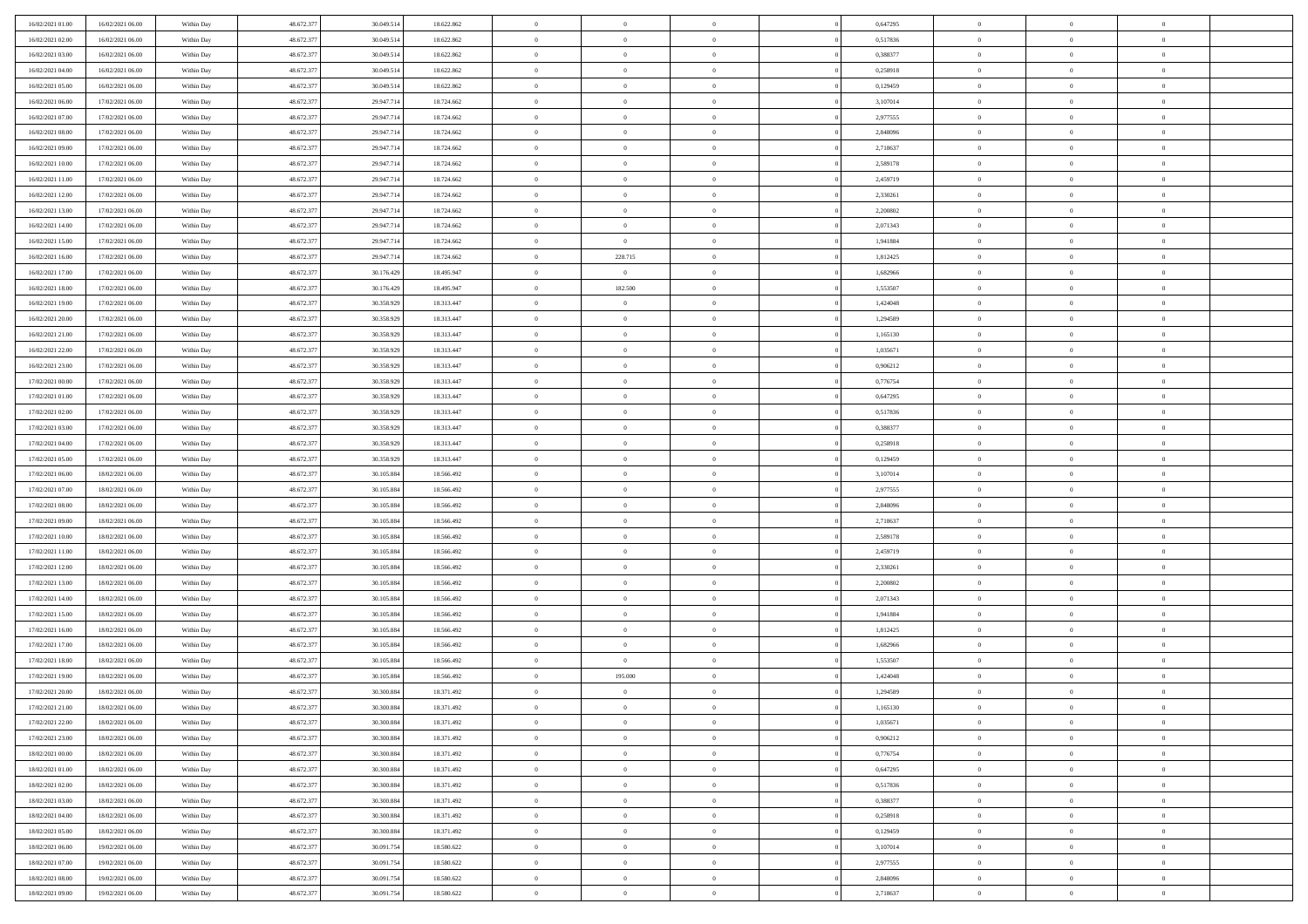| | | | | | | | | | | | | | | |
|---|---|---|---|---|---|---|---|---|---|---|---|---|---|---|
| 16/02/2021 01:00 | 16/02/2021 06:00 | Within Day | 48.672.377 | 30.049.514 | 18.622.862 | 0 | 0 | 0 | | 0,647295 | 0 | 0 | 0 | |
| 16/02/2021 02:00 | 16/02/2021 06:00 | Within Day | 48.672.377 | 30.049.514 | 18.622.862 | 0 | 0 | 0 | | 0,517836 | 0 | 0 | 0 | |
| 16/02/2021 03:00 | 16/02/2021 06:00 | Within Day | 48.672.377 | 30.049.514 | 18.622.862 | 0 | 0 | 0 | | 0,388377 | 0 | 0 | 0 | |
| 16/02/2021 04:00 | 16/02/2021 06:00 | Within Day | 48.672.377 | 30.049.514 | 18.622.862 | 0 | 0 | 0 | | 0,258918 | 0 | 0 | 0 | |
| 16/02/2021 05:00 | 16/02/2021 06:00 | Within Day | 48.672.377 | 30.049.514 | 18.622.862 | 0 | 0 | 0 | | 0,129459 | 0 | 0 | 0 | |
| 16/02/2021 06:00 | 17/02/2021 06:00 | Within Day | 48.672.377 | 29.947.714 | 18.724.662 | 0 | 0 | 0 | | 3,107014 | 0 | 0 | 0 | |
| 16/02/2021 07:00 | 17/02/2021 06:00 | Within Day | 48.672.377 | 29.947.714 | 18.724.662 | 0 | 0 | 0 | | 2,977555 | 0 | 0 | 0 | |
| 16/02/2021 08:00 | 17/02/2021 06:00 | Within Day | 48.672.377 | 29.947.714 | 18.724.662 | 0 | 0 | 0 | | 2,848096 | 0 | 0 | 0 | |
| 16/02/2021 09:00 | 17/02/2021 06:00 | Within Day | 48.672.377 | 29.947.714 | 18.724.662 | 0 | 0 | 0 | | 2,718637 | 0 | 0 | 0 | |
| 16/02/2021 10:00 | 17/02/2021 06:00 | Within Day | 48.672.377 | 29.947.714 | 18.724.662 | 0 | 0 | 0 | | 2,589178 | 0 | 0 | 0 | |
| 16/02/2021 11:00 | 17/02/2021 06:00 | Within Day | 48.672.377 | 29.947.714 | 18.724.662 | 0 | 0 | 0 | | 2,459719 | 0 | 0 | 0 | |
| 16/02/2021 12:00 | 17/02/2021 06:00 | Within Day | 48.672.377 | 29.947.714 | 18.724.662 | 0 | 0 | 0 | | 2,330261 | 0 | 0 | 0 | |
| 16/02/2021 13:00 | 17/02/2021 06:00 | Within Day | 48.672.377 | 29.947.714 | 18.724.662 | 0 | 0 | 0 | | 2,200802 | 0 | 0 | 0 | |
| 16/02/2021 14:00 | 17/02/2021 06:00 | Within Day | 48.672.377 | 29.947.714 | 18.724.662 | 0 | 0 | 0 | | 2,071343 | 0 | 0 | 0 | |
| 16/02/2021 15:00 | 17/02/2021 06:00 | Within Day | 48.672.377 | 29.947.714 | 18.724.662 | 0 | 0 | 0 | | 1,941884 | 0 | 0 | 0 | |
| 16/02/2021 16:00 | 17/02/2021 06:00 | Within Day | 48.672.377 | 29.947.714 | 18.724.662 | 0 | 228.715 | 0 | | 1,812425 | 0 | 0 | 0 | |
| 16/02/2021 17:00 | 17/02/2021 06:00 | Within Day | 48.672.377 | 30.176.429 | 18.495.947 | 0 | 0 | 0 | | 1,682966 | 0 | 0 | 0 | |
| 16/02/2021 18:00 | 17/02/2021 06:00 | Within Day | 48.672.377 | 30.176.429 | 18.495.947 | 0 | 182.500 | 0 | | 1,553507 | 0 | 0 | 0 | |
| 16/02/2021 19:00 | 17/02/2021 06:00 | Within Day | 48.672.377 | 30.358.929 | 18.313.447 | 0 | 0 | 0 | | 1,424048 | 0 | 0 | 0 | |
| 16/02/2021 20:00 | 17/02/2021 06:00 | Within Day | 48.672.377 | 30.358.929 | 18.313.447 | 0 | 0 | 0 | | 1,294589 | 0 | 0 | 0 | |
| 16/02/2021 21:00 | 17/02/2021 06:00 | Within Day | 48.672.377 | 30.358.929 | 18.313.447 | 0 | 0 | 0 | | 1,165130 | 0 | 0 | 0 | |
| 16/02/2021 22:00 | 17/02/2021 06:00 | Within Day | 48.672.377 | 30.358.929 | 18.313.447 | 0 | 0 | 0 | | 1,035671 | 0 | 0 | 0 | |
| 16/02/2021 23:00 | 17/02/2021 06:00 | Within Day | 48.672.377 | 30.358.929 | 18.313.447 | 0 | 0 | 0 | | 0,906212 | 0 | 0 | 0 | |
| 17/02/2021 00:00 | 17/02/2021 06:00 | Within Day | 48.672.377 | 30.358.929 | 18.313.447 | 0 | 0 | 0 | | 0,776754 | 0 | 0 | 0 | |
| 17/02/2021 01:00 | 17/02/2021 06:00 | Within Day | 48.672.377 | 30.358.929 | 18.313.447 | 0 | 0 | 0 | | 0,647295 | 0 | 0 | 0 | |
| 17/02/2021 02:00 | 17/02/2021 06:00 | Within Day | 48.672.377 | 30.358.929 | 18.313.447 | 0 | 0 | 0 | | 0,517836 | 0 | 0 | 0 | |
| 17/02/2021 03:00 | 17/02/2021 06:00 | Within Day | 48.672.377 | 30.358.929 | 18.313.447 | 0 | 0 | 0 | | 0,388377 | 0 | 0 | 0 | |
| 17/02/2021 04:00 | 17/02/2021 06:00 | Within Day | 48.672.377 | 30.358.929 | 18.313.447 | 0 | 0 | 0 | | 0,258918 | 0 | 0 | 0 | |
| 17/02/2021 05:00 | 17/02/2021 06:00 | Within Day | 48.672.377 | 30.358.929 | 18.313.447 | 0 | 0 | 0 | | 0,129459 | 0 | 0 | 0 | |
| 17/02/2021 06:00 | 18/02/2021 06:00 | Within Day | 48.672.377 | 30.105.884 | 18.566.492 | 0 | 0 | 0 | | 3,107014 | 0 | 0 | 0 | |
| 17/02/2021 07:00 | 18/02/2021 06:00 | Within Day | 48.672.377 | 30.105.884 | 18.566.492 | 0 | 0 | 0 | | 2,977555 | 0 | 0 | 0 | |
| 17/02/2021 08:00 | 18/02/2021 06:00 | Within Day | 48.672.377 | 30.105.884 | 18.566.492 | 0 | 0 | 0 | | 2,848096 | 0 | 0 | 0 | |
| 17/02/2021 09:00 | 18/02/2021 06:00 | Within Day | 48.672.377 | 30.105.884 | 18.566.492 | 0 | 0 | 0 | | 2,718637 | 0 | 0 | 0 | |
| 17/02/2021 10:00 | 18/02/2021 06:00 | Within Day | 48.672.377 | 30.105.884 | 18.566.492 | 0 | 0 | 0 | | 2,589178 | 0 | 0 | 0 | |
| 17/02/2021 11:00 | 18/02/2021 06:00 | Within Day | 48.672.377 | 30.105.884 | 18.566.492 | 0 | 0 | 0 | | 2,459719 | 0 | 0 | 0 | |
| 17/02/2021 12:00 | 18/02/2021 06:00 | Within Day | 48.672.377 | 30.105.884 | 18.566.492 | 0 | 0 | 0 | | 2,330261 | 0 | 0 | 0 | |
| 17/02/2021 13:00 | 18/02/2021 06:00 | Within Day | 48.672.377 | 30.105.884 | 18.566.492 | 0 | 0 | 0 | | 2,200802 | 0 | 0 | 0 | |
| 17/02/2021 14:00 | 18/02/2021 06:00 | Within Day | 48.672.377 | 30.105.884 | 18.566.492 | 0 | 0 | 0 | | 2,071343 | 0 | 0 | 0 | |
| 17/02/2021 15:00 | 18/02/2021 06:00 | Within Day | 48.672.377 | 30.105.884 | 18.566.492 | 0 | 0 | 0 | | 1,941884 | 0 | 0 | 0 | |
| 17/02/2021 16:00 | 18/02/2021 06:00 | Within Day | 48.672.377 | 30.105.884 | 18.566.492 | 0 | 0 | 0 | | 1,812425 | 0 | 0 | 0 | |
| 17/02/2021 17:00 | 18/02/2021 06:00 | Within Day | 48.672.377 | 30.105.884 | 18.566.492 | 0 | 0 | 0 | | 1,682966 | 0 | 0 | 0 | |
| 17/02/2021 18:00 | 18/02/2021 06:00 | Within Day | 48.672.377 | 30.105.884 | 18.566.492 | 0 | 0 | 0 | | 1,553507 | 0 | 0 | 0 | |
| 17/02/2021 19:00 | 18/02/2021 06:00 | Within Day | 48.672.377 | 30.105.884 | 18.566.492 | 0 | 195.000 | 0 | | 1,424048 | 0 | 0 | 0 | |
| 17/02/2021 20:00 | 18/02/2021 06:00 | Within Day | 48.672.377 | 30.300.884 | 18.371.492 | 0 | 0 | 0 | | 1,294589 | 0 | 0 | 0 | |
| 17/02/2021 21:00 | 18/02/2021 06:00 | Within Day | 48.672.377 | 30.300.884 | 18.371.492 | 0 | 0 | 0 | | 1,165130 | 0 | 0 | 0 | |
| 17/02/2021 22:00 | 18/02/2021 06:00 | Within Day | 48.672.377 | 30.300.884 | 18.371.492 | 0 | 0 | 0 | | 1,035671 | 0 | 0 | 0 | |
| 17/02/2021 23:00 | 18/02/2021 06:00 | Within Day | 48.672.377 | 30.300.884 | 18.371.492 | 0 | 0 | 0 | | 0,906212 | 0 | 0 | 0 | |
| 18/02/2021 00:00 | 18/02/2021 06:00 | Within Day | 48.672.377 | 30.300.884 | 18.371.492 | 0 | 0 | 0 | | 0,776754 | 0 | 0 | 0 | |
| 18/02/2021 01:00 | 18/02/2021 06:00 | Within Day | 48.672.377 | 30.300.884 | 18.371.492 | 0 | 0 | 0 | | 0,647295 | 0 | 0 | 0 | |
| 18/02/2021 02:00 | 18/02/2021 06:00 | Within Day | 48.672.377 | 30.300.884 | 18.371.492 | 0 | 0 | 0 | | 0,517836 | 0 | 0 | 0 | |
| 18/02/2021 03:00 | 18/02/2021 06:00 | Within Day | 48.672.377 | 30.300.884 | 18.371.492 | 0 | 0 | 0 | | 0,388377 | 0 | 0 | 0 | |
| 18/02/2021 04:00 | 18/02/2021 06:00 | Within Day | 48.672.377 | 30.300.884 | 18.371.492 | 0 | 0 | 0 | | 0,258918 | 0 | 0 | 0 | |
| 18/02/2021 05:00 | 18/02/2021 06:00 | Within Day | 48.672.377 | 30.300.884 | 18.371.492 | 0 | 0 | 0 | | 0,129459 | 0 | 0 | 0 | |
| 18/02/2021 06:00 | 19/02/2021 06:00 | Within Day | 48.672.377 | 30.091.754 | 18.580.622 | 0 | 0 | 0 | | 3,107014 | 0 | 0 | 0 | |
| 18/02/2021 07:00 | 19/02/2021 06:00 | Within Day | 48.672.377 | 30.091.754 | 18.580.622 | 0 | 0 | 0 | | 2,977555 | 0 | 0 | 0 | |
| 18/02/2021 08:00 | 19/02/2021 06:00 | Within Day | 48.672.377 | 30.091.754 | 18.580.622 | 0 | 0 | 0 | | 2,848096 | 0 | 0 | 0 | |
| 18/02/2021 09:00 | 19/02/2021 06:00 | Within Day | 48.672.377 | 30.091.754 | 18.580.622 | 0 | 0 | 0 | | 2,718637 | 0 | 0 | 0 | |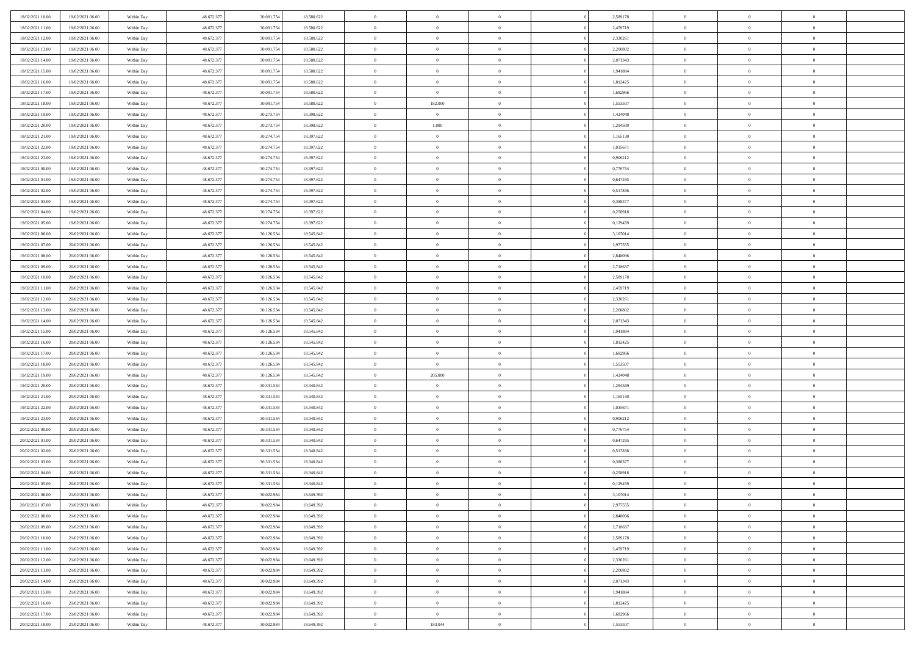| | | | | | | | | | | | | | | |
|---|---|---|---|---|---|---|---|---|---|---|---|---|---|---|
| 18/02/2021 10:00 | 19/02/2021 06:00 | Within Day | 48.672.377 | 30.091.754 | 18.580.622 | 0 | 0 | 0 | | 2,589178 | 0 | 0 | 0 | |
| 18/02/2021 11:00 | 19/02/2021 06:00 | Within Day | 48.672.377 | 30.091.754 | 18.580.622 | 0 | 0 | 0 | | 2,459719 | 0 | 0 | 0 | |
| 18/02/2021 12:00 | 19/02/2021 06:00 | Within Day | 48.672.377 | 30.091.754 | 18.580.622 | 0 | 0 | 0 | | 2,330261 | 0 | 0 | 0 | |
| 18/02/2021 13:00 | 19/02/2021 06:00 | Within Day | 48.672.377 | 30.091.754 | 18.580.622 | 0 | 0 | 0 | | 2,200802 | 0 | 0 | 0 | |
| 18/02/2021 14:00 | 19/02/2021 06:00 | Within Day | 48.672.377 | 30.091.754 | 18.580.622 | 0 | 0 | 0 | | 2,071343 | 0 | 0 | 0 | |
| 18/02/2021 15:00 | 19/02/2021 06:00 | Within Day | 48.672.377 | 30.091.754 | 18.580.622 | 0 | 0 | 0 | | 1,941884 | 0 | 0 | 0 | |
| 18/02/2021 16:00 | 19/02/2021 06:00 | Within Day | 48.672.377 | 30.091.754 | 18.580.622 | 0 | 0 | 0 | | 1,812425 | 0 | 0 | 0 | |
| 18/02/2021 17:00 | 19/02/2021 06:00 | Within Day | 48.672.377 | 30.091.754 | 18.580.622 | 0 | 0 | 0 | | 1,682966 | 0 | 0 | 0 | |
| 18/02/2021 18:00 | 19/02/2021 06:00 | Within Day | 48.672.377 | 30.091.754 | 18.580.622 | 0 | 182.000 | 0 | | 1,553507 | 0 | 0 | 0 | |
| 18/02/2021 19:00 | 19/02/2021 06:00 | Within Day | 48.672.377 | 30.273.754 | 18.398.622 | 0 | 0 | 0 | | 1,424048 | 0 | 0 | 0 | |
| 18/02/2021 20:00 | 19/02/2021 06:00 | Within Day | 48.672.377 | 30.273.754 | 18.398.622 | 0 | 1.000 | 0 | | 1,294589 | 0 | 0 | 0 | |
| 18/02/2021 21:00 | 19/02/2021 06:00 | Within Day | 48.672.377 | 30.274.754 | 18.397.622 | 0 | 0 | 0 | | 1,165130 | 0 | 0 | 0 | |
| 18/02/2021 22:00 | 19/02/2021 06:00 | Within Day | 48.672.377 | 30.274.754 | 18.397.622 | 0 | 0 | 0 | | 1,035671 | 0 | 0 | 0 | |
| 18/02/2021 23:00 | 19/02/2021 06:00 | Within Day | 48.672.377 | 30.274.754 | 18.397.622 | 0 | 0 | 0 | | 0,906212 | 0 | 0 | 0 | |
| 19/02/2021 00:00 | 19/02/2021 06:00 | Within Day | 48.672.377 | 30.274.754 | 18.397.622 | 0 | 0 | 0 | | 0,776754 | 0 | 0 | 0 | |
| 19/02/2021 01:00 | 19/02/2021 06:00 | Within Day | 48.672.377 | 30.274.754 | 18.397.622 | 0 | 0 | 0 | | 0,647295 | 0 | 0 | 0 | |
| 19/02/2021 02:00 | 19/02/2021 06:00 | Within Day | 48.672.377 | 30.274.754 | 18.397.622 | 0 | 0 | 0 | | 0,517836 | 0 | 0 | 0 | |
| 19/02/2021 03:00 | 19/02/2021 06:00 | Within Day | 48.672.377 | 30.274.754 | 18.397.622 | 0 | 0 | 0 | | 0,388377 | 0 | 0 | 0 | |
| 19/02/2021 04:00 | 19/02/2021 06:00 | Within Day | 48.672.377 | 30.274.754 | 18.397.622 | 0 | 0 | 0 | | 0,258918 | 0 | 0 | 0 | |
| 19/02/2021 05:00 | 19/02/2021 06:00 | Within Day | 48.672.377 | 30.274.754 | 18.397.622 | 0 | 0 | 0 | | 0,129459 | 0 | 0 | 0 | |
| 19/02/2021 06:00 | 20/02/2021 06:00 | Within Day | 48.672.377 | 30.126.534 | 18.545.842 | 0 | 0 | 0 | | 3,107014 | 0 | 0 | 0 | |
| 19/02/2021 07:00 | 20/02/2021 06:00 | Within Day | 48.672.377 | 30.126.534 | 18.545.842 | 0 | 0 | 0 | | 2,977555 | 0 | 0 | 0 | |
| 19/02/2021 08:00 | 20/02/2021 06:00 | Within Day | 48.672.377 | 30.126.534 | 18.545.842 | 0 | 0 | 0 | | 2,848096 | 0 | 0 | 0 | |
| 19/02/2021 09:00 | 20/02/2021 06:00 | Within Day | 48.672.377 | 30.126.534 | 18.545.842 | 0 | 0 | 0 | | 2,718637 | 0 | 0 | 0 | |
| 19/02/2021 10:00 | 20/02/2021 06:00 | Within Day | 48.672.377 | 30.126.534 | 18.545.842 | 0 | 0 | 0 | | 2,589178 | 0 | 0 | 0 | |
| 19/02/2021 11:00 | 20/02/2021 06:00 | Within Day | 48.672.377 | 30.126.534 | 18.545.842 | 0 | 0 | 0 | | 2,459719 | 0 | 0 | 0 | |
| 19/02/2021 12:00 | 20/02/2021 06:00 | Within Day | 48.672.377 | 30.126.534 | 18.545.842 | 0 | 0 | 0 | | 2,330261 | 0 | 0 | 0 | |
| 19/02/2021 13:00 | 20/02/2021 06:00 | Within Day | 48.672.377 | 30.126.534 | 18.545.842 | 0 | 0 | 0 | | 2,200802 | 0 | 0 | 0 | |
| 19/02/2021 14:00 | 20/02/2021 06:00 | Within Day | 48.672.377 | 30.126.534 | 18.545.842 | 0 | 0 | 0 | | 2,071343 | 0 | 0 | 0 | |
| 19/02/2021 15:00 | 20/02/2021 06:00 | Within Day | 48.672.377 | 30.126.534 | 18.545.842 | 0 | 0 | 0 | | 1,941884 | 0 | 0 | 0 | |
| 19/02/2021 16:00 | 20/02/2021 06:00 | Within Day | 48.672.377 | 30.126.534 | 18.545.842 | 0 | 0 | 0 | | 1,812425 | 0 | 0 | 0 | |
| 19/02/2021 17:00 | 20/02/2021 06:00 | Within Day | 48.672.377 | 30.126.534 | 18.545.842 | 0 | 0 | 0 | | 1,682966 | 0 | 0 | 0 | |
| 19/02/2021 18:00 | 20/02/2021 06:00 | Within Day | 48.672.377 | 30.126.534 | 18.545.842 | 0 | 0 | 0 | | 1,553507 | 0 | 0 | 0 | |
| 19/02/2021 19:00 | 20/02/2021 06:00 | Within Day | 48.672.377 | 30.126.534 | 18.545.842 | 0 | 205.000 | 0 | | 1,424048 | 0 | 0 | 0 | |
| 19/02/2021 20:00 | 20/02/2021 06:00 | Within Day | 48.672.377 | 30.331.534 | 18.340.842 | 0 | 0 | 0 | | 1,294589 | 0 | 0 | 0 | |
| 19/02/2021 21:00 | 20/02/2021 06:00 | Within Day | 48.672.377 | 30.331.534 | 18.340.842 | 0 | 0 | 0 | | 1,165130 | 0 | 0 | 0 | |
| 19/02/2021 22:00 | 20/02/2021 06:00 | Within Day | 48.672.377 | 30.331.534 | 18.340.842 | 0 | 0 | 0 | | 1,035671 | 0 | 0 | 0 | |
| 19/02/2021 23:00 | 20/02/2021 06:00 | Within Day | 48.672.377 | 30.331.534 | 18.340.842 | 0 | 0 | 0 | | 0,906212 | 0 | 0 | 0 | |
| 20/02/2021 00:00 | 20/02/2021 06:00 | Within Day | 48.672.377 | 30.331.534 | 18.340.842 | 0 | 0 | 0 | | 0,776754 | 0 | 0 | 0 | |
| 20/02/2021 01:00 | 20/02/2021 06:00 | Within Day | 48.672.377 | 30.331.534 | 18.340.842 | 0 | 0 | 0 | | 0,647295 | 0 | 0 | 0 | |
| 20/02/2021 02:00 | 20/02/2021 06:00 | Within Day | 48.672.377 | 30.331.534 | 18.340.842 | 0 | 0 | 0 | | 0,517836 | 0 | 0 | 0 | |
| 20/02/2021 03:00 | 20/02/2021 06:00 | Within Day | 48.672.377 | 30.331.534 | 18.340.842 | 0 | 0 | 0 | | 0,388377 | 0 | 0 | 0 | |
| 20/02/2021 04:00 | 20/02/2021 06:00 | Within Day | 48.672.377 | 30.331.534 | 18.340.842 | 0 | 0 | 0 | | 0,258918 | 0 | 0 | 0 | |
| 20/02/2021 05:00 | 20/02/2021 06:00 | Within Day | 48.672.377 | 30.331.534 | 18.340.842 | 0 | 0 | 0 | | 0,129459 | 0 | 0 | 0 | |
| 20/02/2021 06:00 | 21/02/2021 06:00 | Within Day | 48.672.377 | 30.022.984 | 18.649.392 | 0 | 0 | 0 | | 3,107014 | 0 | 0 | 0 | |
| 20/02/2021 07:00 | 21/02/2021 06:00 | Within Day | 48.672.377 | 30.022.984 | 18.649.392 | 0 | 0 | 0 | | 2,977555 | 0 | 0 | 0 | |
| 20/02/2021 08:00 | 21/02/2021 06:00 | Within Day | 48.672.377 | 30.022.984 | 18.649.392 | 0 | 0 | 0 | | 2,848096 | 0 | 0 | 0 | |
| 20/02/2021 09:00 | 21/02/2021 06:00 | Within Day | 48.672.377 | 30.022.984 | 18.649.392 | 0 | 0 | 0 | | 2,718637 | 0 | 0 | 0 | |
| 20/02/2021 10:00 | 21/02/2021 06:00 | Within Day | 48.672.377 | 30.022.984 | 18.649.392 | 0 | 0 | 0 | | 2,589178 | 0 | 0 | 0 | |
| 20/02/2021 11:00 | 21/02/2021 06:00 | Within Day | 48.672.377 | 30.022.984 | 18.649.392 | 0 | 0 | 0 | | 2,459719 | 0 | 0 | 0 | |
| 20/02/2021 12:00 | 21/02/2021 06:00 | Within Day | 48.672.377 | 30.022.984 | 18.649.392 | 0 | 0 | 0 | | 2,330261 | 0 | 0 | 0 | |
| 20/02/2021 13:00 | 21/02/2021 06:00 | Within Day | 48.672.377 | 30.022.984 | 18.649.392 | 0 | 0 | 0 | | 2,200802 | 0 | 0 | 0 | |
| 20/02/2021 14:00 | 21/02/2021 06:00 | Within Day | 48.672.377 | 30.022.984 | 18.649.392 | 0 | 0 | 0 | | 2,071343 | 0 | 0 | 0 | |
| 20/02/2021 15:00 | 21/02/2021 06:00 | Within Day | 48.672.377 | 30.022.984 | 18.649.392 | 0 | 0 | 0 | | 1,941884 | 0 | 0 | 0 | |
| 20/02/2021 16:00 | 21/02/2021 06:00 | Within Day | 48.672.377 | 30.022.984 | 18.649.392 | 0 | 0 | 0 | | 1,812425 | 0 | 0 | 0 | |
| 20/02/2021 17:00 | 21/02/2021 06:00 | Within Day | 48.672.377 | 30.022.984 | 18.649.392 | 0 | 0 | 0 | | 1,682966 | 0 | 0 | 0 | |
| 20/02/2021 18:00 | 21/02/2021 06:00 | Within Day | 48.672.377 | 30.022.984 | 18.649.392 | 0 | 183.044 | 0 | | 1,553507 | 0 | 0 | 0 | |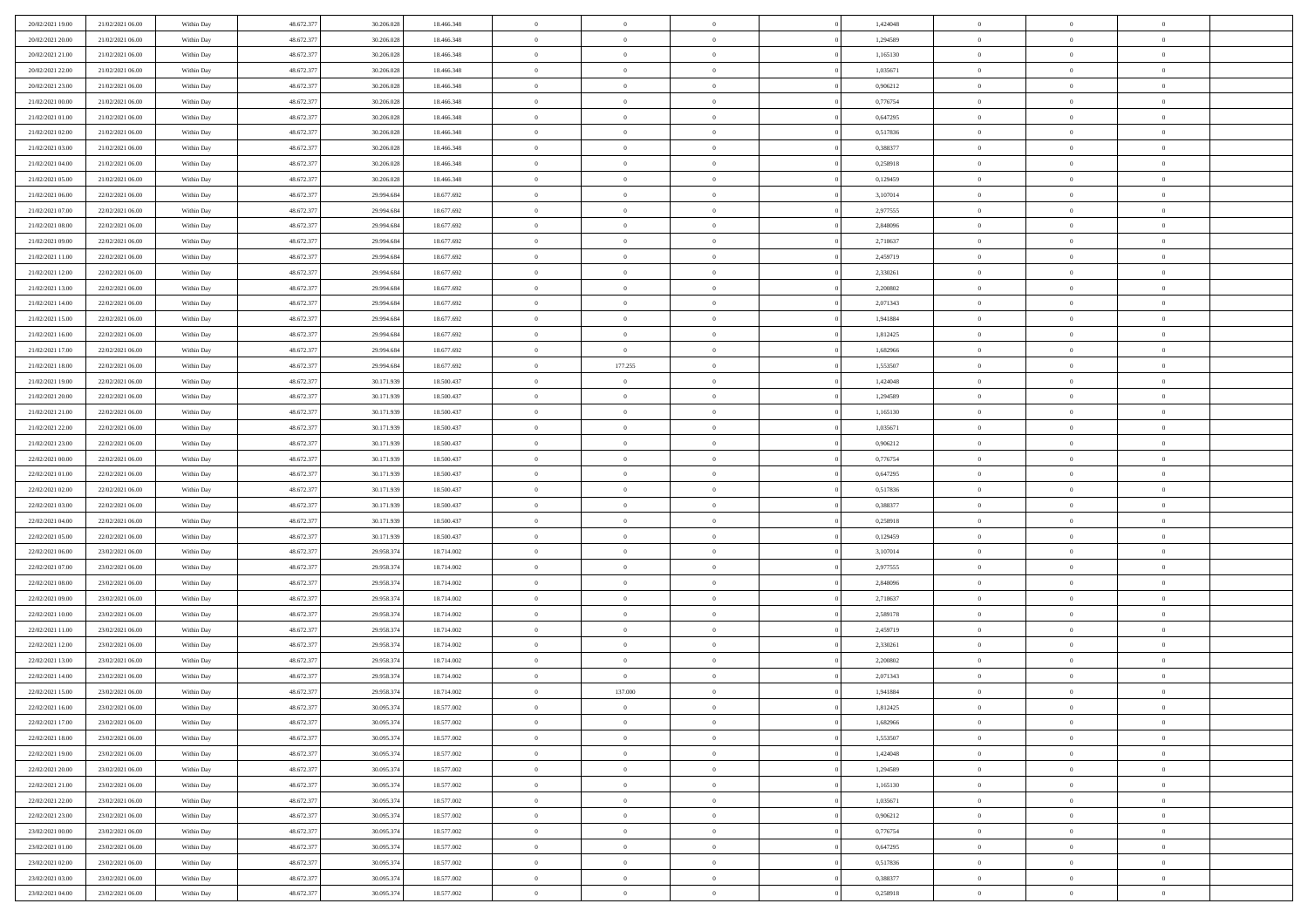| | | | | | | | | | | | | | | |
|---|---|---|---|---|---|---|---|---|---|---|---|---|---|---|
| 20/02/2021 19:00 | 21/02/2021 06:00 | Within Day | 48.672.377 | 30.206.028 | 18.466.348 | 0 | 0 | 0 | | 1,424048 | 0 | 0 | 0 | |
| 20/02/2021 20:00 | 21/02/2021 06:00 | Within Day | 48.672.377 | 30.206.028 | 18.466.348 | 0 | 0 | 0 | | 1,294589 | 0 | 0 | 0 | |
| 20/02/2021 21:00 | 21/02/2021 06:00 | Within Day | 48.672.377 | 30.206.028 | 18.466.348 | 0 | 0 | 0 | | 1,165130 | 0 | 0 | 0 | |
| 20/02/2021 22:00 | 21/02/2021 06:00 | Within Day | 48.672.377 | 30.206.028 | 18.466.348 | 0 | 0 | 0 | | 1,035671 | 0 | 0 | 0 | |
| 20/02/2021 23:00 | 21/02/2021 06:00 | Within Day | 48.672.377 | 30.206.028 | 18.466.348 | 0 | 0 | 0 | | 0,906212 | 0 | 0 | 0 | |
| 21/02/2021 00:00 | 21/02/2021 06:00 | Within Day | 48.672.377 | 30.206.028 | 18.466.348 | 0 | 0 | 0 | | 0,776754 | 0 | 0 | 0 | |
| 21/02/2021 01:00 | 21/02/2021 06:00 | Within Day | 48.672.377 | 30.206.028 | 18.466.348 | 0 | 0 | 0 | | 0,647295 | 0 | 0 | 0 | |
| 21/02/2021 02:00 | 21/02/2021 06:00 | Within Day | 48.672.377 | 30.206.028 | 18.466.348 | 0 | 0 | 0 | | 0,517836 | 0 | 0 | 0 | |
| 21/02/2021 03:00 | 21/02/2021 06:00 | Within Day | 48.672.377 | 30.206.028 | 18.466.348 | 0 | 0 | 0 | | 0,388377 | 0 | 0 | 0 | |
| 21/02/2021 04:00 | 21/02/2021 06:00 | Within Day | 48.672.377 | 30.206.028 | 18.466.348 | 0 | 0 | 0 | | 0,258918 | 0 | 0 | 0 | |
| 21/02/2021 05:00 | 21/02/2021 06:00 | Within Day | 48.672.377 | 30.206.028 | 18.466.348 | 0 | 0 | 0 | | 0,129459 | 0 | 0 | 0 | |
| 21/02/2021 06:00 | 22/02/2021 06:00 | Within Day | 48.672.377 | 29.994.684 | 18.677.692 | 0 | 0 | 0 | | 3,107014 | 0 | 0 | 0 | |
| 21/02/2021 07:00 | 22/02/2021 06:00 | Within Day | 48.672.377 | 29.994.684 | 18.677.692 | 0 | 0 | 0 | | 2,977555 | 0 | 0 | 0 | |
| 21/02/2021 08:00 | 22/02/2021 06:00 | Within Day | 48.672.377 | 29.994.684 | 18.677.692 | 0 | 0 | 0 | | 2,848096 | 0 | 0 | 0 | |
| 21/02/2021 09:00 | 22/02/2021 06:00 | Within Day | 48.672.377 | 29.994.684 | 18.677.692 | 0 | 0 | 0 | | 2,718637 | 0 | 0 | 0 | |
| 21/02/2021 11:00 | 22/02/2021 06:00 | Within Day | 48.672.377 | 29.994.684 | 18.677.692 | 0 | 0 | 0 | | 2,459719 | 0 | 0 | 0 | |
| 21/02/2021 12:00 | 22/02/2021 06:00 | Within Day | 48.672.377 | 29.994.684 | 18.677.692 | 0 | 0 | 0 | | 2,330261 | 0 | 0 | 0 | |
| 21/02/2021 13:00 | 22/02/2021 06:00 | Within Day | 48.672.377 | 29.994.684 | 18.677.692 | 0 | 0 | 0 | | 2,200802 | 0 | 0 | 0 | |
| 21/02/2021 14:00 | 22/02/2021 06:00 | Within Day | 48.672.377 | 29.994.684 | 18.677.692 | 0 | 0 | 0 | | 2,071343 | 0 | 0 | 0 | |
| 21/02/2021 15:00 | 22/02/2021 06:00 | Within Day | 48.672.377 | 29.994.684 | 18.677.692 | 0 | 0 | 0 | | 1,941884 | 0 | 0 | 0 | |
| 21/02/2021 16:00 | 22/02/2021 06:00 | Within Day | 48.672.377 | 29.994.684 | 18.677.692 | 0 | 0 | 0 | | 1,812425 | 0 | 0 | 0 | |
| 21/02/2021 17:00 | 22/02/2021 06:00 | Within Day | 48.672.377 | 29.994.684 | 18.677.692 | 0 | 0 | 0 | | 1,682966 | 0 | 0 | 0 | |
| 21/02/2021 18:00 | 22/02/2021 06:00 | Within Day | 48.672.377 | 29.994.684 | 18.677.692 | 0 | 177.255 | 0 | | 1,553507 | 0 | 0 | 0 | |
| 21/02/2021 19:00 | 22/02/2021 06:00 | Within Day | 48.672.377 | 30.171.939 | 18.500.437 | 0 | 0 | 0 | | 1,424048 | 0 | 0 | 0 | |
| 21/02/2021 20:00 | 22/02/2021 06:00 | Within Day | 48.672.377 | 30.171.939 | 18.500.437 | 0 | 0 | 0 | | 1,294589 | 0 | 0 | 0 | |
| 21/02/2021 21:00 | 22/02/2021 06:00 | Within Day | 48.672.377 | 30.171.939 | 18.500.437 | 0 | 0 | 0 | | 1,165130 | 0 | 0 | 0 | |
| 21/02/2021 22:00 | 22/02/2021 06:00 | Within Day | 48.672.377 | 30.171.939 | 18.500.437 | 0 | 0 | 0 | | 1,035671 | 0 | 0 | 0 | |
| 21/02/2021 23:00 | 22/02/2021 06:00 | Within Day | 48.672.377 | 30.171.939 | 18.500.437 | 0 | 0 | 0 | | 0,906212 | 0 | 0 | 0 | |
| 22/02/2021 00:00 | 22/02/2021 06:00 | Within Day | 48.672.377 | 30.171.939 | 18.500.437 | 0 | 0 | 0 | | 0,776754 | 0 | 0 | 0 | |
| 22/02/2021 01:00 | 22/02/2021 06:00 | Within Day | 48.672.377 | 30.171.939 | 18.500.437 | 0 | 0 | 0 | | 0,647295 | 0 | 0 | 0 | |
| 22/02/2021 02:00 | 22/02/2021 06:00 | Within Day | 48.672.377 | 30.171.939 | 18.500.437 | 0 | 0 | 0 | | 0,517836 | 0 | 0 | 0 | |
| 22/02/2021 03:00 | 22/02/2021 06:00 | Within Day | 48.672.377 | 30.171.939 | 18.500.437 | 0 | 0 | 0 | | 0,388377 | 0 | 0 | 0 | |
| 22/02/2021 04:00 | 22/02/2021 06:00 | Within Day | 48.672.377 | 30.171.939 | 18.500.437 | 0 | 0 | 0 | | 0,258918 | 0 | 0 | 0 | |
| 22/02/2021 05:00 | 22/02/2021 06:00 | Within Day | 48.672.377 | 30.171.939 | 18.500.437 | 0 | 0 | 0 | | 0,129459 | 0 | 0 | 0 | |
| 22/02/2021 06:00 | 23/02/2021 06:00 | Within Day | 48.672.377 | 29.958.374 | 18.714.002 | 0 | 0 | 0 | | 3,107014 | 0 | 0 | 0 | |
| 22/02/2021 07:00 | 23/02/2021 06:00 | Within Day | 48.672.377 | 29.958.374 | 18.714.002 | 0 | 0 | 0 | | 2,977555 | 0 | 0 | 0 | |
| 22/02/2021 08:00 | 23/02/2021 06:00 | Within Day | 48.672.377 | 29.958.374 | 18.714.002 | 0 | 0 | 0 | | 2,848096 | 0 | 0 | 0 | |
| 22/02/2021 09:00 | 23/02/2021 06:00 | Within Day | 48.672.377 | 29.958.374 | 18.714.002 | 0 | 0 | 0 | | 2,718637 | 0 | 0 | 0 | |
| 22/02/2021 10:00 | 23/02/2021 06:00 | Within Day | 48.672.377 | 29.958.374 | 18.714.002 | 0 | 0 | 0 | | 2,589178 | 0 | 0 | 0 | |
| 22/02/2021 11:00 | 23/02/2021 06:00 | Within Day | 48.672.377 | 29.958.374 | 18.714.002 | 0 | 0 | 0 | | 2,459719 | 0 | 0 | 0 | |
| 22/02/2021 12:00 | 23/02/2021 06:00 | Within Day | 48.672.377 | 29.958.374 | 18.714.002 | 0 | 0 | 0 | | 2,330261 | 0 | 0 | 0 | |
| 22/02/2021 13:00 | 23/02/2021 06:00 | Within Day | 48.672.377 | 29.958.374 | 18.714.002 | 0 | 0 | 0 | | 2,200802 | 0 | 0 | 0 | |
| 22/02/2021 14:00 | 23/02/2021 06:00 | Within Day | 48.672.377 | 29.958.374 | 18.714.002 | 0 | 0 | 0 | | 2,071343 | 0 | 0 | 0 | |
| 22/02/2021 15:00 | 23/02/2021 06:00 | Within Day | 48.672.377 | 29.958.374 | 18.714.002 | 0 | 137.000 | 0 | | 1,941884 | 0 | 0 | 0 | |
| 22/02/2021 16:00 | 23/02/2021 06:00 | Within Day | 48.672.377 | 30.095.374 | 18.577.002 | 0 | 0 | 0 | | 1,812425 | 0 | 0 | 0 | |
| 22/02/2021 17:00 | 23/02/2021 06:00 | Within Day | 48.672.377 | 30.095.374 | 18.577.002 | 0 | 0 | 0 | | 1,682966 | 0 | 0 | 0 | |
| 22/02/2021 18:00 | 23/02/2021 06:00 | Within Day | 48.672.377 | 30.095.374 | 18.577.002 | 0 | 0 | 0 | | 1,553507 | 0 | 0 | 0 | |
| 22/02/2021 19:00 | 23/02/2021 06:00 | Within Day | 48.672.377 | 30.095.374 | 18.577.002 | 0 | 0 | 0 | | 1,424048 | 0 | 0 | 0 | |
| 22/02/2021 20:00 | 23/02/2021 06:00 | Within Day | 48.672.377 | 30.095.374 | 18.577.002 | 0 | 0 | 0 | | 1,294589 | 0 | 0 | 0 | |
| 22/02/2021 21:00 | 23/02/2021 06:00 | Within Day | 48.672.377 | 30.095.374 | 18.577.002 | 0 | 0 | 0 | | 1,165130 | 0 | 0 | 0 | |
| 22/02/2021 22:00 | 23/02/2021 06:00 | Within Day | 48.672.377 | 30.095.374 | 18.577.002 | 0 | 0 | 0 | | 1,035671 | 0 | 0 | 0 | |
| 22/02/2021 23:00 | 23/02/2021 06:00 | Within Day | 48.672.377 | 30.095.374 | 18.577.002 | 0 | 0 | 0 | | 0,906212 | 0 | 0 | 0 | |
| 23/02/2021 00:00 | 23/02/2021 06:00 | Within Day | 48.672.377 | 30.095.374 | 18.577.002 | 0 | 0 | 0 | | 0,776754 | 0 | 0 | 0 | |
| 23/02/2021 01:00 | 23/02/2021 06:00 | Within Day | 48.672.377 | 30.095.374 | 18.577.002 | 0 | 0 | 0 | | 0,647295 | 0 | 0 | 0 | |
| 23/02/2021 02:00 | 23/02/2021 06:00 | Within Day | 48.672.377 | 30.095.374 | 18.577.002 | 0 | 0 | 0 | | 0,517836 | 0 | 0 | 0 | |
| 23/02/2021 03:00 | 23/02/2021 06:00 | Within Day | 48.672.377 | 30.095.374 | 18.577.002 | 0 | 0 | 0 | | 0,388377 | 0 | 0 | 0 | |
| 23/02/2021 04:00 | 23/02/2021 06:00 | Within Day | 48.672.377 | 30.095.374 | 18.577.002 | 0 | 0 | 0 | | 0,258918 | 0 | 0 | 0 | |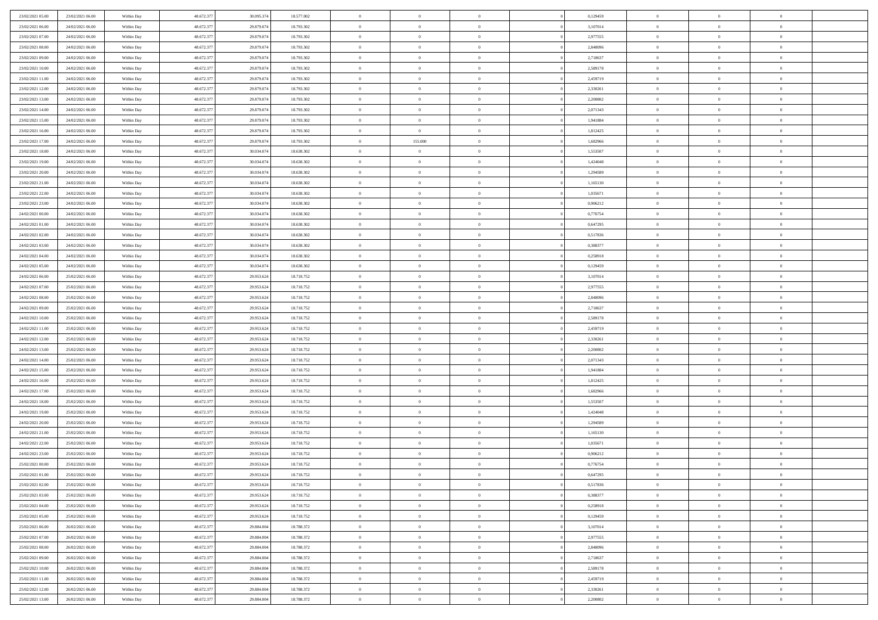| | | | | | | | | | | | | | | |
|---|---|---|---|---|---|---|---|---|---|---|---|---|---|---|
| 23/02/2021 05.00 | 23/02/2021 06.00 | Within Day | 48.672.377 | 30.095.374 | 18.577.002 | 0 | 0 | 0 | | 0,129459 | 0 | 0 | 0 | |
| 23/02/2021 06.00 | 24/02/2021 06.00 | Within Day | 48.672.377 | 29.879.074 | 18.793.302 | 0 | 0 | 0 | | 3,107014 | 0 | 0 | 0 | |
| 23/02/2021 07.00 | 24/02/2021 06.00 | Within Day | 48.672.377 | 29.879.074 | 18.793.302 | 0 | 0 | 0 | | 2,977555 | 0 | 0 | 0 | |
| 23/02/2021 08.00 | 24/02/2021 06.00 | Within Day | 48.672.377 | 29.879.074 | 18.793.302 | 0 | 0 | 0 | | 2,848096 | 0 | 0 | 0 | |
| 23/02/2021 09.00 | 24/02/2021 06.00 | Within Day | 48.672.377 | 29.879.074 | 18.793.302 | 0 | 0 | 0 | | 2,718637 | 0 | 0 | 0 | |
| 23/02/2021 10.00 | 24/02/2021 06.00 | Within Day | 48.672.377 | 29.879.074 | 18.793.302 | 0 | 0 | 0 | | 2,589178 | 0 | 0 | 0 | |
| 23/02/2021 11.00 | 24/02/2021 06.00 | Within Day | 48.672.377 | 29.879.074 | 18.793.302 | 0 | 0 | 0 | | 2,459719 | 0 | 0 | 0 | |
| 23/02/2021 12.00 | 24/02/2021 06.00 | Within Day | 48.672.377 | 29.879.074 | 18.793.302 | 0 | 0 | 0 | | 2,330261 | 0 | 0 | 0 | |
| 23/02/2021 13.00 | 24/02/2021 06.00 | Within Day | 48.672.377 | 29.879.074 | 18.793.302 | 0 | 0 | 0 | | 2,200802 | 0 | 0 | 0 | |
| 23/02/2021 14.00 | 24/02/2021 06.00 | Within Day | 48.672.377 | 29.879.074 | 18.793.302 | 0 | 0 | 0 | | 2,071343 | 0 | 0 | 0 | |
| 23/02/2021 15.00 | 24/02/2021 06.00 | Within Day | 48.672.377 | 29.879.074 | 18.793.302 | 0 | 0 | 0 | | 1,941884 | 0 | 0 | 0 | |
| 23/02/2021 16.00 | 24/02/2021 06.00 | Within Day | 48.672.377 | 29.879.074 | 18.793.302 | 0 | 0 | 0 | | 1,812425 | 0 | 0 | 0 | |
| 23/02/2021 17.00 | 24/02/2021 06.00 | Within Day | 48.672.377 | 29.879.074 | 18.793.302 | 0 | 155.000 | 0 | | 1,682966 | 0 | 0 | 0 | |
| 23/02/2021 18.00 | 24/02/2021 06.00 | Within Day | 48.672.377 | 30.034.074 | 18.638.302 | 0 | 0 | 0 | | 1,553507 | 0 | 0 | 0 | |
| 23/02/2021 19.00 | 24/02/2021 06.00 | Within Day | 48.672.377 | 30.034.074 | 18.638.302 | 0 | 0 | 0 | | 1,424048 | 0 | 0 | 0 | |
| 23/02/2021 20.00 | 24/02/2021 06.00 | Within Day | 48.672.377 | 30.034.074 | 18.638.302 | 0 | 0 | 0 | | 1,294589 | 0 | 0 | 0 | |
| 23/02/2021 21.00 | 24/02/2021 06.00 | Within Day | 48.672.377 | 30.034.074 | 18.638.302 | 0 | 0 | 0 | | 1,165130 | 0 | 0 | 0 | |
| 23/02/2021 22.00 | 24/02/2021 06.00 | Within Day | 48.672.377 | 30.034.074 | 18.638.302 | 0 | 0 | 0 | | 1,035671 | 0 | 0 | 0 | |
| 23/02/2021 23.00 | 24/02/2021 06.00 | Within Day | 48.672.377 | 30.034.074 | 18.638.302 | 0 | 0 | 0 | | 0,906212 | 0 | 0 | 0 | |
| 24/02/2021 00.00 | 24/02/2021 06.00 | Within Day | 48.672.377 | 30.034.074 | 18.638.302 | 0 | 0 | 0 | | 0,776754 | 0 | 0 | 0 | |
| 24/02/2021 01.00 | 24/02/2021 06.00 | Within Day | 48.672.377 | 30.034.074 | 18.638.302 | 0 | 0 | 0 | | 0,647295 | 0 | 0 | 0 | |
| 24/02/2021 02.00 | 24/02/2021 06.00 | Within Day | 48.672.377 | 30.034.074 | 18.638.302 | 0 | 0 | 0 | | 0,517836 | 0 | 0 | 0 | |
| 24/02/2021 03.00 | 24/02/2021 06.00 | Within Day | 48.672.377 | 30.034.074 | 18.638.302 | 0 | 0 | 0 | | 0,388377 | 0 | 0 | 0 | |
| 24/02/2021 04.00 | 24/02/2021 06.00 | Within Day | 48.672.377 | 30.034.074 | 18.638.302 | 0 | 0 | 0 | | 0,258918 | 0 | 0 | 0 | |
| 24/02/2021 05.00 | 24/02/2021 06.00 | Within Day | 48.672.377 | 30.034.074 | 18.638.302 | 0 | 0 | 0 | | 0,129459 | 0 | 0 | 0 | |
| 24/02/2021 06.00 | 25/02/2021 06.00 | Within Day | 48.672.377 | 29.953.624 | 18.718.752 | 0 | 0 | 0 | | 3,107014 | 0 | 0 | 0 | |
| 24/02/2021 07.00 | 25/02/2021 06.00 | Within Day | 48.672.377 | 29.953.624 | 18.718.752 | 0 | 0 | 0 | | 2,977555 | 0 | 0 | 0 | |
| 24/02/2021 08.00 | 25/02/2021 06.00 | Within Day | 48.672.377 | 29.953.624 | 18.718.752 | 0 | 0 | 0 | | 2,848096 | 0 | 0 | 0 | |
| 24/02/2021 09.00 | 25/02/2021 06.00 | Within Day | 48.672.377 | 29.953.624 | 18.718.752 | 0 | 0 | 0 | | 2,718637 | 0 | 0 | 0 | |
| 24/02/2021 10.00 | 25/02/2021 06.00 | Within Day | 48.672.377 | 29.953.624 | 18.718.752 | 0 | 0 | 0 | | 2,589178 | 0 | 0 | 0 | |
| 24/02/2021 11.00 | 25/02/2021 06.00 | Within Day | 48.672.377 | 29.953.624 | 18.718.752 | 0 | 0 | 0 | | 2,459719 | 0 | 0 | 0 | |
| 24/02/2021 12.00 | 25/02/2021 06.00 | Within Day | 48.672.377 | 29.953.624 | 18.718.752 | 0 | 0 | 0 | | 2,330261 | 0 | 0 | 0 | |
| 24/02/2021 13.00 | 25/02/2021 06.00 | Within Day | 48.672.377 | 29.953.624 | 18.718.752 | 0 | 0 | 0 | | 2,200802 | 0 | 0 | 0 | |
| 24/02/2021 14.00 | 25/02/2021 06.00 | Within Day | 48.672.377 | 29.953.624 | 18.718.752 | 0 | 0 | 0 | | 2,071343 | 0 | 0 | 0 | |
| 24/02/2021 15.00 | 25/02/2021 06.00 | Within Day | 48.672.377 | 29.953.624 | 18.718.752 | 0 | 0 | 0 | | 1,941884 | 0 | 0 | 0 | |
| 24/02/2021 16.00 | 25/02/2021 06.00 | Within Day | 48.672.377 | 29.953.624 | 18.718.752 | 0 | 0 | 0 | | 1,812425 | 0 | 0 | 0 | |
| 24/02/2021 17.00 | 25/02/2021 06.00 | Within Day | 48.672.377 | 29.953.624 | 18.718.752 | 0 | 0 | 0 | | 1,682966 | 0 | 0 | 0 | |
| 24/02/2021 18.00 | 25/02/2021 06.00 | Within Day | 48.672.377 | 29.953.624 | 18.718.752 | 0 | 0 | 0 | | 1,553507 | 0 | 0 | 0 | |
| 24/02/2021 19.00 | 25/02/2021 06.00 | Within Day | 48.672.377 | 29.953.624 | 18.718.752 | 0 | 0 | 0 | | 1,424048 | 0 | 0 | 0 | |
| 24/02/2021 20.00 | 25/02/2021 06.00 | Within Day | 48.672.377 | 29.953.624 | 18.718.752 | 0 | 0 | 0 | | 1,294589 | 0 | 0 | 0 | |
| 24/02/2021 21.00 | 25/02/2021 06.00 | Within Day | 48.672.377 | 29.953.624 | 18.718.752 | 0 | 0 | 0 | | 1,165130 | 0 | 0 | 0 | |
| 24/02/2021 22.00 | 25/02/2021 06.00 | Within Day | 48.672.377 | 29.953.624 | 18.718.752 | 0 | 0 | 0 | | 1,035671 | 0 | 0 | 0 | |
| 24/02/2021 23.00 | 25/02/2021 06.00 | Within Day | 48.672.377 | 29.953.624 | 18.718.752 | 0 | 0 | 0 | | 0,906212 | 0 | 0 | 0 | |
| 25/02/2021 00.00 | 25/02/2021 06.00 | Within Day | 48.672.377 | 29.953.624 | 18.718.752 | 0 | 0 | 0 | | 0,776754 | 0 | 0 | 0 | |
| 25/02/2021 01.00 | 25/02/2021 06.00 | Within Day | 48.672.377 | 29.953.624 | 18.718.752 | 0 | 0 | 0 | | 0,647295 | 0 | 0 | 0 | |
| 25/02/2021 02.00 | 25/02/2021 06.00 | Within Day | 48.672.377 | 29.953.624 | 18.718.752 | 0 | 0 | 0 | | 0,517836 | 0 | 0 | 0 | |
| 25/02/2021 03.00 | 25/02/2021 06.00 | Within Day | 48.672.377 | 29.953.624 | 18.718.752 | 0 | 0 | 0 | | 0,388377 | 0 | 0 | 0 | |
| 25/02/2021 04.00 | 25/02/2021 06.00 | Within Day | 48.672.377 | 29.953.624 | 18.718.752 | 0 | 0 | 0 | | 0,258918 | 0 | 0 | 0 | |
| 25/02/2021 05.00 | 25/02/2021 06.00 | Within Day | 48.672.377 | 29.953.624 | 18.718.752 | 0 | 0 | 0 | | 0,129459 | 0 | 0 | 0 | |
| 25/02/2021 06.00 | 26/02/2021 06.00 | Within Day | 48.672.377 | 29.884.004 | 18.788.372 | 0 | 0 | 0 | | 3,107014 | 0 | 0 | 0 | |
| 25/02/2021 07.00 | 26/02/2021 06.00 | Within Day | 48.672.377 | 29.884.004 | 18.788.372 | 0 | 0 | 0 | | 2,977555 | 0 | 0 | 0 | |
| 25/02/2021 08.00 | 26/02/2021 06.00 | Within Day | 48.672.377 | 29.884.004 | 18.788.372 | 0 | 0 | 0 | | 2,848096 | 0 | 0 | 0 | |
| 25/02/2021 09.00 | 26/02/2021 06.00 | Within Day | 48.672.377 | 29.884.004 | 18.788.372 | 0 | 0 | 0 | | 2,718637 | 0 | 0 | 0 | |
| 25/02/2021 10.00 | 26/02/2021 06.00 | Within Day | 48.672.377 | 29.884.004 | 18.788.372 | 0 | 0 | 0 | | 2,589178 | 0 | 0 | 0 | |
| 25/02/2021 11.00 | 26/02/2021 06.00 | Within Day | 48.672.377 | 29.884.004 | 18.788.372 | 0 | 0 | 0 | | 2,459719 | 0 | 0 | 0 | |
| 25/02/2021 12.00 | 26/02/2021 06.00 | Within Day | 48.672.377 | 29.884.004 | 18.788.372 | 0 | 0 | 0 | | 2,330261 | 0 | 0 | 0 | |
| 25/02/2021 13.00 | 26/02/2021 06.00 | Within Day | 48.672.377 | 29.884.004 | 18.788.372 | 0 | 0 | 0 | | 2,200802 | 0 | 0 | 0 | |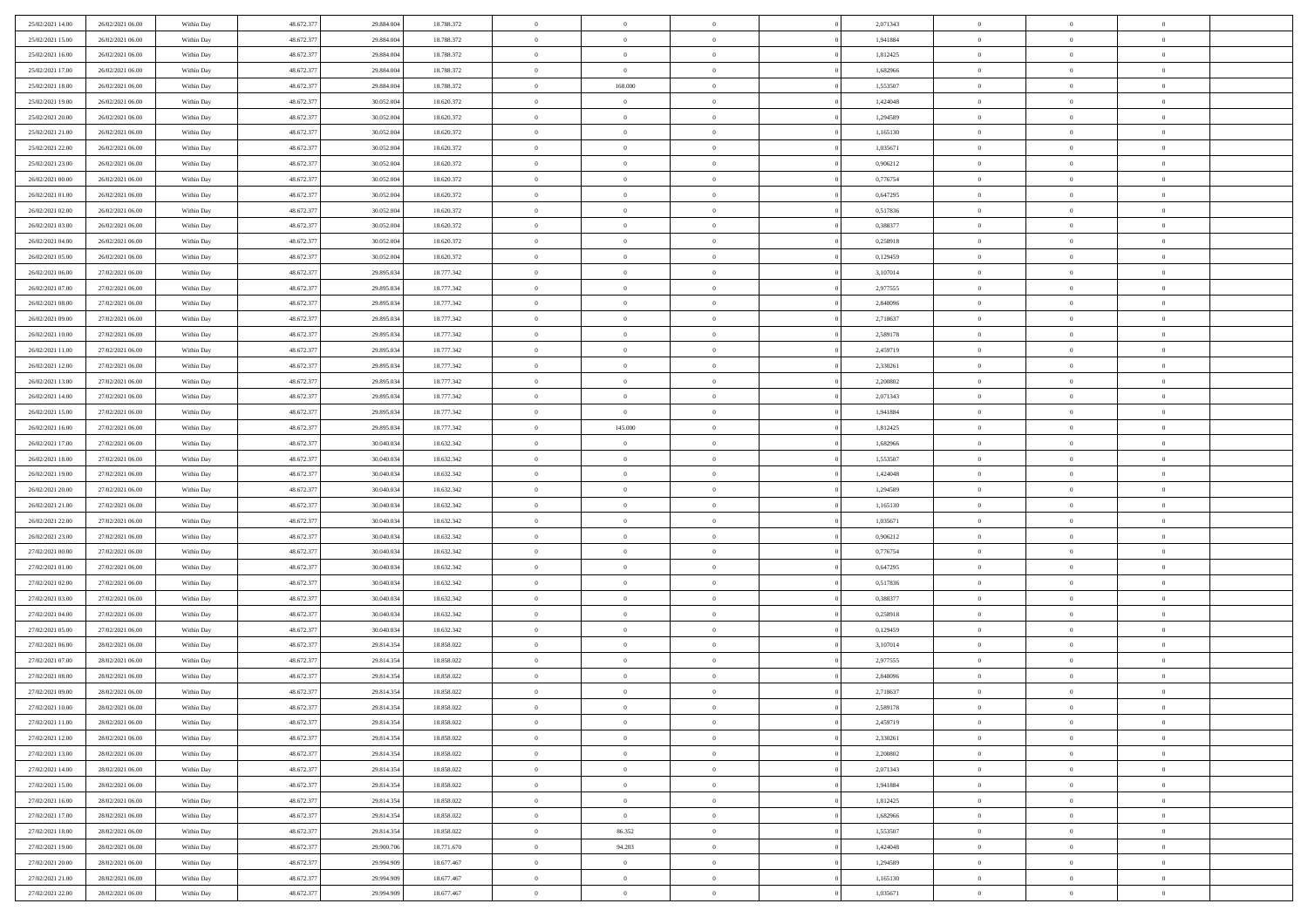| | | | | | | | | | | | | | | |
|---|---|---|---|---|---|---|---|---|---|---|---|---|---|---|
| 25/02/2021 14:00 | 26/02/2021 06:00 | Within Day | 48.672.377 | 29.884.004 | 18.788.372 | 0 | 0 | 0 | | 2,071343 | 0 | 0 | 0 | |
| 25/02/2021 15:00 | 26/02/2021 06:00 | Within Day | 48.672.377 | 29.884.004 | 18.788.372 | 0 | 0 | 0 | | 1,941884 | 0 | 0 | 0 | |
| 25/02/2021 16:00 | 26/02/2021 06:00 | Within Day | 48.672.377 | 29.884.004 | 18.788.372 | 0 | 0 | 0 | | 1,812425 | 0 | 0 | 0 | |
| 25/02/2021 17:00 | 26/02/2021 06:00 | Within Day | 48.672.377 | 29.884.004 | 18.788.372 | 0 | 0 | 0 | | 1,682966 | 0 | 0 | 0 | |
| 25/02/2021 18:00 | 26/02/2021 06:00 | Within Day | 48.672.377 | 29.884.004 | 18.788.372 | 0 | 168.000 | 0 | | 1,553507 | 0 | 0 | 0 | |
| 25/02/2021 19:00 | 26/02/2021 06:00 | Within Day | 48.672.377 | 30.052.004 | 18.620.372 | 0 | 0 | 0 | | 1,424048 | 0 | 0 | 0 | |
| 25/02/2021 20:00 | 26/02/2021 06:00 | Within Day | 48.672.377 | 30.052.004 | 18.620.372 | 0 | 0 | 0 | | 1,294589 | 0 | 0 | 0 | |
| 25/02/2021 21:00 | 26/02/2021 06:00 | Within Day | 48.672.377 | 30.052.004 | 18.620.372 | 0 | 0 | 0 | | 1,165130 | 0 | 0 | 0 | |
| 25/02/2021 22:00 | 26/02/2021 06:00 | Within Day | 48.672.377 | 30.052.004 | 18.620.372 | 0 | 0 | 0 | | 1,035671 | 0 | 0 | 0 | |
| 25/02/2021 23:00 | 26/02/2021 06:00 | Within Day | 48.672.377 | 30.052.004 | 18.620.372 | 0 | 0 | 0 | | 0,906212 | 0 | 0 | 0 | |
| 26/02/2021 00:00 | 26/02/2021 06:00 | Within Day | 48.672.377 | 30.052.004 | 18.620.372 | 0 | 0 | 0 | | 0,776754 | 0 | 0 | 0 | |
| 26/02/2021 01:00 | 26/02/2021 06:00 | Within Day | 48.672.377 | 30.052.004 | 18.620.372 | 0 | 0 | 0 | | 0,647295 | 0 | 0 | 0 | |
| 26/02/2021 02:00 | 26/02/2021 06:00 | Within Day | 48.672.377 | 30.052.004 | 18.620.372 | 0 | 0 | 0 | | 0,517836 | 0 | 0 | 0 | |
| 26/02/2021 03:00 | 26/02/2021 06:00 | Within Day | 48.672.377 | 30.052.004 | 18.620.372 | 0 | 0 | 0 | | 0,388377 | 0 | 0 | 0 | |
| 26/02/2021 04:00 | 26/02/2021 06:00 | Within Day | 48.672.377 | 30.052.004 | 18.620.372 | 0 | 0 | 0 | | 0,258918 | 0 | 0 | 0 | |
| 26/02/2021 05:00 | 26/02/2021 06:00 | Within Day | 48.672.377 | 30.052.004 | 18.620.372 | 0 | 0 | 0 | | 0,129459 | 0 | 0 | 0 | |
| 26/02/2021 06:00 | 27/02/2021 06:00 | Within Day | 48.672.377 | 29.895.034 | 18.777.342 | 0 | 0 | 0 | | 3,107014 | 0 | 0 | 0 | |
| 26/02/2021 07:00 | 27/02/2021 06:00 | Within Day | 48.672.377 | 29.895.034 | 18.777.342 | 0 | 0 | 0 | | 2,977555 | 0 | 0 | 0 | |
| 26/02/2021 08:00 | 27/02/2021 06:00 | Within Day | 48.672.377 | 29.895.034 | 18.777.342 | 0 | 0 | 0 | | 2,848096 | 0 | 0 | 0 | |
| 26/02/2021 09:00 | 27/02/2021 06:00 | Within Day | 48.672.377 | 29.895.034 | 18.777.342 | 0 | 0 | 0 | | 2,718637 | 0 | 0 | 0 | |
| 26/02/2021 10:00 | 27/02/2021 06:00 | Within Day | 48.672.377 | 29.895.034 | 18.777.342 | 0 | 0 | 0 | | 2,589178 | 0 | 0 | 0 | |
| 26/02/2021 11:00 | 27/02/2021 06:00 | Within Day | 48.672.377 | 29.895.034 | 18.777.342 | 0 | 0 | 0 | | 2,459719 | 0 | 0 | 0 | |
| 26/02/2021 12:00 | 27/02/2021 06:00 | Within Day | 48.672.377 | 29.895.034 | 18.777.342 | 0 | 0 | 0 | | 2,330261 | 0 | 0 | 0 | |
| 26/02/2021 13:00 | 27/02/2021 06:00 | Within Day | 48.672.377 | 29.895.034 | 18.777.342 | 0 | 0 | 0 | | 2,200802 | 0 | 0 | 0 | |
| 26/02/2021 14:00 | 27/02/2021 06:00 | Within Day | 48.672.377 | 29.895.034 | 18.777.342 | 0 | 0 | 0 | | 2,071343 | 0 | 0 | 0 | |
| 26/02/2021 15:00 | 27/02/2021 06:00 | Within Day | 48.672.377 | 29.895.034 | 18.777.342 | 0 | 0 | 0 | | 1,941884 | 0 | 0 | 0 | |
| 26/02/2021 16:00 | 27/02/2021 06:00 | Within Day | 48.672.377 | 29.895.034 | 18.777.342 | 0 | 145.000 | 0 | | 1,812425 | 0 | 0 | 0 | |
| 26/02/2021 17:00 | 27/02/2021 06:00 | Within Day | 48.672.377 | 30.040.034 | 18.632.342 | 0 | 0 | 0 | | 1,682966 | 0 | 0 | 0 | |
| 26/02/2021 18:00 | 27/02/2021 06:00 | Within Day | 48.672.377 | 30.040.034 | 18.632.342 | 0 | 0 | 0 | | 1,553507 | 0 | 0 | 0 | |
| 26/02/2021 19:00 | 27/02/2021 06:00 | Within Day | 48.672.377 | 30.040.034 | 18.632.342 | 0 | 0 | 0 | | 1,424048 | 0 | 0 | 0 | |
| 26/02/2021 20:00 | 27/02/2021 06:00 | Within Day | 48.672.377 | 30.040.034 | 18.632.342 | 0 | 0 | 0 | | 1,294589 | 0 | 0 | 0 | |
| 26/02/2021 21:00 | 27/02/2021 06:00 | Within Day | 48.672.377 | 30.040.034 | 18.632.342 | 0 | 0 | 0 | | 1,165130 | 0 | 0 | 0 | |
| 26/02/2021 22:00 | 27/02/2021 06:00 | Within Day | 48.672.377 | 30.040.034 | 18.632.342 | 0 | 0 | 0 | | 1,035671 | 0 | 0 | 0 | |
| 26/02/2021 23:00 | 27/02/2021 06:00 | Within Day | 48.672.377 | 30.040.034 | 18.632.342 | 0 | 0 | 0 | | 0,906212 | 0 | 0 | 0 | |
| 27/02/2021 00:00 | 27/02/2021 06:00 | Within Day | 48.672.377 | 30.040.034 | 18.632.342 | 0 | 0 | 0 | | 0,776754 | 0 | 0 | 0 | |
| 27/02/2021 01:00 | 27/02/2021 06:00 | Within Day | 48.672.377 | 30.040.034 | 18.632.342 | 0 | 0 | 0 | | 0,647295 | 0 | 0 | 0 | |
| 27/02/2021 02:00 | 27/02/2021 06:00 | Within Day | 48.672.377 | 30.040.034 | 18.632.342 | 0 | 0 | 0 | | 0,517836 | 0 | 0 | 0 | |
| 27/02/2021 03:00 | 27/02/2021 06:00 | Within Day | 48.672.377 | 30.040.034 | 18.632.342 | 0 | 0 | 0 | | 0,388377 | 0 | 0 | 0 | |
| 27/02/2021 04:00 | 27/02/2021 06:00 | Within Day | 48.672.377 | 30.040.034 | 18.632.342 | 0 | 0 | 0 | | 0,258918 | 0 | 0 | 0 | |
| 27/02/2021 05:00 | 27/02/2021 06:00 | Within Day | 48.672.377 | 30.040.034 | 18.632.342 | 0 | 0 | 0 | | 0,129459 | 0 | 0 | 0 | |
| 27/02/2021 06:00 | 28/02/2021 06:00 | Within Day | 48.672.377 | 29.814.354 | 18.858.022 | 0 | 0 | 0 | | 3,107014 | 0 | 0 | 0 | |
| 27/02/2021 07:00 | 28/02/2021 06:00 | Within Day | 48.672.377 | 29.814.354 | 18.858.022 | 0 | 0 | 0 | | 2,977555 | 0 | 0 | 0 | |
| 27/02/2021 08:00 | 28/02/2021 06:00 | Within Day | 48.672.377 | 29.814.354 | 18.858.022 | 0 | 0 | 0 | | 2,848096 | 0 | 0 | 0 | |
| 27/02/2021 09:00 | 28/02/2021 06:00 | Within Day | 48.672.377 | 29.814.354 | 18.858.022 | 0 | 0 | 0 | | 2,718637 | 0 | 0 | 0 | |
| 27/02/2021 10:00 | 28/02/2021 06:00 | Within Day | 48.672.377 | 29.814.354 | 18.858.022 | 0 | 0 | 0 | | 2,589178 | 0 | 0 | 0 | |
| 27/02/2021 11:00 | 28/02/2021 06:00 | Within Day | 48.672.377 | 29.814.354 | 18.858.022 | 0 | 0 | 0 | | 2,459719 | 0 | 0 | 0 | |
| 27/02/2021 12:00 | 28/02/2021 06:00 | Within Day | 48.672.377 | 29.814.354 | 18.858.022 | 0 | 0 | 0 | | 2,330261 | 0 | 0 | 0 | |
| 27/02/2021 13:00 | 28/02/2021 06:00 | Within Day | 48.672.377 | 29.814.354 | 18.858.022 | 0 | 0 | 0 | | 2,200802 | 0 | 0 | 0 | |
| 27/02/2021 14:00 | 28/02/2021 06:00 | Within Day | 48.672.377 | 29.814.354 | 18.858.022 | 0 | 0 | 0 | | 2,071343 | 0 | 0 | 0 | |
| 27/02/2021 15:00 | 28/02/2021 06:00 | Within Day | 48.672.377 | 29.814.354 | 18.858.022 | 0 | 0 | 0 | | 1,941884 | 0 | 0 | 0 | |
| 27/02/2021 16:00 | 28/02/2021 06:00 | Within Day | 48.672.377 | 29.814.354 | 18.858.022 | 0 | 0 | 0 | | 1,812425 | 0 | 0 | 0 | |
| 27/02/2021 17:00 | 28/02/2021 06:00 | Within Day | 48.672.377 | 29.814.354 | 18.858.022 | 0 | 0 | 0 | | 1,682966 | 0 | 0 | 0 | |
| 27/02/2021 18:00 | 28/02/2021 06:00 | Within Day | 48.672.377 | 29.814.354 | 18.858.022 | 0 | 86.352 | 0 | | 1,553507 | 0 | 0 | 0 | |
| 27/02/2021 19:00 | 28/02/2021 06:00 | Within Day | 48.672.377 | 29.900.706 | 18.771.670 | 0 | 94.203 | 0 | | 1,424048 | 0 | 0 | 0 | |
| 27/02/2021 20:00 | 28/02/2021 06:00 | Within Day | 48.672.377 | 29.994.909 | 18.677.467 | 0 | 0 | 0 | | 1,294589 | 0 | 0 | 0 | |
| 27/02/2021 21:00 | 28/02/2021 06:00 | Within Day | 48.672.377 | 29.994.909 | 18.677.467 | 0 | 0 | 0 | | 1,165130 | 0 | 0 | 0 | |
| 27/02/2021 22:00 | 28/02/2021 06:00 | Within Day | 48.672.377 | 29.994.909 | 18.677.467 | 0 | 0 | 0 | | 1,035671 | 0 | 0 | 0 | |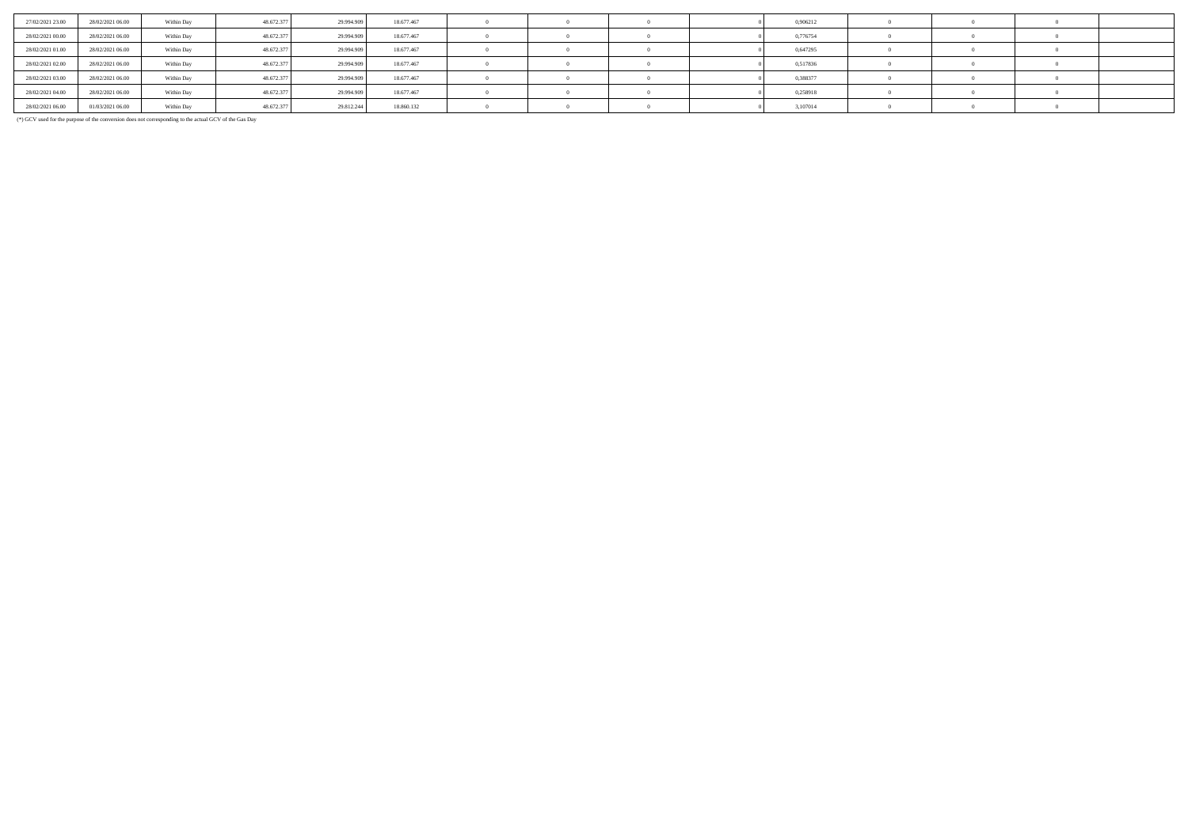| | | | | | | | | | | | | | | |
|---|---|---|---|---|---|---|---|---|---|---|---|---|---|---|
| 27/02/2021 23.00 | 28/02/2021 06.00 | Within Day | 48.672.377 | 29.994.909 | 18.677.467 | 0 | 0 | 0 | 0 | 0,906212 | 0 | 0 | 0 | |
| 28/02/2021 00.00 | 28/02/2021 06.00 | Within Day | 48.672.377 | 29.994.909 | 18.677.467 | 0 | 0 | 0 | 0 | 0,776754 | 0 | 0 | 0 | |
| 28/02/2021 01.00 | 28/02/2021 06.00 | Within Day | 48.672.377 | 29.994.909 | 18.677.467 | 0 | 0 | 0 | 0 | 0,647295 | 0 | 0 | 0 | |
| 28/02/2021 02.00 | 28/02/2021 06.00 | Within Day | 48.672.377 | 29.994.909 | 18.677.467 | 0 | 0 | 0 | 0 | 0,517836 | 0 | 0 | 0 | |
| 28/02/2021 03.00 | 28/02/2021 06.00 | Within Day | 48.672.377 | 29.994.909 | 18.677.467 | 0 | 0 | 0 | 0 | 0,388377 | 0 | 0 | 0 | |
| 28/02/2021 04.00 | 28/02/2021 06.00 | Within Day | 48.672.377 | 29.994.909 | 18.677.467 | 0 | 0 | 0 | 0 | 0,258918 | 0 | 0 | 0 | |
| 28/02/2021 06.00 | 01/03/2021 06.00 | Within Day | 48.672.377 | 29.812.244 | 18.860.132 | 0 | 0 | 0 | 0 | 3,107014 | 0 | 0 | 0 | |

(*) GCV used for the purpose of the conversion does not corresponding to the actual GCV of the Gas Day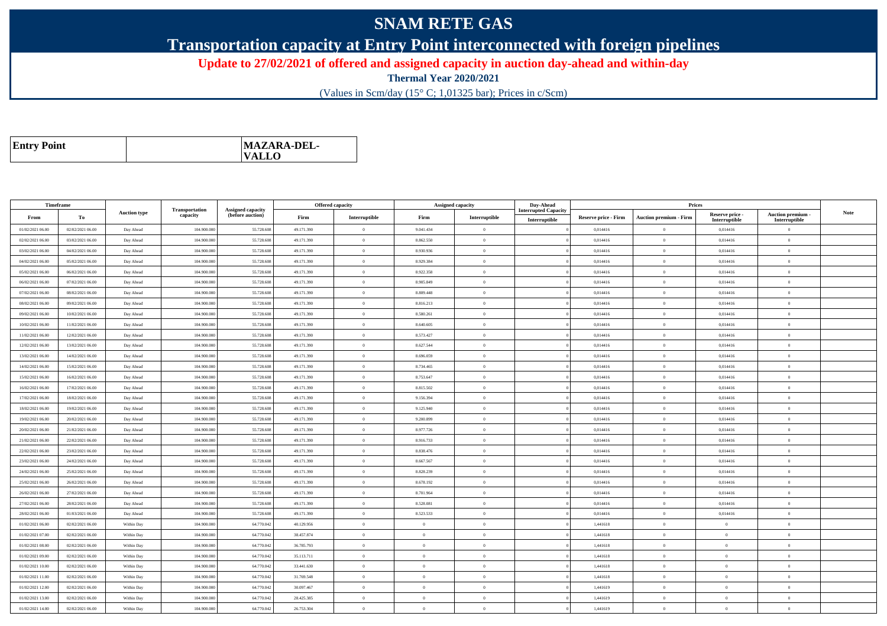# SNAM RETE GAS

## Transportation capacity at Entry Point interconnected with foreign pipelines

**Update to 27/02/2021 of offered and assigned capacity in auction day-ahead and within-day**

**Thermal Year 2020/2021**

(Values in Scm/day (15° C; 1,01325 bar); Prices in c/Scm)

| **Entry Point** | | **MAZARA-DEL-VALLO** |
|---|---|---|

| Timeframe | | Auction type | Transportation capacity | Assigned capacity (before auction) | Offered capacity | | Assigned capacity | | Day-Ahead Interrupted Capacity | Prices | | | | Note |
|---|---|---|---|---|---|---|---|---|---|---|---|---|---|---|
| From | To | | | | Firm | Interruptible | Firm | Interruptible | Interruptible | Reserve price - Firm | Auction premium - Firm | Reserve price - Interruptible | Auction premium - Interruptible | |
| 01/02/2021 06.00 | 02/02/2021 06.00 | Day Ahead | 104.900.000 | 55.728.608 | 49.171.390 | 0 | 9.041.434 | 0 | 0 | 0,014416 | 0 | 0,014416 | 0 | |
| 02/02/2021 06.00 | 03/02/2021 06.00 | Day Ahead | 104.900.000 | 55.728.608 | 49.171.390 | 0 | 8.862.550 | 0 | 0 | 0,014416 | 0 | 0,014416 | 0 | |
| 03/02/2021 06.00 | 04/02/2021 06.00 | Day Ahead | 104.900.000 | 55.728.608 | 49.171.390 | 0 | 8.930.936 | 0 | 0 | 0,014416 | 0 | 0,014416 | 0 | |
| 04/02/2021 06.00 | 05/02/2021 06.00 | Day Ahead | 104.900.000 | 55.728.608 | 49.171.390 | 0 | 8.929.384 | 0 | 0 | 0,014416 | 0 | 0,014416 | 0 | |
| 05/02/2021 06.00 | 06/02/2021 06.00 | Day Ahead | 104.900.000 | 55.728.608 | 49.171.390 | 0 | 8.922.358 | 0 | 0 | 0,014416 | 0 | 0,014416 | 0 | |
| 06/02/2021 06.00 | 07/02/2021 06.00 | Day Ahead | 104.900.000 | 55.728.608 | 49.171.390 | 0 | 8.905.849 | 0 | 0 | 0,014416 | 0 | 0,014416 | 0 | |
| 07/02/2021 06.00 | 08/02/2021 06.00 | Day Ahead | 104.900.000 | 55.728.608 | 49.171.390 | 0 | 8.809.448 | 0 | 0 | 0,014416 | 0 | 0,014416 | 0 | |
| 08/02/2021 06.00 | 09/02/2021 06.00 | Day Ahead | 104.900.000 | 55.728.608 | 49.171.390 | 0 | 8.816.213 | 0 | 0 | 0,014416 | 0 | 0,014416 | 0 | |
| 09/02/2021 06.00 | 10/02/2021 06.00 | Day Ahead | 104.900.000 | 55.728.608 | 49.171.390 | 0 | 8.580.261 | 0 | 0 | 0,014416 | 0 | 0,014416 | 0 | |
| 10/02/2021 06.00 | 11/02/2021 06.00 | Day Ahead | 104.900.000 | 55.728.608 | 49.171.390 | 0 | 8.640.605 | 0 | 0 | 0,014416 | 0 | 0,014416 | 0 | |
| 11/02/2021 06.00 | 12/02/2021 06.00 | Day Ahead | 104.900.000 | 55.728.608 | 49.171.390 | 0 | 8.573.427 | 0 | 0 | 0,014416 | 0 | 0,014416 | 0 | |
| 12/02/2021 06.00 | 13/02/2021 06.00 | Day Ahead | 104.900.000 | 55.728.608 | 49.171.390 | 0 | 8.627.544 | 0 | 0 | 0,014416 | 0 | 0,014416 | 0 | |
| 13/02/2021 06.00 | 14/02/2021 06.00 | Day Ahead | 104.900.000 | 55.728.608 | 49.171.390 | 0 | 8.696.059 | 0 | 0 | 0,014416 | 0 | 0,014416 | 0 | |
| 14/02/2021 06.00 | 15/02/2021 06.00 | Day Ahead | 104.900.000 | 55.728.608 | 49.171.390 | 0 | 8.734.465 | 0 | 0 | 0,014416 | 0 | 0,014416 | 0 | |
| 15/02/2021 06.00 | 16/02/2021 06.00 | Day Ahead | 104.900.000 | 55.728.608 | 49.171.390 | 0 | 8.753.647 | 0 | 0 | 0,014416 | 0 | 0,014416 | 0 | |
| 16/02/2021 06.00 | 17/02/2021 06.00 | Day Ahead | 104.900.000 | 55.728.608 | 49.171.390 | 0 | 8.815.502 | 0 | 0 | 0,014416 | 0 | 0,014416 | 0 | |
| 17/02/2021 06.00 | 18/02/2021 06.00 | Day Ahead | 104.900.000 | 55.728.608 | 49.171.390 | 0 | 9.156.394 | 0 | 0 | 0,014416 | 0 | 0,014416 | 0 | |
| 18/02/2021 06.00 | 19/02/2021 06.00 | Day Ahead | 104.900.000 | 55.728.608 | 49.171.390 | 0 | 9.125.940 | 0 | 0 | 0,014416 | 0 | 0,014416 | 0 | |
| 19/02/2021 06.00 | 20/02/2021 06.00 | Day Ahead | 104.900.000 | 55.728.608 | 49.171.390 | 0 | 9.200.899 | 0 | 0 | 0,014416 | 0 | 0,014416 | 0 | |
| 20/02/2021 06.00 | 21/02/2021 06.00 | Day Ahead | 104.900.000 | 55.728.608 | 49.171.390 | 0 | 8.977.726 | 0 | 0 | 0,014416 | 0 | 0,014416 | 0 | |
| 21/02/2021 06.00 | 22/02/2021 06.00 | Day Ahead | 104.900.000 | 55.728.608 | 49.171.390 | 0 | 8.916.733 | 0 | 0 | 0,014416 | 0 | 0,014416 | 0 | |
| 22/02/2021 06.00 | 23/02/2021 06.00 | Day Ahead | 104.900.000 | 55.728.608 | 49.171.390 | 0 | 8.838.476 | 0 | 0 | 0,014416 | 0 | 0,014416 | 0 | |
| 23/02/2021 06.00 | 24/02/2021 06.00 | Day Ahead | 104.900.000 | 55.728.608 | 49.171.390 | 0 | 8.667.567 | 0 | 0 | 0,014416 | 0 | 0,014416 | 0 | |
| 24/02/2021 06.00 | 25/02/2021 06.00 | Day Ahead | 104.900.000 | 55.728.608 | 49.171.390 | 0 | 8.828.239 | 0 | 0 | 0,014416 | 0 | 0,014416 | 0 | |
| 25/02/2021 06.00 | 26/02/2021 06.00 | Day Ahead | 104.900.000 | 55.728.608 | 49.171.390 | 0 | 8.678.192 | 0 | 0 | 0,014416 | 0 | 0,014416 | 0 | |
| 26/02/2021 06.00 | 27/02/2021 06.00 | Day Ahead | 104.900.000 | 55.728.608 | 49.171.390 | 0 | 8.701.964 | 0 | 0 | 0,014416 | 0 | 0,014416 | 0 | |
| 27/02/2021 06.00 | 28/02/2021 06.00 | Day Ahead | 104.900.000 | 55.728.608 | 49.171.390 | 0 | 8.528.081 | 0 | 0 | 0,014416 | 0 | 0,014416 | 0 | |
| 28/02/2021 06.00 | 01/03/2021 06.00 | Day Ahead | 104.900.000 | 55.728.608 | 49.171.390 | 0 | 8.523.533 | 0 | 0 | 0,014416 | 0 | 0,014416 | 0 | |
| 01/02/2021 06.00 | 02/02/2021 06.00 | Within Day | 104.900.000 | 64.770.042 | 40.129.956 | 0 | 0 | 0 | 0 | 1,441618 | 0 | 0 | 0 | |
| 01/02/2021 07.00 | 02/02/2021 06.00 | Within Day | 104.900.000 | 64.770.042 | 38.457.874 | 0 | 0 | 0 | 0 | 1,441618 | 0 | 0 | 0 | |
| 01/02/2021 08.00 | 02/02/2021 06.00 | Within Day | 104.900.000 | 64.770.042 | 36.785.793 | 0 | 0 | 0 | 0 | 1,441618 | 0 | 0 | 0 | |
| 01/02/2021 09.00 | 02/02/2021 06.00 | Within Day | 104.900.000 | 64.770.042 | 35.113.711 | 0 | 0 | 0 | 0 | 1,441618 | 0 | 0 | 0 | |
| 01/02/2021 10.00 | 02/02/2021 06.00 | Within Day | 104.900.000 | 64.770.042 | 33.441.630 | 0 | 0 | 0 | 0 | 1,441618 | 0 | 0 | 0 | |
| 01/02/2021 11.00 | 02/02/2021 06.00 | Within Day | 104.900.000 | 64.770.042 | 31.769.548 | 0 | 0 | 0 | 0 | 1,441618 | 0 | 0 | 0 | |
| 01/02/2021 12.00 | 02/02/2021 06.00 | Within Day | 104.900.000 | 64.770.042 | 30.097.467 | 0 | 0 | 0 | 0 | 1,441619 | 0 | 0 | 0 | |
| 01/02/2021 13.00 | 02/02/2021 06.00 | Within Day | 104.900.000 | 64.770.042 | 28.425.385 | 0 | 0 | 0 | 0 | 1,441619 | 0 | 0 | 0 | |
| 01/02/2021 14.00 | 02/02/2021 06.00 | Within Day | 104.900.000 | 64.770.042 | 26.753.304 | 0 | 0 | 0 | 0 | 1,441619 | 0 | 0 | 0 | |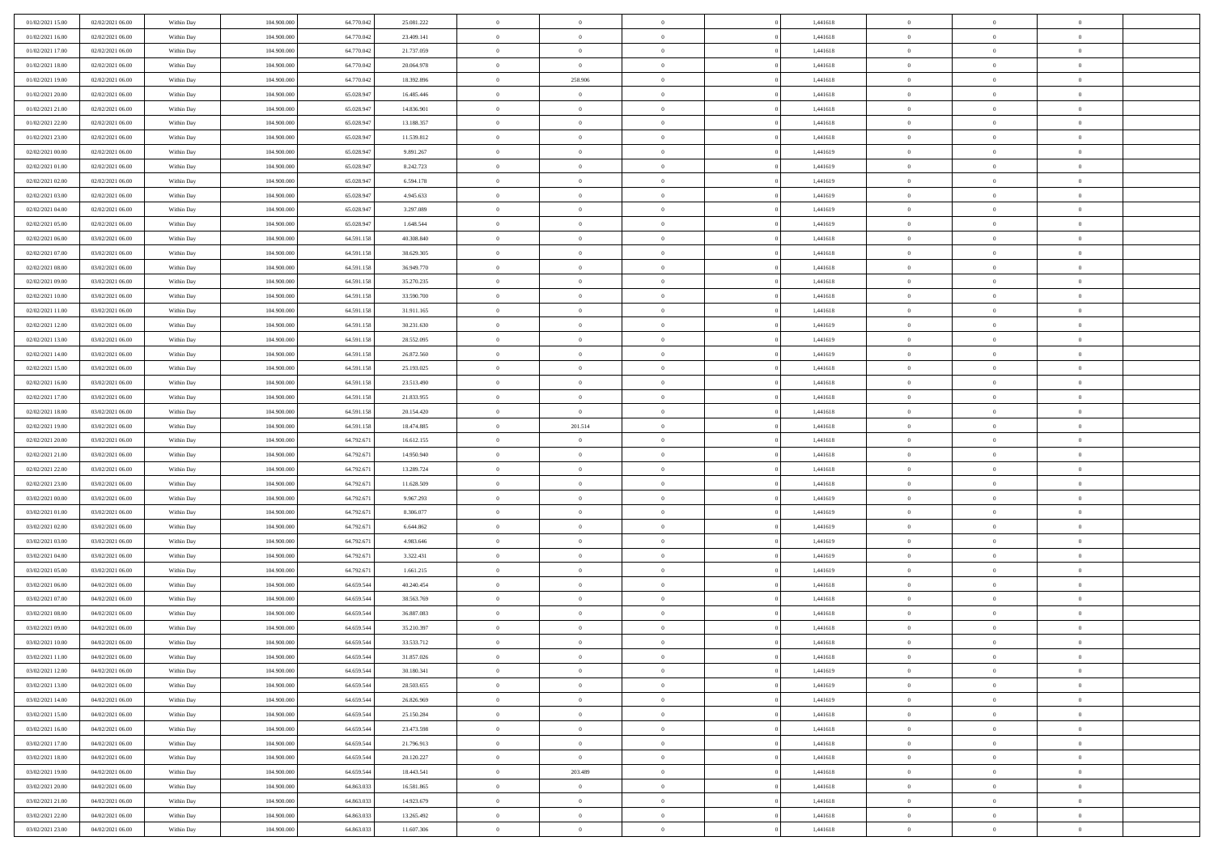| | | | | | | | | | | | | | | |
|---|---|---|---|---|---|---|---|---|---|---|---|---|---|---|
| 01/02/2021 15:00 | 02/02/2021 06:00 | Within Day | 104.900.000 | 64.770.042 | 25.081.222 | 0 | 0 | 0 | | 1,441618 | 0 | 0 | 0 | |
| 01/02/2021 16:00 | 02/02/2021 06:00 | Within Day | 104.900.000 | 64.770.042 | 23.409.141 | 0 | 0 | 0 | | 1,441618 | 0 | 0 | 0 | |
| 01/02/2021 17:00 | 02/02/2021 06:00 | Within Day | 104.900.000 | 64.770.042 | 21.737.059 | 0 | 0 | 0 | | 1,441618 | 0 | 0 | 0 | |
| 01/02/2021 18:00 | 02/02/2021 06:00 | Within Day | 104.900.000 | 64.770.042 | 20.064.978 | 0 | 0 | 0 | | 1,441618 | 0 | 0 | 0 | |
| 01/02/2021 19:00 | 02/02/2021 06:00 | Within Day | 104.900.000 | 64.770.042 | 18.392.896 | 0 | 258.906 | 0 | | 1,441618 | 0 | 0 | 0 | |
| 01/02/2021 20:00 | 02/02/2021 06:00 | Within Day | 104.900.000 | 65.028.947 | 16.485.446 | 0 | 0 | 0 | | 1,441618 | 0 | 0 | 0 | |
| 01/02/2021 21:00 | 02/02/2021 06:00 | Within Day | 104.900.000 | 65.028.947 | 14.836.901 | 0 | 0 | 0 | | 1,441618 | 0 | 0 | 0 | |
| 01/02/2021 22:00 | 02/02/2021 06:00 | Within Day | 104.900.000 | 65.028.947 | 13.188.357 | 0 | 0 | 0 | | 1,441618 | 0 | 0 | 0 | |
| 01/02/2021 23:00 | 02/02/2021 06:00 | Within Day | 104.900.000 | 65.028.947 | 11.539.812 | 0 | 0 | 0 | | 1,441618 | 0 | 0 | 0 | |
| 02/02/2021 00:00 | 02/02/2021 06:00 | Within Day | 104.900.000 | 65.028.947 | 9.891.267 | 0 | 0 | 0 | | 1,441619 | 0 | 0 | 0 | |
| 02/02/2021 01:00 | 02/02/2021 06:00 | Within Day | 104.900.000 | 65.028.947 | 8.242.723 | 0 | 0 | 0 | | 1,441619 | 0 | 0 | 0 | |
| 02/02/2021 02:00 | 02/02/2021 06:00 | Within Day | 104.900.000 | 65.028.947 | 6.594.178 | 0 | 0 | 0 | | 1,441619 | 0 | 0 | 0 | |
| 02/02/2021 03:00 | 02/02/2021 06:00 | Within Day | 104.900.000 | 65.028.947 | 4.945.633 | 0 | 0 | 0 | | 1,441619 | 0 | 0 | 0 | |
| 02/02/2021 04:00 | 02/02/2021 06:00 | Within Day | 104.900.000 | 65.028.947 | 3.297.089 | 0 | 0 | 0 | | 1,441619 | 0 | 0 | 0 | |
| 02/02/2021 05:00 | 02/02/2021 06:00 | Within Day | 104.900.000 | 65.028.947 | 1.648.544 | 0 | 0 | 0 | | 1,441619 | 0 | 0 | 0 | |
| 02/02/2021 06:00 | 03/02/2021 06:00 | Within Day | 104.900.000 | 64.591.158 | 40.308.840 | 0 | 0 | 0 | | 1,441618 | 0 | 0 | 0 | |
| 02/02/2021 07:00 | 03/02/2021 06:00 | Within Day | 104.900.000 | 64.591.158 | 38.629.305 | 0 | 0 | 0 | | 1,441618 | 0 | 0 | 0 | |
| 02/02/2021 08:00 | 03/02/2021 06:00 | Within Day | 104.900.000 | 64.591.158 | 36.949.770 | 0 | 0 | 0 | | 1,441618 | 0 | 0 | 0 | |
| 02/02/2021 09:00 | 03/02/2021 06:00 | Within Day | 104.900.000 | 64.591.158 | 35.270.235 | 0 | 0 | 0 | | 1,441618 | 0 | 0 | 0 | |
| 02/02/2021 10:00 | 03/02/2021 06:00 | Within Day | 104.900.000 | 64.591.158 | 33.590.700 | 0 | 0 | 0 | | 1,441618 | 0 | 0 | 0 | |
| 02/02/2021 11:00 | 03/02/2021 06:00 | Within Day | 104.900.000 | 64.591.158 | 31.911.165 | 0 | 0 | 0 | | 1,441618 | 0 | 0 | 0 | |
| 02/02/2021 12:00 | 03/02/2021 06:00 | Within Day | 104.900.000 | 64.591.158 | 30.231.630 | 0 | 0 | 0 | | 1,441619 | 0 | 0 | 0 | |
| 02/02/2021 13:00 | 03/02/2021 06:00 | Within Day | 104.900.000 | 64.591.158 | 28.552.095 | 0 | 0 | 0 | | 1,441619 | 0 | 0 | 0 | |
| 02/02/2021 14:00 | 03/02/2021 06:00 | Within Day | 104.900.000 | 64.591.158 | 26.872.560 | 0 | 0 | 0 | | 1,441619 | 0 | 0 | 0 | |
| 02/02/2021 15:00 | 03/02/2021 06:00 | Within Day | 104.900.000 | 64.591.158 | 25.193.025 | 0 | 0 | 0 | | 1,441618 | 0 | 0 | 0 | |
| 02/02/2021 16:00 | 03/02/2021 06:00 | Within Day | 104.900.000 | 64.591.158 | 23.513.490 | 0 | 0 | 0 | | 1,441618 | 0 | 0 | 0 | |
| 02/02/2021 17:00 | 03/02/2021 06:00 | Within Day | 104.900.000 | 64.591.158 | 21.833.955 | 0 | 0 | 0 | | 1,441618 | 0 | 0 | 0 | |
| 02/02/2021 18:00 | 03/02/2021 06:00 | Within Day | 104.900.000 | 64.591.158 | 20.154.420 | 0 | 0 | 0 | | 1,441618 | 0 | 0 | 0 | |
| 02/02/2021 19:00 | 03/02/2021 06:00 | Within Day | 104.900.000 | 64.591.158 | 18.474.885 | 0 | 201.514 | 0 | | 1,441618 | 0 | 0 | 0 | |
| 02/02/2021 20:00 | 03/02/2021 06:00 | Within Day | 104.900.000 | 64.792.671 | 16.612.155 | 0 | 0 | 0 | | 1,441618 | 0 | 0 | 0 | |
| 02/02/2021 21:00 | 03/02/2021 06:00 | Within Day | 104.900.000 | 64.792.671 | 14.950.940 | 0 | 0 | 0 | | 1,441618 | 0 | 0 | 0 | |
| 02/02/2021 22:00 | 03/02/2021 06:00 | Within Day | 104.900.000 | 64.792.671 | 13.289.724 | 0 | 0 | 0 | | 1,441618 | 0 | 0 | 0 | |
| 02/02/2021 23:00 | 03/02/2021 06:00 | Within Day | 104.900.000 | 64.792.671 | 11.628.509 | 0 | 0 | 0 | | 1,441618 | 0 | 0 | 0 | |
| 03/02/2021 00:00 | 03/02/2021 06:00 | Within Day | 104.900.000 | 64.792.671 | 9.967.293 | 0 | 0 | 0 | | 1,441619 | 0 | 0 | 0 | |
| 03/02/2021 01:00 | 03/02/2021 06:00 | Within Day | 104.900.000 | 64.792.671 | 8.306.077 | 0 | 0 | 0 | | 1,441619 | 0 | 0 | 0 | |
| 03/02/2021 02:00 | 03/02/2021 06:00 | Within Day | 104.900.000 | 64.792.671 | 6.644.862 | 0 | 0 | 0 | | 1,441619 | 0 | 0 | 0 | |
| 03/02/2021 03:00 | 03/02/2021 06:00 | Within Day | 104.900.000 | 64.792.671 | 4.983.646 | 0 | 0 | 0 | | 1,441619 | 0 | 0 | 0 | |
| 03/02/2021 04:00 | 03/02/2021 06:00 | Within Day | 104.900.000 | 64.792.671 | 3.322.431 | 0 | 0 | 0 | | 1,441619 | 0 | 0 | 0 | |
| 03/02/2021 05:00 | 03/02/2021 06:00 | Within Day | 104.900.000 | 64.792.671 | 1.661.215 | 0 | 0 | 0 | | 1,441619 | 0 | 0 | 0 | |
| 03/02/2021 06:00 | 04/02/2021 06:00 | Within Day | 104.900.000 | 64.659.544 | 40.240.454 | 0 | 0 | 0 | | 1,441618 | 0 | 0 | 0 | |
| 03/02/2021 07:00 | 04/02/2021 06:00 | Within Day | 104.900.000 | 64.659.544 | 38.563.769 | 0 | 0 | 0 | | 1,441618 | 0 | 0 | 0 | |
| 03/02/2021 08:00 | 04/02/2021 06:00 | Within Day | 104.900.000 | 64.659.544 | 36.887.083 | 0 | 0 | 0 | | 1,441618 | 0 | 0 | 0 | |
| 03/02/2021 09:00 | 04/02/2021 06:00 | Within Day | 104.900.000 | 64.659.544 | 35.210.397 | 0 | 0 | 0 | | 1,441618 | 0 | 0 | 0 | |
| 03/02/2021 10:00 | 04/02/2021 06:00 | Within Day | 104.900.000 | 64.659.544 | 33.533.712 | 0 | 0 | 0 | | 1,441618 | 0 | 0 | 0 | |
| 03/02/2021 11:00 | 04/02/2021 06:00 | Within Day | 104.900.000 | 64.659.544 | 31.857.026 | 0 | 0 | 0 | | 1,441618 | 0 | 0 | 0 | |
| 03/02/2021 12:00 | 04/02/2021 06:00 | Within Day | 104.900.000 | 64.659.544 | 30.180.341 | 0 | 0 | 0 | | 1,441619 | 0 | 0 | 0 | |
| 03/02/2021 13:00 | 04/02/2021 06:00 | Within Day | 104.900.000 | 64.659.544 | 28.503.655 | 0 | 0 | 0 | | 1,441619 | 0 | 0 | 0 | |
| 03/02/2021 14:00 | 04/02/2021 06:00 | Within Day | 104.900.000 | 64.659.544 | 26.826.969 | 0 | 0 | 0 | | 1,441619 | 0 | 0 | 0 | |
| 03/02/2021 15:00 | 04/02/2021 06:00 | Within Day | 104.900.000 | 64.659.544 | 25.150.284 | 0 | 0 | 0 | | 1,441618 | 0 | 0 | 0 | |
| 03/02/2021 16:00 | 04/02/2021 06:00 | Within Day | 104.900.000 | 64.659.544 | 23.473.598 | 0 | 0 | 0 | | 1,441618 | 0 | 0 | 0 | |
| 03/02/2021 17:00 | 04/02/2021 06:00 | Within Day | 104.900.000 | 64.659.544 | 21.796.913 | 0 | 0 | 0 | | 1,441618 | 0 | 0 | 0 | |
| 03/02/2021 18:00 | 04/02/2021 06:00 | Within Day | 104.900.000 | 64.659.544 | 20.120.227 | 0 | 0 | 0 | | 1,441618 | 0 | 0 | 0 | |
| 03/02/2021 19:00 | 04/02/2021 06:00 | Within Day | 104.900.000 | 64.659.544 | 18.443.541 | 0 | 203.489 | 0 | | 1,441618 | 0 | 0 | 0 | |
| 03/02/2021 20:00 | 04/02/2021 06:00 | Within Day | 104.900.000 | 64.863.033 | 16.581.865 | 0 | 0 | 0 | | 1,441618 | 0 | 0 | 0 | |
| 03/02/2021 21:00 | 04/02/2021 06:00 | Within Day | 104.900.000 | 64.863.033 | 14.923.679 | 0 | 0 | 0 | | 1,441618 | 0 | 0 | 0 | |
| 03/02/2021 22:00 | 04/02/2021 06:00 | Within Day | 104.900.000 | 64.863.033 | 13.265.492 | 0 | 0 | 0 | | 1,441618 | 0 | 0 | 0 | |
| 03/02/2021 23:00 | 04/02/2021 06:00 | Within Day | 104.900.000 | 64.863.033 | 11.607.306 | 0 | 0 | 0 | | 1,441618 | 0 | 0 | 0 | |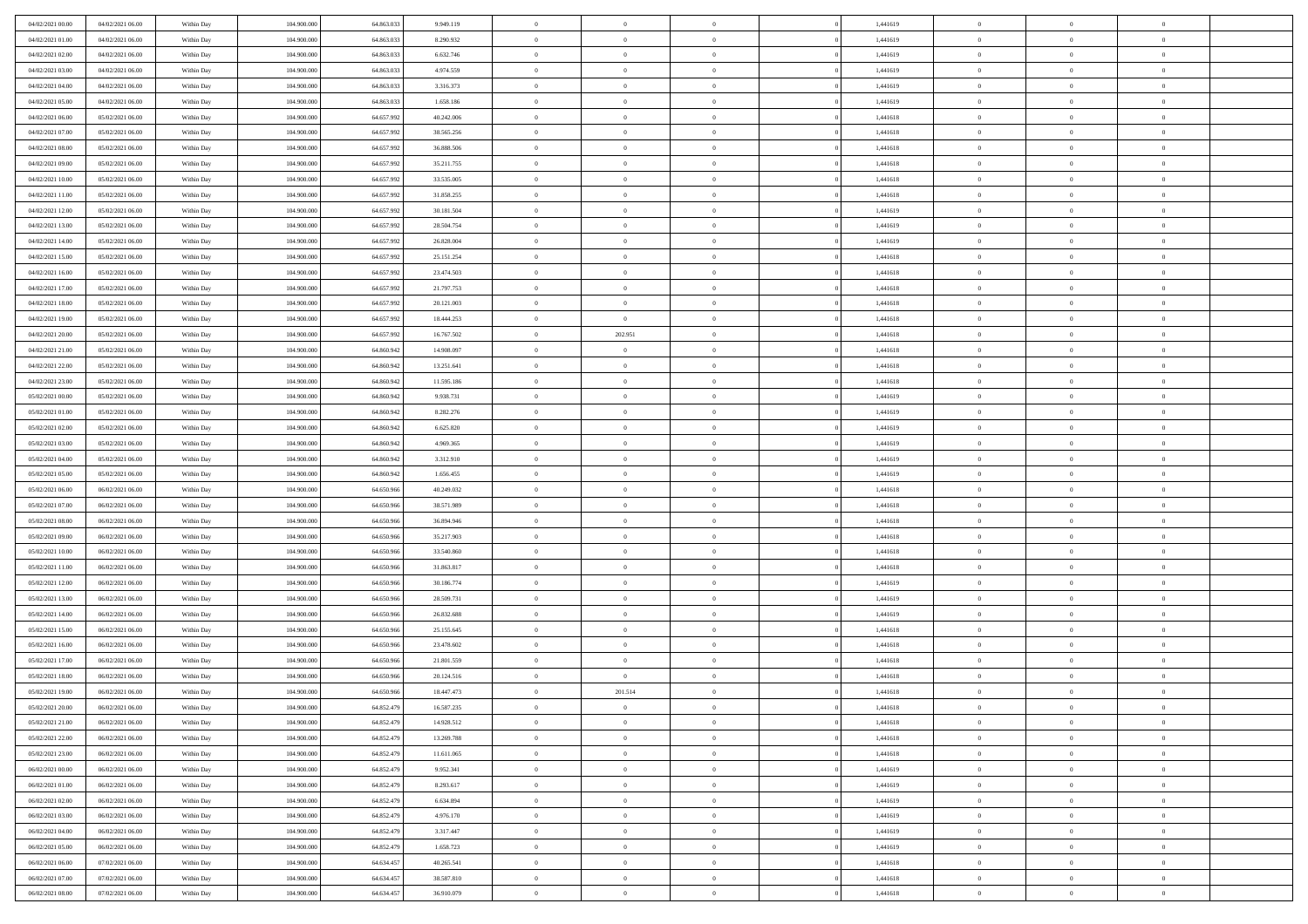| | | | | | | | | | | | | | | |
|---|---|---|---|---|---|---|---|---|---|---|---|---|---|---|
| 04/02/2021 00:00 | 04/02/2021 06:00 | Within Day | 104.900.000 | 64.863.033 | 9.949.119 | 0 | 0 | 0 | | 1,441619 | 0 | 0 | 0 | |
| 04/02/2021 01:00 | 04/02/2021 06:00 | Within Day | 104.900.000 | 64.863.033 | 8.290.932 | 0 | 0 | 0 | | 1,441619 | 0 | 0 | 0 | |
| 04/02/2021 02:00 | 04/02/2021 06:00 | Within Day | 104.900.000 | 64.863.033 | 6.632.746 | 0 | 0 | 0 | | 1,441619 | 0 | 0 | 0 | |
| 04/02/2021 03:00 | 04/02/2021 06:00 | Within Day | 104.900.000 | 64.863.033 | 4.974.559 | 0 | 0 | 0 | | 1,441619 | 0 | 0 | 0 | |
| 04/02/2021 04:00 | 04/02/2021 06:00 | Within Day | 104.900.000 | 64.863.033 | 3.316.373 | 0 | 0 | 0 | | 1,441619 | 0 | 0 | 0 | |
| 04/02/2021 05:00 | 04/02/2021 06:00 | Within Day | 104.900.000 | 64.863.033 | 1.658.186 | 0 | 0 | 0 | | 1,441619 | 0 | 0 | 0 | |
| 04/02/2021 06:00 | 05/02/2021 06:00 | Within Day | 104.900.000 | 64.657.992 | 40.242.006 | 0 | 0 | 0 | | 1,441618 | 0 | 0 | 0 | |
| 04/02/2021 07:00 | 05/02/2021 06:00 | Within Day | 104.900.000 | 64.657.992 | 38.565.256 | 0 | 0 | 0 | | 1,441618 | 0 | 0 | 0 | |
| 04/02/2021 08:00 | 05/02/2021 06:00 | Within Day | 104.900.000 | 64.657.992 | 36.888.506 | 0 | 0 | 0 | | 1,441618 | 0 | 0 | 0 | |
| 04/02/2021 09:00 | 05/02/2021 06:00 | Within Day | 104.900.000 | 64.657.992 | 35.211.755 | 0 | 0 | 0 | | 1,441618 | 0 | 0 | 0 | |
| 04/02/2021 10:00 | 05/02/2021 06:00 | Within Day | 104.900.000 | 64.657.992 | 33.535.005 | 0 | 0 | 0 | | 1,441618 | 0 | 0 | 0 | |
| 04/02/2021 11:00 | 05/02/2021 06:00 | Within Day | 104.900.000 | 64.657.992 | 31.858.255 | 0 | 0 | 0 | | 1,441618 | 0 | 0 | 0 | |
| 04/02/2021 12:00 | 05/02/2021 06:00 | Within Day | 104.900.000 | 64.657.992 | 30.181.504 | 0 | 0 | 0 | | 1,441619 | 0 | 0 | 0 | |
| 04/02/2021 13:00 | 05/02/2021 06:00 | Within Day | 104.900.000 | 64.657.992 | 28.504.754 | 0 | 0 | 0 | | 1,441619 | 0 | 0 | 0 | |
| 04/02/2021 14:00 | 05/02/2021 06:00 | Within Day | 104.900.000 | 64.657.992 | 26.828.004 | 0 | 0 | 0 | | 1,441619 | 0 | 0 | 0 | |
| 04/02/2021 15:00 | 05/02/2021 06:00 | Within Day | 104.900.000 | 64.657.992 | 25.151.254 | 0 | 0 | 0 | | 1,441618 | 0 | 0 | 0 | |
| 04/02/2021 16:00 | 05/02/2021 06:00 | Within Day | 104.900.000 | 64.657.992 | 23.474.503 | 0 | 0 | 0 | | 1,441618 | 0 | 0 | 0 | |
| 04/02/2021 17:00 | 05/02/2021 06:00 | Within Day | 104.900.000 | 64.657.992 | 21.797.753 | 0 | 0 | 0 | | 1,441618 | 0 | 0 | 0 | |
| 04/02/2021 18:00 | 05/02/2021 06:00 | Within Day | 104.900.000 | 64.657.992 | 20.121.003 | 0 | 0 | 0 | | 1,441618 | 0 | 0 | 0 | |
| 04/02/2021 19:00 | 05/02/2021 06:00 | Within Day | 104.900.000 | 64.657.992 | 18.444.253 | 0 | 0 | 0 | | 1,441618 | 0 | 0 | 0 | |
| 04/02/2021 20:00 | 05/02/2021 06:00 | Within Day | 104.900.000 | 64.657.992 | 16.767.502 | 0 | 202.951 | 0 | | 1,441618 | 0 | 0 | 0 | |
| 04/02/2021 21:00 | 05/02/2021 06:00 | Within Day | 104.900.000 | 64.860.942 | 14.908.097 | 0 | 0 | 0 | | 1,441618 | 0 | 0 | 0 | |
| 04/02/2021 22:00 | 05/02/2021 06:00 | Within Day | 104.900.000 | 64.860.942 | 13.251.641 | 0 | 0 | 0 | | 1,441618 | 0 | 0 | 0 | |
| 04/02/2021 23:00 | 05/02/2021 06:00 | Within Day | 104.900.000 | 64.860.942 | 11.595.186 | 0 | 0 | 0 | | 1,441618 | 0 | 0 | 0 | |
| 05/02/2021 00:00 | 05/02/2021 06:00 | Within Day | 104.900.000 | 64.860.942 | 9.938.731 | 0 | 0 | 0 | | 1,441619 | 0 | 0 | 0 | |
| 05/02/2021 01:00 | 05/02/2021 06:00 | Within Day | 104.900.000 | 64.860.942 | 8.282.276 | 0 | 0 | 0 | | 1,441619 | 0 | 0 | 0 | |
| 05/02/2021 02:00 | 05/02/2021 06:00 | Within Day | 104.900.000 | 64.860.942 | 6.625.820 | 0 | 0 | 0 | | 1,441619 | 0 | 0 | 0 | |
| 05/02/2021 03:00 | 05/02/2021 06:00 | Within Day | 104.900.000 | 64.860.942 | 4.969.365 | 0 | 0 | 0 | | 1,441619 | 0 | 0 | 0 | |
| 05/02/2021 04:00 | 05/02/2021 06:00 | Within Day | 104.900.000 | 64.860.942 | 3.312.910 | 0 | 0 | 0 | | 1,441619 | 0 | 0 | 0 | |
| 05/02/2021 05:00 | 05/02/2021 06:00 | Within Day | 104.900.000 | 64.860.942 | 1.656.455 | 0 | 0 | 0 | | 1,441619 | 0 | 0 | 0 | |
| 05/02/2021 06:00 | 06/02/2021 06:00 | Within Day | 104.900.000 | 64.650.966 | 40.249.032 | 0 | 0 | 0 | | 1,441618 | 0 | 0 | 0 | |
| 05/02/2021 07:00 | 06/02/2021 06:00 | Within Day | 104.900.000 | 64.650.966 | 38.571.989 | 0 | 0 | 0 | | 1,441618 | 0 | 0 | 0 | |
| 05/02/2021 08:00 | 06/02/2021 06:00 | Within Day | 104.900.000 | 64.650.966 | 36.894.946 | 0 | 0 | 0 | | 1,441618 | 0 | 0 | 0 | |
| 05/02/2021 09:00 | 06/02/2021 06:00 | Within Day | 104.900.000 | 64.650.966 | 35.217.903 | 0 | 0 | 0 | | 1,441618 | 0 | 0 | 0 | |
| 05/02/2021 10:00 | 06/02/2021 06:00 | Within Day | 104.900.000 | 64.650.966 | 33.540.860 | 0 | 0 | 0 | | 1,441618 | 0 | 0 | 0 | |
| 05/02/2021 11:00 | 06/02/2021 06:00 | Within Day | 104.900.000 | 64.650.966 | 31.863.817 | 0 | 0 | 0 | | 1,441618 | 0 | 0 | 0 | |
| 05/02/2021 12:00 | 06/02/2021 06:00 | Within Day | 104.900.000 | 64.650.966 | 30.186.774 | 0 | 0 | 0 | | 1,441619 | 0 | 0 | 0 | |
| 05/02/2021 13:00 | 06/02/2021 06:00 | Within Day | 104.900.000 | 64.650.966 | 28.509.731 | 0 | 0 | 0 | | 1,441619 | 0 | 0 | 0 | |
| 05/02/2021 14:00 | 06/02/2021 06:00 | Within Day | 104.900.000 | 64.650.966 | 26.832.688 | 0 | 0 | 0 | | 1,441619 | 0 | 0 | 0 | |
| 05/02/2021 15:00 | 06/02/2021 06:00 | Within Day | 104.900.000 | 64.650.966 | 25.155.645 | 0 | 0 | 0 | | 1,441618 | 0 | 0 | 0 | |
| 05/02/2021 16:00 | 06/02/2021 06:00 | Within Day | 104.900.000 | 64.650.966 | 23.478.602 | 0 | 0 | 0 | | 1,441618 | 0 | 0 | 0 | |
| 05/02/2021 17:00 | 06/02/2021 06:00 | Within Day | 104.900.000 | 64.650.966 | 21.801.559 | 0 | 0 | 0 | | 1,441618 | 0 | 0 | 0 | |
| 05/02/2021 18:00 | 06/02/2021 06:00 | Within Day | 104.900.000 | 64.650.966 | 20.124.516 | 0 | 0 | 0 | | 1,441618 | 0 | 0 | 0 | |
| 05/02/2021 19:00 | 06/02/2021 06:00 | Within Day | 104.900.000 | 64.650.966 | 18.447.473 | 0 | 201.514 | 0 | | 1,441618 | 0 | 0 | 0 | |
| 05/02/2021 20:00 | 06/02/2021 06:00 | Within Day | 104.900.000 | 64.852.479 | 16.587.235 | 0 | 0 | 0 | | 1,441618 | 0 | 0 | 0 | |
| 05/02/2021 21:00 | 06/02/2021 06:00 | Within Day | 104.900.000 | 64.852.479 | 14.928.512 | 0 | 0 | 0 | | 1,441618 | 0 | 0 | 0 | |
| 05/02/2021 22:00 | 06/02/2021 06:00 | Within Day | 104.900.000 | 64.852.479 | 13.269.788 | 0 | 0 | 0 | | 1,441618 | 0 | 0 | 0 | |
| 05/02/2021 23:00 | 06/02/2021 06:00 | Within Day | 104.900.000 | 64.852.479 | 11.611.065 | 0 | 0 | 0 | | 1,441618 | 0 | 0 | 0 | |
| 06/02/2021 00:00 | 06/02/2021 06:00 | Within Day | 104.900.000 | 64.852.479 | 9.952.341 | 0 | 0 | 0 | | 1,441619 | 0 | 0 | 0 | |
| 06/02/2021 01:00 | 06/02/2021 06:00 | Within Day | 104.900.000 | 64.852.479 | 8.293.617 | 0 | 0 | 0 | | 1,441619 | 0 | 0 | 0 | |
| 06/02/2021 02:00 | 06/02/2021 06:00 | Within Day | 104.900.000 | 64.852.479 | 6.634.894 | 0 | 0 | 0 | | 1,441619 | 0 | 0 | 0 | |
| 06/02/2021 03:00 | 06/02/2021 06:00 | Within Day | 104.900.000 | 64.852.479 | 4.976.170 | 0 | 0 | 0 | | 1,441619 | 0 | 0 | 0 | |
| 06/02/2021 04:00 | 06/02/2021 06:00 | Within Day | 104.900.000 | 64.852.479 | 3.317.447 | 0 | 0 | 0 | | 1,441619 | 0 | 0 | 0 | |
| 06/02/2021 05:00 | 06/02/2021 06:00 | Within Day | 104.900.000 | 64.852.479 | 1.658.723 | 0 | 0 | 0 | | 1,441619 | 0 | 0 | 0 | |
| 06/02/2021 06:00 | 07/02/2021 06:00 | Within Day | 104.900.000 | 64.634.457 | 40.265.541 | 0 | 0 | 0 | | 1,441618 | 0 | 0 | 0 | |
| 06/02/2021 07:00 | 07/02/2021 06:00 | Within Day | 104.900.000 | 64.634.457 | 38.587.810 | 0 | 0 | 0 | | 1,441618 | 0 | 0 | 0 | |
| 06/02/2021 08:00 | 07/02/2021 06:00 | Within Day | 104.900.000 | 64.634.457 | 36.910.079 | 0 | 0 | 0 | | 1,441618 | 0 | 0 | 0 | |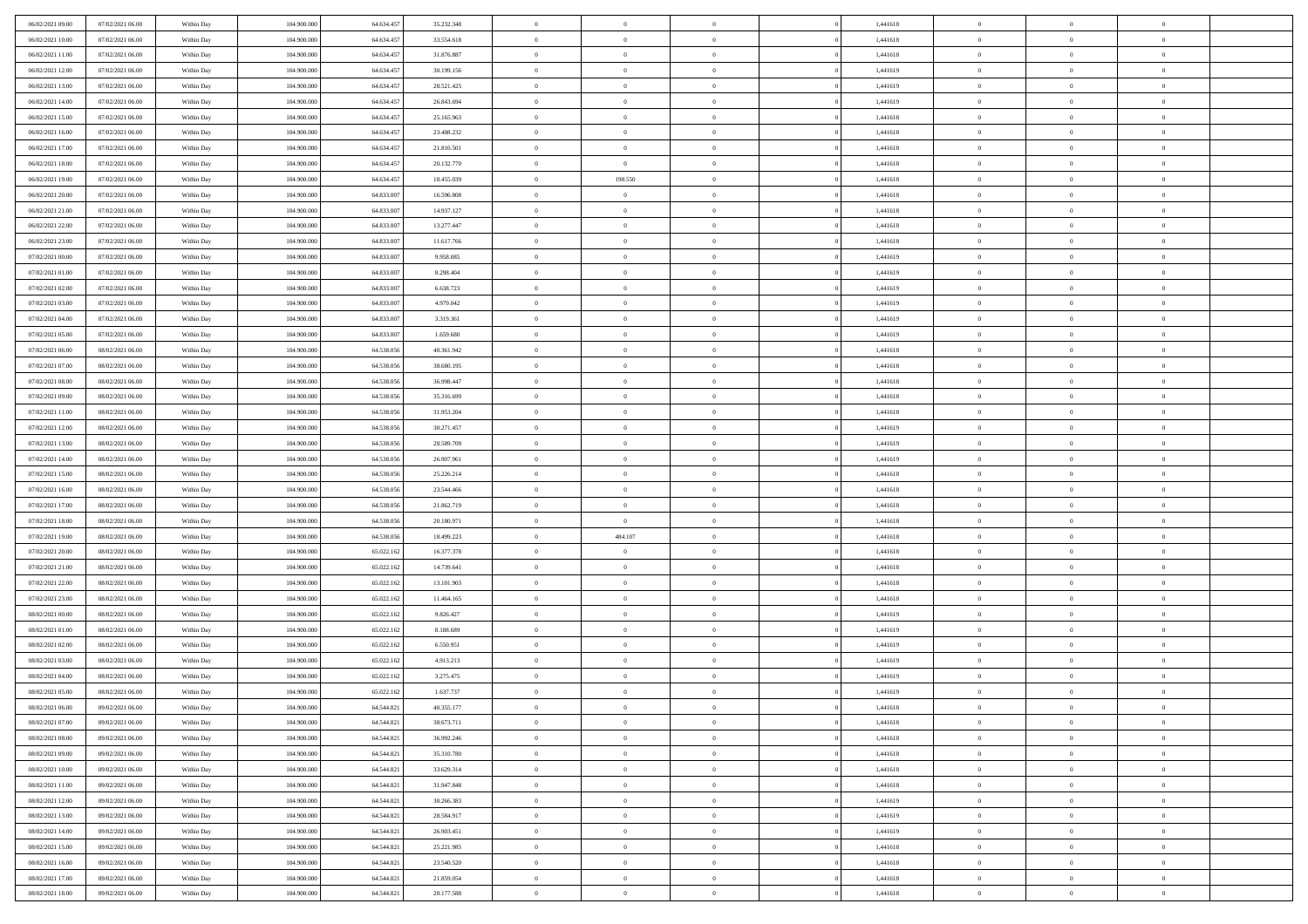| | | | | | | | | | | | | | | |
|---|---|---|---|---|---|---|---|---|---|---|---|---|---|---|
| 06/02/2021 09:00 | 07/02/2021 06:00 | Within Day | 104.900.000 | 64.634.457 | 35.232.348 | 0 | 0 | 0 | | 1,441618 | 0 | 0 | 0 | |
| 06/02/2021 10:00 | 07/02/2021 06:00 | Within Day | 104.900.000 | 64.634.457 | 33.554.618 | 0 | 0 | 0 | | 1,441618 | 0 | 0 | 0 | |
| 06/02/2021 11:00 | 07/02/2021 06:00 | Within Day | 104.900.000 | 64.634.457 | 31.876.887 | 0 | 0 | 0 | | 1,441618 | 0 | 0 | 0 | |
| 06/02/2021 12:00 | 07/02/2021 06:00 | Within Day | 104.900.000 | 64.634.457 | 30.199.156 | 0 | 0 | 0 | | 1,441619 | 0 | 0 | 0 | |
| 06/02/2021 13:00 | 07/02/2021 06:00 | Within Day | 104.900.000 | 64.634.457 | 28.521.425 | 0 | 0 | 0 | | 1,441619 | 0 | 0 | 0 | |
| 06/02/2021 14:00 | 07/02/2021 06:00 | Within Day | 104.900.000 | 64.634.457 | 26.843.694 | 0 | 0 | 0 | | 1,441619 | 0 | 0 | 0 | |
| 06/02/2021 15:00 | 07/02/2021 06:00 | Within Day | 104.900.000 | 64.634.457 | 25.165.963 | 0 | 0 | 0 | | 1,441618 | 0 | 0 | 0 | |
| 06/02/2021 16:00 | 07/02/2021 06:00 | Within Day | 104.900.000 | 64.634.457 | 23.488.232 | 0 | 0 | 0 | | 1,441618 | 0 | 0 | 0 | |
| 06/02/2021 17:00 | 07/02/2021 06:00 | Within Day | 104.900.000 | 64.634.457 | 21.810.501 | 0 | 0 | 0 | | 1,441618 | 0 | 0 | 0 | |
| 06/02/2021 18:00 | 07/02/2021 06:00 | Within Day | 104.900.000 | 64.634.457 | 20.132.770 | 0 | 0 | 0 | | 1,441618 | 0 | 0 | 0 | |
| 06/02/2021 19:00 | 07/02/2021 06:00 | Within Day | 104.900.000 | 64.634.457 | 18.455.039 | 0 | 198.550 | 0 | | 1,441618 | 0 | 0 | 0 | |
| 06/02/2021 20:00 | 07/02/2021 06:00 | Within Day | 104.900.000 | 64.833.007 | 16.596.808 | 0 | 0 | 0 | | 1,441618 | 0 | 0 | 0 | |
| 06/02/2021 21:00 | 07/02/2021 06:00 | Within Day | 104.900.000 | 64.833.007 | 14.937.127 | 0 | 0 | 0 | | 1,441618 | 0 | 0 | 0 | |
| 06/02/2021 22:00 | 07/02/2021 06:00 | Within Day | 104.900.000 | 64.833.007 | 13.277.447 | 0 | 0 | 0 | | 1,441618 | 0 | 0 | 0 | |
| 06/02/2021 23:00 | 07/02/2021 06:00 | Within Day | 104.900.000 | 64.833.007 | 11.617.766 | 0 | 0 | 0 | | 1,441618 | 0 | 0 | 0 | |
| 07/02/2021 00:00 | 07/02/2021 06:00 | Within Day | 104.900.000 | 64.833.007 | 9.958.085 | 0 | 0 | 0 | | 1,441619 | 0 | 0 | 0 | |
| 07/02/2021 01:00 | 07/02/2021 06:00 | Within Day | 104.900.000 | 64.833.007 | 8.298.404 | 0 | 0 | 0 | | 1,441619 | 0 | 0 | 0 | |
| 07/02/2021 02:00 | 07/02/2021 06:00 | Within Day | 104.900.000 | 64.833.007 | 6.638.723 | 0 | 0 | 0 | | 1,441619 | 0 | 0 | 0 | |
| 07/02/2021 03:00 | 07/02/2021 06:00 | Within Day | 104.900.000 | 64.833.007 | 4.979.042 | 0 | 0 | 0 | | 1,441619 | 0 | 0 | 0 | |
| 07/02/2021 04:00 | 07/02/2021 06:00 | Within Day | 104.900.000 | 64.833.007 | 3.319.361 | 0 | 0 | 0 | | 1,441619 | 0 | 0 | 0 | |
| 07/02/2021 05:00 | 07/02/2021 06:00 | Within Day | 104.900.000 | 64.833.007 | 1.659.680 | 0 | 0 | 0 | | 1,441619 | 0 | 0 | 0 | |
| 07/02/2021 06:00 | 08/02/2021 06:00 | Within Day | 104.900.000 | 64.538.056 | 40.361.942 | 0 | 0 | 0 | | 1,441618 | 0 | 0 | 0 | |
| 07/02/2021 07:00 | 08/02/2021 06:00 | Within Day | 104.900.000 | 64.538.056 | 38.680.195 | 0 | 0 | 0 | | 1,441618 | 0 | 0 | 0 | |
| 07/02/2021 08:00 | 08/02/2021 06:00 | Within Day | 104.900.000 | 64.538.056 | 36.998.447 | 0 | 0 | 0 | | 1,441618 | 0 | 0 | 0 | |
| 07/02/2021 09:00 | 08/02/2021 06:00 | Within Day | 104.900.000 | 64.538.056 | 35.316.699 | 0 | 0 | 0 | | 1,441618 | 0 | 0 | 0 | |
| 07/02/2021 11:00 | 08/02/2021 06:00 | Within Day | 104.900.000 | 64.538.056 | 31.953.204 | 0 | 0 | 0 | | 1,441618 | 0 | 0 | 0 | |
| 07/02/2021 12:00 | 08/02/2021 06:00 | Within Day | 104.900.000 | 64.538.056 | 30.271.457 | 0 | 0 | 0 | | 1,441619 | 0 | 0 | 0 | |
| 07/02/2021 13:00 | 08/02/2021 06:00 | Within Day | 104.900.000 | 64.538.056 | 28.589.709 | 0 | 0 | 0 | | 1,441619 | 0 | 0 | 0 | |
| 07/02/2021 14:00 | 08/02/2021 06:00 | Within Day | 104.900.000 | 64.538.056 | 26.907.961 | 0 | 0 | 0 | | 1,441619 | 0 | 0 | 0 | |
| 07/02/2021 15:00 | 08/02/2021 06:00 | Within Day | 104.900.000 | 64.538.056 | 25.226.214 | 0 | 0 | 0 | | 1,441618 | 0 | 0 | 0 | |
| 07/02/2021 16:00 | 08/02/2021 06:00 | Within Day | 104.900.000 | 64.538.056 | 23.544.466 | 0 | 0 | 0 | | 1,441618 | 0 | 0 | 0 | |
| 07/02/2021 17:00 | 08/02/2021 06:00 | Within Day | 104.900.000 | 64.538.056 | 21.862.719 | 0 | 0 | 0 | | 1,441618 | 0 | 0 | 0 | |
| 07/02/2021 18:00 | 08/02/2021 06:00 | Within Day | 104.900.000 | 64.538.056 | 20.180.971 | 0 | 0 | 0 | | 1,441618 | 0 | 0 | 0 | |
| 07/02/2021 19:00 | 08/02/2021 06:00 | Within Day | 104.900.000 | 64.538.056 | 18.499.223 | 0 | 484.107 | 0 | | 1,441618 | 0 | 0 | 0 | |
| 07/02/2021 20:00 | 08/02/2021 06:00 | Within Day | 104.900.000 | 65.022.162 | 16.377.378 | 0 | 0 | 0 | | 1,441618 | 0 | 0 | 0 | |
| 07/02/2021 21:00 | 08/02/2021 06:00 | Within Day | 104.900.000 | 65.022.162 | 14.739.641 | 0 | 0 | 0 | | 1,441618 | 0 | 0 | 0 | |
| 07/02/2021 22:00 | 08/02/2021 06:00 | Within Day | 104.900.000 | 65.022.162 | 13.101.903 | 0 | 0 | 0 | | 1,441618 | 0 | 0 | 0 | |
| 07/02/2021 23:00 | 08/02/2021 06:00 | Within Day | 104.900.000 | 65.022.162 | 11.464.165 | 0 | 0 | 0 | | 1,441618 | 0 | 0 | 0 | |
| 08/02/2021 00:00 | 08/02/2021 06:00 | Within Day | 104.900.000 | 65.022.162 | 9.826.427 | 0 | 0 | 0 | | 1,441619 | 0 | 0 | 0 | |
| 08/02/2021 01:00 | 08/02/2021 06:00 | Within Day | 104.900.000 | 65.022.162 | 8.188.689 | 0 | 0 | 0 | | 1,441619 | 0 | 0 | 0 | |
| 08/02/2021 02:00 | 08/02/2021 06:00 | Within Day | 104.900.000 | 65.022.162 | 6.550.951 | 0 | 0 | 0 | | 1,441619 | 0 | 0 | 0 | |
| 08/02/2021 03:00 | 08/02/2021 06:00 | Within Day | 104.900.000 | 65.022.162 | 4.913.213 | 0 | 0 | 0 | | 1,441619 | 0 | 0 | 0 | |
| 08/02/2021 04:00 | 08/02/2021 06:00 | Within Day | 104.900.000 | 65.022.162 | 3.275.475 | 0 | 0 | 0 | | 1,441619 | 0 | 0 | 0 | |
| 08/02/2021 05:00 | 08/02/2021 06:00 | Within Day | 104.900.000 | 65.022.162 | 1.637.737 | 0 | 0 | 0 | | 1,441619 | 0 | 0 | 0 | |
| 08/02/2021 06:00 | 09/02/2021 06:00 | Within Day | 104.900.000 | 64.544.821 | 40.355.177 | 0 | 0 | 0 | | 1,441618 | 0 | 0 | 0 | |
| 08/02/2021 07:00 | 09/02/2021 06:00 | Within Day | 104.900.000 | 64.544.821 | 38.673.711 | 0 | 0 | 0 | | 1,441618 | 0 | 0 | 0 | |
| 08/02/2021 08:00 | 09/02/2021 06:00 | Within Day | 104.900.000 | 64.544.821 | 36.992.246 | 0 | 0 | 0 | | 1,441618 | 0 | 0 | 0 | |
| 08/02/2021 09:00 | 09/02/2021 06:00 | Within Day | 104.900.000 | 64.544.821 | 35.310.780 | 0 | 0 | 0 | | 1,441618 | 0 | 0 | 0 | |
| 08/02/2021 10:00 | 09/02/2021 06:00 | Within Day | 104.900.000 | 64.544.821 | 33.629.314 | 0 | 0 | 0 | | 1,441618 | 0 | 0 | 0 | |
| 08/02/2021 11:00 | 09/02/2021 06:00 | Within Day | 104.900.000 | 64.544.821 | 31.947.848 | 0 | 0 | 0 | | 1,441618 | 0 | 0 | 0 | |
| 08/02/2021 12:00 | 09/02/2021 06:00 | Within Day | 104.900.000 | 64.544.821 | 30.266.383 | 0 | 0 | 0 | | 1,441619 | 0 | 0 | 0 | |
| 08/02/2021 13:00 | 09/02/2021 06:00 | Within Day | 104.900.000 | 64.544.821 | 28.584.917 | 0 | 0 | 0 | | 1,441619 | 0 | 0 | 0 | |
| 08/02/2021 14:00 | 09/02/2021 06:00 | Within Day | 104.900.000 | 64.544.821 | 26.903.451 | 0 | 0 | 0 | | 1,441619 | 0 | 0 | 0 | |
| 08/02/2021 15:00 | 09/02/2021 06:00 | Within Day | 104.900.000 | 64.544.821 | 25.221.985 | 0 | 0 | 0 | | 1,441618 | 0 | 0 | 0 | |
| 08/02/2021 16:00 | 09/02/2021 06:00 | Within Day | 104.900.000 | 64.544.821 | 23.540.520 | 0 | 0 | 0 | | 1,441618 | 0 | 0 | 0 | |
| 08/02/2021 17:00 | 09/02/2021 06:00 | Within Day | 104.900.000 | 64.544.821 | 21.859.054 | 0 | 0 | 0 | | 1,441618 | 0 | 0 | 0 | |
| 08/02/2021 18:00 | 09/02/2021 06:00 | Within Day | 104.900.000 | 64.544.821 | 20.177.588 | 0 | 0 | 0 | | 1,441618 | 0 | 0 | 0 | |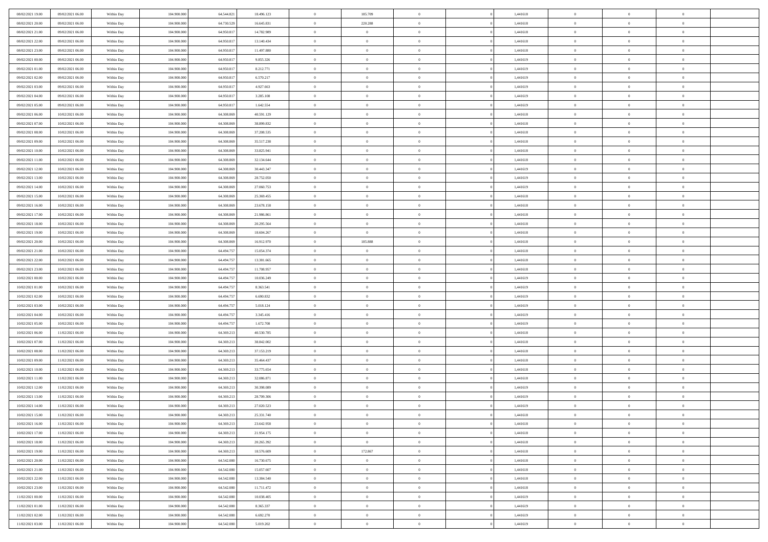| 08/02/2021 19:00 | 09/02/2021 06:00 | Within Day | 104.900.000 | 64.544.821 | 18.496.123 | 0 | 185.709 | 0 | | 0 | 1,441618 | 0 | 0 | 0 | |
|---|---|---|---|---|---|---|---|---|---|---|---|---|---|---|---|
| 08/02/2021 20:00 | 09/02/2021 06:00 | Within Day | 104.900.000 | 64.730.529 | 16.645.831 | 0 | 220.288 | 0 | | 0 | 1,441618 | 0 | 0 | 0 | |
| 08/02/2021 21:00 | 09/02/2021 06:00 | Within Day | 104.900.000 | 64.950.817 | 14.782.989 | 0 | 0 | 0 | | 0 | 1,441618 | 0 | 0 | 0 | |
| 08/02/2021 22:00 | 09/02/2021 06:00 | Within Day | 104.900.000 | 64.950.817 | 13.140.434 | 0 | 0 | 0 | | 0 | 1,441618 | 0 | 0 | 0 | |
| 08/02/2021 23:00 | 09/02/2021 06:00 | Within Day | 104.900.000 | 64.950.817 | 11.497.880 | 0 | 0 | 0 | | 0 | 1,441618 | 0 | 0 | 0 | |
| 09/02/2021 00:00 | 09/02/2021 06:00 | Within Day | 104.900.000 | 64.950.817 | 9.855.326 | 0 | 0 | 0 | | 0 | 1,441619 | 0 | 0 | 0 | |
| 09/02/2021 01:00 | 09/02/2021 06:00 | Within Day | 104.900.000 | 64.950.817 | 8.212.771 | 0 | 0 | 0 | | 0 | 1,441619 | 0 | 0 | 0 | |
| 09/02/2021 02:00 | 09/02/2021 06:00 | Within Day | 104.900.000 | 64.950.817 | 6.570.217 | 0 | 0 | 0 | | 0 | 1,441619 | 0 | 0 | 0 | |
| 09/02/2021 03:00 | 09/02/2021 06:00 | Within Day | 104.900.000 | 64.950.817 | 4.927.663 | 0 | 0 | 0 | | 0 | 1,441619 | 0 | 0 | 0 | |
| 09/02/2021 04:00 | 09/02/2021 06:00 | Within Day | 104.900.000 | 64.950.817 | 3.285.108 | 0 | 0 | 0 | | 0 | 1,441619 | 0 | 0 | 0 | |
| 09/02/2021 05:00 | 09/02/2021 06:00 | Within Day | 104.900.000 | 64.950.817 | 1.642.554 | 0 | 0 | 0 | | 0 | 1,441619 | 0 | 0 | 0 | |
| 09/02/2021 06:00 | 10/02/2021 06:00 | Within Day | 104.900.000 | 64.308.869 | 40.591.129 | 0 | 0 | 0 | | 0 | 1,441618 | 0 | 0 | 0 | |
| 09/02/2021 07:00 | 10/02/2021 06:00 | Within Day | 104.900.000 | 64.308.869 | 38.899.832 | 0 | 0 | 0 | | 0 | 1,441618 | 0 | 0 | 0 | |
| 09/02/2021 08:00 | 10/02/2021 06:00 | Within Day | 104.900.000 | 64.308.869 | 37.208.535 | 0 | 0 | 0 | | 0 | 1,441618 | 0 | 0 | 0 | |
| 09/02/2021 09:00 | 10/02/2021 06:00 | Within Day | 104.900.000 | 64.308.869 | 35.517.238 | 0 | 0 | 0 | | 0 | 1,441618 | 0 | 0 | 0 | |
| 09/02/2021 10:00 | 10/02/2021 06:00 | Within Day | 104.900.000 | 64.308.869 | 33.825.941 | 0 | 0 | 0 | | 0 | 1,441618 | 0 | 0 | 0 | |
| 09/02/2021 11:00 | 10/02/2021 06:00 | Within Day | 104.900.000 | 64.308.869 | 32.134.644 | 0 | 0 | 0 | | 0 | 1,441618 | 0 | 0 | 0 | |
| 09/02/2021 12:00 | 10/02/2021 06:00 | Within Day | 104.900.000 | 64.308.869 | 30.443.347 | 0 | 0 | 0 | | 0 | 1,441619 | 0 | 0 | 0 | |
| 09/02/2021 13:00 | 10/02/2021 06:00 | Within Day | 104.900.000 | 64.308.869 | 28.752.050 | 0 | 0 | 0 | | 0 | 1,441619 | 0 | 0 | 0 | |
| 09/02/2021 14:00 | 10/02/2021 06:00 | Within Day | 104.900.000 | 64.308.869 | 27.060.753 | 0 | 0 | 0 | | 0 | 1,441619 | 0 | 0 | 0 | |
| 09/02/2021 15:00 | 10/02/2021 06:00 | Within Day | 104.900.000 | 64.308.869 | 25.369.455 | 0 | 0 | 0 | | 0 | 1,441618 | 0 | 0 | 0 | |
| 09/02/2021 16:00 | 10/02/2021 06:00 | Within Day | 104.900.000 | 64.308.869 | 23.678.158 | 0 | 0 | 0 | | 0 | 1,441618 | 0 | 0 | 0 | |
| 09/02/2021 17:00 | 10/02/2021 06:00 | Within Day | 104.900.000 | 64.308.869 | 21.986.861 | 0 | 0 | 0 | | 0 | 1,441618 | 0 | 0 | 0 | |
| 09/02/2021 18:00 | 10/02/2021 06:00 | Within Day | 104.900.000 | 64.308.869 | 20.295.564 | 0 | 0 | 0 | | 0 | 1,441618 | 0 | 0 | 0 | |
| 09/02/2021 19:00 | 10/02/2021 06:00 | Within Day | 104.900.000 | 64.308.869 | 18.604.267 | 0 | 0 | 0 | | 0 | 1,441618 | 0 | 0 | 0 | |
| 09/02/2021 20:00 | 10/02/2021 06:00 | Within Day | 104.900.000 | 64.308.869 | 16.912.970 | 0 | 185.888 | 0 | | 0 | 1,441618 | 0 | 0 | 0 | |
| 09/02/2021 21:00 | 10/02/2021 06:00 | Within Day | 104.900.000 | 64.494.757 | 15.054.374 | 0 | 0 | 0 | | 0 | 1,441618 | 0 | 0 | 0 | |
| 09/02/2021 22:00 | 10/02/2021 06:00 | Within Day | 104.900.000 | 64.494.757 | 13.381.665 | 0 | 0 | 0 | | 0 | 1,441618 | 0 | 0 | 0 | |
| 09/02/2021 23:00 | 10/02/2021 06:00 | Within Day | 104.900.000 | 64.494.757 | 11.708.957 | 0 | 0 | 0 | | 0 | 1,441618 | 0 | 0 | 0 | |
| 10/02/2021 00:00 | 10/02/2021 06:00 | Within Day | 104.900.000 | 64.494.757 | 10.036.249 | 0 | 0 | 0 | | 0 | 1,441619 | 0 | 0 | 0 | |
| 10/02/2021 01:00 | 10/02/2021 06:00 | Within Day | 104.900.000 | 64.494.757 | 8.363.541 | 0 | 0 | 0 | | 0 | 1,441619 | 0 | 0 | 0 | |
| 10/02/2021 02:00 | 10/02/2021 06:00 | Within Day | 104.900.000 | 64.494.757 | 6.690.832 | 0 | 0 | 0 | | 0 | 1,441619 | 0 | 0 | 0 | |
| 10/02/2021 03:00 | 10/02/2021 06:00 | Within Day | 104.900.000 | 64.494.757 | 5.018.124 | 0 | 0 | 0 | | 0 | 1,441619 | 0 | 0 | 0 | |
| 10/02/2021 04:00 | 10/02/2021 06:00 | Within Day | 104.900.000 | 64.494.757 | 3.345.416 | 0 | 0 | 0 | | 0 | 1,441619 | 0 | 0 | 0 | |
| 10/02/2021 05:00 | 10/02/2021 06:00 | Within Day | 104.900.000 | 64.494.757 | 1.672.708 | 0 | 0 | 0 | | 0 | 1,441619 | 0 | 0 | 0 | |
| 10/02/2021 06:00 | 11/02/2021 06:00 | Within Day | 104.900.000 | 64.369.213 | 40.530.785 | 0 | 0 | 0 | | 0 | 1,441618 | 0 | 0 | 0 | |
| 10/02/2021 07:00 | 11/02/2021 06:00 | Within Day | 104.900.000 | 64.369.213 | 38.842.002 | 0 | 0 | 0 | | 0 | 1,441618 | 0 | 0 | 0 | |
| 10/02/2021 08:00 | 11/02/2021 06:00 | Within Day | 104.900.000 | 64.369.213 | 37.153.219 | 0 | 0 | 0 | | 0 | 1,441618 | 0 | 0 | 0 | |
| 10/02/2021 09:00 | 11/02/2021 06:00 | Within Day | 104.900.000 | 64.369.213 | 35.464.437 | 0 | 0 | 0 | | 0 | 1,441618 | 0 | 0 | 0 | |
| 10/02/2021 10:00 | 11/02/2021 06:00 | Within Day | 104.900.000 | 64.369.213 | 33.775.654 | 0 | 0 | 0 | | 0 | 1,441618 | 0 | 0 | 0 | |
| 10/02/2021 11:00 | 11/02/2021 06:00 | Within Day | 104.900.000 | 64.369.213 | 32.086.871 | 0 | 0 | 0 | | 0 | 1,441618 | 0 | 0 | 0 | |
| 10/02/2021 12:00 | 11/02/2021 06:00 | Within Day | 104.900.000 | 64.369.213 | 30.398.089 | 0 | 0 | 0 | | 0 | 1,441619 | 0 | 0 | 0 | |
| 10/02/2021 13:00 | 11/02/2021 06:00 | Within Day | 104.900.000 | 64.369.213 | 28.709.306 | 0 | 0 | 0 | | 0 | 1,441619 | 0 | 0 | 0 | |
| 10/02/2021 14:00 | 11/02/2021 06:00 | Within Day | 104.900.000 | 64.369.213 | 27.020.523 | 0 | 0 | 0 | | 0 | 1,441619 | 0 | 0 | 0 | |
| 10/02/2021 15:00 | 11/02/2021 06:00 | Within Day | 104.900.000 | 64.369.213 | 25.331.740 | 0 | 0 | 0 | | 0 | 1,441618 | 0 | 0 | 0 | |
| 10/02/2021 16:00 | 11/02/2021 06:00 | Within Day | 104.900.000 | 64.369.213 | 23.642.958 | 0 | 0 | 0 | | 0 | 1,441618 | 0 | 0 | 0 | |
| 10/02/2021 17:00 | 11/02/2021 06:00 | Within Day | 104.900.000 | 64.369.213 | 21.954.175 | 0 | 0 | 0 | | 0 | 1,441618 | 0 | 0 | 0 | |
| 10/02/2021 18:00 | 11/02/2021 06:00 | Within Day | 104.900.000 | 64.369.213 | 20.265.392 | 0 | 0 | 0 | | 0 | 1,441618 | 0 | 0 | 0 | |
| 10/02/2021 19:00 | 11/02/2021 06:00 | Within Day | 104.900.000 | 64.369.213 | 18.576.609 | 0 | 172.867 | 0 | | 0 | 1,441618 | 0 | 0 | 0 | |
| 10/02/2021 20:00 | 11/02/2021 06:00 | Within Day | 104.900.000 | 64.542.080 | 16.730.675 | 0 | 0 | 0 | | 0 | 1,441618 | 0 | 0 | 0 | |
| 10/02/2021 21:00 | 11/02/2021 06:00 | Within Day | 104.900.000 | 64.542.080 | 15.057.607 | 0 | 0 | 0 | | 0 | 1,441618 | 0 | 0 | 0 | |
| 10/02/2021 22:00 | 11/02/2021 06:00 | Within Day | 104.900.000 | 64.542.080 | 13.384.540 | 0 | 0 | 0 | | 0 | 1,441618 | 0 | 0 | 0 | |
| 10/02/2021 23:00 | 11/02/2021 06:00 | Within Day | 104.900.000 | 64.542.080 | 11.711.472 | 0 | 0 | 0 | | 0 | 1,441618 | 0 | 0 | 0 | |
| 11/02/2021 00:00 | 11/02/2021 06:00 | Within Day | 104.900.000 | 64.542.080 | 10.038.405 | 0 | 0 | 0 | | 0 | 1,441619 | 0 | 0 | 0 | |
| 11/02/2021 01:00 | 11/02/2021 06:00 | Within Day | 104.900.000 | 64.542.080 | 8.365.337 | 0 | 0 | 0 | | 0 | 1,441619 | 0 | 0 | 0 | |
| 11/02/2021 02:00 | 11/02/2021 06:00 | Within Day | 104.900.000 | 64.542.080 | 6.692.270 | 0 | 0 | 0 | | 0 | 1,441619 | 0 | 0 | 0 | |
| 11/02/2021 03:00 | 11/02/2021 06:00 | Within Day | 104.900.000 | 64.542.080 | 5.019.202 | 0 | 0 | 0 | | 0 | 1,441619 | 0 | 0 | 0 | |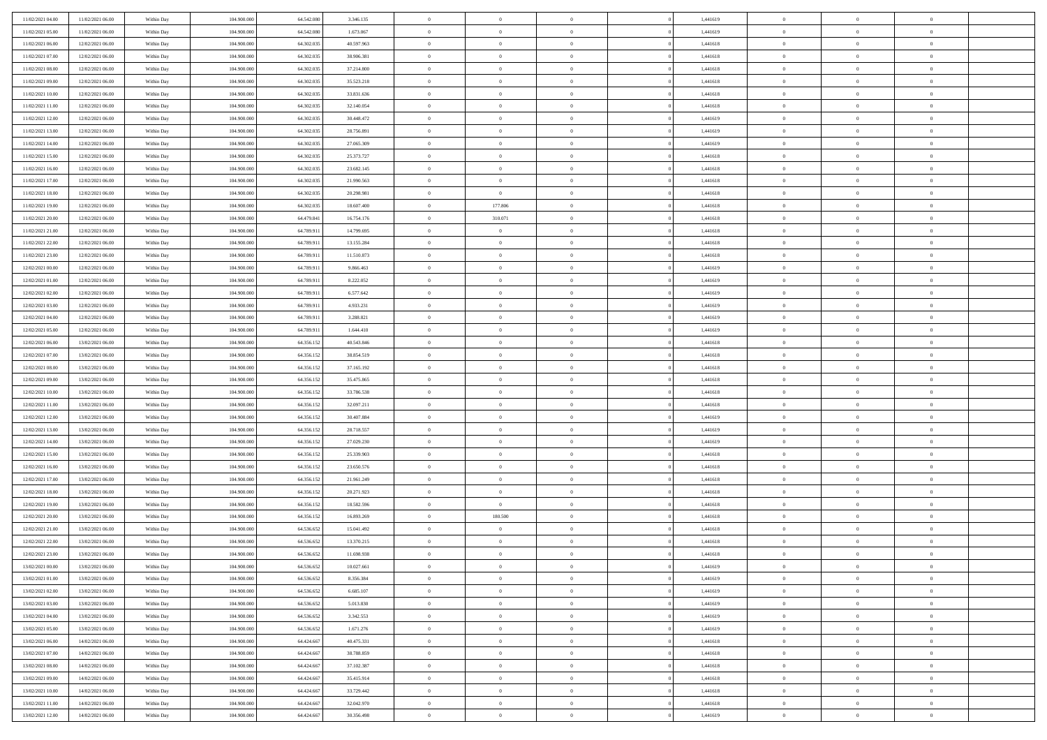| | | | | | | | | | | | | | | |
|---|---|---|---|---|---|---|---|---|---|---|---|---|---|---|
| 11/02/2021 04:00 | 11/02/2021 06:00 | Within Day | 104.900.000 | 64.542.080 | 3.346.135 | 0 | 0 | 0 | | 1,441619 | 0 | 0 | 0 | |
| 11/02/2021 05:00 | 11/02/2021 06:00 | Within Day | 104.900.000 | 64.542.080 | 1.673.067 | 0 | 0 | 0 | | 1,441619 | 0 | 0 | 0 | |
| 11/02/2021 06:00 | 12/02/2021 06:00 | Within Day | 104.900.000 | 64.302.035 | 40.597.963 | 0 | 0 | 0 | | 1,441618 | 0 | 0 | 0 | |
| 11/02/2021 07:00 | 12/02/2021 06:00 | Within Day | 104.900.000 | 64.302.035 | 38.906.381 | 0 | 0 | 0 | | 1,441618 | 0 | 0 | 0 | |
| 11/02/2021 08:00 | 12/02/2021 06:00 | Within Day | 104.900.000 | 64.302.035 | 37.214.800 | 0 | 0 | 0 | | 1,441618 | 0 | 0 | 0 | |
| 11/02/2021 09:00 | 12/02/2021 06:00 | Within Day | 104.900.000 | 64.302.035 | 35.523.218 | 0 | 0 | 0 | | 1,441618 | 0 | 0 | 0 | |
| 11/02/2021 10:00 | 12/02/2021 06:00 | Within Day | 104.900.000 | 64.302.035 | 33.831.636 | 0 | 0 | 0 | | 1,441618 | 0 | 0 | 0 | |
| 11/02/2021 11:00 | 12/02/2021 06:00 | Within Day | 104.900.000 | 64.302.035 | 32.140.054 | 0 | 0 | 0 | | 1,441618 | 0 | 0 | 0 | |
| 11/02/2021 12:00 | 12/02/2021 06:00 | Within Day | 104.900.000 | 64.302.035 | 30.448.472 | 0 | 0 | 0 | | 1,441619 | 0 | 0 | 0 | |
| 11/02/2021 13:00 | 12/02/2021 06:00 | Within Day | 104.900.000 | 64.302.035 | 28.756.891 | 0 | 0 | 0 | | 1,441619 | 0 | 0 | 0 | |
| 11/02/2021 14:00 | 12/02/2021 06:00 | Within Day | 104.900.000 | 64.302.035 | 27.065.309 | 0 | 0 | 0 | | 1,441619 | 0 | 0 | 0 | |
| 11/02/2021 15:00 | 12/02/2021 06:00 | Within Day | 104.900.000 | 64.302.035 | 25.373.727 | 0 | 0 | 0 | | 1,441618 | 0 | 0 | 0 | |
| 11/02/2021 16:00 | 12/02/2021 06:00 | Within Day | 104.900.000 | 64.302.035 | 23.682.145 | 0 | 0 | 0 | | 1,441618 | 0 | 0 | 0 | |
| 11/02/2021 17:00 | 12/02/2021 06:00 | Within Day | 104.900.000 | 64.302.035 | 21.990.563 | 0 | 0 | 0 | | 1,441618 | 0 | 0 | 0 | |
| 11/02/2021 18:00 | 12/02/2021 06:00 | Within Day | 104.900.000 | 64.302.035 | 20.298.981 | 0 | 0 | 0 | | 1,441618 | 0 | 0 | 0 | |
| 11/02/2021 19:00 | 12/02/2021 06:00 | Within Day | 104.900.000 | 64.302.035 | 18.607.400 | 0 | 177.806 | 0 | | 1,441618 | 0 | 0 | 0 | |
| 11/02/2021 20:00 | 12/02/2021 06:00 | Within Day | 104.900.000 | 64.479.841 | 16.754.176 | 0 | 310.071 | 0 | | 1,441618 | 0 | 0 | 0 | |
| 11/02/2021 21:00 | 12/02/2021 06:00 | Within Day | 104.900.000 | 64.789.911 | 14.799.695 | 0 | 0 | 0 | | 1,441618 | 0 | 0 | 0 | |
| 11/02/2021 22:00 | 12/02/2021 06:00 | Within Day | 104.900.000 | 64.789.911 | 13.155.284 | 0 | 0 | 0 | | 1,441618 | 0 | 0 | 0 | |
| 11/02/2021 23:00 | 12/02/2021 06:00 | Within Day | 104.900.000 | 64.789.911 | 11.510.873 | 0 | 0 | 0 | | 1,441618 | 0 | 0 | 0 | |
| 12/02/2021 00:00 | 12/02/2021 06:00 | Within Day | 104.900.000 | 64.789.911 | 9.866.463 | 0 | 0 | 0 | | 1,441619 | 0 | 0 | 0 | |
| 12/02/2021 01:00 | 12/02/2021 06:00 | Within Day | 104.900.000 | 64.789.911 | 8.222.052 | 0 | 0 | 0 | | 1,441619 | 0 | 0 | 0 | |
| 12/02/2021 02:00 | 12/02/2021 06:00 | Within Day | 104.900.000 | 64.789.911 | 6.577.642 | 0 | 0 | 0 | | 1,441619 | 0 | 0 | 0 | |
| 12/02/2021 03:00 | 12/02/2021 06:00 | Within Day | 104.900.000 | 64.789.911 | 4.933.231 | 0 | 0 | 0 | | 1,441619 | 0 | 0 | 0 | |
| 12/02/2021 04:00 | 12/02/2021 06:00 | Within Day | 104.900.000 | 64.789.911 | 3.288.821 | 0 | 0 | 0 | | 1,441619 | 0 | 0 | 0 | |
| 12/02/2021 05:00 | 12/02/2021 06:00 | Within Day | 104.900.000 | 64.789.911 | 1.644.410 | 0 | 0 | 0 | | 1,441619 | 0 | 0 | 0 | |
| 12/02/2021 06:00 | 13/02/2021 06:00 | Within Day | 104.900.000 | 64.356.152 | 40.543.846 | 0 | 0 | 0 | | 1,441618 | 0 | 0 | 0 | |
| 12/02/2021 07:00 | 13/02/2021 06:00 | Within Day | 104.900.000 | 64.356.152 | 38.854.519 | 0 | 0 | 0 | | 1,441618 | 0 | 0 | 0 | |
| 12/02/2021 08:00 | 13/02/2021 06:00 | Within Day | 104.900.000 | 64.356.152 | 37.165.192 | 0 | 0 | 0 | | 1,441618 | 0 | 0 | 0 | |
| 12/02/2021 09:00 | 13/02/2021 06:00 | Within Day | 104.900.000 | 64.356.152 | 35.475.865 | 0 | 0 | 0 | | 1,441618 | 0 | 0 | 0 | |
| 12/02/2021 10:00 | 13/02/2021 06:00 | Within Day | 104.900.000 | 64.356.152 | 33.786.538 | 0 | 0 | 0 | | 1,441618 | 0 | 0 | 0 | |
| 12/02/2021 11:00 | 13/02/2021 06:00 | Within Day | 104.900.000 | 64.356.152 | 32.097.211 | 0 | 0 | 0 | | 1,441618 | 0 | 0 | 0 | |
| 12/02/2021 12:00 | 13/02/2021 06:00 | Within Day | 104.900.000 | 64.356.152 | 30.407.884 | 0 | 0 | 0 | | 1,441619 | 0 | 0 | 0 | |
| 12/02/2021 13:00 | 13/02/2021 06:00 | Within Day | 104.900.000 | 64.356.152 | 28.718.557 | 0 | 0 | 0 | | 1,441619 | 0 | 0 | 0 | |
| 12/02/2021 14:00 | 13/02/2021 06:00 | Within Day | 104.900.000 | 64.356.152 | 27.029.230 | 0 | 0 | 0 | | 1,441619 | 0 | 0 | 0 | |
| 12/02/2021 15:00 | 13/02/2021 06:00 | Within Day | 104.900.000 | 64.356.152 | 25.339.903 | 0 | 0 | 0 | | 1,441618 | 0 | 0 | 0 | |
| 12/02/2021 16:00 | 13/02/2021 06:00 | Within Day | 104.900.000 | 64.356.152 | 23.650.576 | 0 | 0 | 0 | | 1,441618 | 0 | 0 | 0 | |
| 12/02/2021 17:00 | 13/02/2021 06:00 | Within Day | 104.900.000 | 64.356.152 | 21.961.249 | 0 | 0 | 0 | | 1,441618 | 0 | 0 | 0 | |
| 12/02/2021 18:00 | 13/02/2021 06:00 | Within Day | 104.900.000 | 64.356.152 | 20.271.923 | 0 | 0 | 0 | | 1,441618 | 0 | 0 | 0 | |
| 12/02/2021 19:00 | 13/02/2021 06:00 | Within Day | 104.900.000 | 64.356.152 | 18.582.596 | 0 | 0 | 0 | | 1,441618 | 0 | 0 | 0 | |
| 12/02/2021 20:00 | 13/02/2021 06:00 | Within Day | 104.900.000 | 64.356.152 | 16.893.269 | 0 | 180.500 | 0 | | 1,441618 | 0 | 0 | 0 | |
| 12/02/2021 21:00 | 13/02/2021 06:00 | Within Day | 104.900.000 | 64.536.652 | 15.041.492 | 0 | 0 | 0 | | 1,441618 | 0 | 0 | 0 | |
| 12/02/2021 22:00 | 13/02/2021 06:00 | Within Day | 104.900.000 | 64.536.652 | 13.370.215 | 0 | 0 | 0 | | 1,441618 | 0 | 0 | 0 | |
| 12/02/2021 23:00 | 13/02/2021 06:00 | Within Day | 104.900.000 | 64.536.652 | 11.698.938 | 0 | 0 | 0 | | 1,441618 | 0 | 0 | 0 | |
| 13/02/2021 00:00 | 13/02/2021 06:00 | Within Day | 104.900.000 | 64.536.652 | 10.027.661 | 0 | 0 | 0 | | 1,441619 | 0 | 0 | 0 | |
| 13/02/2021 01:00 | 13/02/2021 06:00 | Within Day | 104.900.000 | 64.536.652 | 8.356.384 | 0 | 0 | 0 | | 1,441619 | 0 | 0 | 0 | |
| 13/02/2021 02:00 | 13/02/2021 06:00 | Within Day | 104.900.000 | 64.536.652 | 6.685.107 | 0 | 0 | 0 | | 1,441619 | 0 | 0 | 0 | |
| 13/02/2021 03:00 | 13/02/2021 06:00 | Within Day | 104.900.000 | 64.536.652 | 5.013.830 | 0 | 0 | 0 | | 1,441619 | 0 | 0 | 0 | |
| 13/02/2021 04:00 | 13/02/2021 06:00 | Within Day | 104.900.000 | 64.536.652 | 3.342.553 | 0 | 0 | 0 | | 1,441619 | 0 | 0 | 0 | |
| 13/02/2021 05:00 | 13/02/2021 06:00 | Within Day | 104.900.000 | 64.536.652 | 1.671.276 | 0 | 0 | 0 | | 1,441619 | 0 | 0 | 0 | |
| 13/02/2021 06:00 | 14/02/2021 06:00 | Within Day | 104.900.000 | 64.424.667 | 40.475.331 | 0 | 0 | 0 | | 1,441618 | 0 | 0 | 0 | |
| 13/02/2021 07:00 | 14/02/2021 06:00 | Within Day | 104.900.000 | 64.424.667 | 38.788.859 | 0 | 0 | 0 | | 1,441618 | 0 | 0 | 0 | |
| 13/02/2021 08:00 | 14/02/2021 06:00 | Within Day | 104.900.000 | 64.424.667 | 37.102.387 | 0 | 0 | 0 | | 1,441618 | 0 | 0 | 0 | |
| 13/02/2021 09:00 | 14/02/2021 06:00 | Within Day | 104.900.000 | 64.424.667 | 35.415.914 | 0 | 0 | 0 | | 1,441618 | 0 | 0 | 0 | |
| 13/02/2021 10:00 | 14/02/2021 06:00 | Within Day | 104.900.000 | 64.424.667 | 33.729.442 | 0 | 0 | 0 | | 1,441618 | 0 | 0 | 0 | |
| 13/02/2021 11:00 | 14/02/2021 06:00 | Within Day | 104.900.000 | 64.424.667 | 32.042.970 | 0 | 0 | 0 | | 1,441618 | 0 | 0 | 0 | |
| 13/02/2021 12:00 | 14/02/2021 06:00 | Within Day | 104.900.000 | 64.424.667 | 30.356.498 | 0 | 0 | 0 | | 1,441619 | 0 | 0 | 0 | |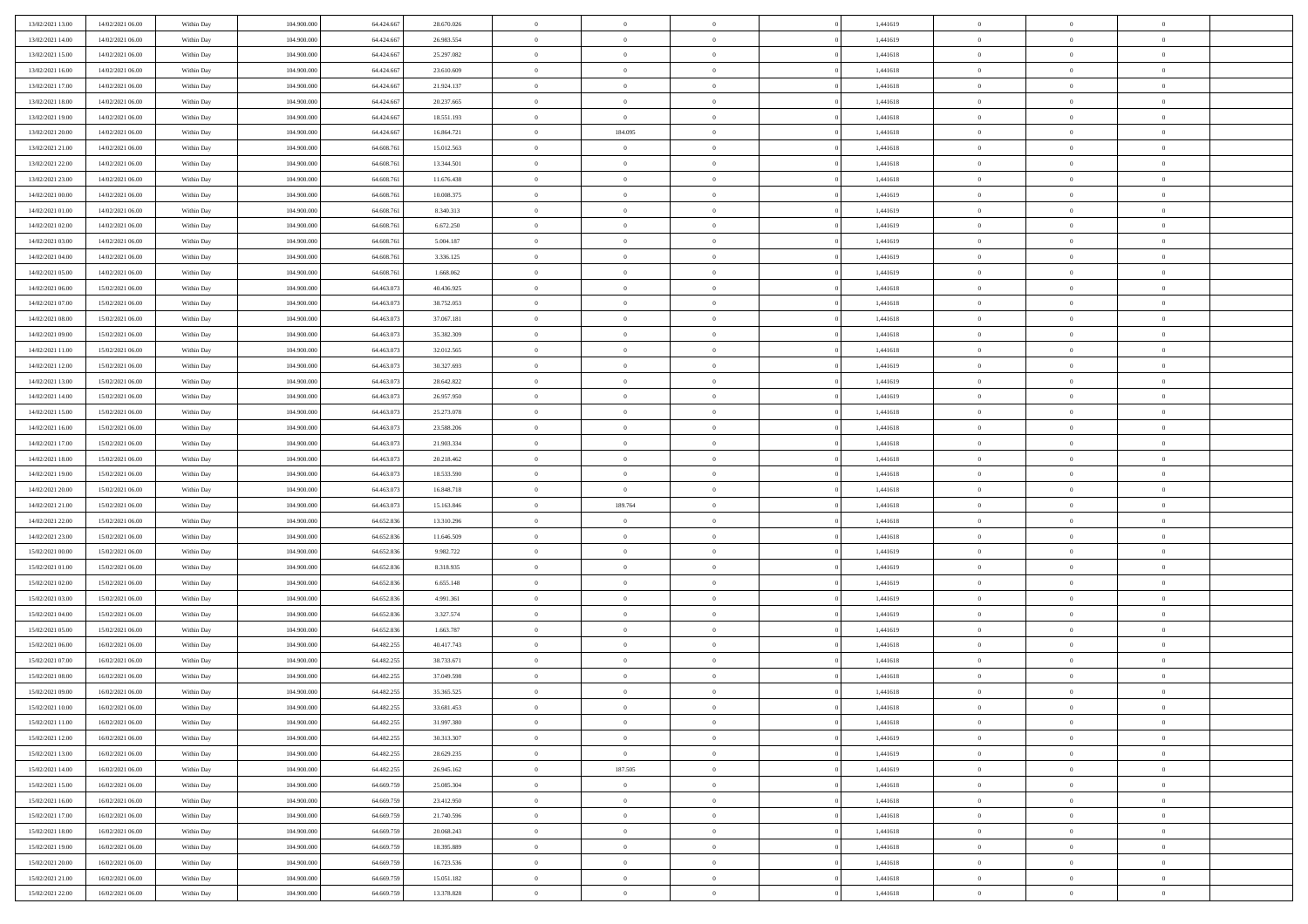| | | | | | | | | | | | | | | |
|---|---|---|---|---|---|---|---|---|---|---|---|---|---|---|
| 13/02/2021 13:00 | 14/02/2021 06:00 | Within Day | 104.900.000 | 64.424.667 | 28.670.026 | 0 | 0 | 0 | | 1,441619 | 0 | 0 | 0 | |
| 13/02/2021 14:00 | 14/02/2021 06:00 | Within Day | 104.900.000 | 64.424.667 | 26.983.554 | 0 | 0 | 0 | | 1,441619 | 0 | 0 | 0 | |
| 13/02/2021 15:00 | 14/02/2021 06:00 | Within Day | 104.900.000 | 64.424.667 | 25.297.082 | 0 | 0 | 0 | | 1,441618 | 0 | 0 | 0 | |
| 13/02/2021 16:00 | 14/02/2021 06:00 | Within Day | 104.900.000 | 64.424.667 | 23.610.609 | 0 | 0 | 0 | | 1,441618 | 0 | 0 | 0 | |
| 13/02/2021 17:00 | 14/02/2021 06:00 | Within Day | 104.900.000 | 64.424.667 | 21.924.137 | 0 | 0 | 0 | | 1,441618 | 0 | 0 | 0 | |
| 13/02/2021 18:00 | 14/02/2021 06:00 | Within Day | 104.900.000 | 64.424.667 | 20.237.665 | 0 | 0 | 0 | | 1,441618 | 0 | 0 | 0 | |
| 13/02/2021 19:00 | 14/02/2021 06:00 | Within Day | 104.900.000 | 64.424.667 | 18.551.193 | 0 | 0 | 0 | | 1,441618 | 0 | 0 | 0 | |
| 13/02/2021 20:00 | 14/02/2021 06:00 | Within Day | 104.900.000 | 64.424.667 | 16.864.721 | 0 | 184.095 | 0 | | 1,441618 | 0 | 0 | 0 | |
| 13/02/2021 21:00 | 14/02/2021 06:00 | Within Day | 104.900.000 | 64.608.761 | 15.012.563 | 0 | 0 | 0 | | 1,441618 | 0 | 0 | 0 | |
| 13/02/2021 22:00 | 14/02/2021 06:00 | Within Day | 104.900.000 | 64.608.761 | 13.344.501 | 0 | 0 | 0 | | 1,441618 | 0 | 0 | 0 | |
| 13/02/2021 23:00 | 14/02/2021 06:00 | Within Day | 104.900.000 | 64.608.761 | 11.676.438 | 0 | 0 | 0 | | 1,441618 | 0 | 0 | 0 | |
| 14/02/2021 00:00 | 14/02/2021 06:00 | Within Day | 104.900.000 | 64.608.761 | 10.008.375 | 0 | 0 | 0 | | 1,441619 | 0 | 0 | 0 | |
| 14/02/2021 01:00 | 14/02/2021 06:00 | Within Day | 104.900.000 | 64.608.761 | 8.340.313 | 0 | 0 | 0 | | 1,441619 | 0 | 0 | 0 | |
| 14/02/2021 02:00 | 14/02/2021 06:00 | Within Day | 104.900.000 | 64.608.761 | 6.672.250 | 0 | 0 | 0 | | 1,441619 | 0 | 0 | 0 | |
| 14/02/2021 03:00 | 14/02/2021 06:00 | Within Day | 104.900.000 | 64.608.761 | 5.004.187 | 0 | 0 | 0 | | 1,441619 | 0 | 0 | 0 | |
| 14/02/2021 04:00 | 14/02/2021 06:00 | Within Day | 104.900.000 | 64.608.761 | 3.336.125 | 0 | 0 | 0 | | 1,441619 | 0 | 0 | 0 | |
| 14/02/2021 05:00 | 14/02/2021 06:00 | Within Day | 104.900.000 | 64.608.761 | 1.668.062 | 0 | 0 | 0 | | 1,441619 | 0 | 0 | 0 | |
| 14/02/2021 06:00 | 15/02/2021 06:00 | Within Day | 104.900.000 | 64.463.073 | 40.436.925 | 0 | 0 | 0 | | 1,441618 | 0 | 0 | 0 | |
| 14/02/2021 07:00 | 15/02/2021 06:00 | Within Day | 104.900.000 | 64.463.073 | 38.752.053 | 0 | 0 | 0 | | 1,441618 | 0 | 0 | 0 | |
| 14/02/2021 08:00 | 15/02/2021 06:00 | Within Day | 104.900.000 | 64.463.073 | 37.067.181 | 0 | 0 | 0 | | 1,441618 | 0 | 0 | 0 | |
| 14/02/2021 09:00 | 15/02/2021 06:00 | Within Day | 104.900.000 | 64.463.073 | 35.382.309 | 0 | 0 | 0 | | 1,441618 | 0 | 0 | 0 | |
| 14/02/2021 11:00 | 15/02/2021 06:00 | Within Day | 104.900.000 | 64.463.073 | 32.012.565 | 0 | 0 | 0 | | 1,441618 | 0 | 0 | 0 | |
| 14/02/2021 12:00 | 15/02/2021 06:00 | Within Day | 104.900.000 | 64.463.073 | 30.327.693 | 0 | 0 | 0 | | 1,441619 | 0 | 0 | 0 | |
| 14/02/2021 13:00 | 15/02/2021 06:00 | Within Day | 104.900.000 | 64.463.073 | 28.642.822 | 0 | 0 | 0 | | 1,441619 | 0 | 0 | 0 | |
| 14/02/2021 14:00 | 15/02/2021 06:00 | Within Day | 104.900.000 | 64.463.073 | 26.957.950 | 0 | 0 | 0 | | 1,441619 | 0 | 0 | 0 | |
| 14/02/2021 15:00 | 15/02/2021 06:00 | Within Day | 104.900.000 | 64.463.073 | 25.273.078 | 0 | 0 | 0 | | 1,441618 | 0 | 0 | 0 | |
| 14/02/2021 16:00 | 15/02/2021 06:00 | Within Day | 104.900.000 | 64.463.073 | 23.588.206 | 0 | 0 | 0 | | 1,441618 | 0 | 0 | 0 | |
| 14/02/2021 17:00 | 15/02/2021 06:00 | Within Day | 104.900.000 | 64.463.073 | 21.903.334 | 0 | 0 | 0 | | 1,441618 | 0 | 0 | 0 | |
| 14/02/2021 18:00 | 15/02/2021 06:00 | Within Day | 104.900.000 | 64.463.073 | 20.218.462 | 0 | 0 | 0 | | 1,441618 | 0 | 0 | 0 | |
| 14/02/2021 19:00 | 15/02/2021 06:00 | Within Day | 104.900.000 | 64.463.073 | 18.533.590 | 0 | 0 | 0 | | 1,441618 | 0 | 0 | 0 | |
| 14/02/2021 20:00 | 15/02/2021 06:00 | Within Day | 104.900.000 | 64.463.073 | 16.848.718 | 0 | 0 | 0 | | 1,441618 | 0 | 0 | 0 | |
| 14/02/2021 21:00 | 15/02/2021 06:00 | Within Day | 104.900.000 | 64.463.073 | 15.163.846 | 0 | 189.764 | 0 | | 1,441618 | 0 | 0 | 0 | |
| 14/02/2021 22:00 | 15/02/2021 06:00 | Within Day | 104.900.000 | 64.652.836 | 13.310.296 | 0 | 0 | 0 | | 1,441618 | 0 | 0 | 0 | |
| 14/02/2021 23:00 | 15/02/2021 06:00 | Within Day | 104.900.000 | 64.652.836 | 11.646.509 | 0 | 0 | 0 | | 1,441618 | 0 | 0 | 0 | |
| 15/02/2021 00:00 | 15/02/2021 06:00 | Within Day | 104.900.000 | 64.652.836 | 9.982.722 | 0 | 0 | 0 | | 1,441619 | 0 | 0 | 0 | |
| 15/02/2021 01:00 | 15/02/2021 06:00 | Within Day | 104.900.000 | 64.652.836 | 8.318.935 | 0 | 0 | 0 | | 1,441619 | 0 | 0 | 0 | |
| 15/02/2021 02:00 | 15/02/2021 06:00 | Within Day | 104.900.000 | 64.652.836 | 6.655.148 | 0 | 0 | 0 | | 1,441619 | 0 | 0 | 0 | |
| 15/02/2021 03:00 | 15/02/2021 06:00 | Within Day | 104.900.000 | 64.652.836 | 4.991.361 | 0 | 0 | 0 | | 1,441619 | 0 | 0 | 0 | |
| 15/02/2021 04:00 | 15/02/2021 06:00 | Within Day | 104.900.000 | 64.652.836 | 3.327.574 | 0 | 0 | 0 | | 1,441619 | 0 | 0 | 0 | |
| 15/02/2021 05:00 | 15/02/2021 06:00 | Within Day | 104.900.000 | 64.652.836 | 1.663.787 | 0 | 0 | 0 | | 1,441619 | 0 | 0 | 0 | |
| 15/02/2021 06:00 | 16/02/2021 06:00 | Within Day | 104.900.000 | 64.482.255 | 40.417.743 | 0 | 0 | 0 | | 1,441618 | 0 | 0 | 0 | |
| 15/02/2021 07:00 | 16/02/2021 06:00 | Within Day | 104.900.000 | 64.482.255 | 38.733.671 | 0 | 0 | 0 | | 1,441618 | 0 | 0 | 0 | |
| 15/02/2021 08:00 | 16/02/2021 06:00 | Within Day | 104.900.000 | 64.482.255 | 37.049.598 | 0 | 0 | 0 | | 1,441618 | 0 | 0 | 0 | |
| 15/02/2021 09:00 | 16/02/2021 06:00 | Within Day | 104.900.000 | 64.482.255 | 35.365.525 | 0 | 0 | 0 | | 1,441618 | 0 | 0 | 0 | |
| 15/02/2021 10:00 | 16/02/2021 06:00 | Within Day | 104.900.000 | 64.482.255 | 33.681.453 | 0 | 0 | 0 | | 1,441618 | 0 | 0 | 0 | |
| 15/02/2021 11:00 | 16/02/2021 06:00 | Within Day | 104.900.000 | 64.482.255 | 31.997.380 | 0 | 0 | 0 | | 1,441618 | 0 | 0 | 0 | |
| 15/02/2021 12:00 | 16/02/2021 06:00 | Within Day | 104.900.000 | 64.482.255 | 30.313.307 | 0 | 0 | 0 | | 1,441619 | 0 | 0 | 0 | |
| 15/02/2021 13:00 | 16/02/2021 06:00 | Within Day | 104.900.000 | 64.482.255 | 28.629.235 | 0 | 0 | 0 | | 1,441619 | 0 | 0 | 0 | |
| 15/02/2021 14:00 | 16/02/2021 06:00 | Within Day | 104.900.000 | 64.482.255 | 26.945.162 | 0 | 187.505 | 0 | | 1,441619 | 0 | 0 | 0 | |
| 15/02/2021 15:00 | 16/02/2021 06:00 | Within Day | 104.900.000 | 64.669.759 | 25.085.304 | 0 | 0 | 0 | | 1,441618 | 0 | 0 | 0 | |
| 15/02/2021 16:00 | 16/02/2021 06:00 | Within Day | 104.900.000 | 64.669.759 | 23.412.950 | 0 | 0 | 0 | | 1,441618 | 0 | 0 | 0 | |
| 15/02/2021 17:00 | 16/02/2021 06:00 | Within Day | 104.900.000 | 64.669.759 | 21.740.596 | 0 | 0 | 0 | | 1,441618 | 0 | 0 | 0 | |
| 15/02/2021 18:00 | 16/02/2021 06:00 | Within Day | 104.900.000 | 64.669.759 | 20.068.243 | 0 | 0 | 0 | | 1,441618 | 0 | 0 | 0 | |
| 15/02/2021 19:00 | 16/02/2021 06:00 | Within Day | 104.900.000 | 64.669.759 | 18.395.889 | 0 | 0 | 0 | | 1,441618 | 0 | 0 | 0 | |
| 15/02/2021 20:00 | 16/02/2021 06:00 | Within Day | 104.900.000 | 64.669.759 | 16.723.536 | 0 | 0 | 0 | | 1,441618 | 0 | 0 | 0 | |
| 15/02/2021 21:00 | 16/02/2021 06:00 | Within Day | 104.900.000 | 64.669.759 | 15.051.182 | 0 | 0 | 0 | | 1,441618 | 0 | 0 | 0 | |
| 15/02/2021 22:00 | 16/02/2021 06:00 | Within Day | 104.900.000 | 64.669.759 | 13.378.828 | 0 | 0 | 0 | | 1,441618 | 0 | 0 | 0 | |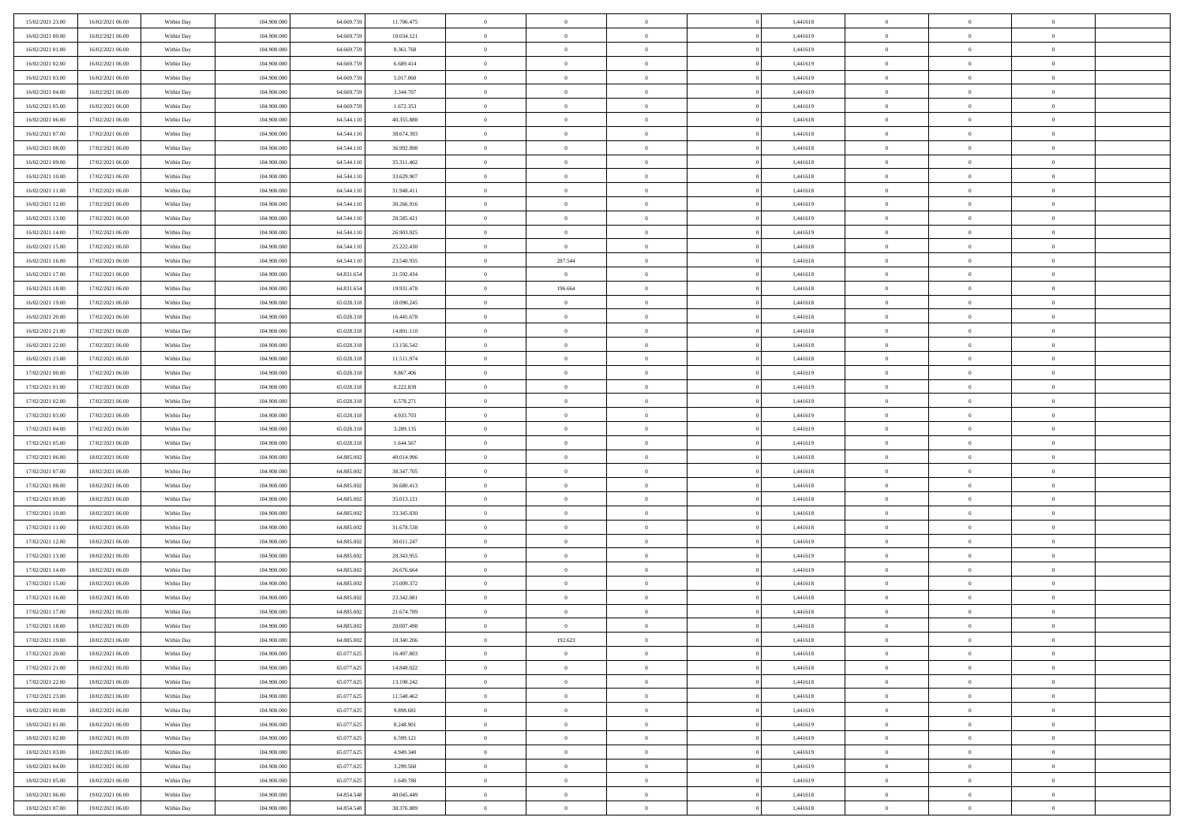| | | | | | | | | | | | | | | |
|---|---|---|---|---|---|---|---|---|---|---|---|---|---|---|
| 15/02/2021 23:00 | 16/02/2021 06:00 | Within Day | 104.900.000 | 64.669.759 | 11.706.475 | 0 | 0 | 0 | | 1,441618 | 0 | 0 | 0 | |
| 16/02/2021 00:00 | 16/02/2021 06:00 | Within Day | 104.900.000 | 64.669.759 | 10.034.121 | 0 | 0 | 0 | | 1,441619 | 0 | 0 | 0 | |
| 16/02/2021 01:00 | 16/02/2021 06:00 | Within Day | 104.900.000 | 64.669.759 | 8.361.768 | 0 | 0 | 0 | | 1,441619 | 0 | 0 | 0 | |
| 16/02/2021 02:00 | 16/02/2021 06:00 | Within Day | 104.900.000 | 64.669.759 | 6.689.414 | 0 | 0 | 0 | | 1,441619 | 0 | 0 | 0 | |
| 16/02/2021 03:00 | 16/02/2021 06:00 | Within Day | 104.900.000 | 64.669.759 | 5.017.060 | 0 | 0 | 0 | | 1,441619 | 0 | 0 | 0 | |
| 16/02/2021 04:00 | 16/02/2021 06:00 | Within Day | 104.900.000 | 64.669.759 | 3.344.707 | 0 | 0 | 0 | | 1,441619 | 0 | 0 | 0 | |
| 16/02/2021 05:00 | 16/02/2021 06:00 | Within Day | 104.900.000 | 64.669.759 | 1.672.353 | 0 | 0 | 0 | | 1,441619 | 0 | 0 | 0 | |
| 16/02/2021 06:00 | 17/02/2021 06:00 | Within Day | 104.900.000 | 64.544.110 | 40.355.888 | 0 | 0 | 0 | | 1,441618 | 0 | 0 | 0 | |
| 16/02/2021 07:00 | 17/02/2021 06:00 | Within Day | 104.900.000 | 64.544.110 | 38.674.393 | 0 | 0 | 0 | | 1,441618 | 0 | 0 | 0 | |
| 16/02/2021 08:00 | 17/02/2021 06:00 | Within Day | 104.900.000 | 64.544.110 | 36.992.898 | 0 | 0 | 0 | | 1,441618 | 0 | 0 | 0 | |
| 16/02/2021 09:00 | 17/02/2021 06:00 | Within Day | 104.900.000 | 64.544.110 | 35.311.402 | 0 | 0 | 0 | | 1,441618 | 0 | 0 | 0 | |
| 16/02/2021 10:00 | 17/02/2021 06:00 | Within Day | 104.900.000 | 64.544.110 | 33.629.907 | 0 | 0 | 0 | | 1,441618 | 0 | 0 | 0 | |
| 16/02/2021 11:00 | 17/02/2021 06:00 | Within Day | 104.900.000 | 64.544.110 | 31.948.411 | 0 | 0 | 0 | | 1,441618 | 0 | 0 | 0 | |
| 16/02/2021 12:00 | 17/02/2021 06:00 | Within Day | 104.900.000 | 64.544.110 | 30.266.916 | 0 | 0 | 0 | | 1,441619 | 0 | 0 | 0 | |
| 16/02/2021 13:00 | 17/02/2021 06:00 | Within Day | 104.900.000 | 64.544.110 | 28.585.421 | 0 | 0 | 0 | | 1,441619 | 0 | 0 | 0 | |
| 16/02/2021 14:00 | 17/02/2021 06:00 | Within Day | 104.900.000 | 64.544.110 | 26.903.925 | 0 | 0 | 0 | | 1,441619 | 0 | 0 | 0 | |
| 16/02/2021 15:00 | 17/02/2021 06:00 | Within Day | 104.900.000 | 64.544.110 | 25.222.430 | 0 | 0 | 0 | | 1,441618 | 0 | 0 | 0 | |
| 16/02/2021 16:00 | 17/02/2021 06:00 | Within Day | 104.900.000 | 64.544.110 | 23.540.935 | 0 | 287.544 | 0 | | 1,441618 | 0 | 0 | 0 | |
| 16/02/2021 17:00 | 17/02/2021 06:00 | Within Day | 104.900.000 | 64.831.654 | 21.592.434 | 0 | 0 | 0 | | 1,441618 | 0 | 0 | 0 | |
| 16/02/2021 18:00 | 17/02/2021 06:00 | Within Day | 104.900.000 | 64.831.654 | 19.931.478 | 0 | 196.664 | 0 | | 1,441618 | 0 | 0 | 0 | |
| 16/02/2021 19:00 | 17/02/2021 06:00 | Within Day | 104.900.000 | 65.028.318 | 18.090.245 | 0 | 0 | 0 | | 1,441618 | 0 | 0 | 0 | |
| 16/02/2021 20:00 | 17/02/2021 06:00 | Within Day | 104.900.000 | 65.028.318 | 16.445.678 | 0 | 0 | 0 | | 1,441618 | 0 | 0 | 0 | |
| 16/02/2021 21:00 | 17/02/2021 06:00 | Within Day | 104.900.000 | 65.028.318 | 14.801.110 | 0 | 0 | 0 | | 1,441618 | 0 | 0 | 0 | |
| 16/02/2021 22:00 | 17/02/2021 06:00 | Within Day | 104.900.000 | 65.028.318 | 13.156.542 | 0 | 0 | 0 | | 1,441618 | 0 | 0 | 0 | |
| 16/02/2021 23:00 | 17/02/2021 06:00 | Within Day | 104.900.000 | 65.028.318 | 11.511.974 | 0 | 0 | 0 | | 1,441618 | 0 | 0 | 0 | |
| 17/02/2021 00:00 | 17/02/2021 06:00 | Within Day | 104.900.000 | 65.028.318 | 9.867.406 | 0 | 0 | 0 | | 1,441619 | 0 | 0 | 0 | |
| 17/02/2021 01:00 | 17/02/2021 06:00 | Within Day | 104.900.000 | 65.028.318 | 8.222.839 | 0 | 0 | 0 | | 1,441619 | 0 | 0 | 0 | |
| 17/02/2021 02:00 | 17/02/2021 06:00 | Within Day | 104.900.000 | 65.028.318 | 6.578.271 | 0 | 0 | 0 | | 1,441619 | 0 | 0 | 0 | |
| 17/02/2021 03:00 | 17/02/2021 06:00 | Within Day | 104.900.000 | 65.028.318 | 4.933.703 | 0 | 0 | 0 | | 1,441619 | 0 | 0 | 0 | |
| 17/02/2021 04:00 | 17/02/2021 06:00 | Within Day | 104.900.000 | 65.028.318 | 3.289.135 | 0 | 0 | 0 | | 1,441619 | 0 | 0 | 0 | |
| 17/02/2021 05:00 | 17/02/2021 06:00 | Within Day | 104.900.000 | 65.028.318 | 1.644.567 | 0 | 0 | 0 | | 1,441619 | 0 | 0 | 0 | |
| 17/02/2021 06:00 | 18/02/2021 06:00 | Within Day | 104.900.000 | 64.885.002 | 40.014.996 | 0 | 0 | 0 | | 1,441618 | 0 | 0 | 0 | |
| 17/02/2021 07:00 | 18/02/2021 06:00 | Within Day | 104.900.000 | 64.885.002 | 38.347.705 | 0 | 0 | 0 | | 1,441618 | 0 | 0 | 0 | |
| 17/02/2021 08:00 | 18/02/2021 06:00 | Within Day | 104.900.000 | 64.885.002 | 36.680.413 | 0 | 0 | 0 | | 1,441618 | 0 | 0 | 0 | |
| 17/02/2021 09:00 | 18/02/2021 06:00 | Within Day | 104.900.000 | 64.885.002 | 35.013.121 | 0 | 0 | 0 | | 1,441618 | 0 | 0 | 0 | |
| 17/02/2021 10:00 | 18/02/2021 06:00 | Within Day | 104.900.000 | 64.885.002 | 33.345.830 | 0 | 0 | 0 | | 1,441618 | 0 | 0 | 0 | |
| 17/02/2021 11:00 | 18/02/2021 06:00 | Within Day | 104.900.000 | 64.885.002 | 31.678.538 | 0 | 0 | 0 | | 1,441618 | 0 | 0 | 0 | |
| 17/02/2021 12:00 | 18/02/2021 06:00 | Within Day | 104.900.000 | 64.885.002 | 30.011.247 | 0 | 0 | 0 | | 1,441619 | 0 | 0 | 0 | |
| 17/02/2021 13:00 | 18/02/2021 06:00 | Within Day | 104.900.000 | 64.885.002 | 28.343.955 | 0 | 0 | 0 | | 1,441619 | 0 | 0 | 0 | |
| 17/02/2021 14:00 | 18/02/2021 06:00 | Within Day | 104.900.000 | 64.885.002 | 26.676.664 | 0 | 0 | 0 | | 1,441619 | 0 | 0 | 0 | |
| 17/02/2021 15:00 | 18/02/2021 06:00 | Within Day | 104.900.000 | 64.885.002 | 25.009.372 | 0 | 0 | 0 | | 1,441618 | 0 | 0 | 0 | |
| 17/02/2021 16:00 | 18/02/2021 06:00 | Within Day | 104.900.000 | 64.885.002 | 23.342.081 | 0 | 0 | 0 | | 1,441618 | 0 | 0 | 0 | |
| 17/02/2021 17:00 | 18/02/2021 06:00 | Within Day | 104.900.000 | 64.885.002 | 21.674.789 | 0 | 0 | 0 | | 1,441618 | 0 | 0 | 0 | |
| 17/02/2021 18:00 | 18/02/2021 06:00 | Within Day | 104.900.000 | 64.885.002 | 20.007.498 | 0 | 0 | 0 | | 1,441618 | 0 | 0 | 0 | |
| 17/02/2021 19:00 | 18/02/2021 06:00 | Within Day | 104.900.000 | 64.885.002 | 18.340.206 | 0 | 192.623 | 0 | | 1,441618 | 0 | 0 | 0 | |
| 17/02/2021 20:00 | 18/02/2021 06:00 | Within Day | 104.900.000 | 65.077.625 | 16.497.803 | 0 | 0 | 0 | | 1,441618 | 0 | 0 | 0 | |
| 17/02/2021 21:00 | 18/02/2021 06:00 | Within Day | 104.900.000 | 65.077.625 | 14.848.022 | 0 | 0 | 0 | | 1,441618 | 0 | 0 | 0 | |
| 17/02/2021 22:00 | 18/02/2021 06:00 | Within Day | 104.900.000 | 65.077.625 | 13.198.242 | 0 | 0 | 0 | | 1,441618 | 0 | 0 | 0 | |
| 17/02/2021 23:00 | 18/02/2021 06:00 | Within Day | 104.900.000 | 65.077.625 | 11.548.462 | 0 | 0 | 0 | | 1,441618 | 0 | 0 | 0 | |
| 18/02/2021 00:00 | 18/02/2021 06:00 | Within Day | 104.900.000 | 65.077.625 | 9.898.681 | 0 | 0 | 0 | | 1,441619 | 0 | 0 | 0 | |
| 18/02/2021 01:00 | 18/02/2021 06:00 | Within Day | 104.900.000 | 65.077.625 | 8.248.901 | 0 | 0 | 0 | | 1,441619 | 0 | 0 | 0 | |
| 18/02/2021 02:00 | 18/02/2021 06:00 | Within Day | 104.900.000 | 65.077.625 | 6.599.121 | 0 | 0 | 0 | | 1,441619 | 0 | 0 | 0 | |
| 18/02/2021 03:00 | 18/02/2021 06:00 | Within Day | 104.900.000 | 65.077.625 | 4.949.340 | 0 | 0 | 0 | | 1,441619 | 0 | 0 | 0 | |
| 18/02/2021 04:00 | 18/02/2021 06:00 | Within Day | 104.900.000 | 65.077.625 | 3.299.560 | 0 | 0 | 0 | | 1,441619 | 0 | 0 | 0 | |
| 18/02/2021 05:00 | 18/02/2021 06:00 | Within Day | 104.900.000 | 65.077.625 | 1.649.780 | 0 | 0 | 0 | | 1,441619 | 0 | 0 | 0 | |
| 18/02/2021 06:00 | 19/02/2021 06:00 | Within Day | 104.900.000 | 64.854.548 | 40.045.449 | 0 | 0 | 0 | | 1,441618 | 0 | 0 | 0 | |
| 18/02/2021 07:00 | 19/02/2021 06:00 | Within Day | 104.900.000 | 64.854.548 | 38.376.889 | 0 | 0 | 0 | | 1,441618 | 0 | 0 | 0 | |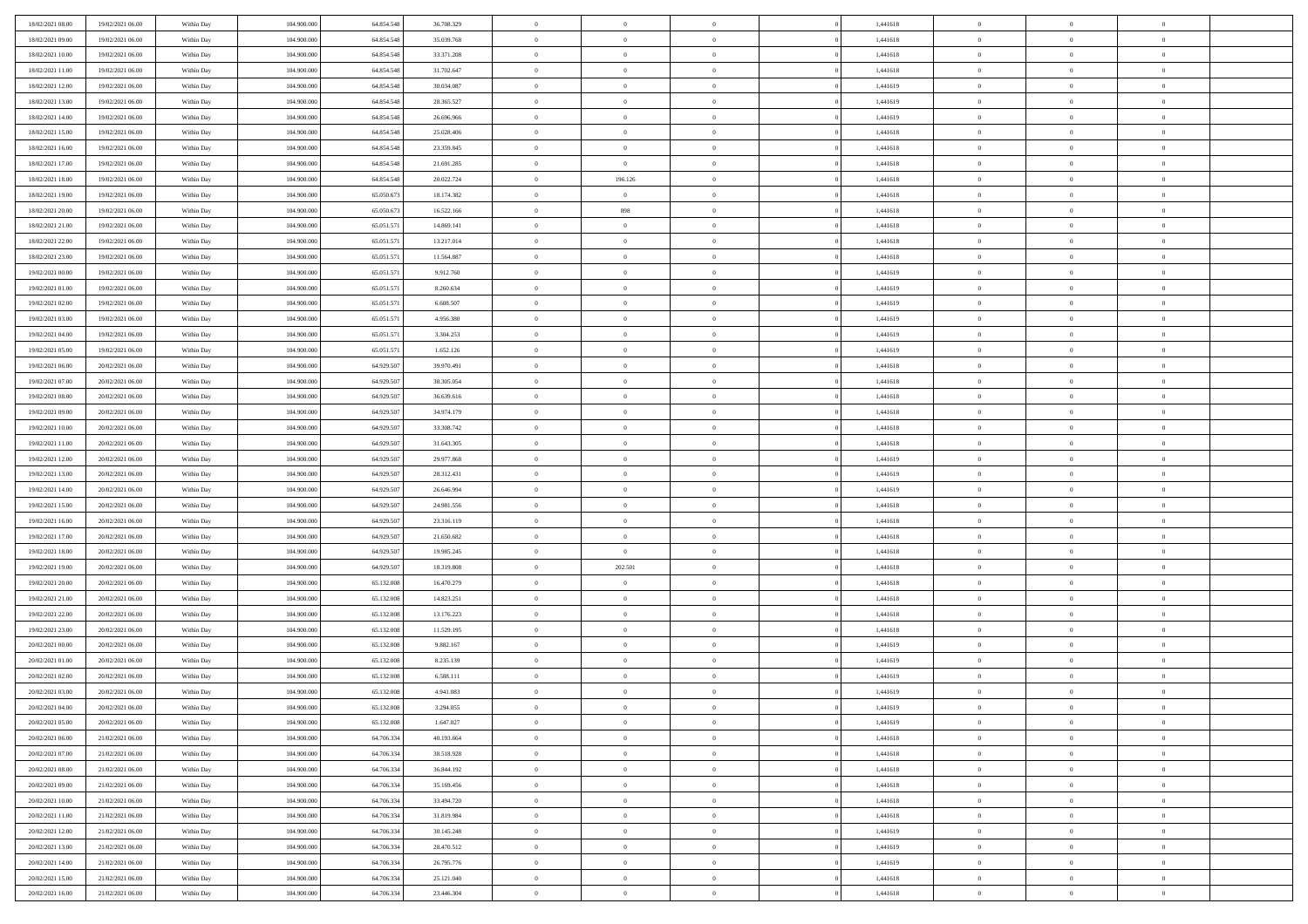| | | | | | | | | | | | | | | |
|---|---|---|---|---|---|---|---|---|---|---|---|---|---|---|
| 18/02/2021 08:00 | 19/02/2021 06:00 | Within Day | 104.900.000 | 64.854.548 | 36.708.329 | 0 | 0 | 0 | | 1,441618 | 0 | 0 | 0 | |
| 18/02/2021 09:00 | 19/02/2021 06:00 | Within Day | 104.900.000 | 64.854.548 | 35.039.768 | 0 | 0 | 0 | | 1,441618 | 0 | 0 | 0 | |
| 18/02/2021 10:00 | 19/02/2021 06:00 | Within Day | 104.900.000 | 64.854.548 | 33.371.208 | 0 | 0 | 0 | | 1,441618 | 0 | 0 | 0 | |
| 18/02/2021 11:00 | 19/02/2021 06:00 | Within Day | 104.900.000 | 64.854.548 | 31.702.647 | 0 | 0 | 0 | | 1,441618 | 0 | 0 | 0 | |
| 18/02/2021 12:00 | 19/02/2021 06:00 | Within Day | 104.900.000 | 64.854.548 | 30.034.087 | 0 | 0 | 0 | | 1,441619 | 0 | 0 | 0 | |
| 18/02/2021 13:00 | 19/02/2021 06:00 | Within Day | 104.900.000 | 64.854.548 | 28.365.527 | 0 | 0 | 0 | | 1,441619 | 0 | 0 | 0 | |
| 18/02/2021 14:00 | 19/02/2021 06:00 | Within Day | 104.900.000 | 64.854.548 | 26.696.966 | 0 | 0 | 0 | | 1,441619 | 0 | 0 | 0 | |
| 18/02/2021 15:00 | 19/02/2021 06:00 | Within Day | 104.900.000 | 64.854.548 | 25.028.406 | 0 | 0 | 0 | | 1,441618 | 0 | 0 | 0 | |
| 18/02/2021 16:00 | 19/02/2021 06:00 | Within Day | 104.900.000 | 64.854.548 | 23.359.845 | 0 | 0 | 0 | | 1,441618 | 0 | 0 | 0 | |
| 18/02/2021 17:00 | 19/02/2021 06:00 | Within Day | 104.900.000 | 64.854.548 | 21.691.285 | 0 | 0 | 0 | | 1,441618 | 0 | 0 | 0 | |
| 18/02/2021 18:00 | 19/02/2021 06:00 | Within Day | 104.900.000 | 64.854.548 | 20.022.724 | 0 | 196.126 | 0 | | 1,441618 | 0 | 0 | 0 | |
| 18/02/2021 19:00 | 19/02/2021 06:00 | Within Day | 104.900.000 | 65.050.673 | 18.174.382 | 0 | 0 | 0 | | 1,441618 | 0 | 0 | 0 | |
| 18/02/2021 20:00 | 19/02/2021 06:00 | Within Day | 104.900.000 | 65.050.673 | 16.522.166 | 0 | 898 | 0 | | 1,441618 | 0 | 0 | 0 | |
| 18/02/2021 21:00 | 19/02/2021 06:00 | Within Day | 104.900.000 | 65.051.571 | 14.869.141 | 0 | 0 | 0 | | 1,441618 | 0 | 0 | 0 | |
| 18/02/2021 22:00 | 19/02/2021 06:00 | Within Day | 104.900.000 | 65.051.571 | 13.217.014 | 0 | 0 | 0 | | 1,441618 | 0 | 0 | 0 | |
| 18/02/2021 23:00 | 19/02/2021 06:00 | Within Day | 104.900.000 | 65.051.571 | 11.564.887 | 0 | 0 | 0 | | 1,441618 | 0 | 0 | 0 | |
| 19/02/2021 00:00 | 19/02/2021 06:00 | Within Day | 104.900.000 | 65.051.571 | 9.912.760 | 0 | 0 | 0 | | 1,441619 | 0 | 0 | 0 | |
| 19/02/2021 01:00 | 19/02/2021 06:00 | Within Day | 104.900.000 | 65.051.571 | 8.260.634 | 0 | 0 | 0 | | 1,441619 | 0 | 0 | 0 | |
| 19/02/2021 02:00 | 19/02/2021 06:00 | Within Day | 104.900.000 | 65.051.571 | 6.608.507 | 0 | 0 | 0 | | 1,441619 | 0 | 0 | 0 | |
| 19/02/2021 03:00 | 19/02/2021 06:00 | Within Day | 104.900.000 | 65.051.571 | 4.956.380 | 0 | 0 | 0 | | 1,441619 | 0 | 0 | 0 | |
| 19/02/2021 04:00 | 19/02/2021 06:00 | Within Day | 104.900.000 | 65.051.571 | 3.304.253 | 0 | 0 | 0 | | 1,441619 | 0 | 0 | 0 | |
| 19/02/2021 05:00 | 19/02/2021 06:00 | Within Day | 104.900.000 | 65.051.571 | 1.652.126 | 0 | 0 | 0 | | 1,441619 | 0 | 0 | 0 | |
| 19/02/2021 06:00 | 20/02/2021 06:00 | Within Day | 104.900.000 | 64.929.507 | 39.970.491 | 0 | 0 | 0 | | 1,441618 | 0 | 0 | 0 | |
| 19/02/2021 07:00 | 20/02/2021 06:00 | Within Day | 104.900.000 | 64.929.507 | 38.305.054 | 0 | 0 | 0 | | 1,441618 | 0 | 0 | 0 | |
| 19/02/2021 08:00 | 20/02/2021 06:00 | Within Day | 104.900.000 | 64.929.507 | 36.639.616 | 0 | 0 | 0 | | 1,441618 | 0 | 0 | 0 | |
| 19/02/2021 09:00 | 20/02/2021 06:00 | Within Day | 104.900.000 | 64.929.507 | 34.974.179 | 0 | 0 | 0 | | 1,441618 | 0 | 0 | 0 | |
| 19/02/2021 10:00 | 20/02/2021 06:00 | Within Day | 104.900.000 | 64.929.507 | 33.308.742 | 0 | 0 | 0 | | 1,441618 | 0 | 0 | 0 | |
| 19/02/2021 11:00 | 20/02/2021 06:00 | Within Day | 104.900.000 | 64.929.507 | 31.643.305 | 0 | 0 | 0 | | 1,441618 | 0 | 0 | 0 | |
| 19/02/2021 12:00 | 20/02/2021 06:00 | Within Day | 104.900.000 | 64.929.507 | 29.977.868 | 0 | 0 | 0 | | 1,441619 | 0 | 0 | 0 | |
| 19/02/2021 13:00 | 20/02/2021 06:00 | Within Day | 104.900.000 | 64.929.507 | 28.312.431 | 0 | 0 | 0 | | 1,441619 | 0 | 0 | 0 | |
| 19/02/2021 14:00 | 20/02/2021 06:00 | Within Day | 104.900.000 | 64.929.507 | 26.646.994 | 0 | 0 | 0 | | 1,441619 | 0 | 0 | 0 | |
| 19/02/2021 15:00 | 20/02/2021 06:00 | Within Day | 104.900.000 | 64.929.507 | 24.981.556 | 0 | 0 | 0 | | 1,441618 | 0 | 0 | 0 | |
| 19/02/2021 16:00 | 20/02/2021 06:00 | Within Day | 104.900.000 | 64.929.507 | 23.316.119 | 0 | 0 | 0 | | 1,441618 | 0 | 0 | 0 | |
| 19/02/2021 17:00 | 20/02/2021 06:00 | Within Day | 104.900.000 | 64.929.507 | 21.650.682 | 0 | 0 | 0 | | 1,441618 | 0 | 0 | 0 | |
| 19/02/2021 18:00 | 20/02/2021 06:00 | Within Day | 104.900.000 | 64.929.507 | 19.985.245 | 0 | 0 | 0 | | 1,441618 | 0 | 0 | 0 | |
| 19/02/2021 19:00 | 20/02/2021 06:00 | Within Day | 104.900.000 | 64.929.507 | 18.319.808 | 0 | 202.501 | 0 | | 1,441618 | 0 | 0 | 0 | |
| 19/02/2021 20:00 | 20/02/2021 06:00 | Within Day | 104.900.000 | 65.132.008 | 16.470.279 | 0 | 0 | 0 | | 1,441618 | 0 | 0 | 0 | |
| 19/02/2021 21:00 | 20/02/2021 06:00 | Within Day | 104.900.000 | 65.132.008 | 14.823.251 | 0 | 0 | 0 | | 1,441618 | 0 | 0 | 0 | |
| 19/02/2021 22:00 | 20/02/2021 06:00 | Within Day | 104.900.000 | 65.132.008 | 13.176.223 | 0 | 0 | 0 | | 1,441618 | 0 | 0 | 0 | |
| 19/02/2021 23:00 | 20/02/2021 06:00 | Within Day | 104.900.000 | 65.132.008 | 11.529.195 | 0 | 0 | 0 | | 1,441618 | 0 | 0 | 0 | |
| 20/02/2021 00:00 | 20/02/2021 06:00 | Within Day | 104.900.000 | 65.132.008 | 9.882.167 | 0 | 0 | 0 | | 1,441619 | 0 | 0 | 0 | |
| 20/02/2021 01:00 | 20/02/2021 06:00 | Within Day | 104.900.000 | 65.132.008 | 8.235.139 | 0 | 0 | 0 | | 1,441619 | 0 | 0 | 0 | |
| 20/02/2021 02:00 | 20/02/2021 06:00 | Within Day | 104.900.000 | 65.132.008 | 6.588.111 | 0 | 0 | 0 | | 1,441619 | 0 | 0 | 0 | |
| 20/02/2021 03:00 | 20/02/2021 06:00 | Within Day | 104.900.000 | 65.132.008 | 4.941.083 | 0 | 0 | 0 | | 1,441619 | 0 | 0 | 0 | |
| 20/02/2021 04:00 | 20/02/2021 06:00 | Within Day | 104.900.000 | 65.132.008 | 3.294.055 | 0 | 0 | 0 | | 1,441619 | 0 | 0 | 0 | |
| 20/02/2021 05:00 | 20/02/2021 06:00 | Within Day | 104.900.000 | 65.132.008 | 1.647.027 | 0 | 0 | 0 | | 1,441619 | 0 | 0 | 0 | |
| 20/02/2021 06:00 | 21/02/2021 06:00 | Within Day | 104.900.000 | 64.706.334 | 40.193.664 | 0 | 0 | 0 | | 1,441618 | 0 | 0 | 0 | |
| 20/02/2021 07:00 | 21/02/2021 06:00 | Within Day | 104.900.000 | 64.706.334 | 38.518.928 | 0 | 0 | 0 | | 1,441618 | 0 | 0 | 0 | |
| 20/02/2021 08:00 | 21/02/2021 06:00 | Within Day | 104.900.000 | 64.706.334 | 36.844.192 | 0 | 0 | 0 | | 1,441618 | 0 | 0 | 0 | |
| 20/02/2021 09:00 | 21/02/2021 06:00 | Within Day | 104.900.000 | 64.706.334 | 35.169.456 | 0 | 0 | 0 | | 1,441618 | 0 | 0 | 0 | |
| 20/02/2021 10:00 | 21/02/2021 06:00 | Within Day | 104.900.000 | 64.706.334 | 33.494.720 | 0 | 0 | 0 | | 1,441618 | 0 | 0 | 0 | |
| 20/02/2021 11:00 | 21/02/2021 06:00 | Within Day | 104.900.000 | 64.706.334 | 31.819.984 | 0 | 0 | 0 | | 1,441618 | 0 | 0 | 0 | |
| 20/02/2021 12:00 | 21/02/2021 06:00 | Within Day | 104.900.000 | 64.706.334 | 30.145.248 | 0 | 0 | 0 | | 1,441619 | 0 | 0 | 0 | |
| 20/02/2021 13:00 | 21/02/2021 06:00 | Within Day | 104.900.000 | 64.706.334 | 28.470.512 | 0 | 0 | 0 | | 1,441619 | 0 | 0 | 0 | |
| 20/02/2021 14:00 | 21/02/2021 06:00 | Within Day | 104.900.000 | 64.706.334 | 26.795.776 | 0 | 0 | 0 | | 1,441619 | 0 | 0 | 0 | |
| 20/02/2021 15:00 | 21/02/2021 06:00 | Within Day | 104.900.000 | 64.706.334 | 25.121.040 | 0 | 0 | 0 | | 1,441618 | 0 | 0 | 0 | |
| 20/02/2021 16:00 | 21/02/2021 06:00 | Within Day | 104.900.000 | 64.706.334 | 23.446.304 | 0 | 0 | 0 | | 1,441618 | 0 | 0 | 0 | |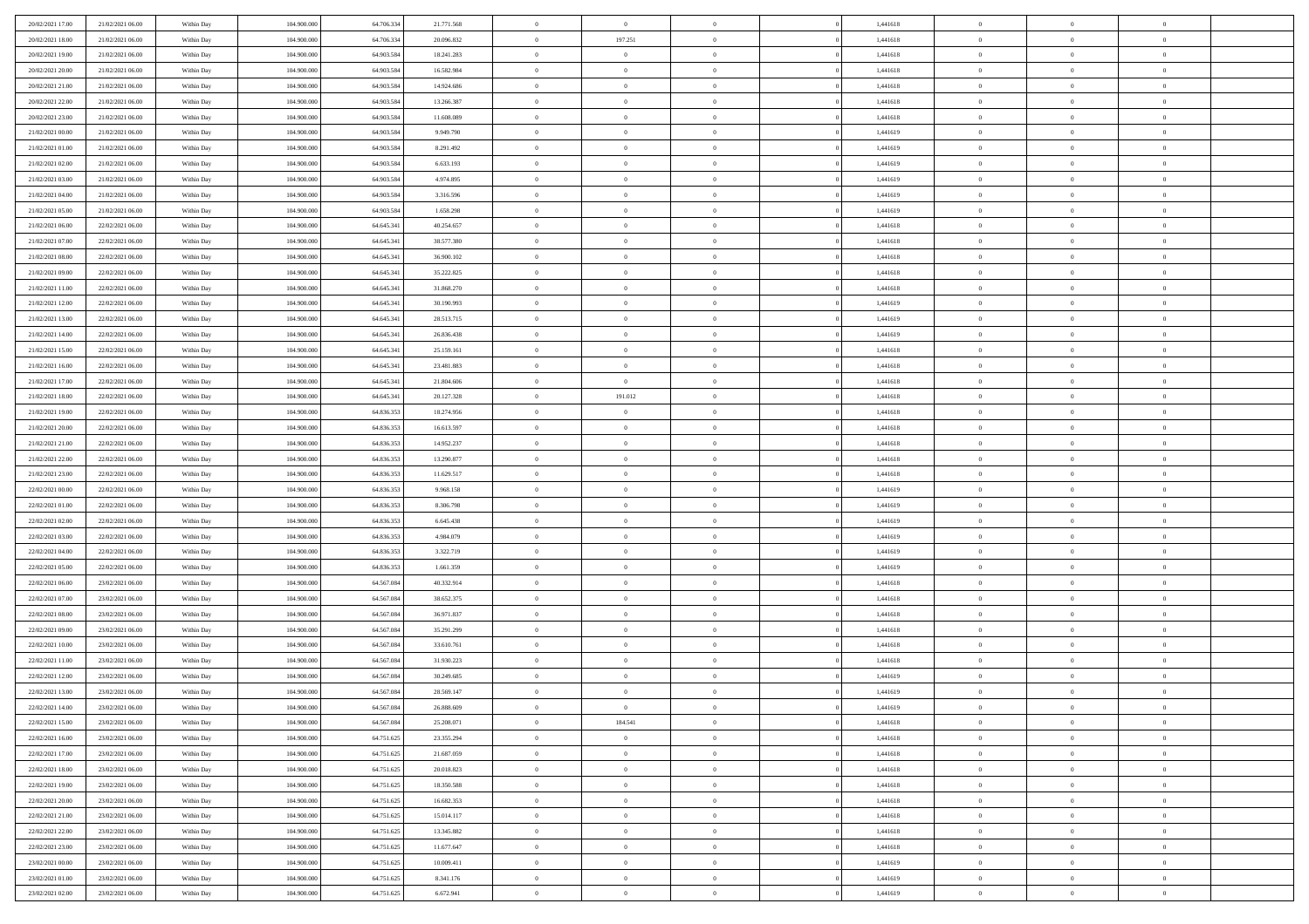| | | | | | | | | | | | | | | |
|---|---|---|---|---|---|---|---|---|---|---|---|---|---|---|
| 20/02/2021 17:00 | 21/02/2021 06:00 | Within Day | 104.900.000 | 64.706.334 | 21.771.568 | 0 | 0 | 0 | | 1,441618 | 0 | 0 | 0 | |
| 20/02/2021 18:00 | 21/02/2021 06:00 | Within Day | 104.900.000 | 64.706.334 | 20.096.832 | 0 | 197.251 | 0 | | 1,441618 | 0 | 0 | 0 | |
| 20/02/2021 19:00 | 21/02/2021 06:00 | Within Day | 104.900.000 | 64.903.584 | 18.241.283 | 0 | 0 | 0 | | 1,441618 | 0 | 0 | 0 | |
| 20/02/2021 20:00 | 21/02/2021 06:00 | Within Day | 104.900.000 | 64.903.584 | 16.582.984 | 0 | 0 | 0 | | 1,441618 | 0 | 0 | 0 | |
| 20/02/2021 21:00 | 21/02/2021 06:00 | Within Day | 104.900.000 | 64.903.584 | 14.924.686 | 0 | 0 | 0 | | 1,441618 | 0 | 0 | 0 | |
| 20/02/2021 22:00 | 21/02/2021 06:00 | Within Day | 104.900.000 | 64.903.584 | 13.266.387 | 0 | 0 | 0 | | 1,441618 | 0 | 0 | 0 | |
| 20/02/2021 23:00 | 21/02/2021 06:00 | Within Day | 104.900.000 | 64.903.584 | 11.608.089 | 0 | 0 | 0 | | 1,441618 | 0 | 0 | 0 | |
| 21/02/2021 00:00 | 21/02/2021 06:00 | Within Day | 104.900.000 | 64.903.584 | 9.949.790 | 0 | 0 | 0 | | 1,441619 | 0 | 0 | 0 | |
| 21/02/2021 01:00 | 21/02/2021 06:00 | Within Day | 104.900.000 | 64.903.584 | 8.291.492 | 0 | 0 | 0 | | 1,441619 | 0 | 0 | 0 | |
| 21/02/2021 02:00 | 21/02/2021 06:00 | Within Day | 104.900.000 | 64.903.584 | 6.633.193 | 0 | 0 | 0 | | 1,441619 | 0 | 0 | 0 | |
| 21/02/2021 03:00 | 21/02/2021 06:00 | Within Day | 104.900.000 | 64.903.584 | 4.974.895 | 0 | 0 | 0 | | 1,441619 | 0 | 0 | 0 | |
| 21/02/2021 04:00 | 21/02/2021 06:00 | Within Day | 104.900.000 | 64.903.584 | 3.316.596 | 0 | 0 | 0 | | 1,441619 | 0 | 0 | 0 | |
| 21/02/2021 05:00 | 21/02/2021 06:00 | Within Day | 104.900.000 | 64.903.584 | 1.658.298 | 0 | 0 | 0 | | 1,441619 | 0 | 0 | 0 | |
| 21/02/2021 06:00 | 22/02/2021 06:00 | Within Day | 104.900.000 | 64.645.341 | 40.254.657 | 0 | 0 | 0 | | 1,441618 | 0 | 0 | 0 | |
| 21/02/2021 07:00 | 22/02/2021 06:00 | Within Day | 104.900.000 | 64.645.341 | 38.577.380 | 0 | 0 | 0 | | 1,441618 | 0 | 0 | 0 | |
| 21/02/2021 08:00 | 22/02/2021 06:00 | Within Day | 104.900.000 | 64.645.341 | 36.900.102 | 0 | 0 | 0 | | 1,441618 | 0 | 0 | 0 | |
| 21/02/2021 09:00 | 22/02/2021 06:00 | Within Day | 104.900.000 | 64.645.341 | 35.222.825 | 0 | 0 | 0 | | 1,441618 | 0 | 0 | 0 | |
| 21/02/2021 11:00 | 22/02/2021 06:00 | Within Day | 104.900.000 | 64.645.341 | 31.868.270 | 0 | 0 | 0 | | 1,441618 | 0 | 0 | 0 | |
| 21/02/2021 12:00 | 22/02/2021 06:00 | Within Day | 104.900.000 | 64.645.341 | 30.190.993 | 0 | 0 | 0 | | 1,441619 | 0 | 0 | 0 | |
| 21/02/2021 13:00 | 22/02/2021 06:00 | Within Day | 104.900.000 | 64.645.341 | 28.513.715 | 0 | 0 | 0 | | 1,441619 | 0 | 0 | 0 | |
| 21/02/2021 14:00 | 22/02/2021 06:00 | Within Day | 104.900.000 | 64.645.341 | 26.836.438 | 0 | 0 | 0 | | 1,441619 | 0 | 0 | 0 | |
| 21/02/2021 15:00 | 22/02/2021 06:00 | Within Day | 104.900.000 | 64.645.341 | 25.159.161 | 0 | 0 | 0 | | 1,441618 | 0 | 0 | 0 | |
| 21/02/2021 16:00 | 22/02/2021 06:00 | Within Day | 104.900.000 | 64.645.341 | 23.481.883 | 0 | 0 | 0 | | 1,441618 | 0 | 0 | 0 | |
| 21/02/2021 17:00 | 22/02/2021 06:00 | Within Day | 104.900.000 | 64.645.341 | 21.804.606 | 0 | 0 | 0 | | 1,441618 | 0 | 0 | 0 | |
| 21/02/2021 18:00 | 22/02/2021 06:00 | Within Day | 104.900.000 | 64.645.341 | 20.127.328 | 0 | 191.012 | 0 | | 1,441618 | 0 | 0 | 0 | |
| 21/02/2021 19:00 | 22/02/2021 06:00 | Within Day | 104.900.000 | 64.836.353 | 18.274.956 | 0 | 0 | 0 | | 1,441618 | 0 | 0 | 0 | |
| 21/02/2021 20:00 | 22/02/2021 06:00 | Within Day | 104.900.000 | 64.836.353 | 16.613.597 | 0 | 0 | 0 | | 1,441618 | 0 | 0 | 0 | |
| 21/02/2021 21:00 | 22/02/2021 06:00 | Within Day | 104.900.000 | 64.836.353 | 14.952.237 | 0 | 0 | 0 | | 1,441618 | 0 | 0 | 0 | |
| 21/02/2021 22:00 | 22/02/2021 06:00 | Within Day | 104.900.000 | 64.836.353 | 13.290.877 | 0 | 0 | 0 | | 1,441618 | 0 | 0 | 0 | |
| 21/02/2021 23:00 | 22/02/2021 06:00 | Within Day | 104.900.000 | 64.836.353 | 11.629.517 | 0 | 0 | 0 | | 1,441618 | 0 | 0 | 0 | |
| 22/02/2021 00:00 | 22/02/2021 06:00 | Within Day | 104.900.000 | 64.836.353 | 9.968.158 | 0 | 0 | 0 | | 1,441619 | 0 | 0 | 0 | |
| 22/02/2021 01:00 | 22/02/2021 06:00 | Within Day | 104.900.000 | 64.836.353 | 8.306.798 | 0 | 0 | 0 | | 1,441619 | 0 | 0 | 0 | |
| 22/02/2021 02:00 | 22/02/2021 06:00 | Within Day | 104.900.000 | 64.836.353 | 6.645.438 | 0 | 0 | 0 | | 1,441619 | 0 | 0 | 0 | |
| 22/02/2021 03:00 | 22/02/2021 06:00 | Within Day | 104.900.000 | 64.836.353 | 4.984.079 | 0 | 0 | 0 | | 1,441619 | 0 | 0 | 0 | |
| 22/02/2021 04:00 | 22/02/2021 06:00 | Within Day | 104.900.000 | 64.836.353 | 3.322.719 | 0 | 0 | 0 | | 1,441619 | 0 | 0 | 0 | |
| 22/02/2021 05:00 | 22/02/2021 06:00 | Within Day | 104.900.000 | 64.836.353 | 1.661.359 | 0 | 0 | 0 | | 1,441619 | 0 | 0 | 0 | |
| 22/02/2021 06:00 | 23/02/2021 06:00 | Within Day | 104.900.000 | 64.567.084 | 40.332.914 | 0 | 0 | 0 | | 1,441618 | 0 | 0 | 0 | |
| 22/02/2021 07:00 | 23/02/2021 06:00 | Within Day | 104.900.000 | 64.567.084 | 38.652.375 | 0 | 0 | 0 | | 1,441618 | 0 | 0 | 0 | |
| 22/02/2021 08:00 | 23/02/2021 06:00 | Within Day | 104.900.000 | 64.567.084 | 36.971.837 | 0 | 0 | 0 | | 1,441618 | 0 | 0 | 0 | |
| 22/02/2021 09:00 | 23/02/2021 06:00 | Within Day | 104.900.000 | 64.567.084 | 35.291.299 | 0 | 0 | 0 | | 1,441618 | 0 | 0 | 0 | |
| 22/02/2021 10:00 | 23/02/2021 06:00 | Within Day | 104.900.000 | 64.567.084 | 33.610.761 | 0 | 0 | 0 | | 1,441618 | 0 | 0 | 0 | |
| 22/02/2021 11:00 | 23/02/2021 06:00 | Within Day | 104.900.000 | 64.567.084 | 31.930.223 | 0 | 0 | 0 | | 1,441618 | 0 | 0 | 0 | |
| 22/02/2021 12:00 | 23/02/2021 06:00 | Within Day | 104.900.000 | 64.567.084 | 30.249.685 | 0 | 0 | 0 | | 1,441619 | 0 | 0 | 0 | |
| 22/02/2021 13:00 | 23/02/2021 06:00 | Within Day | 104.900.000 | 64.567.084 | 28.569.147 | 0 | 0 | 0 | | 1,441619 | 0 | 0 | 0 | |
| 22/02/2021 14:00 | 23/02/2021 06:00 | Within Day | 104.900.000 | 64.567.084 | 26.888.609 | 0 | 0 | 0 | | 1,441619 | 0 | 0 | 0 | |
| 22/02/2021 15:00 | 23/02/2021 06:00 | Within Day | 104.900.000 | 64.567.084 | 25.208.071 | 0 | 184.541 | 0 | | 1,441618 | 0 | 0 | 0 | |
| 22/02/2021 16:00 | 23/02/2021 06:00 | Within Day | 104.900.000 | 64.751.625 | 23.355.294 | 0 | 0 | 0 | | 1,441618 | 0 | 0 | 0 | |
| 22/02/2021 17:00 | 23/02/2021 06:00 | Within Day | 104.900.000 | 64.751.625 | 21.687.059 | 0 | 0 | 0 | | 1,441618 | 0 | 0 | 0 | |
| 22/02/2021 18:00 | 23/02/2021 06:00 | Within Day | 104.900.000 | 64.751.625 | 20.018.823 | 0 | 0 | 0 | | 1,441618 | 0 | 0 | 0 | |
| 22/02/2021 19:00 | 23/02/2021 06:00 | Within Day | 104.900.000 | 64.751.625 | 18.350.588 | 0 | 0 | 0 | | 1,441618 | 0 | 0 | 0 | |
| 22/02/2021 20:00 | 23/02/2021 06:00 | Within Day | 104.900.000 | 64.751.625 | 16.682.353 | 0 | 0 | 0 | | 1,441618 | 0 | 0 | 0 | |
| 22/02/2021 21:00 | 23/02/2021 06:00 | Within Day | 104.900.000 | 64.751.625 | 15.014.117 | 0 | 0 | 0 | | 1,441618 | 0 | 0 | 0 | |
| 22/02/2021 22:00 | 23/02/2021 06:00 | Within Day | 104.900.000 | 64.751.625 | 13.345.882 | 0 | 0 | 0 | | 1,441618 | 0 | 0 | 0 | |
| 22/02/2021 23:00 | 23/02/2021 06:00 | Within Day | 104.900.000 | 64.751.625 | 11.677.647 | 0 | 0 | 0 | | 1,441618 | 0 | 0 | 0 | |
| 23/02/2021 00:00 | 23/02/2021 06:00 | Within Day | 104.900.000 | 64.751.625 | 10.009.411 | 0 | 0 | 0 | | 1,441619 | 0 | 0 | 0 | |
| 23/02/2021 01:00 | 23/02/2021 06:00 | Within Day | 104.900.000 | 64.751.625 | 8.341.176 | 0 | 0 | 0 | | 1,441619 | 0 | 0 | 0 | |
| 23/02/2021 02:00 | 23/02/2021 06:00 | Within Day | 104.900.000 | 64.751.625 | 6.672.941 | 0 | 0 | 0 | | 1,441619 | 0 | 0 | 0 | |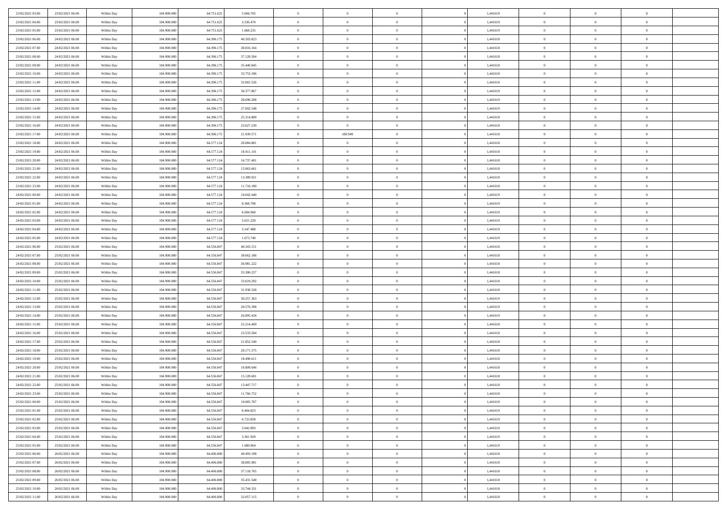| | | | | | | | | | | | | | | |
|---|---|---|---|---|---|---|---|---|---|---|---|---|---|---|
| 23/02/2021 03:00 | 23/02/2021 06:00 | Within Day | 104.900.000 | 64.751.625 | 5.004.705 | 0 | 0 | 0 | | 1,441619 | 0 | 0 | 0 | |
| 23/02/2021 04:00 | 23/02/2021 06:00 | Within Day | 104.900.000 | 64.751.625 | 3.336.470 | 0 | 0 | 0 | | 1,441619 | 0 | 0 | 0 | |
| 23/02/2021 05:00 | 23/02/2021 06:00 | Within Day | 104.900.000 | 64.751.625 | 1.668.235 | 0 | 0 | 0 | | 1,441619 | 0 | 0 | 0 | |
| 23/02/2021 06:00 | 24/02/2021 06:00 | Within Day | 104.900.000 | 64.396.175 | 40.503.823 | 0 | 0 | 0 | | 1,441618 | 0 | 0 | 0 | |
| 23/02/2021 07:00 | 24/02/2021 06:00 | Within Day | 104.900.000 | 64.396.175 | 38.816.164 | 0 | 0 | 0 | | 1,441618 | 0 | 0 | 0 | |
| 23/02/2021 08:00 | 24/02/2021 06:00 | Within Day | 104.900.000 | 64.396.175 | 37.128.504 | 0 | 0 | 0 | | 1,441618 | 0 | 0 | 0 | |
| 23/02/2021 09:00 | 24/02/2021 06:00 | Within Day | 104.900.000 | 64.396.175 | 35.440.845 | 0 | 0 | 0 | | 1,441618 | 0 | 0 | 0 | |
| 23/02/2021 10:00 | 24/02/2021 06:00 | Within Day | 104.900.000 | 64.396.175 | 33.753.186 | 0 | 0 | 0 | | 1,441618 | 0 | 0 | 0 | |
| 23/02/2021 11:00 | 24/02/2021 06:00 | Within Day | 104.900.000 | 64.396.175 | 32.065.526 | 0 | 0 | 0 | | 1,441618 | 0 | 0 | 0 | |
| 23/02/2021 12:00 | 24/02/2021 06:00 | Within Day | 104.900.000 | 64.396.175 | 30.377.867 | 0 | 0 | 0 | | 1,441619 | 0 | 0 | 0 | |
| 23/02/2021 13:00 | 24/02/2021 06:00 | Within Day | 104.900.000 | 64.396.175 | 28.690.208 | 0 | 0 | 0 | | 1,441619 | 0 | 0 | 0 | |
| 23/02/2021 14:00 | 24/02/2021 06:00 | Within Day | 104.900.000 | 64.396.175 | 27.002.548 | 0 | 0 | 0 | | 1,441619 | 0 | 0 | 0 | |
| 23/02/2021 15:00 | 24/02/2021 06:00 | Within Day | 104.900.000 | 64.396.175 | 25.314.889 | 0 | 0 | 0 | | 1,441618 | 0 | 0 | 0 | |
| 23/02/2021 16:00 | 24/02/2021 06:00 | Within Day | 104.900.000 | 64.396.175 | 23.627.230 | 0 | 0 | 0 | | 1,441618 | 0 | 0 | 0 | |
| 23/02/2021 17:00 | 24/02/2021 06:00 | Within Day | 104.900.000 | 64.396.175 | 21.939.571 | 0 | 180.949 | 0 | | 1,441618 | 0 | 0 | 0 | |
| 23/02/2021 18:00 | 24/02/2021 06:00 | Within Day | 104.900.000 | 64.577.124 | 20.084.881 | 0 | 0 | 0 | | 1,441618 | 0 | 0 | 0 | |
| 23/02/2021 19:00 | 24/02/2021 06:00 | Within Day | 104.900.000 | 64.577.124 | 18.411.141 | 0 | 0 | 0 | | 1,441618 | 0 | 0 | 0 | |
| 23/02/2021 20:00 | 24/02/2021 06:00 | Within Day | 104.900.000 | 64.577.124 | 16.737.401 | 0 | 0 | 0 | | 1,441618 | 0 | 0 | 0 | |
| 23/02/2021 21:00 | 24/02/2021 06:00 | Within Day | 104.900.000 | 64.577.124 | 15.063.661 | 0 | 0 | 0 | | 1,441618 | 0 | 0 | 0 | |
| 23/02/2021 22:00 | 24/02/2021 06:00 | Within Day | 104.900.000 | 64.577.124 | 13.389.921 | 0 | 0 | 0 | | 1,441618 | 0 | 0 | 0 | |
| 23/02/2021 23:00 | 24/02/2021 06:00 | Within Day | 104.900.000 | 64.577.124 | 11.716.180 | 0 | 0 | 0 | | 1,441618 | 0 | 0 | 0 | |
| 24/02/2021 00:00 | 24/02/2021 06:00 | Within Day | 104.900.000 | 64.577.124 | 10.042.440 | 0 | 0 | 0 | | 1,441619 | 0 | 0 | 0 | |
| 24/02/2021 01:00 | 24/02/2021 06:00 | Within Day | 104.900.000 | 64.577.124 | 8.368.700 | 0 | 0 | 0 | | 1,441619 | 0 | 0 | 0 | |
| 24/02/2021 02:00 | 24/02/2021 06:00 | Within Day | 104.900.000 | 64.577.124 | 6.694.960 | 0 | 0 | 0 | | 1,441619 | 0 | 0 | 0 | |
| 24/02/2021 03:00 | 24/02/2021 06:00 | Within Day | 104.900.000 | 64.577.124 | 5.021.220 | 0 | 0 | 0 | | 1,441619 | 0 | 0 | 0 | |
| 24/02/2021 04:00 | 24/02/2021 06:00 | Within Day | 104.900.000 | 64.577.124 | 3.347.480 | 0 | 0 | 0 | | 1,441619 | 0 | 0 | 0 | |
| 24/02/2021 05:00 | 24/02/2021 06:00 | Within Day | 104.900.000 | 64.577.124 | 1.673.740 | 0 | 0 | 0 | | 1,441619 | 0 | 0 | 0 | |
| 24/02/2021 06:00 | 25/02/2021 06:00 | Within Day | 104.900.000 | 64.556.847 | 40.343.151 | 0 | 0 | 0 | | 1,441618 | 0 | 0 | 0 | |
| 24/02/2021 07:00 | 25/02/2021 06:00 | Within Day | 104.900.000 | 64.556.847 | 38.662.186 | 0 | 0 | 0 | | 1,441618 | 0 | 0 | 0 | |
| 24/02/2021 08:00 | 25/02/2021 06:00 | Within Day | 104.900.000 | 64.556.847 | 36.981.222 | 0 | 0 | 0 | | 1,441618 | 0 | 0 | 0 | |
| 24/02/2021 09:00 | 25/02/2021 06:00 | Within Day | 104.900.000 | 64.556.847 | 35.300.257 | 0 | 0 | 0 | | 1,441618 | 0 | 0 | 0 | |
| 24/02/2021 10:00 | 25/02/2021 06:00 | Within Day | 104.900.000 | 64.556.847 | 33.619.292 | 0 | 0 | 0 | | 1,441618 | 0 | 0 | 0 | |
| 24/02/2021 11:00 | 25/02/2021 06:00 | Within Day | 104.900.000 | 64.556.847 | 31.938.328 | 0 | 0 | 0 | | 1,441618 | 0 | 0 | 0 | |
| 24/02/2021 12:00 | 25/02/2021 06:00 | Within Day | 104.900.000 | 64.556.847 | 30.257.363 | 0 | 0 | 0 | | 1,441619 | 0 | 0 | 0 | |
| 24/02/2021 13:00 | 25/02/2021 06:00 | Within Day | 104.900.000 | 64.556.847 | 28.576.398 | 0 | 0 | 0 | | 1,441619 | 0 | 0 | 0 | |
| 24/02/2021 14:00 | 25/02/2021 06:00 | Within Day | 104.900.000 | 64.556.847 | 26.895.434 | 0 | 0 | 0 | | 1,441619 | 0 | 0 | 0 | |
| 24/02/2021 15:00 | 25/02/2021 06:00 | Within Day | 104.900.000 | 64.556.847 | 25.214.469 | 0 | 0 | 0 | | 1,441618 | 0 | 0 | 0 | |
| 24/02/2021 16:00 | 25/02/2021 06:00 | Within Day | 104.900.000 | 64.556.847 | 23.533.504 | 0 | 0 | 0 | | 1,441618 | 0 | 0 | 0 | |
| 24/02/2021 17:00 | 25/02/2021 06:00 | Within Day | 104.900.000 | 64.556.847 | 21.852.540 | 0 | 0 | 0 | | 1,441618 | 0 | 0 | 0 | |
| 24/02/2021 18:00 | 25/02/2021 06:00 | Within Day | 104.900.000 | 64.556.847 | 20.171.575 | 0 | 0 | 0 | | 1,441618 | 0 | 0 | 0 | |
| 24/02/2021 19:00 | 25/02/2021 06:00 | Within Day | 104.900.000 | 64.556.847 | 18.490.611 | 0 | 0 | 0 | | 1,441618 | 0 | 0 | 0 | |
| 24/02/2021 20:00 | 25/02/2021 06:00 | Within Day | 104.900.000 | 64.556.847 | 16.809.646 | 0 | 0 | 0 | | 1,441618 | 0 | 0 | 0 | |
| 24/02/2021 21:00 | 25/02/2021 06:00 | Within Day | 104.900.000 | 64.556.847 | 15.128.681 | 0 | 0 | 0 | | 1,441618 | 0 | 0 | 0 | |
| 24/02/2021 22:00 | 25/02/2021 06:00 | Within Day | 104.900.000 | 64.556.847 | 13.447.717 | 0 | 0 | 0 | | 1,441618 | 0 | 0 | 0 | |
| 24/02/2021 23:00 | 25/02/2021 06:00 | Within Day | 104.900.000 | 64.556.847 | 11.766.752 | 0 | 0 | 0 | | 1,441618 | 0 | 0 | 0 | |
| 25/02/2021 00:00 | 25/02/2021 06:00 | Within Day | 104.900.000 | 64.556.847 | 10.085.787 | 0 | 0 | 0 | | 1,441619 | 0 | 0 | 0 | |
| 25/02/2021 01:00 | 25/02/2021 06:00 | Within Day | 104.900.000 | 64.556.847 | 8.404.823 | 0 | 0 | 0 | | 1,441619 | 0 | 0 | 0 | |
| 25/02/2021 02:00 | 25/02/2021 06:00 | Within Day | 104.900.000 | 64.556.847 | 6.723.858 | 0 | 0 | 0 | | 1,441619 | 0 | 0 | 0 | |
| 25/02/2021 03:00 | 25/02/2021 06:00 | Within Day | 104.900.000 | 64.556.847 | 5.042.893 | 0 | 0 | 0 | | 1,441619 | 0 | 0 | 0 | |
| 25/02/2021 04:00 | 25/02/2021 06:00 | Within Day | 104.900.000 | 64.556.847 | 3.361.929 | 0 | 0 | 0 | | 1,441619 | 0 | 0 | 0 | |
| 25/02/2021 05:00 | 25/02/2021 06:00 | Within Day | 104.900.000 | 64.556.847 | 1.680.964 | 0 | 0 | 0 | | 1,441619 | 0 | 0 | 0 | |
| 25/02/2021 06:00 | 26/02/2021 06:00 | Within Day | 104.900.000 | 64.406.800 | 40.493.198 | 0 | 0 | 0 | | 1,441618 | 0 | 0 | 0 | |
| 25/02/2021 07:00 | 26/02/2021 06:00 | Within Day | 104.900.000 | 64.406.800 | 38.805.981 | 0 | 0 | 0 | | 1,441618 | 0 | 0 | 0 | |
| 25/02/2021 08:00 | 26/02/2021 06:00 | Within Day | 104.900.000 | 64.406.800 | 37.118.765 | 0 | 0 | 0 | | 1,441618 | 0 | 0 | 0 | |
| 25/02/2021 09:00 | 26/02/2021 06:00 | Within Day | 104.900.000 | 64.406.800 | 35.431.548 | 0 | 0 | 0 | | 1,441618 | 0 | 0 | 0 | |
| 25/02/2021 10:00 | 26/02/2021 06:00 | Within Day | 104.900.000 | 64.406.800 | 33.744.331 | 0 | 0 | 0 | | 1,441618 | 0 | 0 | 0 | |
| 25/02/2021 11:00 | 26/02/2021 06:00 | Within Day | 104.900.000 | 64.406.800 | 32.057.115 | 0 | 0 | 0 | | 1,441618 | 0 | 0 | 0 | |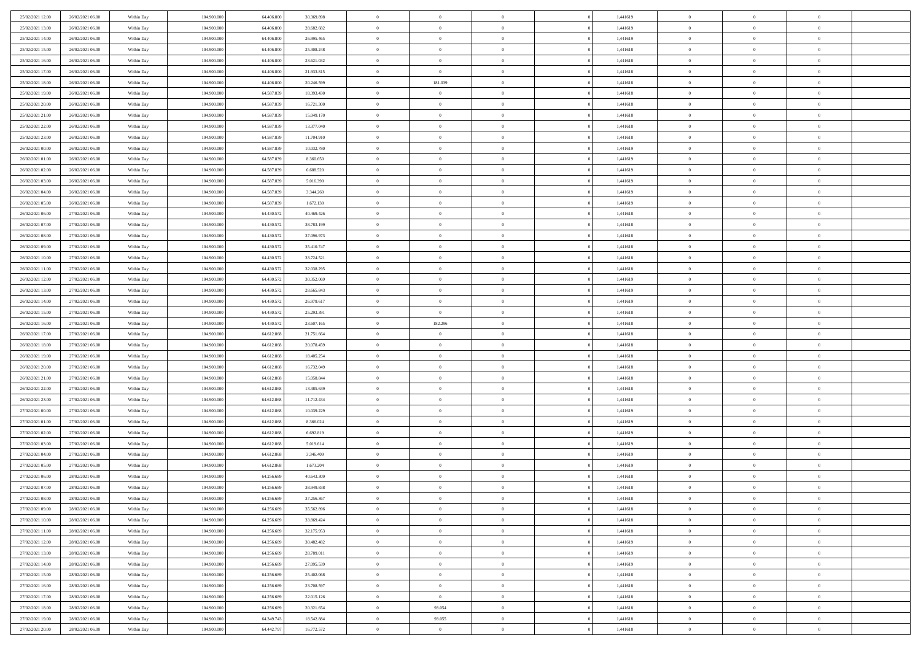| | | | | | | | | | | | | | | |
|---|---|---|---|---|---|---|---|---|---|---|---|---|---|---|
| 25/02/2021 12:00 | 26/02/2021 06:00 | Within Day | 104.900.000 | 64.406.800 | 30.369.898 | 0 | 0 | 0 | | 1,441619 | 0 | 0 | 0 | |
| 25/02/2021 13:00 | 26/02/2021 06:00 | Within Day | 104.900.000 | 64.406.800 | 28.682.682 | 0 | 0 | 0 | | 1,441619 | 0 | 0 | 0 | |
| 25/02/2021 14:00 | 26/02/2021 06:00 | Within Day | 104.900.000 | 64.406.800 | 26.995.465 | 0 | 0 | 0 | | 1,441619 | 0 | 0 | 0 | |
| 25/02/2021 15:00 | 26/02/2021 06:00 | Within Day | 104.900.000 | 64.406.800 | 25.308.248 | 0 | 0 | 0 | | 1,441618 | 0 | 0 | 0 | |
| 25/02/2021 16:00 | 26/02/2021 06:00 | Within Day | 104.900.000 | 64.406.800 | 23.621.032 | 0 | 0 | 0 | | 1,441618 | 0 | 0 | 0 | |
| 25/02/2021 17:00 | 26/02/2021 06:00 | Within Day | 104.900.000 | 64.406.800 | 21.933.815 | 0 | 0 | 0 | | 1,441618 | 0 | 0 | 0 | |
| 25/02/2021 18:00 | 26/02/2021 06:00 | Within Day | 104.900.000 | 64.406.800 | 20.246.599 | 0 | 181.039 | 0 | | 1,441618 | 0 | 0 | 0 | |
| 25/02/2021 19:00 | 26/02/2021 06:00 | Within Day | 104.900.000 | 64.587.839 | 18.393.430 | 0 | 0 | 0 | | 1,441618 | 0 | 0 | 0 | |
| 25/02/2021 20:00 | 26/02/2021 06:00 | Within Day | 104.900.000 | 64.587.839 | 16.721.300 | 0 | 0 | 0 | | 1,441618 | 0 | 0 | 0 | |
| 25/02/2021 21:00 | 26/02/2021 06:00 | Within Day | 104.900.000 | 64.587.839 | 15.049.170 | 0 | 0 | 0 | | 1,441618 | 0 | 0 | 0 | |
| 25/02/2021 22:00 | 26/02/2021 06:00 | Within Day | 104.900.000 | 64.587.839 | 13.377.040 | 0 | 0 | 0 | | 1,441618 | 0 | 0 | 0 | |
| 25/02/2021 23:00 | 26/02/2021 06:00 | Within Day | 104.900.000 | 64.587.839 | 11.704.910 | 0 | 0 | 0 | | 1,441618 | 0 | 0 | 0 | |
| 26/02/2021 00:00 | 26/02/2021 06:00 | Within Day | 104.900.000 | 64.587.839 | 10.032.780 | 0 | 0 | 0 | | 1,441619 | 0 | 0 | 0 | |
| 26/02/2021 01:00 | 26/02/2021 06:00 | Within Day | 104.900.000 | 64.587.839 | 8.360.650 | 0 | 0 | 0 | | 1,441619 | 0 | 0 | 0 | |
| 26/02/2021 02:00 | 26/02/2021 06:00 | Within Day | 104.900.000 | 64.587.839 | 6.688.520 | 0 | 0 | 0 | | 1,441619 | 0 | 0 | 0 | |
| 26/02/2021 03:00 | 26/02/2021 06:00 | Within Day | 104.900.000 | 64.587.839 | 5.016.390 | 0 | 0 | 0 | | 1,441619 | 0 | 0 | 0 | |
| 26/02/2021 04:00 | 26/02/2021 06:00 | Within Day | 104.900.000 | 64.587.839 | 3.344.260 | 0 | 0 | 0 | | 1,441619 | 0 | 0 | 0 | |
| 26/02/2021 05:00 | 26/02/2021 06:00 | Within Day | 104.900.000 | 64.587.839 | 1.672.130 | 0 | 0 | 0 | | 1,441619 | 0 | 0 | 0 | |
| 26/02/2021 06:00 | 27/02/2021 06:00 | Within Day | 104.900.000 | 64.430.572 | 40.469.426 | 0 | 0 | 0 | | 1,441618 | 0 | 0 | 0 | |
| 26/02/2021 07:00 | 27/02/2021 06:00 | Within Day | 104.900.000 | 64.430.572 | 38.783.199 | 0 | 0 | 0 | | 1,441618 | 0 | 0 | 0 | |
| 26/02/2021 08:00 | 27/02/2021 06:00 | Within Day | 104.900.000 | 64.430.572 | 37.096.973 | 0 | 0 | 0 | | 1,441618 | 0 | 0 | 0 | |
| 26/02/2021 09:00 | 27/02/2021 06:00 | Within Day | 104.900.000 | 64.430.572 | 35.410.747 | 0 | 0 | 0 | | 1,441618 | 0 | 0 | 0 | |
| 26/02/2021 10:00 | 27/02/2021 06:00 | Within Day | 104.900.000 | 64.430.572 | 33.724.521 | 0 | 0 | 0 | | 1,441618 | 0 | 0 | 0 | |
| 26/02/2021 11:00 | 27/02/2021 06:00 | Within Day | 104.900.000 | 64.430.572 | 32.038.295 | 0 | 0 | 0 | | 1,441618 | 0 | 0 | 0 | |
| 26/02/2021 12:00 | 27/02/2021 06:00 | Within Day | 104.900.000 | 64.430.572 | 30.352.069 | 0 | 0 | 0 | | 1,441619 | 0 | 0 | 0 | |
| 26/02/2021 13:00 | 27/02/2021 06:00 | Within Day | 104.900.000 | 64.430.572 | 28.665.843 | 0 | 0 | 0 | | 1,441619 | 0 | 0 | 0 | |
| 26/02/2021 14:00 | 27/02/2021 06:00 | Within Day | 104.900.000 | 64.430.572 | 26.979.617 | 0 | 0 | 0 | | 1,441619 | 0 | 0 | 0 | |
| 26/02/2021 15:00 | 27/02/2021 06:00 | Within Day | 104.900.000 | 64.430.572 | 25.293.391 | 0 | 0 | 0 | | 1,441618 | 0 | 0 | 0 | |
| 26/02/2021 16:00 | 27/02/2021 06:00 | Within Day | 104.900.000 | 64.430.572 | 23.607.165 | 0 | 182.296 | 0 | | 1,441618 | 0 | 0 | 0 | |
| 26/02/2021 17:00 | 27/02/2021 06:00 | Within Day | 104.900.000 | 64.612.868 | 21.751.664 | 0 | 0 | 0 | | 1,441618 | 0 | 0 | 0 | |
| 26/02/2021 18:00 | 27/02/2021 06:00 | Within Day | 104.900.000 | 64.612.868 | 20.078.459 | 0 | 0 | 0 | | 1,441618 | 0 | 0 | 0 | |
| 26/02/2021 19:00 | 27/02/2021 06:00 | Within Day | 104.900.000 | 64.612.868 | 18.405.254 | 0 | 0 | 0 | | 1,441618 | 0 | 0 | 0 | |
| 26/02/2021 20:00 | 27/02/2021 06:00 | Within Day | 104.900.000 | 64.612.868 | 16.732.049 | 0 | 0 | 0 | | 1,441618 | 0 | 0 | 0 | |
| 26/02/2021 21:00 | 27/02/2021 06:00 | Within Day | 104.900.000 | 64.612.868 | 15.058.844 | 0 | 0 | 0 | | 1,441618 | 0 | 0 | 0 | |
| 26/02/2021 22:00 | 27/02/2021 06:00 | Within Day | 104.900.000 | 64.612.868 | 13.385.639 | 0 | 0 | 0 | | 1,441618 | 0 | 0 | 0 | |
| 26/02/2021 23:00 | 27/02/2021 06:00 | Within Day | 104.900.000 | 64.612.868 | 11.712.434 | 0 | 0 | 0 | | 1,441618 | 0 | 0 | 0 | |
| 27/02/2021 00:00 | 27/02/2021 06:00 | Within Day | 104.900.000 | 64.612.868 | 10.039.229 | 0 | 0 | 0 | | 1,441619 | 0 | 0 | 0 | |
| 27/02/2021 01:00 | 27/02/2021 06:00 | Within Day | 104.900.000 | 64.612.868 | 8.366.024 | 0 | 0 | 0 | | 1,441619 | 0 | 0 | 0 | |
| 27/02/2021 02:00 | 27/02/2021 06:00 | Within Day | 104.900.000 | 64.612.868 | 6.692.819 | 0 | 0 | 0 | | 1,441619 | 0 | 0 | 0 | |
| 27/02/2021 03:00 | 27/02/2021 06:00 | Within Day | 104.900.000 | 64.612.868 | 5.019.614 | 0 | 0 | 0 | | 1,441619 | 0 | 0 | 0 | |
| 27/02/2021 04:00 | 27/02/2021 06:00 | Within Day | 104.900.000 | 64.612.868 | 3.346.409 | 0 | 0 | 0 | | 1,441619 | 0 | 0 | 0 | |
| 27/02/2021 05:00 | 27/02/2021 06:00 | Within Day | 104.900.000 | 64.612.868 | 1.673.204 | 0 | 0 | 0 | | 1,441619 | 0 | 0 | 0 | |
| 27/02/2021 06:00 | 28/02/2021 06:00 | Within Day | 104.900.000 | 64.256.689 | 40.643.309 | 0 | 0 | 0 | | 1,441618 | 0 | 0 | 0 | |
| 27/02/2021 07:00 | 28/02/2021 06:00 | Within Day | 104.900.000 | 64.256.689 | 38.949.838 | 0 | 0 | 0 | | 1,441618 | 0 | 0 | 0 | |
| 27/02/2021 08:00 | 28/02/2021 06:00 | Within Day | 104.900.000 | 64.256.689 | 37.256.367 | 0 | 0 | 0 | | 1,441618 | 0 | 0 | 0 | |
| 27/02/2021 09:00 | 28/02/2021 06:00 | Within Day | 104.900.000 | 64.256.689 | 35.562.896 | 0 | 0 | 0 | | 1,441618 | 0 | 0 | 0 | |
| 27/02/2021 10:00 | 28/02/2021 06:00 | Within Day | 104.900.000 | 64.256.689 | 33.869.424 | 0 | 0 | 0 | | 1,441618 | 0 | 0 | 0 | |
| 27/02/2021 11:00 | 28/02/2021 06:00 | Within Day | 104.900.000 | 64.256.689 | 32.175.953 | 0 | 0 | 0 | | 1,441618 | 0 | 0 | 0 | |
| 27/02/2021 12:00 | 28/02/2021 06:00 | Within Day | 104.900.000 | 64.256.689 | 30.482.482 | 0 | 0 | 0 | | 1,441619 | 0 | 0 | 0 | |
| 27/02/2021 13:00 | 28/02/2021 06:00 | Within Day | 104.900.000 | 64.256.689 | 28.789.011 | 0 | 0 | 0 | | 1,441619 | 0 | 0 | 0 | |
| 27/02/2021 14:00 | 28/02/2021 06:00 | Within Day | 104.900.000 | 64.256.689 | 27.095.539 | 0 | 0 | 0 | | 1,441619 | 0 | 0 | 0 | |
| 27/02/2021 15:00 | 28/02/2021 06:00 | Within Day | 104.900.000 | 64.256.689 | 25.402.068 | 0 | 0 | 0 | | 1,441618 | 0 | 0 | 0 | |
| 27/02/2021 16:00 | 28/02/2021 06:00 | Within Day | 104.900.000 | 64.256.689 | 23.708.597 | 0 | 0 | 0 | | 1,441618 | 0 | 0 | 0 | |
| 27/02/2021 17:00 | 28/02/2021 06:00 | Within Day | 104.900.000 | 64.256.689 | 22.015.126 | 0 | 0 | 0 | | 1,441618 | 0 | 0 | 0 | |
| 27/02/2021 18:00 | 28/02/2021 06:00 | Within Day | 104.900.000 | 64.256.689 | 20.321.654 | 0 | 93.054 | 0 | | 1,441618 | 0 | 0 | 0 | |
| 27/02/2021 19:00 | 28/02/2021 06:00 | Within Day | 104.900.000 | 64.349.743 | 18.542.884 | 0 | 93.055 | 0 | | 1,441618 | 0 | 0 | 0 | |
| 27/02/2021 20:00 | 28/02/2021 06:00 | Within Day | 104.900.000 | 64.442.797 | 16.772.572 | 0 | 0 | 0 | | 1,441618 | 0 | 0 | 0 | |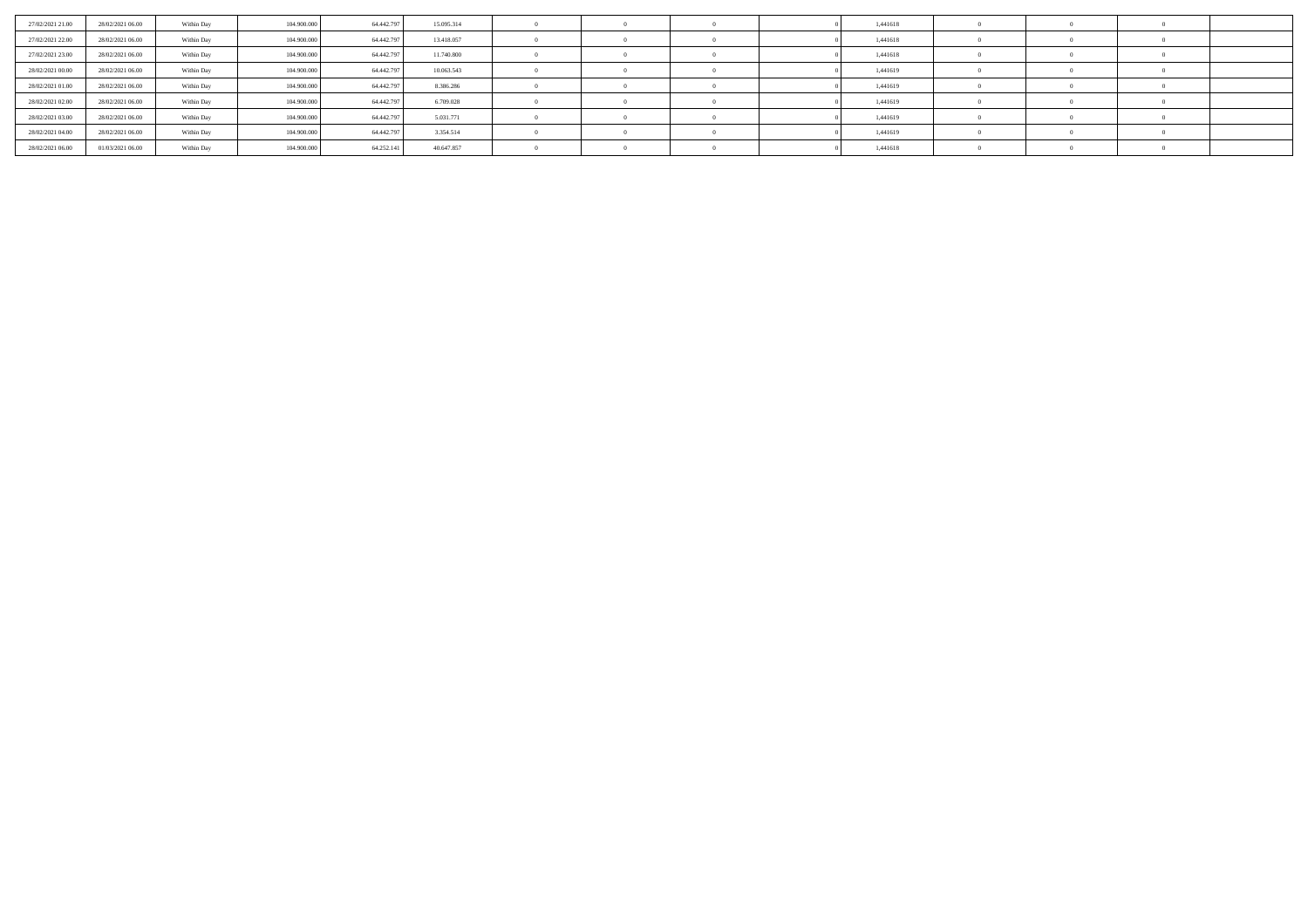| | | | | | | | | | | | | | | |
|---|---|---|---|---|---|---|---|---|---|---|---|---|---|---|
| 27/02/2021 21:00 | 28/02/2021 06:00 | Within Day | 104.900.000 | 64.442.797 | 15.095.314 | 0 | 0 | 0 | 0 | 1,441618 | 0 | 0 | 0 | |
| 27/02/2021 22:00 | 28/02/2021 06:00 | Within Day | 104.900.000 | 64.442.797 | 13.418.057 | 0 | 0 | 0 | 0 | 1,441618 | 0 | 0 | 0 | |
| 27/02/2021 23:00 | 28/02/2021 06:00 | Within Day | 104.900.000 | 64.442.797 | 11.740.800 | 0 | 0 | 0 | 0 | 1,441618 | 0 | 0 | 0 | |
| 28/02/2021 00:00 | 28/02/2021 06:00 | Within Day | 104.900.000 | 64.442.797 | 10.063.543 | 0 | 0 | 0 | 0 | 1,441619 | 0 | 0 | 0 | |
| 28/02/2021 01:00 | 28/02/2021 06:00 | Within Day | 104.900.000 | 64.442.797 | 8.386.286 | 0 | 0 | 0 | 0 | 1,441619 | 0 | 0 | 0 | |
| 28/02/2021 02:00 | 28/02/2021 06:00 | Within Day | 104.900.000 | 64.442.797 | 6.709.028 | 0 | 0 | 0 | 0 | 1,441619 | 0 | 0 | 0 | |
| 28/02/2021 03:00 | 28/02/2021 06:00 | Within Day | 104.900.000 | 64.442.797 | 5.031.771 | 0 | 0 | 0 | 0 | 1,441619 | 0 | 0 | 0 | |
| 28/02/2021 04:00 | 28/02/2021 06:00 | Within Day | 104.900.000 | 64.442.797 | 3.354.514 | 0 | 0 | 0 | 0 | 1,441619 | 0 | 0 | 0 | |
| 28/02/2021 06:00 | 01/03/2021 06:00 | Within Day | 104.900.000 | 64.252.141 | 40.647.857 | 0 | 0 | 0 | 0 | 1,441618 | 0 | 0 | 0 | |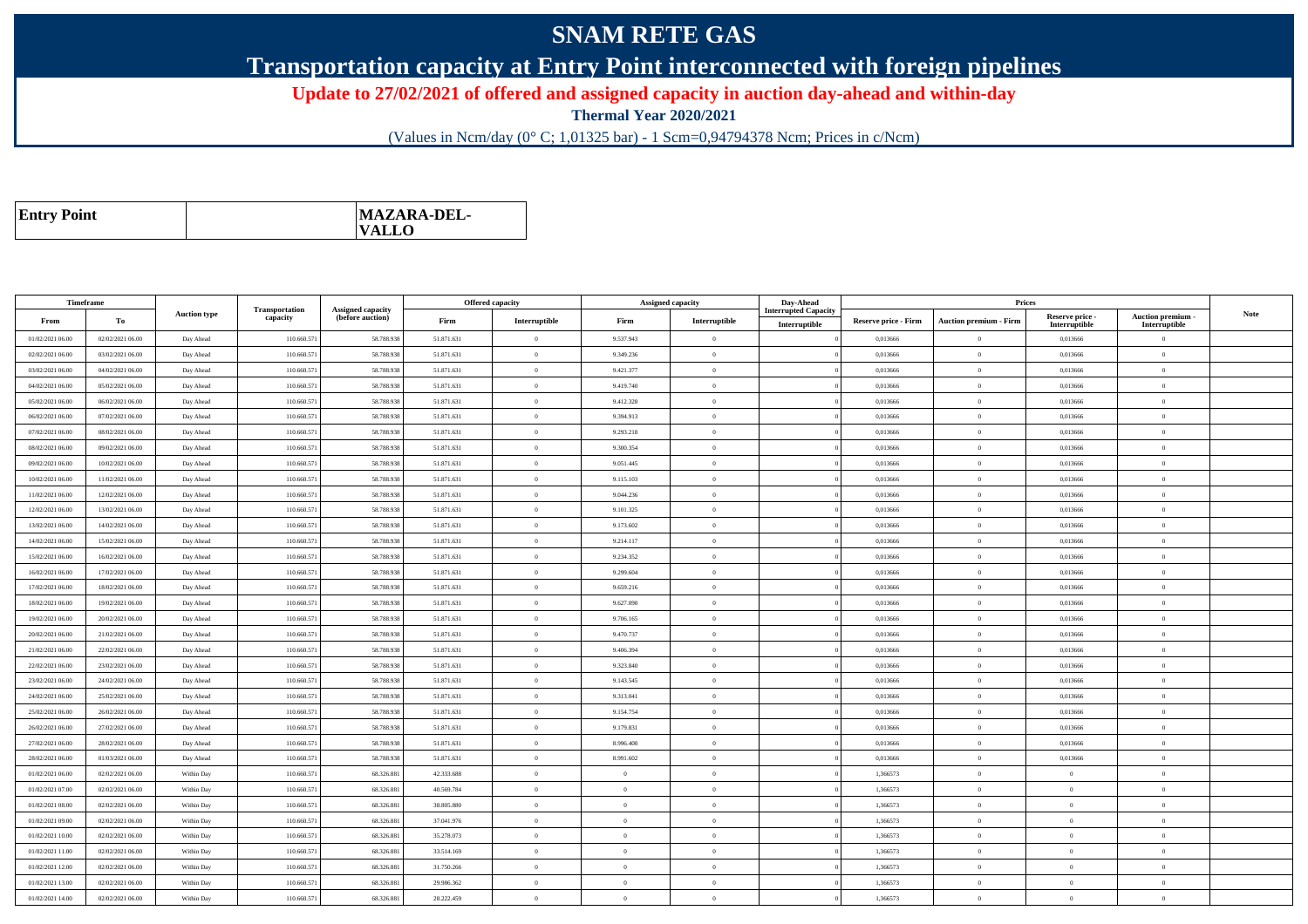# SNAM RETE GAS

## Transportation capacity at Entry Point interconnected with foreign pipelines

**Update to 27/02/2021 of offered and assigned capacity in auction day-ahead and within-day**

**Thermal Year 2020/2021**

(Values in Ncm/day (0° C; 1,01325 bar) - 1 Scm=0,94794378 Ncm; Prices in c/Ncm)

| **Entry Point** | | **MAZARA-DEL-VALLO** |
|---|---|---|

| Timeframe | | Auction type | Transportation capacity | Assigned capacity (before auction) | Offered capacity | | Assigned capacity | | Day-Ahead Interrupted Capacity | Prices | | | | Note |
|---|---|---|---|---|---|---|---|---|---|---|---|---|---|---|
| From | To | | | | Firm | Interruptible | Firm | Interruptible | Interruptible | Reserve price - Firm | Auction premium - Firm | Reserve price - Interruptible | Auction premium - Interruptible | |
| 01/02/2021 06.00 | 02/02/2021 06.00 | Day Ahead | 110.660.571 | 58.788.938 | 51.871.631 | 0 | 9.537.943 | 0 | 0 | 0,013666 | 0 | 0,013666 | 0 | |
| 02/02/2021 06.00 | 03/02/2021 06.00 | Day Ahead | 110.660.571 | 58.788.938 | 51.871.631 | 0 | 9.349.236 | 0 | 0 | 0,013666 | 0 | 0,013666 | 0 | |
| 03/02/2021 06.00 | 04/02/2021 06.00 | Day Ahead | 110.660.571 | 58.788.938 | 51.871.631 | 0 | 9.421.377 | 0 | 0 | 0,013666 | 0 | 0,013666 | 0 | |
| 04/02/2021 06.00 | 05/02/2021 06.00 | Day Ahead | 110.660.571 | 58.788.938 | 51.871.631 | 0 | 9.419.740 | 0 | 0 | 0,013666 | 0 | 0,013666 | 0 | |
| 05/02/2021 06.00 | 06/02/2021 06.00 | Day Ahead | 110.660.571 | 58.788.938 | 51.871.631 | 0 | 9.412.328 | 0 | 0 | 0,013666 | 0 | 0,013666 | 0 | |
| 06/02/2021 06.00 | 07/02/2021 06.00 | Day Ahead | 110.660.571 | 58.788.938 | 51.871.631 | 0 | 9.394.913 | 0 | 0 | 0,013666 | 0 | 0,013666 | 0 | |
| 07/02/2021 06.00 | 08/02/2021 06.00 | Day Ahead | 110.660.571 | 58.788.938 | 51.871.631 | 0 | 9.293.218 | 0 | 0 | 0,013666 | 0 | 0,013666 | 0 | |
| 08/02/2021 06.00 | 09/02/2021 06.00 | Day Ahead | 110.660.571 | 58.788.938 | 51.871.631 | 0 | 9.300.354 | 0 | 0 | 0,013666 | 0 | 0,013666 | 0 | |
| 09/02/2021 06.00 | 10/02/2021 06.00 | Day Ahead | 110.660.571 | 58.788.938 | 51.871.631 | 0 | 9.051.445 | 0 | 0 | 0,013666 | 0 | 0,013666 | 0 | |
| 10/02/2021 06.00 | 11/02/2021 06.00 | Day Ahead | 110.660.571 | 58.788.938 | 51.871.631 | 0 | 9.115.103 | 0 | 0 | 0,013666 | 0 | 0,013666 | 0 | |
| 11/02/2021 06.00 | 12/02/2021 06.00 | Day Ahead | 110.660.571 | 58.788.938 | 51.871.631 | 0 | 9.044.236 | 0 | 0 | 0,013666 | 0 | 0,013666 | 0 | |
| 12/02/2021 06.00 | 13/02/2021 06.00 | Day Ahead | 110.660.571 | 58.788.938 | 51.871.631 | 0 | 9.101.325 | 0 | 0 | 0,013666 | 0 | 0,013666 | 0 | |
| 13/02/2021 06.00 | 14/02/2021 06.00 | Day Ahead | 110.660.571 | 58.788.938 | 51.871.631 | 0 | 9.173.602 | 0 | 0 | 0,013666 | 0 | 0,013666 | 0 | |
| 14/02/2021 06.00 | 15/02/2021 06.00 | Day Ahead | 110.660.571 | 58.788.938 | 51.871.631 | 0 | 9.214.117 | 0 | 0 | 0,013666 | 0 | 0,013666 | 0 | |
| 15/02/2021 06.00 | 16/02/2021 06.00 | Day Ahead | 110.660.571 | 58.788.938 | 51.871.631 | 0 | 9.234.352 | 0 | 0 | 0,013666 | 0 | 0,013666 | 0 | |
| 16/02/2021 06.00 | 17/02/2021 06.00 | Day Ahead | 110.660.571 | 58.788.938 | 51.871.631 | 0 | 9.299.604 | 0 | 0 | 0,013666 | 0 | 0,013666 | 0 | |
| 17/02/2021 06.00 | 18/02/2021 06.00 | Day Ahead | 110.660.571 | 58.788.938 | 51.871.631 | 0 | 9.659.216 | 0 | 0 | 0,013666 | 0 | 0,013666 | 0 | |
| 18/02/2021 06.00 | 19/02/2021 06.00 | Day Ahead | 110.660.571 | 58.788.938 | 51.871.631 | 0 | 9.627.090 | 0 | 0 | 0,013666 | 0 | 0,013666 | 0 | |
| 19/02/2021 06.00 | 20/02/2021 06.00 | Day Ahead | 110.660.571 | 58.788.938 | 51.871.631 | 0 | 9.706.165 | 0 | 0 | 0,013666 | 0 | 0,013666 | 0 | |
| 20/02/2021 06.00 | 21/02/2021 06.00 | Day Ahead | 110.660.571 | 58.788.938 | 51.871.631 | 0 | 9.470.737 | 0 | 0 | 0,013666 | 0 | 0,013666 | 0 | |
| 21/02/2021 06.00 | 22/02/2021 06.00 | Day Ahead | 110.660.571 | 58.788.938 | 51.871.631 | 0 | 9.406.394 | 0 | 0 | 0,013666 | 0 | 0,013666 | 0 | |
| 22/02/2021 06.00 | 23/02/2021 06.00 | Day Ahead | 110.660.571 | 58.788.938 | 51.871.631 | 0 | 9.323.840 | 0 | 0 | 0,013666 | 0 | 0,013666 | 0 | |
| 23/02/2021 06.00 | 24/02/2021 06.00 | Day Ahead | 110.660.571 | 58.788.938 | 51.871.631 | 0 | 9.143.545 | 0 | 0 | 0,013666 | 0 | 0,013666 | 0 | |
| 24/02/2021 06.00 | 25/02/2021 06.00 | Day Ahead | 110.660.571 | 58.788.938 | 51.871.631 | 0 | 9.313.041 | 0 | 0 | 0,013666 | 0 | 0,013666 | 0 | |
| 25/02/2021 06.00 | 26/02/2021 06.00 | Day Ahead | 110.660.571 | 58.788.938 | 51.871.631 | 0 | 9.154.754 | 0 | 0 | 0,013666 | 0 | 0,013666 | 0 | |
| 26/02/2021 06.00 | 27/02/2021 06.00 | Day Ahead | 110.660.571 | 58.788.938 | 51.871.631 | 0 | 9.179.831 | 0 | 0 | 0,013666 | 0 | 0,013666 | 0 | |
| 27/02/2021 06.00 | 28/02/2021 06.00 | Day Ahead | 110.660.571 | 58.788.938 | 51.871.631 | 0 | 8.996.400 | 0 | 0 | 0,013666 | 0 | 0,013666 | 0 | |
| 28/02/2021 06.00 | 01/03/2021 06.00 | Day Ahead | 110.660.571 | 58.788.938 | 51.871.631 | 0 | 8.991.602 | 0 | 0 | 0,013666 | 0 | 0,013666 | 0 | |
| 01/02/2021 06.00 | 02/02/2021 06.00 | Within Day | 110.660.571 | 68.326.881 | 42.333.688 | 0 | 0 | 0 | 0 | 1,366573 | 0 | 0 | 0 | |
| 01/02/2021 07.00 | 02/02/2021 06.00 | Within Day | 110.660.571 | 68.326.881 | 40.569.784 | 0 | 0 | 0 | 0 | 1,366573 | 0 | 0 | 0 | |
| 01/02/2021 08.00 | 02/02/2021 06.00 | Within Day | 110.660.571 | 68.326.881 | 38.805.880 | 0 | 0 | 0 | 0 | 1,366573 | 0 | 0 | 0 | |
| 01/02/2021 09.00 | 02/02/2021 06.00 | Within Day | 110.660.571 | 68.326.881 | 37.041.976 | 0 | 0 | 0 | 0 | 1,366573 | 0 | 0 | 0 | |
| 01/02/2021 10.00 | 02/02/2021 06.00 | Within Day | 110.660.571 | 68.326.881 | 35.278.073 | 0 | 0 | 0 | 0 | 1,366573 | 0 | 0 | 0 | |
| 01/02/2021 11.00 | 02/02/2021 06.00 | Within Day | 110.660.571 | 68.326.881 | 33.514.169 | 0 | 0 | 0 | 0 | 1,366573 | 0 | 0 | 0 | |
| 01/02/2021 12.00 | 02/02/2021 06.00 | Within Day | 110.660.571 | 68.326.881 | 31.750.266 | 0 | 0 | 0 | 0 | 1,366573 | 0 | 0 | 0 | |
| 01/02/2021 13.00 | 02/02/2021 06.00 | Within Day | 110.660.571 | 68.326.881 | 29.986.362 | 0 | 0 | 0 | 0 | 1,366573 | 0 | 0 | 0 | |
| 01/02/2021 14.00 | 02/02/2021 06.00 | Within Day | 110.660.571 | 68.326.881 | 28.222.459 | 0 | 0 | 0 | 0 | 1,366573 | 0 | 0 | 0 | |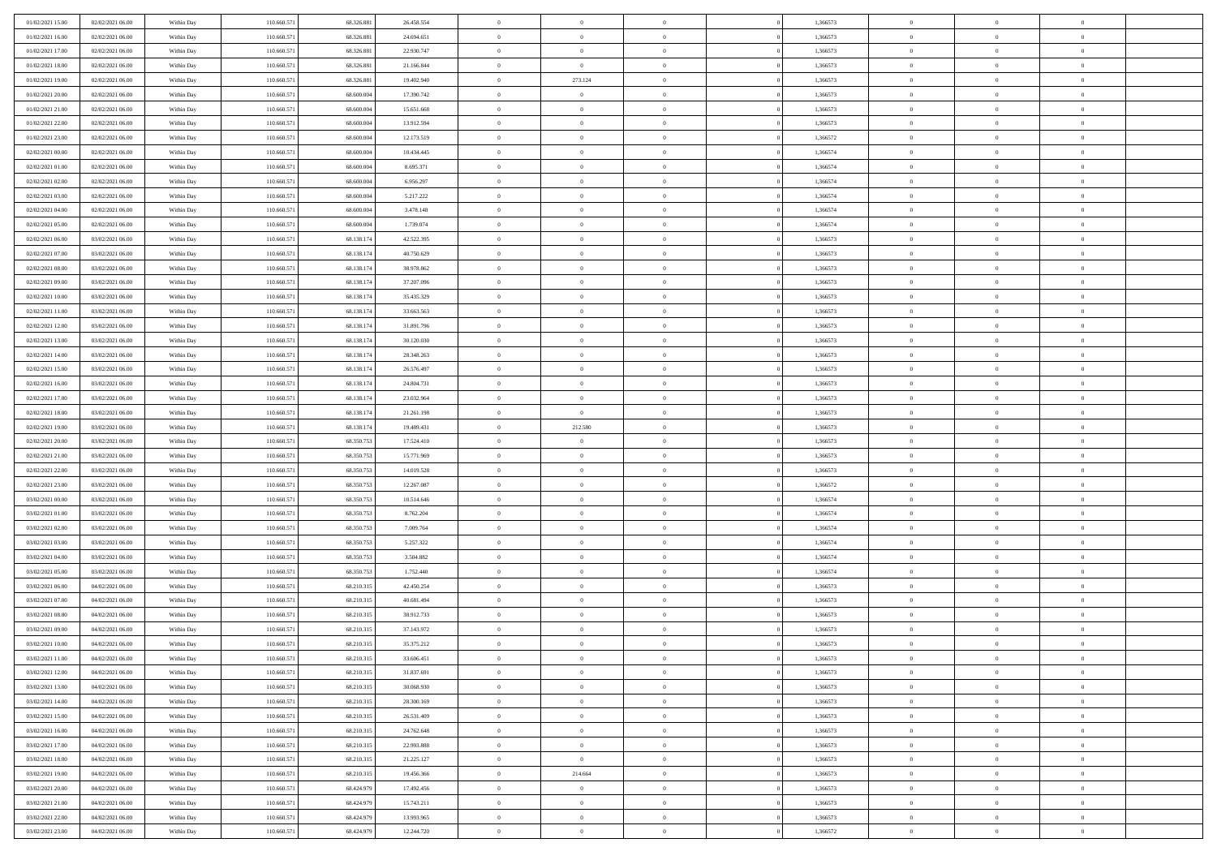| | | | | | | | | | | | | | | |
|---|---|---|---|---|---|---|---|---|---|---|---|---|---|---|
| 01/02/2021 15:00 | 02/02/2021 06:00 | Within Day | 110.660.571 | 68.326.881 | 26.458.554 | 0 | 0 | 0 | | 0 | 1,366573 | 0 | 0 | 0 |
| 01/02/2021 16:00 | 02/02/2021 06:00 | Within Day | 110.660.571 | 68.326.881 | 24.694.651 | 0 | 0 | 0 | | 0 | 1,366573 | 0 | 0 | 0 |
| 01/02/2021 17:00 | 02/02/2021 06:00 | Within Day | 110.660.571 | 68.326.881 | 22.930.747 | 0 | 0 | 0 | | 0 | 1,366573 | 0 | 0 | 0 |
| 01/02/2021 18:00 | 02/02/2021 06:00 | Within Day | 110.660.571 | 68.326.881 | 21.166.844 | 0 | 0 | 0 | | 0 | 1,366573 | 0 | 0 | 0 |
| 01/02/2021 19:00 | 02/02/2021 06:00 | Within Day | 110.660.571 | 68.326.881 | 19.402.940 | 0 | 273.124 | 0 | | 0 | 1,366573 | 0 | 0 | 0 |
| 01/02/2021 20:00 | 02/02/2021 06:00 | Within Day | 110.660.571 | 68.600.004 | 17.390.742 | 0 | 0 | 0 | | 0 | 1,366573 | 0 | 0 | 0 |
| 01/02/2021 21:00 | 02/02/2021 06:00 | Within Day | 110.660.571 | 68.600.004 | 15.651.668 | 0 | 0 | 0 | | 0 | 1,366573 | 0 | 0 | 0 |
| 01/02/2021 22:00 | 02/02/2021 06:00 | Within Day | 110.660.571 | 68.600.004 | 13.912.594 | 0 | 0 | 0 | | 0 | 1,366573 | 0 | 0 | 0 |
| 01/02/2021 23:00 | 02/02/2021 06:00 | Within Day | 110.660.571 | 68.600.004 | 12.173.519 | 0 | 0 | 0 | | 0 | 1,366572 | 0 | 0 | 0 |
| 02/02/2021 00:00 | 02/02/2021 06:00 | Within Day | 110.660.571 | 68.600.004 | 10.434.445 | 0 | 0 | 0 | | 0 | 1,366574 | 0 | 0 | 0 |
| 02/02/2021 01:00 | 02/02/2021 06:00 | Within Day | 110.660.571 | 68.600.004 | 8.695.371 | 0 | 0 | 0 | | 0 | 1,366574 | 0 | 0 | 0 |
| 02/02/2021 02:00 | 02/02/2021 06:00 | Within Day | 110.660.571 | 68.600.004 | 6.956.297 | 0 | 0 | 0 | | 0 | 1,366574 | 0 | 0 | 0 |
| 02/02/2021 03:00 | 02/02/2021 06:00 | Within Day | 110.660.571 | 68.600.004 | 5.217.222 | 0 | 0 | 0 | | 0 | 1,366574 | 0 | 0 | 0 |
| 02/02/2021 04:00 | 02/02/2021 06:00 | Within Day | 110.660.571 | 68.600.004 | 3.478.148 | 0 | 0 | 0 | | 0 | 1,366574 | 0 | 0 | 0 |
| 02/02/2021 05:00 | 02/02/2021 06:00 | Within Day | 110.660.571 | 68.600.004 | 1.739.074 | 0 | 0 | 0 | | 0 | 1,366574 | 0 | 0 | 0 |
| 02/02/2021 06:00 | 03/02/2021 06:00 | Within Day | 110.660.571 | 68.138.174 | 42.522.395 | 0 | 0 | 0 | | 0 | 1,366573 | 0 | 0 | 0 |
| 02/02/2021 07:00 | 03/02/2021 06:00 | Within Day | 110.660.571 | 68.138.174 | 40.750.629 | 0 | 0 | 0 | | 0 | 1,366573 | 0 | 0 | 0 |
| 02/02/2021 08:00 | 03/02/2021 06:00 | Within Day | 110.660.571 | 68.138.174 | 38.978.862 | 0 | 0 | 0 | | 0 | 1,366573 | 0 | 0 | 0 |
| 02/02/2021 09:00 | 03/02/2021 06:00 | Within Day | 110.660.571 | 68.138.174 | 37.207.096 | 0 | 0 | 0 | | 0 | 1,366573 | 0 | 0 | 0 |
| 02/02/2021 10:00 | 03/02/2021 06:00 | Within Day | 110.660.571 | 68.138.174 | 35.435.329 | 0 | 0 | 0 | | 0 | 1,366573 | 0 | 0 | 0 |
| 02/02/2021 11:00 | 03/02/2021 06:00 | Within Day | 110.660.571 | 68.138.174 | 33.663.563 | 0 | 0 | 0 | | 0 | 1,366573 | 0 | 0 | 0 |
| 02/02/2021 12:00 | 03/02/2021 06:00 | Within Day | 110.660.571 | 68.138.174 | 31.891.796 | 0 | 0 | 0 | | 0 | 1,366573 | 0 | 0 | 0 |
| 02/02/2021 13:00 | 03/02/2021 06:00 | Within Day | 110.660.571 | 68.138.174 | 30.120.030 | 0 | 0 | 0 | | 0 | 1,366573 | 0 | 0 | 0 |
| 02/02/2021 14:00 | 03/02/2021 06:00 | Within Day | 110.660.571 | 68.138.174 | 28.348.263 | 0 | 0 | 0 | | 0 | 1,366573 | 0 | 0 | 0 |
| 02/02/2021 15:00 | 03/02/2021 06:00 | Within Day | 110.660.571 | 68.138.174 | 26.576.497 | 0 | 0 | 0 | | 0 | 1,366573 | 0 | 0 | 0 |
| 02/02/2021 16:00 | 03/02/2021 06:00 | Within Day | 110.660.571 | 68.138.174 | 24.804.731 | 0 | 0 | 0 | | 0 | 1,366573 | 0 | 0 | 0 |
| 02/02/2021 17:00 | 03/02/2021 06:00 | Within Day | 110.660.571 | 68.138.174 | 23.032.964 | 0 | 0 | 0 | | 0 | 1,366573 | 0 | 0 | 0 |
| 02/02/2021 18:00 | 03/02/2021 06:00 | Within Day | 110.660.571 | 68.138.174 | 21.261.198 | 0 | 0 | 0 | | 0 | 1,366573 | 0 | 0 | 0 |
| 02/02/2021 19:00 | 03/02/2021 06:00 | Within Day | 110.660.571 | 68.138.174 | 19.489.431 | 0 | 212.580 | 0 | | 0 | 1,366573 | 0 | 0 | 0 |
| 02/02/2021 20:00 | 03/02/2021 06:00 | Within Day | 110.660.571 | 68.350.753 | 17.524.410 | 0 | 0 | 0 | | 0 | 1,366573 | 0 | 0 | 0 |
| 02/02/2021 21:00 | 03/02/2021 06:00 | Within Day | 110.660.571 | 68.350.753 | 15.771.969 | 0 | 0 | 0 | | 0 | 1,366573 | 0 | 0 | 0 |
| 02/02/2021 22:00 | 03/02/2021 06:00 | Within Day | 110.660.571 | 68.350.753 | 14.019.528 | 0 | 0 | 0 | | 0 | 1,366573 | 0 | 0 | 0 |
| 02/02/2021 23:00 | 03/02/2021 06:00 | Within Day | 110.660.571 | 68.350.753 | 12.267.087 | 0 | 0 | 0 | | 0 | 1,366572 | 0 | 0 | 0 |
| 03/02/2021 00:00 | 03/02/2021 06:00 | Within Day | 110.660.571 | 68.350.753 | 10.514.646 | 0 | 0 | 0 | | 0 | 1,366574 | 0 | 0 | 0 |
| 03/02/2021 01:00 | 03/02/2021 06:00 | Within Day | 110.660.571 | 68.350.753 | 8.762.204 | 0 | 0 | 0 | | 0 | 1,366574 | 0 | 0 | 0 |
| 03/02/2021 02:00 | 03/02/2021 06:00 | Within Day | 110.660.571 | 68.350.753 | 7.009.764 | 0 | 0 | 0 | | 0 | 1,366574 | 0 | 0 | 0 |
| 03/02/2021 03:00 | 03/02/2021 06:00 | Within Day | 110.660.571 | 68.350.753 | 5.257.322 | 0 | 0 | 0 | | 0 | 1,366574 | 0 | 0 | 0 |
| 03/02/2021 04:00 | 03/02/2021 06:00 | Within Day | 110.660.571 | 68.350.753 | 3.504.882 | 0 | 0 | 0 | | 0 | 1,366574 | 0 | 0 | 0 |
| 03/02/2021 05:00 | 03/02/2021 06:00 | Within Day | 110.660.571 | 68.350.753 | 1.752.440 | 0 | 0 | 0 | | 0 | 1,366574 | 0 | 0 | 0 |
| 03/02/2021 06:00 | 04/02/2021 06:00 | Within Day | 110.660.571 | 68.210.315 | 42.450.254 | 0 | 0 | 0 | | 0 | 1,366573 | 0 | 0 | 0 |
| 03/02/2021 07:00 | 04/02/2021 06:00 | Within Day | 110.660.571 | 68.210.315 | 40.681.494 | 0 | 0 | 0 | | 0 | 1,366573 | 0 | 0 | 0 |
| 03/02/2021 08:00 | 04/02/2021 06:00 | Within Day | 110.660.571 | 68.210.315 | 38.912.733 | 0 | 0 | 0 | | 0 | 1,366573 | 0 | 0 | 0 |
| 03/02/2021 09:00 | 04/02/2021 06:00 | Within Day | 110.660.571 | 68.210.315 | 37.143.972 | 0 | 0 | 0 | | 0 | 1,366573 | 0 | 0 | 0 |
| 03/02/2021 10:00 | 04/02/2021 06:00 | Within Day | 110.660.571 | 68.210.315 | 35.375.212 | 0 | 0 | 0 | | 0 | 1,366573 | 0 | 0 | 0 |
| 03/02/2021 11:00 | 04/02/2021 06:00 | Within Day | 110.660.571 | 68.210.315 | 33.606.451 | 0 | 0 | 0 | | 0 | 1,366573 | 0 | 0 | 0 |
| 03/02/2021 12:00 | 04/02/2021 06:00 | Within Day | 110.660.571 | 68.210.315 | 31.837.691 | 0 | 0 | 0 | | 0 | 1,366573 | 0 | 0 | 0 |
| 03/02/2021 13:00 | 04/02/2021 06:00 | Within Day | 110.660.571 | 68.210.315 | 30.068.930 | 0 | 0 | 0 | | 0 | 1,366573 | 0 | 0 | 0 |
| 03/02/2021 14:00 | 04/02/2021 06:00 | Within Day | 110.660.571 | 68.210.315 | 28.300.169 | 0 | 0 | 0 | | 0 | 1,366573 | 0 | 0 | 0 |
| 03/02/2021 15:00 | 04/02/2021 06:00 | Within Day | 110.660.571 | 68.210.315 | 26.531.409 | 0 | 0 | 0 | | 0 | 1,366573 | 0 | 0 | 0 |
| 03/02/2021 16:00 | 04/02/2021 06:00 | Within Day | 110.660.571 | 68.210.315 | 24.762.648 | 0 | 0 | 0 | | 0 | 1,366573 | 0 | 0 | 0 |
| 03/02/2021 17:00 | 04/02/2021 06:00 | Within Day | 110.660.571 | 68.210.315 | 22.993.888 | 0 | 0 | 0 | | 0 | 1,366573 | 0 | 0 | 0 |
| 03/02/2021 18:00 | 04/02/2021 06:00 | Within Day | 110.660.571 | 68.210.315 | 21.225.127 | 0 | 0 | 0 | | 0 | 1,366573 | 0 | 0 | 0 |
| 03/02/2021 19:00 | 04/02/2021 06:00 | Within Day | 110.660.571 | 68.210.315 | 19.456.366 | 0 | 214.664 | 0 | | 0 | 1,366573 | 0 | 0 | 0 |
| 03/02/2021 20:00 | 04/02/2021 06:00 | Within Day | 110.660.571 | 68.424.979 | 17.492.456 | 0 | 0 | 0 | | 0 | 1,366573 | 0 | 0 | 0 |
| 03/02/2021 21:00 | 04/02/2021 06:00 | Within Day | 110.660.571 | 68.424.979 | 15.743.211 | 0 | 0 | 0 | | 0 | 1,366573 | 0 | 0 | 0 |
| 03/02/2021 22:00 | 04/02/2021 06:00 | Within Day | 110.660.571 | 68.424.979 | 13.993.965 | 0 | 0 | 0 | | 0 | 1,366573 | 0 | 0 | 0 |
| 03/02/2021 23:00 | 04/02/2021 06:00 | Within Day | 110.660.571 | 68.424.979 | 12.244.720 | 0 | 0 | 0 | | 0 | 1,366572 | 0 | 0 | 0 |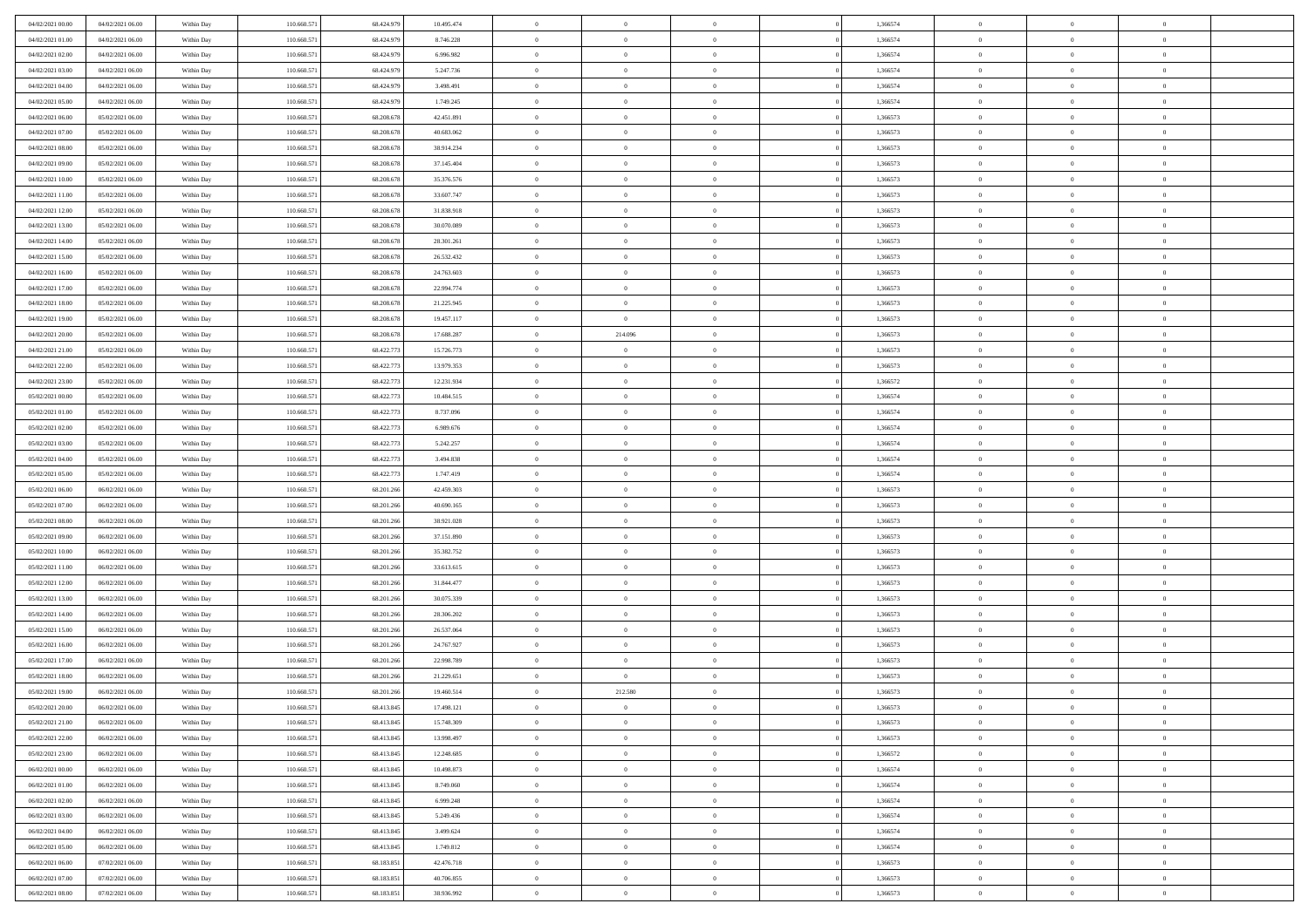| | | | | | | | | | | | | | | |
|---|---|---|---|---|---|---|---|---|---|---|---|---|---|---|
| 04/02/2021 00:00 | 04/02/2021 06:00 | Within Day | 110.660.571 | 68.424.979 | 10.495.474 | 0 | 0 | 0 | | 1,366574 | 0 | 0 | 0 | |
| 04/02/2021 01:00 | 04/02/2021 06:00 | Within Day | 110.660.571 | 68.424.979 | 8.746.228 | 0 | 0 | 0 | | 1,366574 | 0 | 0 | 0 | |
| 04/02/2021 02:00 | 04/02/2021 06:00 | Within Day | 110.660.571 | 68.424.979 | 6.996.982 | 0 | 0 | 0 | | 1,366574 | 0 | 0 | 0 | |
| 04/02/2021 03:00 | 04/02/2021 06:00 | Within Day | 110.660.571 | 68.424.979 | 5.247.736 | 0 | 0 | 0 | | 1,366574 | 0 | 0 | 0 | |
| 04/02/2021 04:00 | 04/02/2021 06:00 | Within Day | 110.660.571 | 68.424.979 | 3.498.491 | 0 | 0 | 0 | | 1,366574 | 0 | 0 | 0 | |
| 04/02/2021 05:00 | 04/02/2021 06:00 | Within Day | 110.660.571 | 68.424.979 | 1.749.245 | 0 | 0 | 0 | | 1,366574 | 0 | 0 | 0 | |
| 04/02/2021 06:00 | 05/02/2021 06:00 | Within Day | 110.660.571 | 68.208.678 | 42.451.891 | 0 | 0 | 0 | | 1,366573 | 0 | 0 | 0 | |
| 04/02/2021 07:00 | 05/02/2021 06:00 | Within Day | 110.660.571 | 68.208.678 | 40.683.062 | 0 | 0 | 0 | | 1,366573 | 0 | 0 | 0 | |
| 04/02/2021 08:00 | 05/02/2021 06:00 | Within Day | 110.660.571 | 68.208.678 | 38.914.234 | 0 | 0 | 0 | | 1,366573 | 0 | 0 | 0 | |
| 04/02/2021 09:00 | 05/02/2021 06:00 | Within Day | 110.660.571 | 68.208.678 | 37.145.404 | 0 | 0 | 0 | | 1,366573 | 0 | 0 | 0 | |
| 04/02/2021 10:00 | 05/02/2021 06:00 | Within Day | 110.660.571 | 68.208.678 | 35.376.576 | 0 | 0 | 0 | | 1,366573 | 0 | 0 | 0 | |
| 04/02/2021 11:00 | 05/02/2021 06:00 | Within Day | 110.660.571 | 68.208.678 | 33.607.747 | 0 | 0 | 0 | | 1,366573 | 0 | 0 | 0 | |
| 04/02/2021 12:00 | 05/02/2021 06:00 | Within Day | 110.660.571 | 68.208.678 | 31.838.918 | 0 | 0 | 0 | | 1,366573 | 0 | 0 | 0 | |
| 04/02/2021 13:00 | 05/02/2021 06:00 | Within Day | 110.660.571 | 68.208.678 | 30.070.089 | 0 | 0 | 0 | | 1,366573 | 0 | 0 | 0 | |
| 04/02/2021 14:00 | 05/02/2021 06:00 | Within Day | 110.660.571 | 68.208.678 | 28.301.261 | 0 | 0 | 0 | | 1,366573 | 0 | 0 | 0 | |
| 04/02/2021 15:00 | 05/02/2021 06:00 | Within Day | 110.660.571 | 68.208.678 | 26.532.432 | 0 | 0 | 0 | | 1,366573 | 0 | 0 | 0 | |
| 04/02/2021 16:00 | 05/02/2021 06:00 | Within Day | 110.660.571 | 68.208.678 | 24.763.603 | 0 | 0 | 0 | | 1,366573 | 0 | 0 | 0 | |
| 04/02/2021 17:00 | 05/02/2021 06:00 | Within Day | 110.660.571 | 68.208.678 | 22.994.774 | 0 | 0 | 0 | | 1,366573 | 0 | 0 | 0 | |
| 04/02/2021 18:00 | 05/02/2021 06:00 | Within Day | 110.660.571 | 68.208.678 | 21.225.945 | 0 | 0 | 0 | | 1,366573 | 0 | 0 | 0 | |
| 04/02/2021 19:00 | 05/02/2021 06:00 | Within Day | 110.660.571 | 68.208.678 | 19.457.117 | 0 | 0 | 0 | | 1,366573 | 0 | 0 | 0 | |
| 04/02/2021 20:00 | 05/02/2021 06:00 | Within Day | 110.660.571 | 68.208.678 | 17.688.287 | 0 | 214.096 | 0 | | 1,366573 | 0 | 0 | 0 | |
| 04/02/2021 21:00 | 05/02/2021 06:00 | Within Day | 110.660.571 | 68.422.773 | 15.726.773 | 0 | 0 | 0 | | 1,366573 | 0 | 0 | 0 | |
| 04/02/2021 22:00 | 05/02/2021 06:00 | Within Day | 110.660.571 | 68.422.773 | 13.979.353 | 0 | 0 | 0 | | 1,366573 | 0 | 0 | 0 | |
| 04/02/2021 23:00 | 05/02/2021 06:00 | Within Day | 110.660.571 | 68.422.773 | 12.231.934 | 0 | 0 | 0 | | 1,366572 | 0 | 0 | 0 | |
| 05/02/2021 00:00 | 05/02/2021 06:00 | Within Day | 110.660.571 | 68.422.773 | 10.484.515 | 0 | 0 | 0 | | 1,366574 | 0 | 0 | 0 | |
| 05/02/2021 01:00 | 05/02/2021 06:00 | Within Day | 110.660.571 | 68.422.773 | 8.737.096 | 0 | 0 | 0 | | 1,366574 | 0 | 0 | 0 | |
| 05/02/2021 02:00 | 05/02/2021 06:00 | Within Day | 110.660.571 | 68.422.773 | 6.989.676 | 0 | 0 | 0 | | 1,366574 | 0 | 0 | 0 | |
| 05/02/2021 03:00 | 05/02/2021 06:00 | Within Day | 110.660.571 | 68.422.773 | 5.242.257 | 0 | 0 | 0 | | 1,366574 | 0 | 0 | 0 | |
| 05/02/2021 04:00 | 05/02/2021 06:00 | Within Day | 110.660.571 | 68.422.773 | 3.494.838 | 0 | 0 | 0 | | 1,366574 | 0 | 0 | 0 | |
| 05/02/2021 05:00 | 05/02/2021 06:00 | Within Day | 110.660.571 | 68.422.773 | 1.747.419 | 0 | 0 | 0 | | 1,366574 | 0 | 0 | 0 | |
| 05/02/2021 06:00 | 06/02/2021 06:00 | Within Day | 110.660.571 | 68.201.266 | 42.459.303 | 0 | 0 | 0 | | 1,366573 | 0 | 0 | 0 | |
| 05/02/2021 07:00 | 06/02/2021 06:00 | Within Day | 110.660.571 | 68.201.266 | 40.690.165 | 0 | 0 | 0 | | 1,366573 | 0 | 0 | 0 | |
| 05/02/2021 08:00 | 06/02/2021 06:00 | Within Day | 110.660.571 | 68.201.266 | 38.921.028 | 0 | 0 | 0 | | 1,366573 | 0 | 0 | 0 | |
| 05/02/2021 09:00 | 06/02/2021 06:00 | Within Day | 110.660.571 | 68.201.266 | 37.151.890 | 0 | 0 | 0 | | 1,366573 | 0 | 0 | 0 | |
| 05/02/2021 10:00 | 06/02/2021 06:00 | Within Day | 110.660.571 | 68.201.266 | 35.382.752 | 0 | 0 | 0 | | 1,366573 | 0 | 0 | 0 | |
| 05/02/2021 11:00 | 06/02/2021 06:00 | Within Day | 110.660.571 | 68.201.266 | 33.613.615 | 0 | 0 | 0 | | 1,366573 | 0 | 0 | 0 | |
| 05/02/2021 12:00 | 06/02/2021 06:00 | Within Day | 110.660.571 | 68.201.266 | 31.844.477 | 0 | 0 | 0 | | 1,366573 | 0 | 0 | 0 | |
| 05/02/2021 13:00 | 06/02/2021 06:00 | Within Day | 110.660.571 | 68.201.266 | 30.075.339 | 0 | 0 | 0 | | 1,366573 | 0 | 0 | 0 | |
| 05/02/2021 14:00 | 06/02/2021 06:00 | Within Day | 110.660.571 | 68.201.266 | 28.306.202 | 0 | 0 | 0 | | 1,366573 | 0 | 0 | 0 | |
| 05/02/2021 15:00 | 06/02/2021 06:00 | Within Day | 110.660.571 | 68.201.266 | 26.537.064 | 0 | 0 | 0 | | 1,366573 | 0 | 0 | 0 | |
| 05/02/2021 16:00 | 06/02/2021 06:00 | Within Day | 110.660.571 | 68.201.266 | 24.767.927 | 0 | 0 | 0 | | 1,366573 | 0 | 0 | 0 | |
| 05/02/2021 17:00 | 06/02/2021 06:00 | Within Day | 110.660.571 | 68.201.266 | 22.998.789 | 0 | 0 | 0 | | 1,366573 | 0 | 0 | 0 | |
| 05/02/2021 18:00 | 06/02/2021 06:00 | Within Day | 110.660.571 | 68.201.266 | 21.229.651 | 0 | 0 | 0 | | 1,366573 | 0 | 0 | 0 | |
| 05/02/2021 19:00 | 06/02/2021 06:00 | Within Day | 110.660.571 | 68.201.266 | 19.460.514 | 0 | 212.580 | 0 | | 1,366573 | 0 | 0 | 0 | |
| 05/02/2021 20:00 | 06/02/2021 06:00 | Within Day | 110.660.571 | 68.413.845 | 17.498.121 | 0 | 0 | 0 | | 1,366573 | 0 | 0 | 0 | |
| 05/02/2021 21:00 | 06/02/2021 06:00 | Within Day | 110.660.571 | 68.413.845 | 15.748.309 | 0 | 0 | 0 | | 1,366573 | 0 | 0 | 0 | |
| 05/02/2021 22:00 | 06/02/2021 06:00 | Within Day | 110.660.571 | 68.413.845 | 13.998.497 | 0 | 0 | 0 | | 1,366573 | 0 | 0 | 0 | |
| 05/02/2021 23:00 | 06/02/2021 06:00 | Within Day | 110.660.571 | 68.413.845 | 12.248.685 | 0 | 0 | 0 | | 1,366572 | 0 | 0 | 0 | |
| 06/02/2021 00:00 | 06/02/2021 06:00 | Within Day | 110.660.571 | 68.413.845 | 10.498.873 | 0 | 0 | 0 | | 1,366574 | 0 | 0 | 0 | |
| 06/02/2021 01:00 | 06/02/2021 06:00 | Within Day | 110.660.571 | 68.413.845 | 8.749.060 | 0 | 0 | 0 | | 1,366574 | 0 | 0 | 0 | |
| 06/02/2021 02:00 | 06/02/2021 06:00 | Within Day | 110.660.571 | 68.413.845 | 6.999.248 | 0 | 0 | 0 | | 1,366574 | 0 | 0 | 0 | |
| 06/02/2021 03:00 | 06/02/2021 06:00 | Within Day | 110.660.571 | 68.413.845 | 5.249.436 | 0 | 0 | 0 | | 1,366574 | 0 | 0 | 0 | |
| 06/02/2021 04:00 | 06/02/2021 06:00 | Within Day | 110.660.571 | 68.413.845 | 3.499.624 | 0 | 0 | 0 | | 1,366574 | 0 | 0 | 0 | |
| 06/02/2021 05:00 | 06/02/2021 06:00 | Within Day | 110.660.571 | 68.413.845 | 1.749.812 | 0 | 0 | 0 | | 1,366574 | 0 | 0 | 0 | |
| 06/02/2021 06:00 | 07/02/2021 06:00 | Within Day | 110.660.571 | 68.183.851 | 42.476.718 | 0 | 0 | 0 | | 1,366573 | 0 | 0 | 0 | |
| 06/02/2021 07:00 | 07/02/2021 06:00 | Within Day | 110.660.571 | 68.183.851 | 40.706.855 | 0 | 0 | 0 | | 1,366573 | 0 | 0 | 0 | |
| 06/02/2021 08:00 | 07/02/2021 06:00 | Within Day | 110.660.571 | 68.183.851 | 38.936.992 | 0 | 0 | 0 | | 1,366573 | 0 | 0 | 0 | |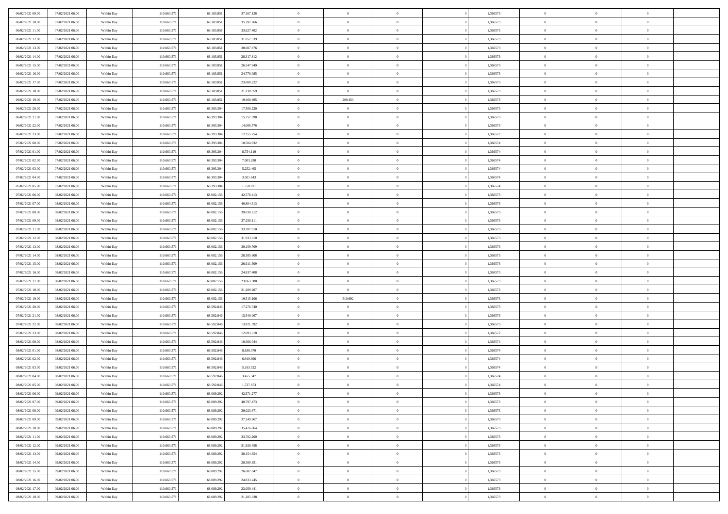| | | | | | | | | | | | | | | |
|---|---|---|---|---|---|---|---|---|---|---|---|---|---|---|
| 06/02/2021 09:00 | 07/02/2021 06:00 | Within Day | 110.660.571 | 68.183.851 | 37.167.128 | 0 | 0 | 0 | | 1,366573 | 0 | 0 | 0 | |
| 06/02/2021 10:00 | 07/02/2021 06:00 | Within Day | 110.660.571 | 68.183.851 | 35.397.266 | 0 | 0 | 0 | | 1,366573 | 0 | 0 | 0 | |
| 06/02/2021 11:00 | 07/02/2021 06:00 | Within Day | 110.660.571 | 68.183.851 | 33.627.402 | 0 | 0 | 0 | | 1,366573 | 0 | 0 | 0 | |
| 06/02/2021 12:00 | 07/02/2021 06:00 | Within Day | 110.660.571 | 68.183.851 | 31.857.539 | 0 | 0 | 0 | | 1,366573 | 0 | 0 | 0 | |
| 06/02/2021 13:00 | 07/02/2021 06:00 | Within Day | 110.660.571 | 68.183.851 | 30.087.676 | 0 | 0 | 0 | | 1,366573 | 0 | 0 | 0 | |
| 06/02/2021 14:00 | 07/02/2021 06:00 | Within Day | 110.660.571 | 68.183.851 | 28.317.812 | 0 | 0 | 0 | | 1,366573 | 0 | 0 | 0 | |
| 06/02/2021 15:00 | 07/02/2021 06:00 | Within Day | 110.660.571 | 68.183.851 | 26.547.949 | 0 | 0 | 0 | | 1,366573 | 0 | 0 | 0 | |
| 06/02/2021 16:00 | 07/02/2021 06:00 | Within Day | 110.660.571 | 68.183.851 | 24.778.085 | 0 | 0 | 0 | | 1,366573 | 0 | 0 | 0 | |
| 06/02/2021 17:00 | 07/02/2021 06:00 | Within Day | 110.660.571 | 68.183.851 | 23.008.222 | 0 | 0 | 0 | | 1,366573 | 0 | 0 | 0 | |
| 06/02/2021 18:00 | 07/02/2021 06:00 | Within Day | 110.660.571 | 68.183.851 | 21.238.359 | 0 | 0 | 0 | | 1,366573 | 0 | 0 | 0 | |
| 06/02/2021 19:00 | 07/02/2021 06:00 | Within Day | 110.660.571 | 68.183.851 | 19.468.495 | 0 | 209.453 | 0 | | 1,366573 | 0 | 0 | 0 | |
| 06/02/2021 20:00 | 07/02/2021 06:00 | Within Day | 110.660.571 | 68.393.304 | 17.508.220 | 0 | 0 | 0 | | 1,366573 | 0 | 0 | 0 | |
| 06/02/2021 21:00 | 07/02/2021 06:00 | Within Day | 110.660.571 | 68.393.304 | 15.757.398 | 0 | 0 | 0 | | 1,366573 | 0 | 0 | 0 | |
| 06/02/2021 22:00 | 07/02/2021 06:00 | Within Day | 110.660.571 | 68.393.304 | 14.006.576 | 0 | 0 | 0 | | 1,366573 | 0 | 0 | 0 | |
| 06/02/2021 23:00 | 07/02/2021 06:00 | Within Day | 110.660.571 | 68.393.304 | 12.255.754 | 0 | 0 | 0 | | 1,366572 | 0 | 0 | 0 | |
| 07/02/2021 00:00 | 07/02/2021 06:00 | Within Day | 110.660.571 | 68.393.304 | 10.504.932 | 0 | 0 | 0 | | 1,366574 | 0 | 0 | 0 | |
| 07/02/2021 01:00 | 07/02/2021 06:00 | Within Day | 110.660.571 | 68.393.304 | 8.754.110 | 0 | 0 | 0 | | 1,366574 | 0 | 0 | 0 | |
| 07/02/2021 02:00 | 07/02/2021 06:00 | Within Day | 110.660.571 | 68.393.304 | 7.003.288 | 0 | 0 | 0 | | 1,366574 | 0 | 0 | 0 | |
| 07/02/2021 03:00 | 07/02/2021 06:00 | Within Day | 110.660.571 | 68.393.304 | 5.252.465 | 0 | 0 | 0 | | 1,366574 | 0 | 0 | 0 | |
| 07/02/2021 04:00 | 07/02/2021 06:00 | Within Day | 110.660.571 | 68.393.304 | 3.501.643 | 0 | 0 | 0 | | 1,366574 | 0 | 0 | 0 | |
| 07/02/2021 05:00 | 07/02/2021 06:00 | Within Day | 110.660.571 | 68.393.304 | 1.750.821 | 0 | 0 | 0 | | 1,366574 | 0 | 0 | 0 | |
| 07/02/2021 06:00 | 08/02/2021 06:00 | Within Day | 110.660.571 | 68.082.156 | 42.578.413 | 0 | 0 | 0 | | 1,366573 | 0 | 0 | 0 | |
| 07/02/2021 07:00 | 08/02/2021 06:00 | Within Day | 110.660.571 | 68.082.156 | 40.804.313 | 0 | 0 | 0 | | 1,366573 | 0 | 0 | 0 | |
| 07/02/2021 08:00 | 08/02/2021 06:00 | Within Day | 110.660.571 | 68.082.156 | 39.030.212 | 0 | 0 | 0 | | 1,366573 | 0 | 0 | 0 | |
| 07/02/2021 09:00 | 08/02/2021 06:00 | Within Day | 110.660.571 | 68.082.156 | 37.256.111 | 0 | 0 | 0 | | 1,366573 | 0 | 0 | 0 | |
| 07/02/2021 11:00 | 08/02/2021 06:00 | Within Day | 110.660.571 | 68.082.156 | 33.707.910 | 0 | 0 | 0 | | 1,366573 | 0 | 0 | 0 | |
| 07/02/2021 12:00 | 08/02/2021 06:00 | Within Day | 110.660.571 | 68.082.156 | 31.933.810 | 0 | 0 | 0 | | 1,366573 | 0 | 0 | 0 | |
| 07/02/2021 13:00 | 08/02/2021 06:00 | Within Day | 110.660.571 | 68.082.156 | 30.159.709 | 0 | 0 | 0 | | 1,366573 | 0 | 0 | 0 | |
| 07/02/2021 14:00 | 08/02/2021 06:00 | Within Day | 110.660.571 | 68.082.156 | 28.385.608 | 0 | 0 | 0 | | 1,366573 | 0 | 0 | 0 | |
| 07/02/2021 15:00 | 08/02/2021 06:00 | Within Day | 110.660.571 | 68.082.156 | 26.611.509 | 0 | 0 | 0 | | 1,366573 | 0 | 0 | 0 | |
| 07/02/2021 16:00 | 08/02/2021 06:00 | Within Day | 110.660.571 | 68.082.156 | 24.837.408 | 0 | 0 | 0 | | 1,366573 | 0 | 0 | 0 | |
| 07/02/2021 17:00 | 08/02/2021 06:00 | Within Day | 110.660.571 | 68.082.156 | 23.063.308 | 0 | 0 | 0 | | 1,366573 | 0 | 0 | 0 | |
| 07/02/2021 18:00 | 08/02/2021 06:00 | Within Day | 110.660.571 | 68.082.156 | 21.289.207 | 0 | 0 | 0 | | 1,366573 | 0 | 0 | 0 | |
| 07/02/2021 19:00 | 08/02/2021 06:00 | Within Day | 110.660.571 | 68.082.156 | 19.515.106 | 0 | 510.692 | 0 | | 1,366573 | 0 | 0 | 0 | |
| 07/02/2021 20:00 | 08/02/2021 06:00 | Within Day | 110.660.571 | 68.592.846 | 17.276.740 | 0 | 0 | 0 | | 1,366573 | 0 | 0 | 0 | |
| 07/02/2021 21:00 | 08/02/2021 06:00 | Within Day | 110.660.571 | 68.592.846 | 15.549.067 | 0 | 0 | 0 | | 1,366573 | 0 | 0 | 0 | |
| 07/02/2021 22:00 | 08/02/2021 06:00 | Within Day | 110.660.571 | 68.592.846 | 13.821.392 | 0 | 0 | 0 | | 1,366573 | 0 | 0 | 0 | |
| 07/02/2021 23:00 | 08/02/2021 06:00 | Within Day | 110.660.571 | 68.592.846 | 12.093.718 | 0 | 0 | 0 | | 1,366572 | 0 | 0 | 0 | |
| 08/02/2021 00:00 | 08/02/2021 06:00 | Within Day | 110.660.571 | 68.592.846 | 10.366.044 | 0 | 0 | 0 | | 1,366574 | 0 | 0 | 0 | |
| 08/02/2021 01:00 | 08/02/2021 06:00 | Within Day | 110.660.571 | 68.592.846 | 8.638.370 | 0 | 0 | 0 | | 1,366574 | 0 | 0 | 0 | |
| 08/02/2021 02:00 | 08/02/2021 06:00 | Within Day | 110.660.571 | 68.592.846 | 6.910.696 | 0 | 0 | 0 | | 1,366574 | 0 | 0 | 0 | |
| 08/02/2021 03:00 | 08/02/2021 06:00 | Within Day | 110.660.571 | 68.592.846 | 5.183.022 | 0 | 0 | 0 | | 1,366574 | 0 | 0 | 0 | |
| 08/02/2021 04:00 | 08/02/2021 06:00 | Within Day | 110.660.571 | 68.592.846 | 3.455.347 | 0 | 0 | 0 | | 1,366574 | 0 | 0 | 0 | |
| 08/02/2021 05:00 | 08/02/2021 06:00 | Within Day | 110.660.571 | 68.592.846 | 1.727.673 | 0 | 0 | 0 | | 1,366574 | 0 | 0 | 0 | |
| 08/02/2021 06:00 | 09/02/2021 06:00 | Within Day | 110.660.571 | 68.089.292 | 42.571.277 | 0 | 0 | 0 | | 1,366573 | 0 | 0 | 0 | |
| 08/02/2021 07:00 | 09/02/2021 06:00 | Within Day | 110.660.571 | 68.089.292 | 40.797.473 | 0 | 0 | 0 | | 1,366573 | 0 | 0 | 0 | |
| 08/02/2021 08:00 | 09/02/2021 06:00 | Within Day | 110.660.571 | 68.089.292 | 39.023.671 | 0 | 0 | 0 | | 1,366573 | 0 | 0 | 0 | |
| 08/02/2021 09:00 | 09/02/2021 06:00 | Within Day | 110.660.571 | 68.089.292 | 37.249.867 | 0 | 0 | 0 | | 1,366573 | 0 | 0 | 0 | |
| 08/02/2021 10:00 | 09/02/2021 06:00 | Within Day | 110.660.571 | 68.089.292 | 35.476.064 | 0 | 0 | 0 | | 1,366573 | 0 | 0 | 0 | |
| 08/02/2021 11:00 | 09/02/2021 06:00 | Within Day | 110.660.571 | 68.089.292 | 33.702.260 | 0 | 0 | 0 | | 1,366573 | 0 | 0 | 0 | |
| 08/02/2021 12:00 | 09/02/2021 06:00 | Within Day | 110.660.571 | 68.089.292 | 31.928.458 | 0 | 0 | 0 | | 1,366573 | 0 | 0 | 0 | |
| 08/02/2021 13:00 | 09/02/2021 06:00 | Within Day | 110.660.571 | 68.089.292 | 30.154.654 | 0 | 0 | 0 | | 1,366573 | 0 | 0 | 0 | |
| 08/02/2021 14:00 | 09/02/2021 06:00 | Within Day | 110.660.571 | 68.089.292 | 28.380.851 | 0 | 0 | 0 | | 1,366573 | 0 | 0 | 0 | |
| 08/02/2021 15:00 | 09/02/2021 06:00 | Within Day | 110.660.571 | 68.089.292 | 26.607.047 | 0 | 0 | 0 | | 1,366573 | 0 | 0 | 0 | |
| 08/02/2021 16:00 | 09/02/2021 06:00 | Within Day | 110.660.571 | 68.089.292 | 24.833.245 | 0 | 0 | 0 | | 1,366573 | 0 | 0 | 0 | |
| 08/02/2021 17:00 | 09/02/2021 06:00 | Within Day | 110.660.571 | 68.089.292 | 23.059.441 | 0 | 0 | 0 | | 1,366573 | 0 | 0 | 0 | |
| 08/02/2021 18:00 | 09/02/2021 06:00 | Within Day | 110.660.571 | 68.089.292 | 21.285.638 | 0 | 0 | 0 | | 1,366573 | 0 | 0 | 0 | |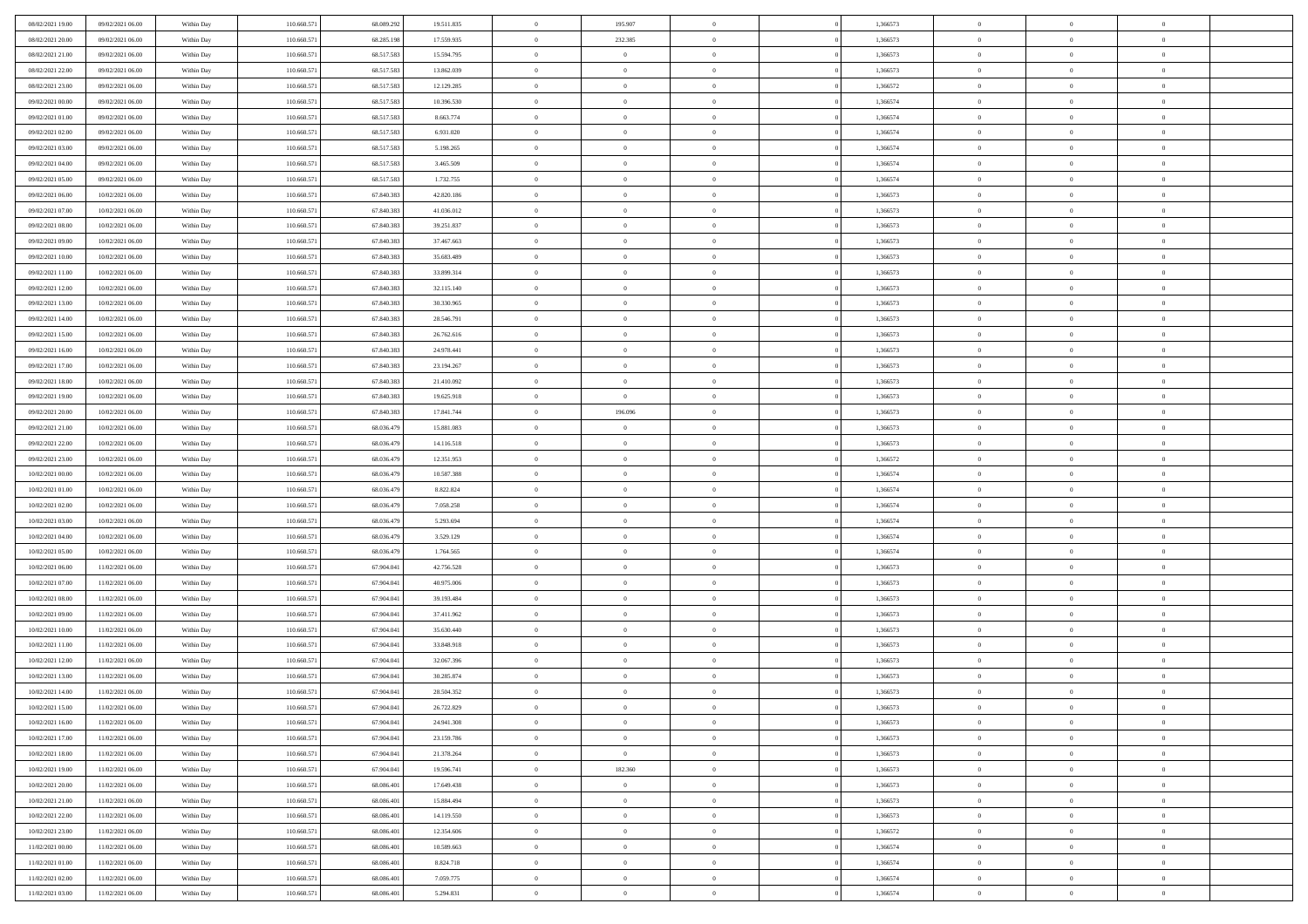| | | | | | | | | | | | | | | |
|---|---|---|---|---|---|---|---|---|---|---|---|---|---|---|
| 08/02/2021 19:00 | 09/02/2021 06:00 | Within Day | 110.660.571 | 68.089.292 | 19.511.835 | 0 | 195.907 | 0 | | 1,366573 | 0 | 0 | 0 | |
| 08/02/2021 20:00 | 09/02/2021 06:00 | Within Day | 110.660.571 | 68.285.198 | 17.559.935 | 0 | 232.385 | 0 | | 1,366573 | 0 | 0 | 0 | |
| 08/02/2021 21:00 | 09/02/2021 06:00 | Within Day | 110.660.571 | 68.517.583 | 15.594.795 | 0 | 0 | 0 | | 1,366573 | 0 | 0 | 0 | |
| 08/02/2021 22:00 | 09/02/2021 06:00 | Within Day | 110.660.571 | 68.517.583 | 13.862.039 | 0 | 0 | 0 | | 1,366573 | 0 | 0 | 0 | |
| 08/02/2021 23:00 | 09/02/2021 06:00 | Within Day | 110.660.571 | 68.517.583 | 12.129.285 | 0 | 0 | 0 | | 1,366572 | 0 | 0 | 0 | |
| 09/02/2021 00:00 | 09/02/2021 06:00 | Within Day | 110.660.571 | 68.517.583 | 10.396.530 | 0 | 0 | 0 | | 1,366574 | 0 | 0 | 0 | |
| 09/02/2021 01:00 | 09/02/2021 06:00 | Within Day | 110.660.571 | 68.517.583 | 8.663.774 | 0 | 0 | 0 | | 1,366574 | 0 | 0 | 0 | |
| 09/02/2021 02:00 | 09/02/2021 06:00 | Within Day | 110.660.571 | 68.517.583 | 6.931.020 | 0 | 0 | 0 | | 1,366574 | 0 | 0 | 0 | |
| 09/02/2021 03:00 | 09/02/2021 06:00 | Within Day | 110.660.571 | 68.517.583 | 5.198.265 | 0 | 0 | 0 | | 1,366574 | 0 | 0 | 0 | |
| 09/02/2021 04:00 | 09/02/2021 06:00 | Within Day | 110.660.571 | 68.517.583 | 3.465.509 | 0 | 0 | 0 | | 1,366574 | 0 | 0 | 0 | |
| 09/02/2021 05:00 | 09/02/2021 06:00 | Within Day | 110.660.571 | 68.517.583 | 1.732.755 | 0 | 0 | 0 | | 1,366574 | 0 | 0 | 0 | |
| 09/02/2021 06:00 | 10/02/2021 06:00 | Within Day | 110.660.571 | 67.840.383 | 42.820.186 | 0 | 0 | 0 | | 1,366573 | 0 | 0 | 0 | |
| 09/02/2021 07:00 | 10/02/2021 06:00 | Within Day | 110.660.571 | 67.840.383 | 41.036.012 | 0 | 0 | 0 | | 1,366573 | 0 | 0 | 0 | |
| 09/02/2021 08:00 | 10/02/2021 06:00 | Within Day | 110.660.571 | 67.840.383 | 39.251.837 | 0 | 0 | 0 | | 1,366573 | 0 | 0 | 0 | |
| 09/02/2021 09:00 | 10/02/2021 06:00 | Within Day | 110.660.571 | 67.840.383 | 37.467.663 | 0 | 0 | 0 | | 1,366573 | 0 | 0 | 0 | |
| 09/02/2021 10:00 | 10/02/2021 06:00 | Within Day | 110.660.571 | 67.840.383 | 35.683.489 | 0 | 0 | 0 | | 1,366573 | 0 | 0 | 0 | |
| 09/02/2021 11:00 | 10/02/2021 06:00 | Within Day | 110.660.571 | 67.840.383 | 33.899.314 | 0 | 0 | 0 | | 1,366573 | 0 | 0 | 0 | |
| 09/02/2021 12:00 | 10/02/2021 06:00 | Within Day | 110.660.571 | 67.840.383 | 32.115.140 | 0 | 0 | 0 | | 1,366573 | 0 | 0 | 0 | |
| 09/02/2021 13:00 | 10/02/2021 06:00 | Within Day | 110.660.571 | 67.840.383 | 30.330.965 | 0 | 0 | 0 | | 1,366573 | 0 | 0 | 0 | |
| 09/02/2021 14:00 | 10/02/2021 06:00 | Within Day | 110.660.571 | 67.840.383 | 28.546.791 | 0 | 0 | 0 | | 1,366573 | 0 | 0 | 0 | |
| 09/02/2021 15:00 | 10/02/2021 06:00 | Within Day | 110.660.571 | 67.840.383 | 26.762.616 | 0 | 0 | 0 | | 1,366573 | 0 | 0 | 0 | |
| 09/02/2021 16:00 | 10/02/2021 06:00 | Within Day | 110.660.571 | 67.840.383 | 24.978.441 | 0 | 0 | 0 | | 1,366573 | 0 | 0 | 0 | |
| 09/02/2021 17:00 | 10/02/2021 06:00 | Within Day | 110.660.571 | 67.840.383 | 23.194.267 | 0 | 0 | 0 | | 1,366573 | 0 | 0 | 0 | |
| 09/02/2021 18:00 | 10/02/2021 06:00 | Within Day | 110.660.571 | 67.840.383 | 21.410.092 | 0 | 0 | 0 | | 1,366573 | 0 | 0 | 0 | |
| 09/02/2021 19:00 | 10/02/2021 06:00 | Within Day | 110.660.571 | 67.840.383 | 19.625.918 | 0 | 0 | 0 | | 1,366573 | 0 | 0 | 0 | |
| 09/02/2021 20:00 | 10/02/2021 06:00 | Within Day | 110.660.571 | 67.840.383 | 17.841.744 | 0 | 196.096 | 0 | | 1,366573 | 0 | 0 | 0 | |
| 09/02/2021 21:00 | 10/02/2021 06:00 | Within Day | 110.660.571 | 68.036.479 | 15.881.083 | 0 | 0 | 0 | | 1,366573 | 0 | 0 | 0 | |
| 09/02/2021 22:00 | 10/02/2021 06:00 | Within Day | 110.660.571 | 68.036.479 | 14.116.518 | 0 | 0 | 0 | | 1,366573 | 0 | 0 | 0 | |
| 09/02/2021 23:00 | 10/02/2021 06:00 | Within Day | 110.660.571 | 68.036.479 | 12.351.953 | 0 | 0 | 0 | | 1,366572 | 0 | 0 | 0 | |
| 10/02/2021 00:00 | 10/02/2021 06:00 | Within Day | 110.660.571 | 68.036.479 | 10.587.388 | 0 | 0 | 0 | | 1,366574 | 0 | 0 | 0 | |
| 10/02/2021 01:00 | 10/02/2021 06:00 | Within Day | 110.660.571 | 68.036.479 | 8.822.824 | 0 | 0 | 0 | | 1,366574 | 0 | 0 | 0 | |
| 10/02/2021 02:00 | 10/02/2021 06:00 | Within Day | 110.660.571 | 68.036.479 | 7.058.258 | 0 | 0 | 0 | | 1,366574 | 0 | 0 | 0 | |
| 10/02/2021 03:00 | 10/02/2021 06:00 | Within Day | 110.660.571 | 68.036.479 | 5.293.694 | 0 | 0 | 0 | | 1,366574 | 0 | 0 | 0 | |
| 10/02/2021 04:00 | 10/02/2021 06:00 | Within Day | 110.660.571 | 68.036.479 | 3.529.129 | 0 | 0 | 0 | | 1,366574 | 0 | 0 | 0 | |
| 10/02/2021 05:00 | 10/02/2021 06:00 | Within Day | 110.660.571 | 68.036.479 | 1.764.565 | 0 | 0 | 0 | | 1,366574 | 0 | 0 | 0 | |
| 10/02/2021 06:00 | 11/02/2021 06:00 | Within Day | 110.660.571 | 67.904.041 | 42.756.528 | 0 | 0 | 0 | | 1,366573 | 0 | 0 | 0 | |
| 10/02/2021 07:00 | 11/02/2021 06:00 | Within Day | 110.660.571 | 67.904.041 | 40.975.006 | 0 | 0 | 0 | | 1,366573 | 0 | 0 | 0 | |
| 10/02/2021 08:00 | 11/02/2021 06:00 | Within Day | 110.660.571 | 67.904.041 | 39.193.484 | 0 | 0 | 0 | | 1,366573 | 0 | 0 | 0 | |
| 10/02/2021 09:00 | 11/02/2021 06:00 | Within Day | 110.660.571 | 67.904.041 | 37.411.962 | 0 | 0 | 0 | | 1,366573 | 0 | 0 | 0 | |
| 10/02/2021 10:00 | 11/02/2021 06:00 | Within Day | 110.660.571 | 67.904.041 | 35.630.440 | 0 | 0 | 0 | | 1,366573 | 0 | 0 | 0 | |
| 10/02/2021 11:00 | 11/02/2021 06:00 | Within Day | 110.660.571 | 67.904.041 | 33.848.918 | 0 | 0 | 0 | | 1,366573 | 0 | 0 | 0 | |
| 10/02/2021 12:00 | 11/02/2021 06:00 | Within Day | 110.660.571 | 67.904.041 | 32.067.396 | 0 | 0 | 0 | | 1,366573 | 0 | 0 | 0 | |
| 10/02/2021 13:00 | 11/02/2021 06:00 | Within Day | 110.660.571 | 67.904.041 | 30.285.874 | 0 | 0 | 0 | | 1,366573 | 0 | 0 | 0 | |
| 10/02/2021 14:00 | 11/02/2021 06:00 | Within Day | 110.660.571 | 67.904.041 | 28.504.352 | 0 | 0 | 0 | | 1,366573 | 0 | 0 | 0 | |
| 10/02/2021 15:00 | 11/02/2021 06:00 | Within Day | 110.660.571 | 67.904.041 | 26.722.829 | 0 | 0 | 0 | | 1,366573 | 0 | 0 | 0 | |
| 10/02/2021 16:00 | 11/02/2021 06:00 | Within Day | 110.660.571 | 67.904.041 | 24.941.308 | 0 | 0 | 0 | | 1,366573 | 0 | 0 | 0 | |
| 10/02/2021 17:00 | 11/02/2021 06:00 | Within Day | 110.660.571 | 67.904.041 | 23.159.786 | 0 | 0 | 0 | | 1,366573 | 0 | 0 | 0 | |
| 10/02/2021 18:00 | 11/02/2021 06:00 | Within Day | 110.660.571 | 67.904.041 | 21.378.264 | 0 | 0 | 0 | | 1,366573 | 0 | 0 | 0 | |
| 10/02/2021 19:00 | 11/02/2021 06:00 | Within Day | 110.660.571 | 67.904.041 | 19.596.741 | 0 | 182.360 | 0 | | 1,366573 | 0 | 0 | 0 | |
| 10/02/2021 20:00 | 11/02/2021 06:00 | Within Day | 110.660.571 | 68.086.401 | 17.649.438 | 0 | 0 | 0 | | 1,366573 | 0 | 0 | 0 | |
| 10/02/2021 21:00 | 11/02/2021 06:00 | Within Day | 110.660.571 | 68.086.401 | 15.884.494 | 0 | 0 | 0 | | 1,366573 | 0 | 0 | 0 | |
| 10/02/2021 22:00 | 11/02/2021 06:00 | Within Day | 110.660.571 | 68.086.401 | 14.119.550 | 0 | 0 | 0 | | 1,366573 | 0 | 0 | 0 | |
| 10/02/2021 23:00 | 11/02/2021 06:00 | Within Day | 110.660.571 | 68.086.401 | 12.354.606 | 0 | 0 | 0 | | 1,366572 | 0 | 0 | 0 | |
| 11/02/2021 00:00 | 11/02/2021 06:00 | Within Day | 110.660.571 | 68.086.401 | 10.589.663 | 0 | 0 | 0 | | 1,366574 | 0 | 0 | 0 | |
| 11/02/2021 01:00 | 11/02/2021 06:00 | Within Day | 110.660.571 | 68.086.401 | 8.824.718 | 0 | 0 | 0 | | 1,366574 | 0 | 0 | 0 | |
| 11/02/2021 02:00 | 11/02/2021 06:00 | Within Day | 110.660.571 | 68.086.401 | 7.059.775 | 0 | 0 | 0 | | 1,366574 | 0 | 0 | 0 | |
| 11/02/2021 03:00 | 11/02/2021 06:00 | Within Day | 110.660.571 | 68.086.401 | 5.294.831 | 0 | 0 | 0 | | 1,366574 | 0 | 0 | 0 | |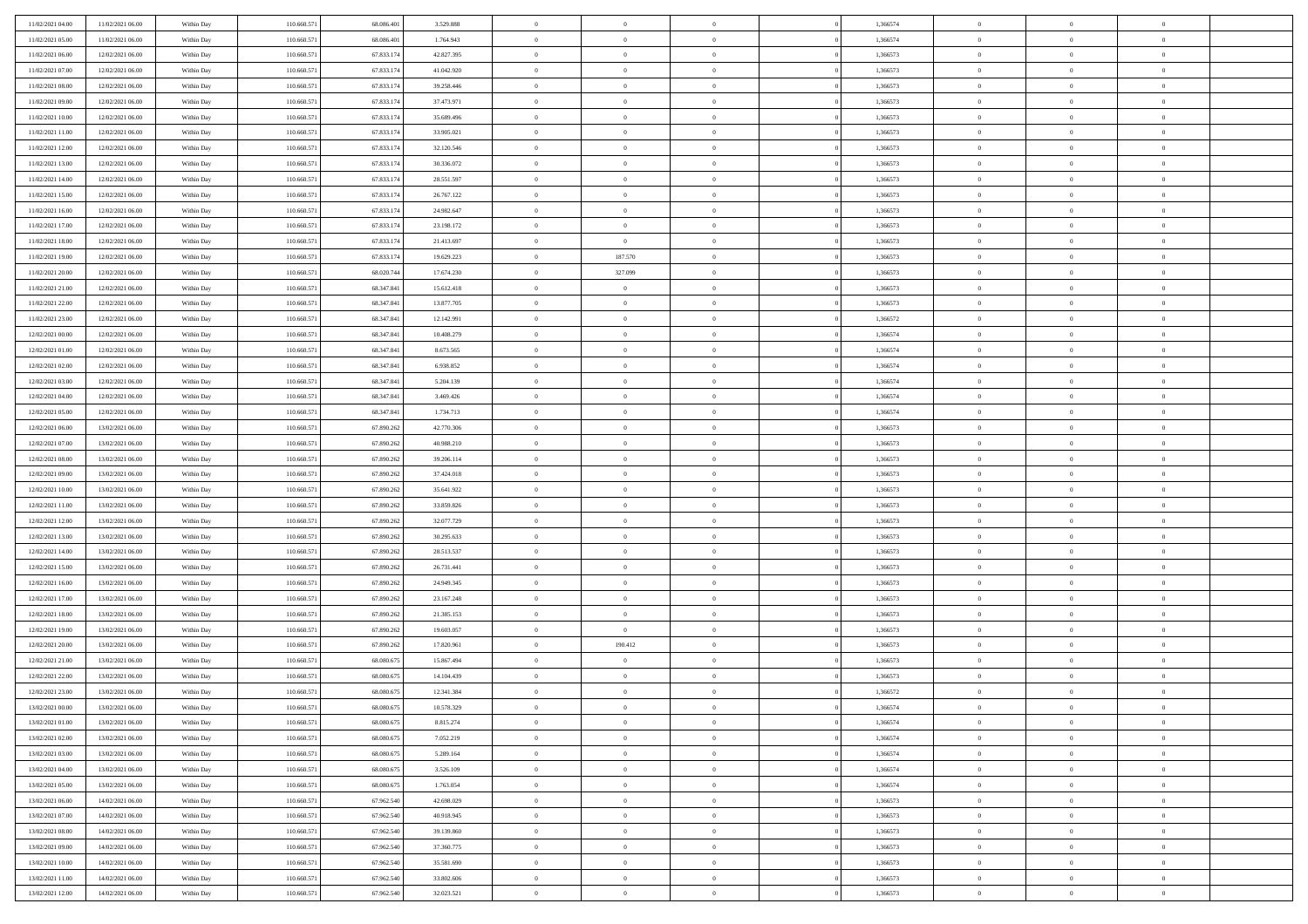| 11/02/2021 04:00 | 11/02/2021 06:00 | Within Day | 110.660.571 | 68.086.401 | 3.529.888 | 0 | 0 | 0 | | 1,366574 | 0 | 0 | 0 | |
|---|---|---|---|---|---|---|---|---|---|---|---|---|---|---|
| 11/02/2021 05:00 | 11/02/2021 06:00 | Within Day | 110.660.571 | 68.086.401 | 1.764.943 | 0 | 0 | 0 | | 1,366574 | 0 | 0 | 0 | |
| 11/02/2021 06:00 | 12/02/2021 06:00 | Within Day | 110.660.571 | 67.833.174 | 42.827.395 | 0 | 0 | 0 | | 1,366573 | 0 | 0 | 0 | |
| 11/02/2021 07:00 | 12/02/2021 06:00 | Within Day | 110.660.571 | 67.833.174 | 41.042.920 | 0 | 0 | 0 | | 1,366573 | 0 | 0 | 0 | |
| 11/02/2021 08:00 | 12/02/2021 06:00 | Within Day | 110.660.571 | 67.833.174 | 39.258.446 | 0 | 0 | 0 | | 1,366573 | 0 | 0 | 0 | |
| 11/02/2021 09:00 | 12/02/2021 06:00 | Within Day | 110.660.571 | 67.833.174 | 37.473.971 | 0 | 0 | 0 | | 1,366573 | 0 | 0 | 0 | |
| 11/02/2021 10:00 | 12/02/2021 06:00 | Within Day | 110.660.571 | 67.833.174 | 35.689.496 | 0 | 0 | 0 | | 1,366573 | 0 | 0 | 0 | |
| 11/02/2021 11:00 | 12/02/2021 06:00 | Within Day | 110.660.571 | 67.833.174 | 33.905.021 | 0 | 0 | 0 | | 1,366573 | 0 | 0 | 0 | |
| 11/02/2021 12:00 | 12/02/2021 06:00 | Within Day | 110.660.571 | 67.833.174 | 32.120.546 | 0 | 0 | 0 | | 1,366573 | 0 | 0 | 0 | |
| 11/02/2021 13:00 | 12/02/2021 06:00 | Within Day | 110.660.571 | 67.833.174 | 30.336.072 | 0 | 0 | 0 | | 1,366573 | 0 | 0 | 0 | |
| 11/02/2021 14:00 | 12/02/2021 06:00 | Within Day | 110.660.571 | 67.833.174 | 28.551.597 | 0 | 0 | 0 | | 1,366573 | 0 | 0 | 0 | |
| 11/02/2021 15:00 | 12/02/2021 06:00 | Within Day | 110.660.571 | 67.833.174 | 26.767.122 | 0 | 0 | 0 | | 1,366573 | 0 | 0 | 0 | |
| 11/02/2021 16:00 | 12/02/2021 06:00 | Within Day | 110.660.571 | 67.833.174 | 24.982.647 | 0 | 0 | 0 | | 1,366573 | 0 | 0 | 0 | |
| 11/02/2021 17:00 | 12/02/2021 06:00 | Within Day | 110.660.571 | 67.833.174 | 23.198.172 | 0 | 0 | 0 | | 1,366573 | 0 | 0 | 0 | |
| 11/02/2021 18:00 | 12/02/2021 06:00 | Within Day | 110.660.571 | 67.833.174 | 21.413.697 | 0 | 0 | 0 | | 1,366573 | 0 | 0 | 0 | |
| 11/02/2021 19:00 | 12/02/2021 06:00 | Within Day | 110.660.571 | 67.833.174 | 19.629.223 | 0 | 187.570 | 0 | | 1,366573 | 0 | 0 | 0 | |
| 11/02/2021 20:00 | 12/02/2021 06:00 | Within Day | 110.660.571 | 68.020.744 | 17.674.230 | 0 | 327.099 | 0 | | 1,366573 | 0 | 0 | 0 | |
| 11/02/2021 21:00 | 12/02/2021 06:00 | Within Day | 110.660.571 | 68.347.841 | 15.612.418 | 0 | 0 | 0 | | 1,366573 | 0 | 0 | 0 | |
| 11/02/2021 22:00 | 12/02/2021 06:00 | Within Day | 110.660.571 | 68.347.841 | 13.877.705 | 0 | 0 | 0 | | 1,366573 | 0 | 0 | 0 | |
| 11/02/2021 23:00 | 12/02/2021 06:00 | Within Day | 110.660.571 | 68.347.841 | 12.142.991 | 0 | 0 | 0 | | 1,366572 | 0 | 0 | 0 | |
| 12/02/2021 00:00 | 12/02/2021 06:00 | Within Day | 110.660.571 | 68.347.841 | 10.408.279 | 0 | 0 | 0 | | 1,366574 | 0 | 0 | 0 | |
| 12/02/2021 01:00 | 12/02/2021 06:00 | Within Day | 110.660.571 | 68.347.841 | 8.673.565 | 0 | 0 | 0 | | 1,366574 | 0 | 0 | 0 | |
| 12/02/2021 02:00 | 12/02/2021 06:00 | Within Day | 110.660.571 | 68.347.841 | 6.938.852 | 0 | 0 | 0 | | 1,366574 | 0 | 0 | 0 | |
| 12/02/2021 03:00 | 12/02/2021 06:00 | Within Day | 110.660.571 | 68.347.841 | 5.204.139 | 0 | 0 | 0 | | 1,366574 | 0 | 0 | 0 | |
| 12/02/2021 04:00 | 12/02/2021 06:00 | Within Day | 110.660.571 | 68.347.841 | 3.469.426 | 0 | 0 | 0 | | 1,366574 | 0 | 0 | 0 | |
| 12/02/2021 05:00 | 12/02/2021 06:00 | Within Day | 110.660.571 | 68.347.841 | 1.734.713 | 0 | 0 | 0 | | 1,366574 | 0 | 0 | 0 | |
| 12/02/2021 06:00 | 13/02/2021 06:00 | Within Day | 110.660.571 | 67.890.262 | 42.770.306 | 0 | 0 | 0 | | 1,366573 | 0 | 0 | 0 | |
| 12/02/2021 07:00 | 13/02/2021 06:00 | Within Day | 110.660.571 | 67.890.262 | 40.988.210 | 0 | 0 | 0 | | 1,366573 | 0 | 0 | 0 | |
| 12/02/2021 08:00 | 13/02/2021 06:00 | Within Day | 110.660.571 | 67.890.262 | 39.206.114 | 0 | 0 | 0 | | 1,366573 | 0 | 0 | 0 | |
| 12/02/2021 09:00 | 13/02/2021 06:00 | Within Day | 110.660.571 | 67.890.262 | 37.424.018 | 0 | 0 | 0 | | 1,366573 | 0 | 0 | 0 | |
| 12/02/2021 10:00 | 13/02/2021 06:00 | Within Day | 110.660.571 | 67.890.262 | 35.641.922 | 0 | 0 | 0 | | 1,366573 | 0 | 0 | 0 | |
| 12/02/2021 11:00 | 13/02/2021 06:00 | Within Day | 110.660.571 | 67.890.262 | 33.859.826 | 0 | 0 | 0 | | 1,366573 | 0 | 0 | 0 | |
| 12/02/2021 12:00 | 13/02/2021 06:00 | Within Day | 110.660.571 | 67.890.262 | 32.077.729 | 0 | 0 | 0 | | 1,366573 | 0 | 0 | 0 | |
| 12/02/2021 13:00 | 13/02/2021 06:00 | Within Day | 110.660.571 | 67.890.262 | 30.295.633 | 0 | 0 | 0 | | 1,366573 | 0 | 0 | 0 | |
| 12/02/2021 14:00 | 13/02/2021 06:00 | Within Day | 110.660.571 | 67.890.262 | 28.513.537 | 0 | 0 | 0 | | 1,366573 | 0 | 0 | 0 | |
| 12/02/2021 15:00 | 13/02/2021 06:00 | Within Day | 110.660.571 | 67.890.262 | 26.731.441 | 0 | 0 | 0 | | 1,366573 | 0 | 0 | 0 | |
| 12/02/2021 16:00 | 13/02/2021 06:00 | Within Day | 110.660.571 | 67.890.262 | 24.949.345 | 0 | 0 | 0 | | 1,366573 | 0 | 0 | 0 | |
| 12/02/2021 17:00 | 13/02/2021 06:00 | Within Day | 110.660.571 | 67.890.262 | 23.167.248 | 0 | 0 | 0 | | 1,366573 | 0 | 0 | 0 | |
| 12/02/2021 18:00 | 13/02/2021 06:00 | Within Day | 110.660.571 | 67.890.262 | 21.385.153 | 0 | 0 | 0 | | 1,366573 | 0 | 0 | 0 | |
| 12/02/2021 19:00 | 13/02/2021 06:00 | Within Day | 110.660.571 | 67.890.262 | 19.603.057 | 0 | 0 | 0 | | 1,366573 | 0 | 0 | 0 | |
| 12/02/2021 20:00 | 13/02/2021 06:00 | Within Day | 110.660.571 | 67.890.262 | 17.820.961 | 0 | 190.412 | 0 | | 1,366573 | 0 | 0 | 0 | |
| 12/02/2021 21:00 | 13/02/2021 06:00 | Within Day | 110.660.571 | 68.080.675 | 15.867.494 | 0 | 0 | 0 | | 1,366573 | 0 | 0 | 0 | |
| 12/02/2021 22:00 | 13/02/2021 06:00 | Within Day | 110.660.571 | 68.080.675 | 14.104.439 | 0 | 0 | 0 | | 1,366573 | 0 | 0 | 0 | |
| 12/02/2021 23:00 | 13/02/2021 06:00 | Within Day | 110.660.571 | 68.080.675 | 12.341.384 | 0 | 0 | 0 | | 1,366572 | 0 | 0 | 0 | |
| 13/02/2021 00:00 | 13/02/2021 06:00 | Within Day | 110.660.571 | 68.080.675 | 10.578.329 | 0 | 0 | 0 | | 1,366574 | 0 | 0 | 0 | |
| 13/02/2021 01:00 | 13/02/2021 06:00 | Within Day | 110.660.571 | 68.080.675 | 8.815.274 | 0 | 0 | 0 | | 1,366574 | 0 | 0 | 0 | |
| 13/02/2021 02:00 | 13/02/2021 06:00 | Within Day | 110.660.571 | 68.080.675 | 7.052.219 | 0 | 0 | 0 | | 1,366574 | 0 | 0 | 0 | |
| 13/02/2021 03:00 | 13/02/2021 06:00 | Within Day | 110.660.571 | 68.080.675 | 5.289.164 | 0 | 0 | 0 | | 1,366574 | 0 | 0 | 0 | |
| 13/02/2021 04:00 | 13/02/2021 06:00 | Within Day | 110.660.571 | 68.080.675 | 3.526.109 | 0 | 0 | 0 | | 1,366574 | 0 | 0 | 0 | |
| 13/02/2021 05:00 | 13/02/2021 06:00 | Within Day | 110.660.571 | 68.080.675 | 1.763.054 | 0 | 0 | 0 | | 1,366574 | 0 | 0 | 0 | |
| 13/02/2021 06:00 | 14/02/2021 06:00 | Within Day | 110.660.571 | 67.962.540 | 42.698.029 | 0 | 0 | 0 | | 1,366573 | 0 | 0 | 0 | |
| 13/02/2021 07:00 | 14/02/2021 06:00 | Within Day | 110.660.571 | 67.962.540 | 40.918.945 | 0 | 0 | 0 | | 1,366573 | 0 | 0 | 0 | |
| 13/02/2021 08:00 | 14/02/2021 06:00 | Within Day | 110.660.571 | 67.962.540 | 39.139.860 | 0 | 0 | 0 | | 1,366573 | 0 | 0 | 0 | |
| 13/02/2021 09:00 | 14/02/2021 06:00 | Within Day | 110.660.571 | 67.962.540 | 37.360.775 | 0 | 0 | 0 | | 1,366573 | 0 | 0 | 0 | |
| 13/02/2021 10:00 | 14/02/2021 06:00 | Within Day | 110.660.571 | 67.962.540 | 35.581.690 | 0 | 0 | 0 | | 1,366573 | 0 | 0 | 0 | |
| 13/02/2021 11:00 | 14/02/2021 06:00 | Within Day | 110.660.571 | 67.962.540 | 33.802.606 | 0 | 0 | 0 | | 1,366573 | 0 | 0 | 0 | |
| 13/02/2021 12:00 | 14/02/2021 06:00 | Within Day | 110.660.571 | 67.962.540 | 32.023.521 | 0 | 0 | 0 | | 1,366573 | 0 | 0 | 0 | |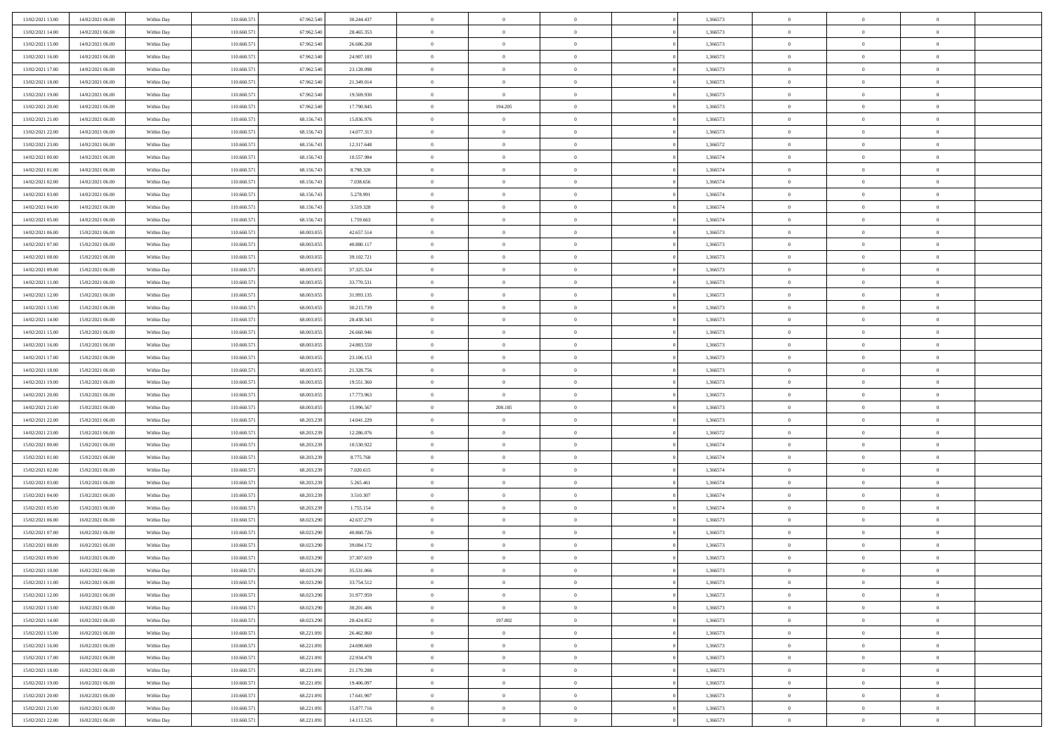| | | | | | | | | | | | | | | |
|---|---|---|---|---|---|---|---|---|---|---|---|---|---|---|
| 13/02/2021 13:00 | 14/02/2021 06:00 | Within Day | 110.660.571 | 67.962.540 | 30.244.437 | 0 | 0 | 0 | | 1,366573 | 0 | 0 | 0 | |
| 13/02/2021 14:00 | 14/02/2021 06:00 | Within Day | 110.660.571 | 67.962.540 | 28.465.353 | 0 | 0 | 0 | | 1,366573 | 0 | 0 | 0 | |
| 13/02/2021 15:00 | 14/02/2021 06:00 | Within Day | 110.660.571 | 67.962.540 | 26.686.268 | 0 | 0 | 0 | | 1,366573 | 0 | 0 | 0 | |
| 13/02/2021 16:00 | 14/02/2021 06:00 | Within Day | 110.660.571 | 67.962.540 | 24.907.183 | 0 | 0 | 0 | | 1,366573 | 0 | 0 | 0 | |
| 13/02/2021 17:00 | 14/02/2021 06:00 | Within Day | 110.660.571 | 67.962.540 | 23.128.098 | 0 | 0 | 0 | | 1,366573 | 0 | 0 | 0 | |
| 13/02/2021 18:00 | 14/02/2021 06:00 | Within Day | 110.660.571 | 67.962.540 | 21.349.014 | 0 | 0 | 0 | | 1,366573 | 0 | 0 | 0 | |
| 13/02/2021 19:00 | 14/02/2021 06:00 | Within Day | 110.660.571 | 67.962.540 | 19.569.930 | 0 | 0 | 0 | | 1,366573 | 0 | 0 | 0 | |
| 13/02/2021 20:00 | 14/02/2021 06:00 | Within Day | 110.660.571 | 67.962.540 | 17.790.845 | 0 | 194.205 | 0 | | 1,366573 | 0 | 0 | 0 | |
| 13/02/2021 21:00 | 14/02/2021 06:00 | Within Day | 110.660.571 | 68.156.743 | 15.836.976 | 0 | 0 | 0 | | 1,366573 | 0 | 0 | 0 | |
| 13/02/2021 22:00 | 14/02/2021 06:00 | Within Day | 110.660.571 | 68.156.743 | 14.077.313 | 0 | 0 | 0 | | 1,366573 | 0 | 0 | 0 | |
| 13/02/2021 23:00 | 14/02/2021 06:00 | Within Day | 110.660.571 | 68.156.743 | 12.317.648 | 0 | 0 | 0 | | 1,366572 | 0 | 0 | 0 | |
| 14/02/2021 00:00 | 14/02/2021 06:00 | Within Day | 110.660.571 | 68.156.743 | 10.557.984 | 0 | 0 | 0 | | 1,366574 | 0 | 0 | 0 | |
| 14/02/2021 01:00 | 14/02/2021 06:00 | Within Day | 110.660.571 | 68.156.743 | 8.798.320 | 0 | 0 | 0 | | 1,366574 | 0 | 0 | 0 | |
| 14/02/2021 02:00 | 14/02/2021 06:00 | Within Day | 110.660.571 | 68.156.743 | 7.038.656 | 0 | 0 | 0 | | 1,366574 | 0 | 0 | 0 | |
| 14/02/2021 03:00 | 14/02/2021 06:00 | Within Day | 110.660.571 | 68.156.743 | 5.278.991 | 0 | 0 | 0 | | 1,366574 | 0 | 0 | 0 | |
| 14/02/2021 04:00 | 14/02/2021 06:00 | Within Day | 110.660.571 | 68.156.743 | 3.519.328 | 0 | 0 | 0 | | 1,366574 | 0 | 0 | 0 | |
| 14/02/2021 05:00 | 14/02/2021 06:00 | Within Day | 110.660.571 | 68.156.743 | 1.759.663 | 0 | 0 | 0 | | 1,366574 | 0 | 0 | 0 | |
| 14/02/2021 06:00 | 15/02/2021 06:00 | Within Day | 110.660.571 | 68.003.055 | 42.657.514 | 0 | 0 | 0 | | 1,366573 | 0 | 0 | 0 | |
| 14/02/2021 07:00 | 15/02/2021 06:00 | Within Day | 110.660.571 | 68.003.055 | 40.880.117 | 0 | 0 | 0 | | 1,366573 | 0 | 0 | 0 | |
| 14/02/2021 08:00 | 15/02/2021 06:00 | Within Day | 110.660.571 | 68.003.055 | 39.102.721 | 0 | 0 | 0 | | 1,366573 | 0 | 0 | 0 | |
| 14/02/2021 09:00 | 15/02/2021 06:00 | Within Day | 110.660.571 | 68.003.055 | 37.325.324 | 0 | 0 | 0 | | 1,366573 | 0 | 0 | 0 | |
| 14/02/2021 11:00 | 15/02/2021 06:00 | Within Day | 110.660.571 | 68.003.055 | 33.770.531 | 0 | 0 | 0 | | 1,366573 | 0 | 0 | 0 | |
| 14/02/2021 12:00 | 15/02/2021 06:00 | Within Day | 110.660.571 | 68.003.055 | 31.993.135 | 0 | 0 | 0 | | 1,366573 | 0 | 0 | 0 | |
| 14/02/2021 13:00 | 15/02/2021 06:00 | Within Day | 110.660.571 | 68.003.055 | 30.215.739 | 0 | 0 | 0 | | 1,366573 | 0 | 0 | 0 | |
| 14/02/2021 14:00 | 15/02/2021 06:00 | Within Day | 110.660.571 | 68.003.055 | 28.438.343 | 0 | 0 | 0 | | 1,366573 | 0 | 0 | 0 | |
| 14/02/2021 15:00 | 15/02/2021 06:00 | Within Day | 110.660.571 | 68.003.055 | 26.660.946 | 0 | 0 | 0 | | 1,366573 | 0 | 0 | 0 | |
| 14/02/2021 16:00 | 15/02/2021 06:00 | Within Day | 110.660.571 | 68.003.055 | 24.883.550 | 0 | 0 | 0 | | 1,366573 | 0 | 0 | 0 | |
| 14/02/2021 17:00 | 15/02/2021 06:00 | Within Day | 110.660.571 | 68.003.055 | 23.106.153 | 0 | 0 | 0 | | 1,366573 | 0 | 0 | 0 | |
| 14/02/2021 18:00 | 15/02/2021 06:00 | Within Day | 110.660.571 | 68.003.055 | 21.328.756 | 0 | 0 | 0 | | 1,366573 | 0 | 0 | 0 | |
| 14/02/2021 19:00 | 15/02/2021 06:00 | Within Day | 110.660.571 | 68.003.055 | 19.551.360 | 0 | 0 | 0 | | 1,366573 | 0 | 0 | 0 | |
| 14/02/2021 20:00 | 15/02/2021 06:00 | Within Day | 110.660.571 | 68.003.055 | 17.773.963 | 0 | 0 | 0 | | 1,366573 | 0 | 0 | 0 | |
| 14/02/2021 21:00 | 15/02/2021 06:00 | Within Day | 110.660.571 | 68.003.055 | 15.996.567 | 0 | 200.185 | 0 | | 1,366573 | 0 | 0 | 0 | |
| 14/02/2021 22:00 | 15/02/2021 06:00 | Within Day | 110.660.571 | 68.203.239 | 14.041.229 | 0 | 0 | 0 | | 1,366573 | 0 | 0 | 0 | |
| 14/02/2021 23:00 | 15/02/2021 06:00 | Within Day | 110.660.571 | 68.203.239 | 12.286.076 | 0 | 0 | 0 | | 1,366572 | 0 | 0 | 0 | |
| 15/02/2021 00:00 | 15/02/2021 06:00 | Within Day | 110.660.571 | 68.203.239 | 10.530.922 | 0 | 0 | 0 | | 1,366574 | 0 | 0 | 0 | |
| 15/02/2021 01:00 | 15/02/2021 06:00 | Within Day | 110.660.571 | 68.203.239 | 8.775.768 | 0 | 0 | 0 | | 1,366574 | 0 | 0 | 0 | |
| 15/02/2021 02:00 | 15/02/2021 06:00 | Within Day | 110.660.571 | 68.203.239 | 7.020.615 | 0 | 0 | 0 | | 1,366574 | 0 | 0 | 0 | |
| 15/02/2021 03:00 | 15/02/2021 06:00 | Within Day | 110.660.571 | 68.203.239 | 5.265.461 | 0 | 0 | 0 | | 1,366574 | 0 | 0 | 0 | |
| 15/02/2021 04:00 | 15/02/2021 06:00 | Within Day | 110.660.571 | 68.203.239 | 3.510.307 | 0 | 0 | 0 | | 1,366574 | 0 | 0 | 0 | |
| 15/02/2021 05:00 | 15/02/2021 06:00 | Within Day | 110.660.571 | 68.203.239 | 1.755.154 | 0 | 0 | 0 | | 1,366574 | 0 | 0 | 0 | |
| 15/02/2021 06:00 | 16/02/2021 06:00 | Within Day | 110.660.571 | 68.023.290 | 42.637.279 | 0 | 0 | 0 | | 1,366573 | 0 | 0 | 0 | |
| 15/02/2021 07:00 | 16/02/2021 06:00 | Within Day | 110.660.571 | 68.023.290 | 40.860.726 | 0 | 0 | 0 | | 1,366573 | 0 | 0 | 0 | |
| 15/02/2021 08:00 | 16/02/2021 06:00 | Within Day | 110.660.571 | 68.023.290 | 39.084.172 | 0 | 0 | 0 | | 1,366573 | 0 | 0 | 0 | |
| 15/02/2021 09:00 | 16/02/2021 06:00 | Within Day | 110.660.571 | 68.023.290 | 37.307.619 | 0 | 0 | 0 | | 1,366573 | 0 | 0 | 0 | |
| 15/02/2021 10:00 | 16/02/2021 06:00 | Within Day | 110.660.571 | 68.023.290 | 35.531.066 | 0 | 0 | 0 | | 1,366573 | 0 | 0 | 0 | |
| 15/02/2021 11:00 | 16/02/2021 06:00 | Within Day | 110.660.571 | 68.023.290 | 33.754.512 | 0 | 0 | 0 | | 1,366573 | 0 | 0 | 0 | |
| 15/02/2021 12:00 | 16/02/2021 06:00 | Within Day | 110.660.571 | 68.023.290 | 31.977.959 | 0 | 0 | 0 | | 1,366573 | 0 | 0 | 0 | |
| 15/02/2021 13:00 | 16/02/2021 06:00 | Within Day | 110.660.571 | 68.023.290 | 30.201.406 | 0 | 0 | 0 | | 1,366573 | 0 | 0 | 0 | |
| 15/02/2021 14:00 | 16/02/2021 06:00 | Within Day | 110.660.571 | 68.023.290 | 28.424.852 | 0 | 197.802 | 0 | | 1,366573 | 0 | 0 | 0 | |
| 15/02/2021 15:00 | 16/02/2021 06:00 | Within Day | 110.660.571 | 68.221.091 | 26.462.860 | 0 | 0 | 0 | | 1,366573 | 0 | 0 | 0 | |
| 15/02/2021 16:00 | 16/02/2021 06:00 | Within Day | 110.660.571 | 68.221.091 | 24.698.669 | 0 | 0 | 0 | | 1,366573 | 0 | 0 | 0 | |
| 15/02/2021 17:00 | 16/02/2021 06:00 | Within Day | 110.660.571 | 68.221.091 | 22.934.478 | 0 | 0 | 0 | | 1,366573 | 0 | 0 | 0 | |
| 15/02/2021 18:00 | 16/02/2021 06:00 | Within Day | 110.660.571 | 68.221.091 | 21.170.288 | 0 | 0 | 0 | | 1,366573 | 0 | 0 | 0 | |
| 15/02/2021 19:00 | 16/02/2021 06:00 | Within Day | 110.660.571 | 68.221.091 | 19.406.097 | 0 | 0 | 0 | | 1,366573 | 0 | 0 | 0 | |
| 15/02/2021 20:00 | 16/02/2021 06:00 | Within Day | 110.660.571 | 68.221.091 | 17.641.907 | 0 | 0 | 0 | | 1,366573 | 0 | 0 | 0 | |
| 15/02/2021 21:00 | 16/02/2021 06:00 | Within Day | 110.660.571 | 68.221.091 | 15.877.716 | 0 | 0 | 0 | | 1,366573 | 0 | 0 | 0 | |
| 15/02/2021 22:00 | 16/02/2021 06:00 | Within Day | 110.660.571 | 68.221.091 | 14.113.525 | 0 | 0 | 0 | | 1,366573 | 0 | 0 | 0 | |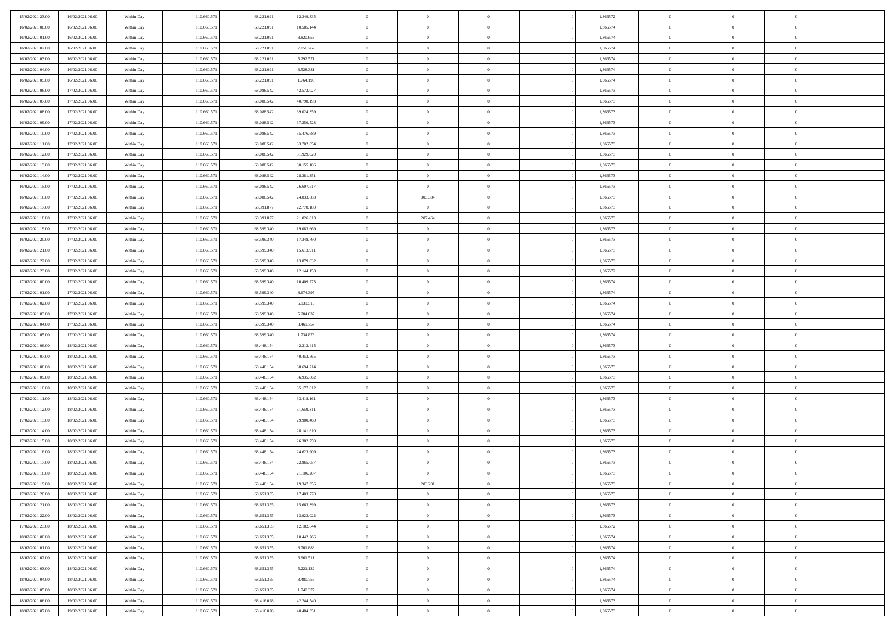| | | | | | | | | | | | | | | |
|---|---|---|---|---|---|---|---|---|---|---|---|---|---|---|
| 15/02/2021 23:00 | 16/02/2021 06:00 | Within Day | 110.660.571 | 68.221.091 | 12.349.335 | 0 | 0 | 0 | | 1,366572 | 0 | 0 | 0 | |
| 16/02/2021 00:00 | 16/02/2021 06:00 | Within Day | 110.660.571 | 68.221.091 | 10.585.144 | 0 | 0 | 0 | | 1,366574 | 0 | 0 | 0 | |
| 16/02/2021 01:00 | 16/02/2021 06:00 | Within Day | 110.660.571 | 68.221.091 | 8.820.953 | 0 | 0 | 0 | | 1,366574 | 0 | 0 | 0 | |
| 16/02/2021 02:00 | 16/02/2021 06:00 | Within Day | 110.660.571 | 68.221.091 | 7.056.762 | 0 | 0 | 0 | | 1,366574 | 0 | 0 | 0 | |
| 16/02/2021 03:00 | 16/02/2021 06:00 | Within Day | 110.660.571 | 68.221.091 | 5.292.571 | 0 | 0 | 0 | | 1,366574 | 0 | 0 | 0 | |
| 16/02/2021 04:00 | 16/02/2021 06:00 | Within Day | 110.660.571 | 68.221.091 | 3.528.381 | 0 | 0 | 0 | | 1,366574 | 0 | 0 | 0 | |
| 16/02/2021 05:00 | 16/02/2021 06:00 | Within Day | 110.660.571 | 68.221.091 | 1.764.190 | 0 | 0 | 0 | | 1,366574 | 0 | 0 | 0 | |
| 16/02/2021 06:00 | 17/02/2021 06:00 | Within Day | 110.660.571 | 68.088.542 | 42.572.027 | 0 | 0 | 0 | | 1,366573 | 0 | 0 | 0 | |
| 16/02/2021 07:00 | 17/02/2021 06:00 | Within Day | 110.660.571 | 68.088.542 | 40.798.193 | 0 | 0 | 0 | | 1,366573 | 0 | 0 | 0 | |
| 16/02/2021 08:00 | 17/02/2021 06:00 | Within Day | 110.660.571 | 68.088.542 | 39.024.359 | 0 | 0 | 0 | | 1,366573 | 0 | 0 | 0 | |
| 16/02/2021 09:00 | 17/02/2021 06:00 | Within Day | 110.660.571 | 68.088.542 | 37.250.523 | 0 | 0 | 0 | | 1,366573 | 0 | 0 | 0 | |
| 16/02/2021 10:00 | 17/02/2021 06:00 | Within Day | 110.660.571 | 68.088.542 | 35.476.689 | 0 | 0 | 0 | | 1,366573 | 0 | 0 | 0 | |
| 16/02/2021 11:00 | 17/02/2021 06:00 | Within Day | 110.660.571 | 68.088.542 | 33.702.854 | 0 | 0 | 0 | | 1,366573 | 0 | 0 | 0 | |
| 16/02/2021 12:00 | 17/02/2021 06:00 | Within Day | 110.660.571 | 68.088.542 | 31.929.020 | 0 | 0 | 0 | | 1,366573 | 0 | 0 | 0 | |
| 16/02/2021 13:00 | 17/02/2021 06:00 | Within Day | 110.660.571 | 68.088.542 | 30.155.186 | 0 | 0 | 0 | | 1,366573 | 0 | 0 | 0 | |
| 16/02/2021 14:00 | 17/02/2021 06:00 | Within Day | 110.660.571 | 68.088.542 | 28.381.351 | 0 | 0 | 0 | | 1,366573 | 0 | 0 | 0 | |
| 16/02/2021 15:00 | 17/02/2021 06:00 | Within Day | 110.660.571 | 68.088.542 | 26.607.517 | 0 | 0 | 0 | | 1,366573 | 0 | 0 | 0 | |
| 16/02/2021 16:00 | 17/02/2021 06:00 | Within Day | 110.660.571 | 68.088.542 | 24.833.683 | 0 | 303.334 | 0 | | 1,366573 | 0 | 0 | 0 | |
| 16/02/2021 17:00 | 17/02/2021 06:00 | Within Day | 110.660.571 | 68.391.877 | 22.778.180 | 0 | 0 | 0 | | 1,366573 | 0 | 0 | 0 | |
| 16/02/2021 18:00 | 17/02/2021 06:00 | Within Day | 110.660.571 | 68.391.877 | 21.026.013 | 0 | 207.464 | 0 | | 1,366573 | 0 | 0 | 0 | |
| 16/02/2021 19:00 | 17/02/2021 06:00 | Within Day | 110.660.571 | 68.599.340 | 19.083.669 | 0 | 0 | 0 | | 1,366573 | 0 | 0 | 0 | |
| 16/02/2021 20:00 | 17/02/2021 06:00 | Within Day | 110.660.571 | 68.599.340 | 17.348.790 | 0 | 0 | 0 | | 1,366573 | 0 | 0 | 0 | |
| 16/02/2021 21:00 | 17/02/2021 06:00 | Within Day | 110.660.571 | 68.599.340 | 15.613.911 | 0 | 0 | 0 | | 1,366573 | 0 | 0 | 0 | |
| 16/02/2021 22:00 | 17/02/2021 06:00 | Within Day | 110.660.571 | 68.599.340 | 13.879.032 | 0 | 0 | 0 | | 1,366573 | 0 | 0 | 0 | |
| 16/02/2021 23:00 | 17/02/2021 06:00 | Within Day | 110.660.571 | 68.599.340 | 12.144.153 | 0 | 0 | 0 | | 1,366572 | 0 | 0 | 0 | |
| 17/02/2021 00:00 | 17/02/2021 06:00 | Within Day | 110.660.571 | 68.599.340 | 10.409.273 | 0 | 0 | 0 | | 1,366574 | 0 | 0 | 0 | |
| 17/02/2021 01:00 | 17/02/2021 06:00 | Within Day | 110.660.571 | 68.599.340 | 8.674.395 | 0 | 0 | 0 | | 1,366574 | 0 | 0 | 0 | |
| 17/02/2021 02:00 | 17/02/2021 06:00 | Within Day | 110.660.571 | 68.599.340 | 6.939.516 | 0 | 0 | 0 | | 1,366574 | 0 | 0 | 0 | |
| 17/02/2021 03:00 | 17/02/2021 06:00 | Within Day | 110.660.571 | 68.599.340 | 5.204.637 | 0 | 0 | 0 | | 1,366574 | 0 | 0 | 0 | |
| 17/02/2021 04:00 | 17/02/2021 06:00 | Within Day | 110.660.571 | 68.599.340 | 3.469.757 | 0 | 0 | 0 | | 1,366574 | 0 | 0 | 0 | |
| 17/02/2021 05:00 | 17/02/2021 06:00 | Within Day | 110.660.571 | 68.599.340 | 1.734.878 | 0 | 0 | 0 | | 1,366574 | 0 | 0 | 0 | |
| 17/02/2021 06:00 | 18/02/2021 06:00 | Within Day | 110.660.571 | 68.448.154 | 42.212.415 | 0 | 0 | 0 | | 1,366573 | 0 | 0 | 0 | |
| 17/02/2021 07:00 | 18/02/2021 06:00 | Within Day | 110.660.571 | 68.448.154 | 40.453.565 | 0 | 0 | 0 | | 1,366573 | 0 | 0 | 0 | |
| 17/02/2021 08:00 | 18/02/2021 06:00 | Within Day | 110.660.571 | 68.448.154 | 38.694.714 | 0 | 0 | 0 | | 1,366573 | 0 | 0 | 0 | |
| 17/02/2021 09:00 | 18/02/2021 06:00 | Within Day | 110.660.571 | 68.448.154 | 36.935.862 | 0 | 0 | 0 | | 1,366573 | 0 | 0 | 0 | |
| 17/02/2021 10:00 | 18/02/2021 06:00 | Within Day | 110.660.571 | 68.448.154 | 35.177.012 | 0 | 0 | 0 | | 1,366573 | 0 | 0 | 0 | |
| 17/02/2021 11:00 | 18/02/2021 06:00 | Within Day | 110.660.571 | 68.448.154 | 33.418.161 | 0 | 0 | 0 | | 1,366573 | 0 | 0 | 0 | |
| 17/02/2021 12:00 | 18/02/2021 06:00 | Within Day | 110.660.571 | 68.448.154 | 31.659.311 | 0 | 0 | 0 | | 1,366573 | 0 | 0 | 0 | |
| 17/02/2021 13:00 | 18/02/2021 06:00 | Within Day | 110.660.571 | 68.448.154 | 29.900.460 | 0 | 0 | 0 | | 1,366573 | 0 | 0 | 0 | |
| 17/02/2021 14:00 | 18/02/2021 06:00 | Within Day | 110.660.571 | 68.448.154 | 28.141.610 | 0 | 0 | 0 | | 1,366573 | 0 | 0 | 0 | |
| 17/02/2021 15:00 | 18/02/2021 06:00 | Within Day | 110.660.571 | 68.448.154 | 26.382.759 | 0 | 0 | 0 | | 1,366573 | 0 | 0 | 0 | |
| 17/02/2021 16:00 | 18/02/2021 06:00 | Within Day | 110.660.571 | 68.448.154 | 24.623.909 | 0 | 0 | 0 | | 1,366573 | 0 | 0 | 0 | |
| 17/02/2021 17:00 | 18/02/2021 06:00 | Within Day | 110.660.571 | 68.448.154 | 22.865.057 | 0 | 0 | 0 | | 1,366573 | 0 | 0 | 0 | |
| 17/02/2021 18:00 | 18/02/2021 06:00 | Within Day | 110.660.571 | 68.448.154 | 21.106.207 | 0 | 0 | 0 | | 1,366573 | 0 | 0 | 0 | |
| 17/02/2021 19:00 | 18/02/2021 06:00 | Within Day | 110.660.571 | 68.448.154 | 19.347.356 | 0 | 203.201 | 0 | | 1,366573 | 0 | 0 | 0 | |
| 17/02/2021 20:00 | 18/02/2021 06:00 | Within Day | 110.660.571 | 68.651.355 | 17.403.778 | 0 | 0 | 0 | | 1,366573 | 0 | 0 | 0 | |
| 17/02/2021 21:00 | 18/02/2021 06:00 | Within Day | 110.660.571 | 68.651.355 | 15.663.399 | 0 | 0 | 0 | | 1,366573 | 0 | 0 | 0 | |
| 17/02/2021 22:00 | 18/02/2021 06:00 | Within Day | 110.660.571 | 68.651.355 | 13.923.022 | 0 | 0 | 0 | | 1,366573 | 0 | 0 | 0 | |
| 17/02/2021 23:00 | 18/02/2021 06:00 | Within Day | 110.660.571 | 68.651.355 | 12.182.644 | 0 | 0 | 0 | | 1,366572 | 0 | 0 | 0 | |
| 18/02/2021 00:00 | 18/02/2021 06:00 | Within Day | 110.660.571 | 68.651.355 | 10.442.266 | 0 | 0 | 0 | | 1,366574 | 0 | 0 | 0 | |
| 18/02/2021 01:00 | 18/02/2021 06:00 | Within Day | 110.660.571 | 68.651.355 | 8.701.888 | 0 | 0 | 0 | | 1,366574 | 0 | 0 | 0 | |
| 18/02/2021 02:00 | 18/02/2021 06:00 | Within Day | 110.660.571 | 68.651.355 | 6.961.511 | 0 | 0 | 0 | | 1,366574 | 0 | 0 | 0 | |
| 18/02/2021 03:00 | 18/02/2021 06:00 | Within Day | 110.660.571 | 68.651.355 | 5.221.132 | 0 | 0 | 0 | | 1,366574 | 0 | 0 | 0 | |
| 18/02/2021 04:00 | 18/02/2021 06:00 | Within Day | 110.660.571 | 68.651.355 | 3.480.755 | 0 | 0 | 0 | | 1,366574 | 0 | 0 | 0 | |
| 18/02/2021 05:00 | 18/02/2021 06:00 | Within Day | 110.660.571 | 68.651.355 | 1.740.377 | 0 | 0 | 0 | | 1,366574 | 0 | 0 | 0 | |
| 18/02/2021 06:00 | 19/02/2021 06:00 | Within Day | 110.660.571 | 68.416.028 | 42.244.540 | 0 | 0 | 0 | | 1,366573 | 0 | 0 | 0 | |
| 18/02/2021 07:00 | 19/02/2021 06:00 | Within Day | 110.660.571 | 68.416.028 | 40.484.351 | 0 | 0 | 0 | | 1,366573 | 0 | 0 | 0 | |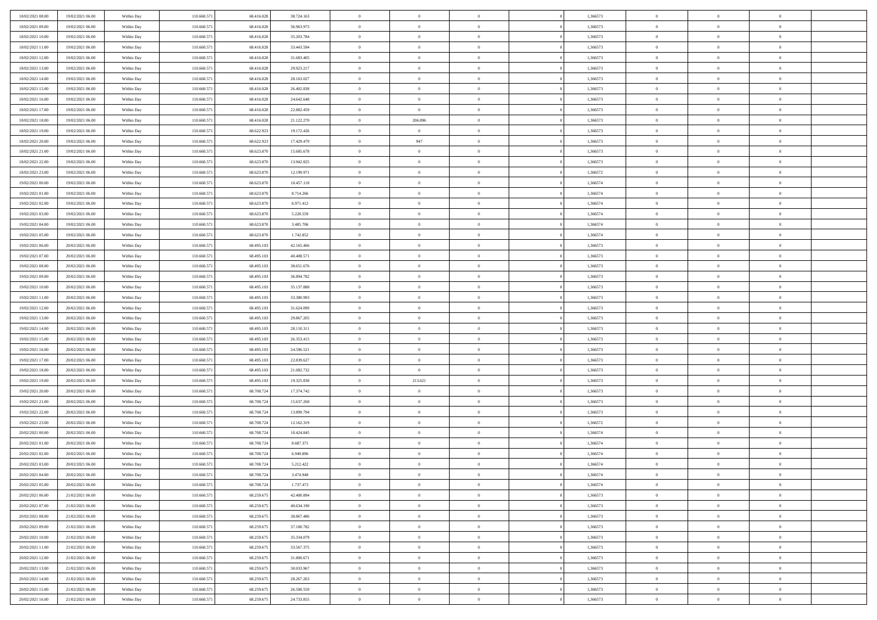|  |  |  |  |  |  |  |  |  |  |  |  |  |  |  |
|---|---|---|---|---|---|---|---|---|---|---|---|---|---|---|
| 18/02/2021 08:00 | 19/02/2021 06:00 | Within Day | 110.660.571 | 68.416.028 | 38.724.163 | 0 | 0 | 0 |  | 1,366573 | 0 | 0 | 0 |  |
| 18/02/2021 09:00 | 19/02/2021 06:00 | Within Day | 110.660.571 | 68.416.028 | 36.963.973 | 0 | 0 | 0 |  | 1,366573 | 0 | 0 | 0 |  |
| 18/02/2021 10:00 | 19/02/2021 06:00 | Within Day | 110.660.571 | 68.416.028 | 35.203.784 | 0 | 0 | 0 |  | 1,366573 | 0 | 0 | 0 |  |
| 18/02/2021 11:00 | 19/02/2021 06:00 | Within Day | 110.660.571 | 68.416.028 | 33.443.594 | 0 | 0 | 0 |  | 1,366573 | 0 | 0 | 0 |  |
| 18/02/2021 12:00 | 19/02/2021 06:00 | Within Day | 110.660.571 | 68.416.028 | 31.683.405 | 0 | 0 | 0 |  | 1,366573 | 0 | 0 | 0 |  |
| 18/02/2021 13:00 | 19/02/2021 06:00 | Within Day | 110.660.571 | 68.416.028 | 29.923.217 | 0 | 0 | 0 |  | 1,366573 | 0 | 0 | 0 |  |
| 18/02/2021 14:00 | 19/02/2021 06:00 | Within Day | 110.660.571 | 68.416.028 | 28.163.027 | 0 | 0 | 0 |  | 1,366573 | 0 | 0 | 0 |  |
| 18/02/2021 15:00 | 19/02/2021 06:00 | Within Day | 110.660.571 | 68.416.028 | 26.402.838 | 0 | 0 | 0 |  | 1,366573 | 0 | 0 | 0 |  |
| 18/02/2021 16:00 | 19/02/2021 06:00 | Within Day | 110.660.571 | 68.416.028 | 24.642.648 | 0 | 0 | 0 |  | 1,366573 | 0 | 0 | 0 |  |
| 18/02/2021 17:00 | 19/02/2021 06:00 | Within Day | 110.660.571 | 68.416.028 | 22.882.459 | 0 | 0 | 0 |  | 1,366573 | 0 | 0 | 0 |  |
| 18/02/2021 18:00 | 19/02/2021 06:00 | Within Day | 110.660.571 | 68.416.028 | 21.122.270 | 0 | 206.896 | 0 |  | 1,366573 | 0 | 0 | 0 |  |
| 18/02/2021 19:00 | 19/02/2021 06:00 | Within Day | 110.660.571 | 68.622.923 | 19.172.426 | 0 | 0 | 0 |  | 1,366573 | 0 | 0 | 0 |  |
| 18/02/2021 20:00 | 19/02/2021 06:00 | Within Day | 110.660.571 | 68.622.923 | 17.429.479 | 0 | 947 | 0 |  | 1,366573 | 0 | 0 | 0 |  |
| 18/02/2021 21:00 | 19/02/2021 06:00 | Within Day | 110.660.571 | 68.623.870 | 15.685.678 | 0 | 0 | 0 |  | 1,366573 | 0 | 0 | 0 |  |
| 18/02/2021 22:00 | 19/02/2021 06:00 | Within Day | 110.660.571 | 68.623.870 | 13.942.825 | 0 | 0 | 0 |  | 1,366573 | 0 | 0 | 0 |  |
| 18/02/2021 23:00 | 19/02/2021 06:00 | Within Day | 110.660.571 | 68.623.870 | 12.199.971 | 0 | 0 | 0 |  | 1,366572 | 0 | 0 | 0 |  |
| 19/02/2021 00:00 | 19/02/2021 06:00 | Within Day | 110.660.571 | 68.623.870 | 10.457.118 | 0 | 0 | 0 |  | 1,366574 | 0 | 0 | 0 |  |
| 19/02/2021 01:00 | 19/02/2021 06:00 | Within Day | 110.660.571 | 68.623.870 | 8.714.266 | 0 | 0 | 0 |  | 1,366574 | 0 | 0 | 0 |  |
| 19/02/2021 02:00 | 19/02/2021 06:00 | Within Day | 110.660.571 | 68.623.870 | 6.971.412 | 0 | 0 | 0 |  | 1,366574 | 0 | 0 | 0 |  |
| 19/02/2021 03:00 | 19/02/2021 06:00 | Within Day | 110.660.571 | 68.623.870 | 5.228.559 | 0 | 0 | 0 |  | 1,366574 | 0 | 0 | 0 |  |
| 19/02/2021 04:00 | 19/02/2021 06:00 | Within Day | 110.660.571 | 68.623.870 | 3.485.706 | 0 | 0 | 0 |  | 1,366574 | 0 | 0 | 0 |  |
| 19/02/2021 05:00 | 19/02/2021 06:00 | Within Day | 110.660.571 | 68.623.870 | 1.742.852 | 0 | 0 | 0 |  | 1,366574 | 0 | 0 | 0 |  |
| 19/02/2021 06:00 | 20/02/2021 06:00 | Within Day | 110.660.571 | 68.495.103 | 42.165.466 | 0 | 0 | 0 |  | 1,366573 | 0 | 0 | 0 |  |
| 19/02/2021 07:00 | 20/02/2021 06:00 | Within Day | 110.660.571 | 68.495.103 | 40.408.571 | 0 | 0 | 0 |  | 1,366573 | 0 | 0 | 0 |  |
| 19/02/2021 08:00 | 20/02/2021 06:00 | Within Day | 110.660.571 | 68.495.103 | 38.651.676 | 0 | 0 | 0 |  | 1,366573 | 0 | 0 | 0 |  |
| 19/02/2021 09:00 | 20/02/2021 06:00 | Within Day | 110.660.571 | 68.495.103 | 36.894.782 | 0 | 0 | 0 |  | 1,366573 | 0 | 0 | 0 |  |
| 19/02/2021 10:00 | 20/02/2021 06:00 | Within Day | 110.660.571 | 68.495.103 | 35.137.888 | 0 | 0 | 0 |  | 1,366573 | 0 | 0 | 0 |  |
| 19/02/2021 11:00 | 20/02/2021 06:00 | Within Day | 110.660.571 | 68.495.103 | 33.380.993 | 0 | 0 | 0 |  | 1,366573 | 0 | 0 | 0 |  |
| 19/02/2021 12:00 | 20/02/2021 06:00 | Within Day | 110.660.571 | 68.495.103 | 31.624.099 | 0 | 0 | 0 |  | 1,366573 | 0 | 0 | 0 |  |
| 19/02/2021 13:00 | 20/02/2021 06:00 | Within Day | 110.660.571 | 68.495.103 | 29.867.205 | 0 | 0 | 0 |  | 1,366573 | 0 | 0 | 0 |  |
| 19/02/2021 14:00 | 20/02/2021 06:00 | Within Day | 110.660.571 | 68.495.103 | 28.110.311 | 0 | 0 | 0 |  | 1,366573 | 0 | 0 | 0 |  |
| 19/02/2021 15:00 | 20/02/2021 06:00 | Within Day | 110.660.571 | 68.495.103 | 26.353.415 | 0 | 0 | 0 |  | 1,366573 | 0 | 0 | 0 |  |
| 19/02/2021 16:00 | 20/02/2021 06:00 | Within Day | 110.660.571 | 68.495.103 | 24.596.521 | 0 | 0 | 0 |  | 1,366573 | 0 | 0 | 0 |  |
| 19/02/2021 17:00 | 20/02/2021 06:00 | Within Day | 110.660.571 | 68.495.103 | 22.839.627 | 0 | 0 | 0 |  | 1,366573 | 0 | 0 | 0 |  |
| 19/02/2021 18:00 | 20/02/2021 06:00 | Within Day | 110.660.571 | 68.495.103 | 21.082.732 | 0 | 0 | 0 |  | 1,366573 | 0 | 0 | 0 |  |
| 19/02/2021 19:00 | 20/02/2021 06:00 | Within Day | 110.660.571 | 68.495.103 | 19.325.838 | 0 | 213.621 | 0 |  | 1,366573 | 0 | 0 | 0 |  |
| 19/02/2021 20:00 | 20/02/2021 06:00 | Within Day | 110.660.571 | 68.708.724 | 17.374.742 | 0 | 0 | 0 |  | 1,366573 | 0 | 0 | 0 |  |
| 19/02/2021 21:00 | 20/02/2021 06:00 | Within Day | 110.660.571 | 68.708.724 | 15.637.268 | 0 | 0 | 0 |  | 1,366573 | 0 | 0 | 0 |  |
| 19/02/2021 22:00 | 20/02/2021 06:00 | Within Day | 110.660.571 | 68.708.724 | 13.899.794 | 0 | 0 | 0 |  | 1,366573 | 0 | 0 | 0 |  |
| 19/02/2021 23:00 | 20/02/2021 06:00 | Within Day | 110.660.571 | 68.708.724 | 12.162.319 | 0 | 0 | 0 |  | 1,366572 | 0 | 0 | 0 |  |
| 20/02/2021 00:00 | 20/02/2021 06:00 | Within Day | 110.660.571 | 68.708.724 | 10.424.845 | 0 | 0 | 0 |  | 1,366574 | 0 | 0 | 0 |  |
| 20/02/2021 01:00 | 20/02/2021 06:00 | Within Day | 110.660.571 | 68.708.724 | 8.687.371 | 0 | 0 | 0 |  | 1,366574 | 0 | 0 | 0 |  |
| 20/02/2021 02:00 | 20/02/2021 06:00 | Within Day | 110.660.571 | 68.708.724 | 6.949.896 | 0 | 0 | 0 |  | 1,366574 | 0 | 0 | 0 |  |
| 20/02/2021 03:00 | 20/02/2021 06:00 | Within Day | 110.660.571 | 68.708.724 | 5.212.422 | 0 | 0 | 0 |  | 1,366574 | 0 | 0 | 0 |  |
| 20/02/2021 04:00 | 20/02/2021 06:00 | Within Day | 110.660.571 | 68.708.724 | 3.474.948 | 0 | 0 | 0 |  | 1,366574 | 0 | 0 | 0 |  |
| 20/02/2021 05:00 | 20/02/2021 06:00 | Within Day | 110.660.571 | 68.708.724 | 1.737.473 | 0 | 0 | 0 |  | 1,366574 | 0 | 0 | 0 |  |
| 20/02/2021 06:00 | 21/02/2021 06:00 | Within Day | 110.660.571 | 68.259.675 | 42.400.894 | 0 | 0 | 0 |  | 1,366573 | 0 | 0 | 0 |  |
| 20/02/2021 07:00 | 21/02/2021 06:00 | Within Day | 110.660.571 | 68.259.675 | 40.634.190 | 0 | 0 | 0 |  | 1,366573 | 0 | 0 | 0 |  |
| 20/02/2021 08:00 | 21/02/2021 06:00 | Within Day | 110.660.571 | 68.259.675 | 38.867.486 | 0 | 0 | 0 |  | 1,366573 | 0 | 0 | 0 |  |
| 20/02/2021 09:00 | 21/02/2021 06:00 | Within Day | 110.660.571 | 68.259.675 | 37.100.782 | 0 | 0 | 0 |  | 1,366573 | 0 | 0 | 0 |  |
| 20/02/2021 10:00 | 21/02/2021 06:00 | Within Day | 110.660.571 | 68.259.675 | 35.334.079 | 0 | 0 | 0 |  | 1,366573 | 0 | 0 | 0 |  |
| 20/02/2021 11:00 | 21/02/2021 06:00 | Within Day | 110.660.571 | 68.259.675 | 33.567.375 | 0 | 0 | 0 |  | 1,366573 | 0 | 0 | 0 |  |
| 20/02/2021 12:00 | 21/02/2021 06:00 | Within Day | 110.660.571 | 68.259.675 | 31.800.671 | 0 | 0 | 0 |  | 1,366573 | 0 | 0 | 0 |  |
| 20/02/2021 13:00 | 21/02/2021 06:00 | Within Day | 110.660.571 | 68.259.675 | 30.033.967 | 0 | 0 | 0 |  | 1,366573 | 0 | 0 | 0 |  |
| 20/02/2021 14:00 | 21/02/2021 06:00 | Within Day | 110.660.571 | 68.259.675 | 28.267.263 | 0 | 0 | 0 |  | 1,366573 | 0 | 0 | 0 |  |
| 20/02/2021 15:00 | 21/02/2021 06:00 | Within Day | 110.660.571 | 68.259.675 | 26.500.559 | 0 | 0 | 0 |  | 1,366573 | 0 | 0 | 0 |  |
| 20/02/2021 16:00 | 21/02/2021 06:00 | Within Day | 110.660.571 | 68.259.675 | 24.733.855 | 0 | 0 | 0 |  | 1,366573 | 0 | 0 | 0 |  |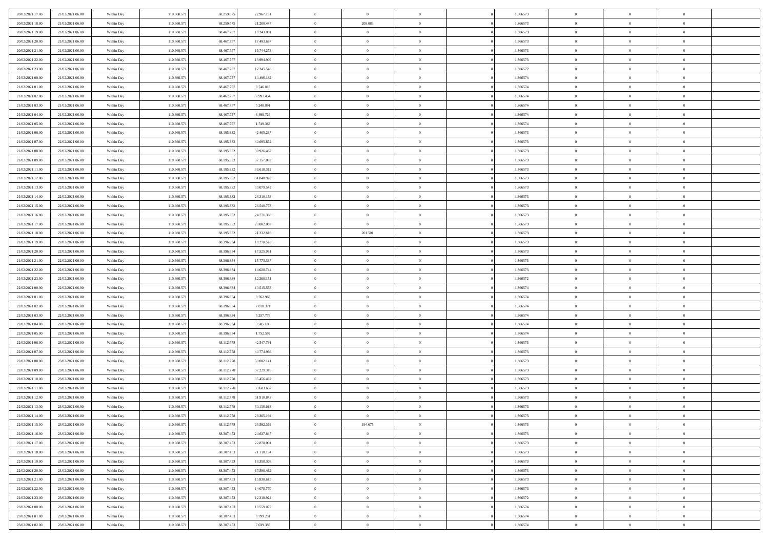| | | | | | | | | | | | | | | |
|---|---|---|---|---|---|---|---|---|---|---|---|---|---|---|
| 20/02/2021 17:00 | 21/02/2021 06:00 | Within Day | 110.660.571 | 68.259.675 | 22.967.151 | 0 | 0 | 0 | | 0 | 1,366573 | 0 | 0 | 0 |
| 20/02/2021 18:00 | 21/02/2021 06:00 | Within Day | 110.660.571 | 68.259.675 | 21.200.447 | 0 | 208.083 | 0 | | 0 | 1,366573 | 0 | 0 | 0 |
| 20/02/2021 19:00 | 21/02/2021 06:00 | Within Day | 110.660.571 | 68.467.757 | 19.243.001 | 0 | 0 | 0 | | 0 | 1,366573 | 0 | 0 | 0 |
| 20/02/2021 20:00 | 21/02/2021 06:00 | Within Day | 110.660.571 | 68.467.757 | 17.493.637 | 0 | 0 | 0 | | 0 | 1,366573 | 0 | 0 | 0 |
| 20/02/2021 21:00 | 21/02/2021 06:00 | Within Day | 110.660.571 | 68.467.757 | 15.744.273 | 0 | 0 | 0 | | 0 | 1,366573 | 0 | 0 | 0 |
| 20/02/2021 22:00 | 21/02/2021 06:00 | Within Day | 110.660.571 | 68.467.757 | 13.994.909 | 0 | 0 | 0 | | 0 | 1,366573 | 0 | 0 | 0 |
| 20/02/2021 23:00 | 21/02/2021 06:00 | Within Day | 110.660.571 | 68.467.757 | 12.245.546 | 0 | 0 | 0 | | 0 | 1,366572 | 0 | 0 | 0 |
| 21/02/2021 00:00 | 21/02/2021 06:00 | Within Day | 110.660.571 | 68.467.757 | 10.496.182 | 0 | 0 | 0 | | 0 | 1,366574 | 0 | 0 | 0 |
| 21/02/2021 01:00 | 21/02/2021 06:00 | Within Day | 110.660.571 | 68.467.757 | 8.746.818 | 0 | 0 | 0 | | 0 | 1,366574 | 0 | 0 | 0 |
| 21/02/2021 02:00 | 21/02/2021 06:00 | Within Day | 110.660.571 | 68.467.757 | 6.997.454 | 0 | 0 | 0 | | 0 | 1,366574 | 0 | 0 | 0 |
| 21/02/2021 03:00 | 21/02/2021 06:00 | Within Day | 110.660.571 | 68.467.757 | 5.248.091 | 0 | 0 | 0 | | 0 | 1,366574 | 0 | 0 | 0 |
| 21/02/2021 04:00 | 21/02/2021 06:00 | Within Day | 110.660.571 | 68.467.757 | 3.498.726 | 0 | 0 | 0 | | 0 | 1,366574 | 0 | 0 | 0 |
| 21/02/2021 05:00 | 21/02/2021 06:00 | Within Day | 110.660.571 | 68.467.757 | 1.749.363 | 0 | 0 | 0 | | 0 | 1,366574 | 0 | 0 | 0 |
| 21/02/2021 06:00 | 22/02/2021 06:00 | Within Day | 110.660.571 | 68.195.332 | 42.465.237 | 0 | 0 | 0 | | 0 | 1,366573 | 0 | 0 | 0 |
| 21/02/2021 07:00 | 22/02/2021 06:00 | Within Day | 110.660.571 | 68.195.332 | 40.695.852 | 0 | 0 | 0 | | 0 | 1,366573 | 0 | 0 | 0 |
| 21/02/2021 08:00 | 22/02/2021 06:00 | Within Day | 110.660.571 | 68.195.332 | 38.926.467 | 0 | 0 | 0 | | 0 | 1,366573 | 0 | 0 | 0 |
| 21/02/2021 09:00 | 22/02/2021 06:00 | Within Day | 110.660.571 | 68.195.332 | 37.157.082 | 0 | 0 | 0 | | 0 | 1,366573 | 0 | 0 | 0 |
| 21/02/2021 11:00 | 22/02/2021 06:00 | Within Day | 110.660.571 | 68.195.332 | 33.618.312 | 0 | 0 | 0 | | 0 | 1,366573 | 0 | 0 | 0 |
| 21/02/2021 12:00 | 22/02/2021 06:00 | Within Day | 110.660.571 | 68.195.332 | 31.848.928 | 0 | 0 | 0 | | 0 | 1,366573 | 0 | 0 | 0 |
| 21/02/2021 13:00 | 22/02/2021 06:00 | Within Day | 110.660.571 | 68.195.332 | 30.079.542 | 0 | 0 | 0 | | 0 | 1,366573 | 0 | 0 | 0 |
| 21/02/2021 14:00 | 22/02/2021 06:00 | Within Day | 110.660.571 | 68.195.332 | 28.310.158 | 0 | 0 | 0 | | 0 | 1,366573 | 0 | 0 | 0 |
| 21/02/2021 15:00 | 22/02/2021 06:00 | Within Day | 110.660.571 | 68.195.332 | 26.540.773 | 0 | 0 | 0 | | 0 | 1,366573 | 0 | 0 | 0 |
| 21/02/2021 16:00 | 22/02/2021 06:00 | Within Day | 110.660.571 | 68.195.332 | 24.771.388 | 0 | 0 | 0 | | 0 | 1,366573 | 0 | 0 | 0 |
| 21/02/2021 17:00 | 22/02/2021 06:00 | Within Day | 110.660.571 | 68.195.332 | 23.002.003 | 0 | 0 | 0 | | 0 | 1,366573 | 0 | 0 | 0 |
| 21/02/2021 18:00 | 22/02/2021 06:00 | Within Day | 110.660.571 | 68.195.332 | 21.232.618 | 0 | 201.501 | 0 | | 0 | 1,366573 | 0 | 0 | 0 |
| 21/02/2021 19:00 | 22/02/2021 06:00 | Within Day | 110.660.571 | 68.396.834 | 19.278.523 | 0 | 0 | 0 | | 0 | 1,366573 | 0 | 0 | 0 |
| 21/02/2021 20:00 | 22/02/2021 06:00 | Within Day | 110.660.571 | 68.396.834 | 17.525.931 | 0 | 0 | 0 | | 0 | 1,366573 | 0 | 0 | 0 |
| 21/02/2021 21:00 | 22/02/2021 06:00 | Within Day | 110.660.571 | 68.396.834 | 15.773.337 | 0 | 0 | 0 | | 0 | 1,366573 | 0 | 0 | 0 |
| 21/02/2021 22:00 | 22/02/2021 06:00 | Within Day | 110.660.571 | 68.396.834 | 14.020.744 | 0 | 0 | 0 | | 0 | 1,366573 | 0 | 0 | 0 |
| 21/02/2021 23:00 | 22/02/2021 06:00 | Within Day | 110.660.571 | 68.396.834 | 12.268.151 | 0 | 0 | 0 | | 0 | 1,366572 | 0 | 0 | 0 |
| 22/02/2021 00:00 | 22/02/2021 06:00 | Within Day | 110.660.571 | 68.396.834 | 10.515.558 | 0 | 0 | 0 | | 0 | 1,366574 | 0 | 0 | 0 |
| 22/02/2021 01:00 | 22/02/2021 06:00 | Within Day | 110.660.571 | 68.396.834 | 8.762.965 | 0 | 0 | 0 | | 0 | 1,366574 | 0 | 0 | 0 |
| 22/02/2021 02:00 | 22/02/2021 06:00 | Within Day | 110.660.571 | 68.396.834 | 7.010.371 | 0 | 0 | 0 | | 0 | 1,366574 | 0 | 0 | 0 |
| 22/02/2021 03:00 | 22/02/2021 06:00 | Within Day | 110.660.571 | 68.396.834 | 5.257.779 | 0 | 0 | 0 | | 0 | 1,366574 | 0 | 0 | 0 |
| 22/02/2021 04:00 | 22/02/2021 06:00 | Within Day | 110.660.571 | 68.396.834 | 3.505.186 | 0 | 0 | 0 | | 0 | 1,366574 | 0 | 0 | 0 |
| 22/02/2021 05:00 | 22/02/2021 06:00 | Within Day | 110.660.571 | 68.396.834 | 1.752.592 | 0 | 0 | 0 | | 0 | 1,366574 | 0 | 0 | 0 |
| 22/02/2021 06:00 | 23/02/2021 06:00 | Within Day | 110.660.571 | 68.112.778 | 42.547.791 | 0 | 0 | 0 | | 0 | 1,366573 | 0 | 0 | 0 |
| 22/02/2021 07:00 | 23/02/2021 06:00 | Within Day | 110.660.571 | 68.112.778 | 40.774.966 | 0 | 0 | 0 | | 0 | 1,366573 | 0 | 0 | 0 |
| 22/02/2021 08:00 | 23/02/2021 06:00 | Within Day | 110.660.571 | 68.112.778 | 39.002.141 | 0 | 0 | 0 | | 0 | 1,366573 | 0 | 0 | 0 |
| 22/02/2021 09:00 | 23/02/2021 06:00 | Within Day | 110.660.571 | 68.112.778 | 37.229.316 | 0 | 0 | 0 | | 0 | 1,366573 | 0 | 0 | 0 |
| 22/02/2021 10:00 | 23/02/2021 06:00 | Within Day | 110.660.571 | 68.112.778 | 35.456.492 | 0 | 0 | 0 | | 0 | 1,366573 | 0 | 0 | 0 |
| 22/02/2021 11:00 | 23/02/2021 06:00 | Within Day | 110.660.571 | 68.112.778 | 33.683.667 | 0 | 0 | 0 | | 0 | 1,366573 | 0 | 0 | 0 |
| 22/02/2021 12:00 | 23/02/2021 06:00 | Within Day | 110.660.571 | 68.112.778 | 31.910.843 | 0 | 0 | 0 | | 0 | 1,366573 | 0 | 0 | 0 |
| 22/02/2021 13:00 | 23/02/2021 06:00 | Within Day | 110.660.571 | 68.112.778 | 30.138.018 | 0 | 0 | 0 | | 0 | 1,366573 | 0 | 0 | 0 |
| 22/02/2021 14:00 | 23/02/2021 06:00 | Within Day | 110.660.571 | 68.112.778 | 28.365.194 | 0 | 0 | 0 | | 0 | 1,366573 | 0 | 0 | 0 |
| 22/02/2021 15:00 | 23/02/2021 06:00 | Within Day | 110.660.571 | 68.112.778 | 26.592.369 | 0 | 194.675 | 0 | | 0 | 1,366573 | 0 | 0 | 0 |
| 22/02/2021 16:00 | 23/02/2021 06:00 | Within Day | 110.660.571 | 68.307.453 | 24.637.847 | 0 | 0 | 0 | | 0 | 1,366573 | 0 | 0 | 0 |
| 22/02/2021 17:00 | 23/02/2021 06:00 | Within Day | 110.660.571 | 68.307.453 | 22.878.001 | 0 | 0 | 0 | | 0 | 1,366573 | 0 | 0 | 0 |
| 22/02/2021 18:00 | 23/02/2021 06:00 | Within Day | 110.660.571 | 68.307.453 | 21.118.154 | 0 | 0 | 0 | | 0 | 1,366573 | 0 | 0 | 0 |
| 22/02/2021 19:00 | 23/02/2021 06:00 | Within Day | 110.660.571 | 68.307.453 | 19.358.308 | 0 | 0 | 0 | | 0 | 1,366573 | 0 | 0 | 0 |
| 22/02/2021 20:00 | 23/02/2021 06:00 | Within Day | 110.660.571 | 68.307.453 | 17.598.462 | 0 | 0 | 0 | | 0 | 1,366573 | 0 | 0 | 0 |
| 22/02/2021 21:00 | 23/02/2021 06:00 | Within Day | 110.660.571 | 68.307.453 | 15.838.615 | 0 | 0 | 0 | | 0 | 1,366573 | 0 | 0 | 0 |
| 22/02/2021 22:00 | 23/02/2021 06:00 | Within Day | 110.660.571 | 68.307.453 | 14.078.770 | 0 | 0 | 0 | | 0 | 1,366573 | 0 | 0 | 0 |
| 22/02/2021 23:00 | 23/02/2021 06:00 | Within Day | 110.660.571 | 68.307.453 | 12.318.924 | 0 | 0 | 0 | | 0 | 1,366572 | 0 | 0 | 0 |
| 23/02/2021 00:00 | 23/02/2021 06:00 | Within Day | 110.660.571 | 68.307.453 | 10.559.077 | 0 | 0 | 0 | | 0 | 1,366574 | 0 | 0 | 0 |
| 23/02/2021 01:00 | 23/02/2021 06:00 | Within Day | 110.660.571 | 68.307.453 | 8.799.231 | 0 | 0 | 0 | | 0 | 1,366574 | 0 | 0 | 0 |
| 23/02/2021 02:00 | 23/02/2021 06:00 | Within Day | 110.660.571 | 68.307.453 | 7.039.385 | 0 | 0 | 0 | | 0 | 1,366574 | 0 | 0 | 0 |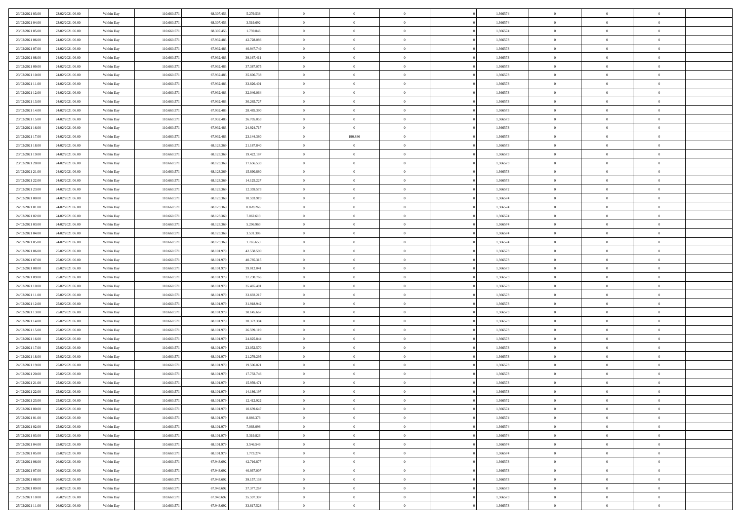| | | | | | | | | | | | | | | |
|---|---|---|---|---|---|---|---|---|---|---|---|---|---|---|
| 23/02/2021 03:00 | 23/02/2021 06:00 | Within Day | 110.660.571 | 68.307.453 | 5.279.538 | 0 | 0 | 0 | | 1,366574 | 0 | 0 | 0 | |
| 23/02/2021 04:00 | 23/02/2021 06:00 | Within Day | 110.660.571 | 68.307.453 | 3.519.692 | 0 | 0 | 0 | | 1,366574 | 0 | 0 | 0 | |
| 23/02/2021 05:00 | 23/02/2021 06:00 | Within Day | 110.660.571 | 68.307.453 | 1.759.846 | 0 | 0 | 0 | | 1,366574 | 0 | 0 | 0 | |
| 23/02/2021 06:00 | 24/02/2021 06:00 | Within Day | 110.660.571 | 67.932.483 | 42.728.086 | 0 | 0 | 0 | | 1,366573 | 0 | 0 | 0 | |
| 23/02/2021 07:00 | 24/02/2021 06:00 | Within Day | 110.660.571 | 67.932.483 | 40.947.749 | 0 | 0 | 0 | | 1,366573 | 0 | 0 | 0 | |
| 23/02/2021 08:00 | 24/02/2021 06:00 | Within Day | 110.660.571 | 67.932.483 | 39.167.411 | 0 | 0 | 0 | | 1,366573 | 0 | 0 | 0 | |
| 23/02/2021 09:00 | 24/02/2021 06:00 | Within Day | 110.660.571 | 67.932.483 | 37.387.075 | 0 | 0 | 0 | | 1,366573 | 0 | 0 | 0 | |
| 23/02/2021 10:00 | 24/02/2021 06:00 | Within Day | 110.660.571 | 67.932.483 | 35.606.738 | 0 | 0 | 0 | | 1,366573 | 0 | 0 | 0 | |
| 23/02/2021 11:00 | 24/02/2021 06:00 | Within Day | 110.660.571 | 67.932.483 | 33.826.401 | 0 | 0 | 0 | | 1,366573 | 0 | 0 | 0 | |
| 23/02/2021 12:00 | 24/02/2021 06:00 | Within Day | 110.660.571 | 67.932.483 | 32.046.064 | 0 | 0 | 0 | | 1,366573 | 0 | 0 | 0 | |
| 23/02/2021 13:00 | 24/02/2021 06:00 | Within Day | 110.660.571 | 67.932.483 | 30.265.727 | 0 | 0 | 0 | | 1,366573 | 0 | 0 | 0 | |
| 23/02/2021 14:00 | 24/02/2021 06:00 | Within Day | 110.660.571 | 67.932.483 | 28.485.390 | 0 | 0 | 0 | | 1,366573 | 0 | 0 | 0 | |
| 23/02/2021 15:00 | 24/02/2021 06:00 | Within Day | 110.660.571 | 67.932.483 | 26.705.053 | 0 | 0 | 0 | | 1,366573 | 0 | 0 | 0 | |
| 23/02/2021 16:00 | 24/02/2021 06:00 | Within Day | 110.660.571 | 67.932.483 | 24.924.717 | 0 | 0 | 0 | | 1,366573 | 0 | 0 | 0 | |
| 23/02/2021 17:00 | 24/02/2021 06:00 | Within Day | 110.660.571 | 67.932.483 | 23.144.380 | 0 | 190.886 | 0 | | 1,366573 | 0 | 0 | 0 | |
| 23/02/2021 18:00 | 24/02/2021 06:00 | Within Day | 110.660.571 | 68.123.369 | 21.187.840 | 0 | 0 | 0 | | 1,366573 | 0 | 0 | 0 | |
| 23/02/2021 19:00 | 24/02/2021 06:00 | Within Day | 110.660.571 | 68.123.369 | 19.422.187 | 0 | 0 | 0 | | 1,366573 | 0 | 0 | 0 | |
| 23/02/2021 20:00 | 24/02/2021 06:00 | Within Day | 110.660.571 | 68.123.369 | 17.656.533 | 0 | 0 | 0 | | 1,366573 | 0 | 0 | 0 | |
| 23/02/2021 21:00 | 24/02/2021 06:00 | Within Day | 110.660.571 | 68.123.369 | 15.890.880 | 0 | 0 | 0 | | 1,366573 | 0 | 0 | 0 | |
| 23/02/2021 22:00 | 24/02/2021 06:00 | Within Day | 110.660.571 | 68.123.369 | 14.125.227 | 0 | 0 | 0 | | 1,366573 | 0 | 0 | 0 | |
| 23/02/2021 23:00 | 24/02/2021 06:00 | Within Day | 110.660.571 | 68.123.369 | 12.359.573 | 0 | 0 | 0 | | 1,366572 | 0 | 0 | 0 | |
| 24/02/2021 00:00 | 24/02/2021 06:00 | Within Day | 110.660.571 | 68.123.369 | 10.593.919 | 0 | 0 | 0 | | 1,366574 | 0 | 0 | 0 | |
| 24/02/2021 01:00 | 24/02/2021 06:00 | Within Day | 110.660.571 | 68.123.369 | 8.828.266 | 0 | 0 | 0 | | 1,366574 | 0 | 0 | 0 | |
| 24/02/2021 02:00 | 24/02/2021 06:00 | Within Day | 110.660.571 | 68.123.369 | 7.062.613 | 0 | 0 | 0 | | 1,366574 | 0 | 0 | 0 | |
| 24/02/2021 03:00 | 24/02/2021 06:00 | Within Day | 110.660.571 | 68.123.369 | 5.296.960 | 0 | 0 | 0 | | 1,366574 | 0 | 0 | 0 | |
| 24/02/2021 04:00 | 24/02/2021 06:00 | Within Day | 110.660.571 | 68.123.369 | 3.531.306 | 0 | 0 | 0 | | 1,366574 | 0 | 0 | 0 | |
| 24/02/2021 05:00 | 24/02/2021 06:00 | Within Day | 110.660.571 | 68.123.369 | 1.765.653 | 0 | 0 | 0 | | 1,366574 | 0 | 0 | 0 | |
| 24/02/2021 06:00 | 25/02/2021 06:00 | Within Day | 110.660.571 | 68.101.979 | 42.558.590 | 0 | 0 | 0 | | 1,366573 | 0 | 0 | 0 | |
| 24/02/2021 07:00 | 25/02/2021 06:00 | Within Day | 110.660.571 | 68.101.979 | 40.785.315 | 0 | 0 | 0 | | 1,366573 | 0 | 0 | 0 | |
| 24/02/2021 08:00 | 25/02/2021 06:00 | Within Day | 110.660.571 | 68.101.979 | 39.012.041 | 0 | 0 | 0 | | 1,366573 | 0 | 0 | 0 | |
| 24/02/2021 09:00 | 25/02/2021 06:00 | Within Day | 110.660.571 | 68.101.979 | 37.238.766 | 0 | 0 | 0 | | 1,366573 | 0 | 0 | 0 | |
| 24/02/2021 10:00 | 25/02/2021 06:00 | Within Day | 110.660.571 | 68.101.979 | 35.465.491 | 0 | 0 | 0 | | 1,366573 | 0 | 0 | 0 | |
| 24/02/2021 11:00 | 25/02/2021 06:00 | Within Day | 110.660.571 | 68.101.979 | 33.692.217 | 0 | 0 | 0 | | 1,366573 | 0 | 0 | 0 | |
| 24/02/2021 12:00 | 25/02/2021 06:00 | Within Day | 110.660.571 | 68.101.979 | 31.918.942 | 0 | 0 | 0 | | 1,366573 | 0 | 0 | 0 | |
| 24/02/2021 13:00 | 25/02/2021 06:00 | Within Day | 110.660.571 | 68.101.979 | 30.145.667 | 0 | 0 | 0 | | 1,366573 | 0 | 0 | 0 | |
| 24/02/2021 14:00 | 25/02/2021 06:00 | Within Day | 110.660.571 | 68.101.979 | 28.372.394 | 0 | 0 | 0 | | 1,366573 | 0 | 0 | 0 | |
| 24/02/2021 15:00 | 25/02/2021 06:00 | Within Day | 110.660.571 | 68.101.979 | 26.599.119 | 0 | 0 | 0 | | 1,366573 | 0 | 0 | 0 | |
| 24/02/2021 16:00 | 25/02/2021 06:00 | Within Day | 110.660.571 | 68.101.979 | 24.825.844 | 0 | 0 | 0 | | 1,366573 | 0 | 0 | 0 | |
| 24/02/2021 17:00 | 25/02/2021 06:00 | Within Day | 110.660.571 | 68.101.979 | 23.052.570 | 0 | 0 | 0 | | 1,366573 | 0 | 0 | 0 | |
| 24/02/2021 18:00 | 25/02/2021 06:00 | Within Day | 110.660.571 | 68.101.979 | 21.279.295 | 0 | 0 | 0 | | 1,366573 | 0 | 0 | 0 | |
| 24/02/2021 19:00 | 25/02/2021 06:00 | Within Day | 110.660.571 | 68.101.979 | 19.506.021 | 0 | 0 | 0 | | 1,366573 | 0 | 0 | 0 | |
| 24/02/2021 20:00 | 25/02/2021 06:00 | Within Day | 110.660.571 | 68.101.979 | 17.732.746 | 0 | 0 | 0 | | 1,366573 | 0 | 0 | 0 | |
| 24/02/2021 21:00 | 25/02/2021 06:00 | Within Day | 110.660.571 | 68.101.979 | 15.959.471 | 0 | 0 | 0 | | 1,366573 | 0 | 0 | 0 | |
| 24/02/2021 22:00 | 25/02/2021 06:00 | Within Day | 110.660.571 | 68.101.979 | 14.186.197 | 0 | 0 | 0 | | 1,366573 | 0 | 0 | 0 | |
| 24/02/2021 23:00 | 25/02/2021 06:00 | Within Day | 110.660.571 | 68.101.979 | 12.412.922 | 0 | 0 | 0 | | 1,366572 | 0 | 0 | 0 | |
| 25/02/2021 00:00 | 25/02/2021 06:00 | Within Day | 110.660.571 | 68.101.979 | 10.639.647 | 0 | 0 | 0 | | 1,366574 | 0 | 0 | 0 | |
| 25/02/2021 01:00 | 25/02/2021 06:00 | Within Day | 110.660.571 | 68.101.979 | 8.866.373 | 0 | 0 | 0 | | 1,366574 | 0 | 0 | 0 | |
| 25/02/2021 02:00 | 25/02/2021 06:00 | Within Day | 110.660.571 | 68.101.979 | 7.093.098 | 0 | 0 | 0 | | 1,366574 | 0 | 0 | 0 | |
| 25/02/2021 03:00 | 25/02/2021 06:00 | Within Day | 110.660.571 | 68.101.979 | 5.319.823 | 0 | 0 | 0 | | 1,366574 | 0 | 0 | 0 | |
| 25/02/2021 04:00 | 25/02/2021 06:00 | Within Day | 110.660.571 | 68.101.979 | 3.546.549 | 0 | 0 | 0 | | 1,366574 | 0 | 0 | 0 | |
| 25/02/2021 05:00 | 25/02/2021 06:00 | Within Day | 110.660.571 | 68.101.979 | 1.773.274 | 0 | 0 | 0 | | 1,366574 | 0 | 0 | 0 | |
| 25/02/2021 06:00 | 26/02/2021 06:00 | Within Day | 110.660.571 | 67.943.692 | 42.716.877 | 0 | 0 | 0 | | 1,366573 | 0 | 0 | 0 | |
| 25/02/2021 07:00 | 26/02/2021 06:00 | Within Day | 110.660.571 | 67.943.692 | 40.937.007 | 0 | 0 | 0 | | 1,366573 | 0 | 0 | 0 | |
| 25/02/2021 08:00 | 26/02/2021 06:00 | Within Day | 110.660.571 | 67.943.692 | 39.157.138 | 0 | 0 | 0 | | 1,366573 | 0 | 0 | 0 | |
| 25/02/2021 09:00 | 26/02/2021 06:00 | Within Day | 110.660.571 | 67.943.692 | 37.377.267 | 0 | 0 | 0 | | 1,366573 | 0 | 0 | 0 | |
| 25/02/2021 10:00 | 26/02/2021 06:00 | Within Day | 110.660.571 | 67.943.692 | 35.597.397 | 0 | 0 | 0 | | 1,366573 | 0 | 0 | 0 | |
| 25/02/2021 11:00 | 26/02/2021 06:00 | Within Day | 110.660.571 | 67.943.692 | 33.817.528 | 0 | 0 | 0 | | 1,366573 | 0 | 0 | 0 | |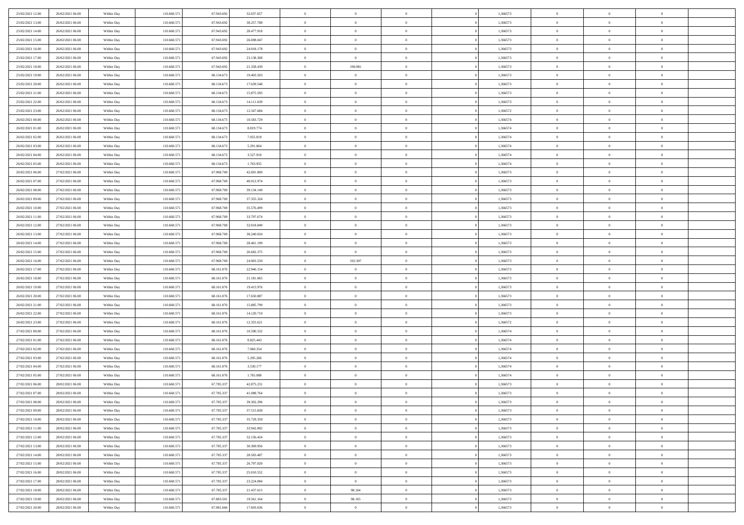| | | | | | | | | | | | | | | |
|---|---|---|---|---|---|---|---|---|---|---|---|---|---|---|
| 25/02/2021 12:00 | 26/02/2021 06:00 | Within Day | 110.660.571 | 67.943.692 | 32.037.657 | 0 | 0 | 0 | | 1,366573 | 0 | 0 | 0 | |
| 25/02/2021 13:00 | 26/02/2021 06:00 | Within Day | 110.660.571 | 67.943.692 | 30.257.788 | 0 | 0 | 0 | | 1,366573 | 0 | 0 | 0 | |
| 25/02/2021 14:00 | 26/02/2021 06:00 | Within Day | 110.660.571 | 67.943.692 | 28.477.918 | 0 | 0 | 0 | | 1,366573 | 0 | 0 | 0 | |
| 25/02/2021 15:00 | 26/02/2021 06:00 | Within Day | 110.660.571 | 67.943.692 | 26.698.047 | 0 | 0 | 0 | | 1,366573 | 0 | 0 | 0 | |
| 25/02/2021 16:00 | 26/02/2021 06:00 | Within Day | 110.660.571 | 67.943.692 | 24.918.178 | 0 | 0 | 0 | | 1,366573 | 0 | 0 | 0 | |
| 25/02/2021 17:00 | 26/02/2021 06:00 | Within Day | 110.660.571 | 67.943.692 | 23.138.308 | 0 | 0 | 0 | | 1,366573 | 0 | 0 | 0 | |
| 25/02/2021 18:00 | 26/02/2021 06:00 | Within Day | 110.660.571 | 67.943.692 | 21.358.439 | 0 | 190.981 | 0 | | 1,366573 | 0 | 0 | 0 | |
| 25/02/2021 19:00 | 26/02/2021 06:00 | Within Day | 110.660.571 | 68.134.673 | 19.403.503 | 0 | 0 | 0 | | 1,366573 | 0 | 0 | 0 | |
| 25/02/2021 20:00 | 26/02/2021 06:00 | Within Day | 110.660.571 | 68.134.673 | 17.639.548 | 0 | 0 | 0 | | 1,366573 | 0 | 0 | 0 | |
| 25/02/2021 21:00 | 26/02/2021 06:00 | Within Day | 110.660.571 | 68.134.673 | 15.875.593 | 0 | 0 | 0 | | 1,366573 | 0 | 0 | 0 | |
| 25/02/2021 22:00 | 26/02/2021 06:00 | Within Day | 110.660.571 | 68.134.673 | 14.111.639 | 0 | 0 | 0 | | 1,366573 | 0 | 0 | 0 | |
| 25/02/2021 23:00 | 26/02/2021 06:00 | Within Day | 110.660.571 | 68.134.673 | 12.347.684 | 0 | 0 | 0 | | 1,366572 | 0 | 0 | 0 | |
| 26/02/2021 00:00 | 26/02/2021 06:00 | Within Day | 110.660.571 | 68.134.673 | 10.583.729 | 0 | 0 | 0 | | 1,366574 | 0 | 0 | 0 | |
| 26/02/2021 01:00 | 26/02/2021 06:00 | Within Day | 110.660.571 | 68.134.673 | 8.819.774 | 0 | 0 | 0 | | 1,366574 | 0 | 0 | 0 | |
| 26/02/2021 02:00 | 26/02/2021 06:00 | Within Day | 110.660.571 | 68.134.673 | 7.055.819 | 0 | 0 | 0 | | 1,366574 | 0 | 0 | 0 | |
| 26/02/2021 03:00 | 26/02/2021 06:00 | Within Day | 110.660.571 | 68.134.673 | 5.291.864 | 0 | 0 | 0 | | 1,366574 | 0 | 0 | 0 | |
| 26/02/2021 04:00 | 26/02/2021 06:00 | Within Day | 110.660.571 | 68.134.673 | 3.527.910 | 0 | 0 | 0 | | 1,366574 | 0 | 0 | 0 | |
| 26/02/2021 05:00 | 26/02/2021 06:00 | Within Day | 110.660.571 | 68.134.673 | 1.763.955 | 0 | 0 | 0 | | 1,366574 | 0 | 0 | 0 | |
| 26/02/2021 06:00 | 27/02/2021 06:00 | Within Day | 110.660.571 | 67.968.769 | 42.691.800 | 0 | 0 | 0 | | 1,366573 | 0 | 0 | 0 | |
| 26/02/2021 07:00 | 27/02/2021 06:00 | Within Day | 110.660.571 | 67.968.769 | 40.912.974 | 0 | 0 | 0 | | 1,366573 | 0 | 0 | 0 | |
| 26/02/2021 08:00 | 27/02/2021 06:00 | Within Day | 110.660.571 | 67.968.769 | 39.134.149 | 0 | 0 | 0 | | 1,366573 | 0 | 0 | 0 | |
| 26/02/2021 09:00 | 27/02/2021 06:00 | Within Day | 110.660.571 | 67.968.769 | 37.355.324 | 0 | 0 | 0 | | 1,366573 | 0 | 0 | 0 | |
| 26/02/2021 10:00 | 27/02/2021 06:00 | Within Day | 110.660.571 | 67.968.769 | 35.576.499 | 0 | 0 | 0 | | 1,366573 | 0 | 0 | 0 | |
| 26/02/2021 11:00 | 27/02/2021 06:00 | Within Day | 110.660.571 | 67.968.769 | 33.797.674 | 0 | 0 | 0 | | 1,366573 | 0 | 0 | 0 | |
| 26/02/2021 12:00 | 27/02/2021 06:00 | Within Day | 110.660.571 | 67.968.769 | 32.018.849 | 0 | 0 | 0 | | 1,366573 | 0 | 0 | 0 | |
| 26/02/2021 13:00 | 27/02/2021 06:00 | Within Day | 110.660.571 | 67.968.769 | 30.240.024 | 0 | 0 | 0 | | 1,366573 | 0 | 0 | 0 | |
| 26/02/2021 14:00 | 27/02/2021 06:00 | Within Day | 110.660.571 | 67.968.769 | 28.461.199 | 0 | 0 | 0 | | 1,366573 | 0 | 0 | 0 | |
| 26/02/2021 15:00 | 27/02/2021 06:00 | Within Day | 110.660.571 | 67.968.769 | 26.682.375 | 0 | 0 | 0 | | 1,366573 | 0 | 0 | 0 | |
| 26/02/2021 16:00 | 27/02/2021 06:00 | Within Day | 110.660.571 | 67.968.769 | 24.903.550 | 0 | 192.307 | 0 | | 1,366573 | 0 | 0 | 0 | |
| 26/02/2021 17:00 | 27/02/2021 06:00 | Within Day | 110.660.571 | 68.161.076 | 22.946.154 | 0 | 0 | 0 | | 1,366573 | 0 | 0 | 0 | |
| 26/02/2021 18:00 | 27/02/2021 06:00 | Within Day | 110.660.571 | 68.161.076 | 21.181.065 | 0 | 0 | 0 | | 1,366573 | 0 | 0 | 0 | |
| 26/02/2021 19:00 | 27/02/2021 06:00 | Within Day | 110.660.571 | 68.161.076 | 19.415.976 | 0 | 0 | 0 | | 1,366573 | 0 | 0 | 0 | |
| 26/02/2021 20:00 | 27/02/2021 06:00 | Within Day | 110.660.571 | 68.161.076 | 17.650.887 | 0 | 0 | 0 | | 1,366573 | 0 | 0 | 0 | |
| 26/02/2021 21:00 | 27/02/2021 06:00 | Within Day | 110.660.571 | 68.161.076 | 15.885.799 | 0 | 0 | 0 | | 1,366573 | 0 | 0 | 0 | |
| 26/02/2021 22:00 | 27/02/2021 06:00 | Within Day | 110.660.571 | 68.161.076 | 14.120.710 | 0 | 0 | 0 | | 1,366573 | 0 | 0 | 0 | |
| 26/02/2021 23:00 | 27/02/2021 06:00 | Within Day | 110.660.571 | 68.161.076 | 12.355.621 | 0 | 0 | 0 | | 1,366572 | 0 | 0 | 0 | |
| 27/02/2021 00:00 | 27/02/2021 06:00 | Within Day | 110.660.571 | 68.161.076 | 10.590.532 | 0 | 0 | 0 | | 1,366574 | 0 | 0 | 0 | |
| 27/02/2021 01:00 | 27/02/2021 06:00 | Within Day | 110.660.571 | 68.161.076 | 8.825.443 | 0 | 0 | 0 | | 1,366574 | 0 | 0 | 0 | |
| 27/02/2021 02:00 | 27/02/2021 06:00 | Within Day | 110.660.571 | 68.161.076 | 7.060.354 | 0 | 0 | 0 | | 1,366574 | 0 | 0 | 0 | |
| 27/02/2021 03:00 | 27/02/2021 06:00 | Within Day | 110.660.571 | 68.161.076 | 5.295.266 | 0 | 0 | 0 | | 1,366574 | 0 | 0 | 0 | |
| 27/02/2021 04:00 | 27/02/2021 06:00 | Within Day | 110.660.571 | 68.161.076 | 3.530.177 | 0 | 0 | 0 | | 1,366574 | 0 | 0 | 0 | |
| 27/02/2021 05:00 | 27/02/2021 06:00 | Within Day | 110.660.571 | 68.161.076 | 1.765.088 | 0 | 0 | 0 | | 1,366574 | 0 | 0 | 0 | |
| 27/02/2021 06:00 | 28/02/2021 06:00 | Within Day | 110.660.571 | 67.785.337 | 42.875.231 | 0 | 0 | 0 | | 1,366573 | 0 | 0 | 0 | |
| 27/02/2021 07:00 | 28/02/2021 06:00 | Within Day | 110.660.571 | 67.785.337 | 41.088.764 | 0 | 0 | 0 | | 1,366573 | 0 | 0 | 0 | |
| 27/02/2021 08:00 | 28/02/2021 06:00 | Within Day | 110.660.571 | 67.785.337 | 39.302.296 | 0 | 0 | 0 | | 1,366573 | 0 | 0 | 0 | |
| 27/02/2021 09:00 | 28/02/2021 06:00 | Within Day | 110.660.571 | 67.785.337 | 37.515.828 | 0 | 0 | 0 | | 1,366573 | 0 | 0 | 0 | |
| 27/02/2021 10:00 | 28/02/2021 06:00 | Within Day | 110.660.571 | 67.785.337 | 35.729.359 | 0 | 0 | 0 | | 1,366573 | 0 | 0 | 0 | |
| 27/02/2021 11:00 | 28/02/2021 06:00 | Within Day | 110.660.571 | 67.785.337 | 33.942.892 | 0 | 0 | 0 | | 1,366573 | 0 | 0 | 0 | |
| 27/02/2021 12:00 | 28/02/2021 06:00 | Within Day | 110.660.571 | 67.785.337 | 32.156.424 | 0 | 0 | 0 | | 1,366573 | 0 | 0 | 0 | |
| 27/02/2021 13:00 | 28/02/2021 06:00 | Within Day | 110.660.571 | 67.785.337 | 30.369.956 | 0 | 0 | 0 | | 1,366573 | 0 | 0 | 0 | |
| 27/02/2021 14:00 | 28/02/2021 06:00 | Within Day | 110.660.571 | 67.785.337 | 28.583.487 | 0 | 0 | 0 | | 1,366573 | 0 | 0 | 0 | |
| 27/02/2021 15:00 | 28/02/2021 06:00 | Within Day | 110.660.571 | 67.785.337 | 26.797.020 | 0 | 0 | 0 | | 1,366573 | 0 | 0 | 0 | |
| 27/02/2021 16:00 | 28/02/2021 06:00 | Within Day | 110.660.571 | 67.785.337 | 25.010.552 | 0 | 0 | 0 | | 1,366573 | 0 | 0 | 0 | |
| 27/02/2021 17:00 | 28/02/2021 06:00 | Within Day | 110.660.571 | 67.785.337 | 23.224.084 | 0 | 0 | 0 | | 1,366573 | 0 | 0 | 0 | |
| 27/02/2021 18:00 | 28/02/2021 06:00 | Within Day | 110.660.571 | 67.785.337 | 21.437.615 | 0 | 98.164 | 0 | | 1,366573 | 0 | 0 | 0 | |
| 27/02/2021 19:00 | 28/02/2021 06:00 | Within Day | 110.660.571 | 67.883.501 | 19.561.164 | 0 | 98.165 | 0 | | 1,366573 | 0 | 0 | 0 | |
| 27/02/2021 20:00 | 28/02/2021 06:00 | Within Day | 110.660.571 | 67.981.666 | 17.693.636 | 0 | 0 | 0 | | 1,366573 | 0 | 0 | 0 | |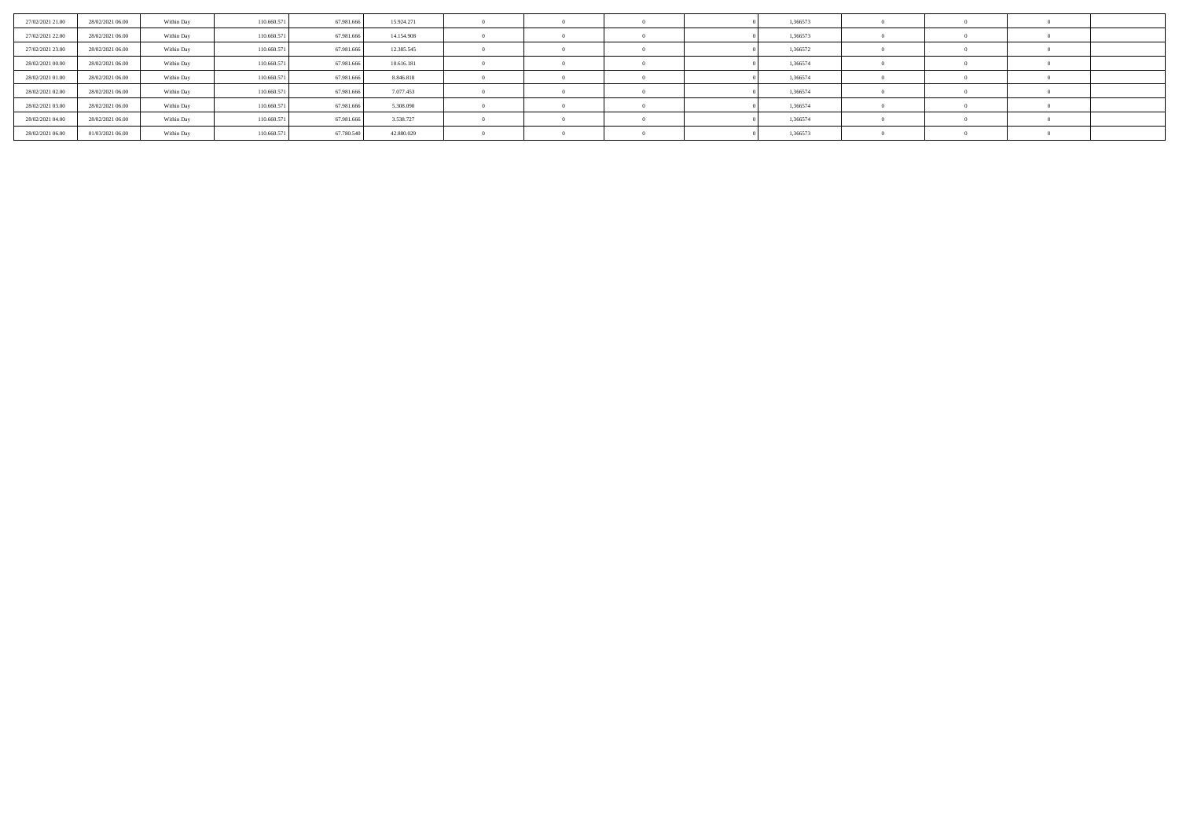| | | | | | | | | | | | | | | |
|---|---|---|---|---|---|---|---|---|---|---|---|---|---|---|
| 27/02/2021 21.00 | 28/02/2021 06.00 | Within Day | 110.660.571 | 67.981.666 | 15.924.271 | 0 | 0 | 0 | 0 | 1,366573 | 0 | 0 | 0 | |
| 27/02/2021 22.00 | 28/02/2021 06.00 | Within Day | 110.660.571 | 67.981.666 | 14.154.908 | 0 | 0 | 0 | 0 | 1,366573 | 0 | 0 | 0 | |
| 27/02/2021 23.00 | 28/02/2021 06.00 | Within Day | 110.660.571 | 67.981.666 | 12.385.545 | 0 | 0 | 0 | 0 | 1,366572 | 0 | 0 | 0 | |
| 28/02/2021 00.00 | 28/02/2021 06.00 | Within Day | 110.660.571 | 67.981.666 | 10.616.181 | 0 | 0 | 0 | 0 | 1,366574 | 0 | 0 | 0 | |
| 28/02/2021 01.00 | 28/02/2021 06.00 | Within Day | 110.660.571 | 67.981.666 | 8.846.818 | 0 | 0 | 0 | 0 | 1,366574 | 0 | 0 | 0 | |
| 28/02/2021 02.00 | 28/02/2021 06.00 | Within Day | 110.660.571 | 67.981.666 | 7.077.453 | 0 | 0 | 0 | 0 | 1,366574 | 0 | 0 | 0 | |
| 28/02/2021 03.00 | 28/02/2021 06.00 | Within Day | 110.660.571 | 67.981.666 | 5.308.090 | 0 | 0 | 0 | 0 | 1,366574 | 0 | 0 | 0 | |
| 28/02/2021 04.00 | 28/02/2021 06.00 | Within Day | 110.660.571 | 67.981.666 | 3.538.727 | 0 | 0 | 0 | 0 | 1,366574 | 0 | 0 | 0 | |
| 28/02/2021 06.00 | 01/03/2021 06.00 | Within Day | 110.660.571 | 67.780.540 | 42.880.029 | 0 | 0 | 0 | 0 | 1,366573 | 0 | 0 | 0 | |